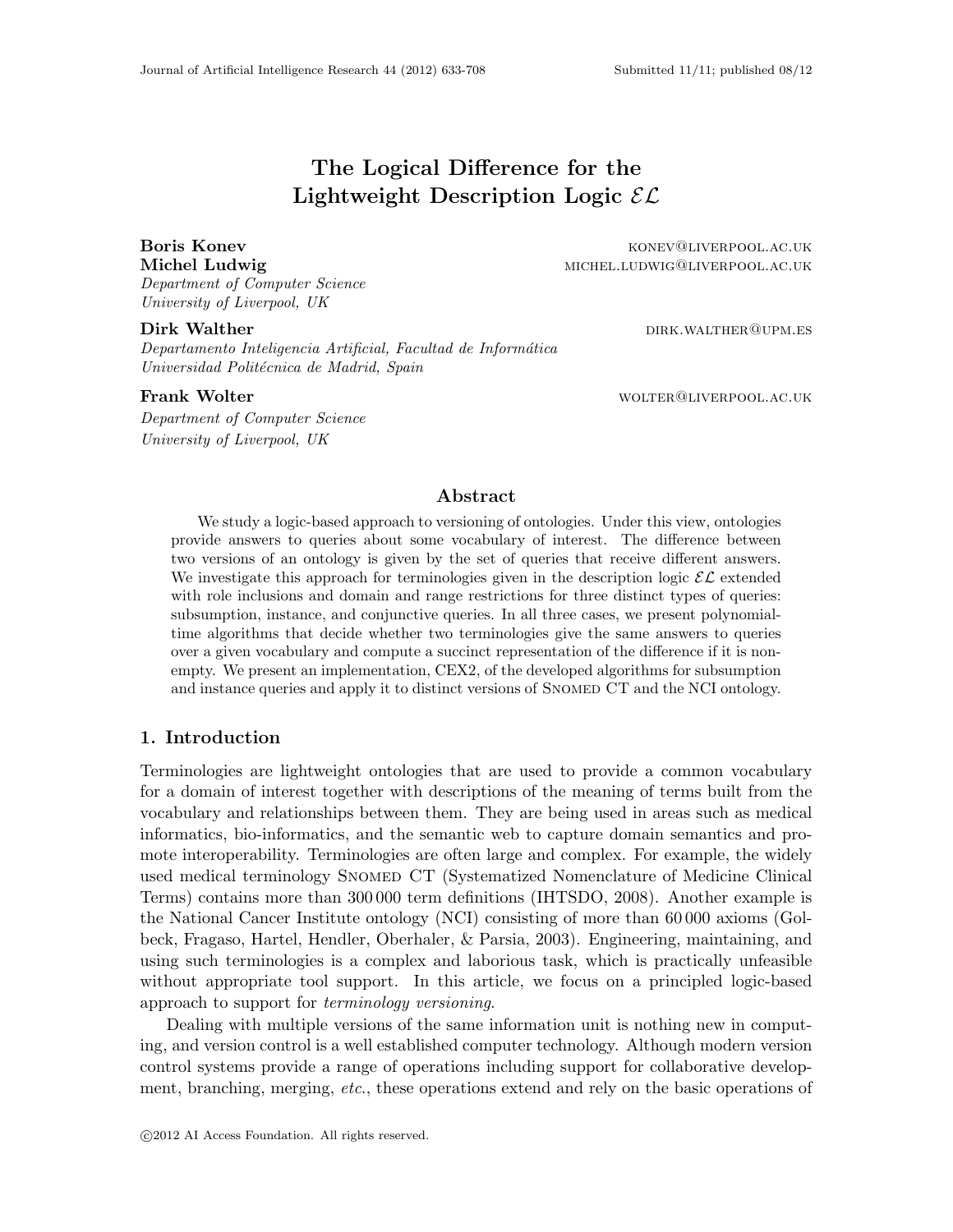# The Logical Difference for the Lightweight Description Logic $\mathcal{EL}$

**Boris Konev** konev@liverpool.ac.uk
**Michel Ludwig** michel.ludwig@liverpool.ac.uk
*Department of Computer Science*
*University of Liverpool, UK*

**Dirk Walther** dirk.walther@upm.es
*Departamento Inteligencia Artificial, Facultad de Informática*
*Universidad Politécnica de Madrid, Spain*

**Frank Wolter** wolter@liverpool.ac.uk
*Department of Computer Science*
*University of Liverpool, UK*

## Abstract

We study a logic-based approach to versioning of ontologies. Under this view, ontologies provide answers to queries about some vocabulary of interest. The difference between two versions of an ontology is given by the set of queries that receive different answers. We investigate this approach for terminologies given in the description logic $\mathcal{EL}$ extended with role inclusions and domain and range restrictions for three distinct types of queries: subsumption, instance, and conjunctive queries. In all three cases, we present polynomial-time algorithms that decide whether two terminologies give the same answers to queries over a given vocabulary and compute a succinct representation of the difference if it is non-empty. We present an implementation, CEX2, of the developed algorithms for subsumption and instance queries and apply it to distinct versions of Snomed CT and the NCI ontology.

## 1. Introduction

Terminologies are lightweight ontologies that are used to provide a common vocabulary for a domain of interest together with descriptions of the meaning of terms built from the vocabulary and relationships between them. They are being used in areas such as medical informatics, bio-informatics, and the semantic web to capture domain semantics and promote interoperability. Terminologies are often large and complex. For example, the widely used medical terminology Snomed CT (Systematized Nomenclature of Medicine Clinical Terms) contains more than 300 000 term definitions (IHTSDO, 2008). Another example is the National Cancer Institute ontology (NCI) consisting of more than 60 000 axioms (Golbeck, Fragaso, Hartel, Hendler, Oberhaler, & Parsia, 2003). Engineering, maintaining, and using such terminologies is a complex and laborious task, which is practically unfeasible without appropriate tool support. In this article, we focus on a principled logic-based approach to support for *terminology versioning*.

Dealing with multiple versions of the same information unit is nothing new in computing, and version control is a well established computer technology. Although modern version control systems provide a range of operations including support for collaborative development, branching, merging, *etc.*, these operations extend and rely on the basic operations of

©2012 AI Access Foundation. All rights reserved.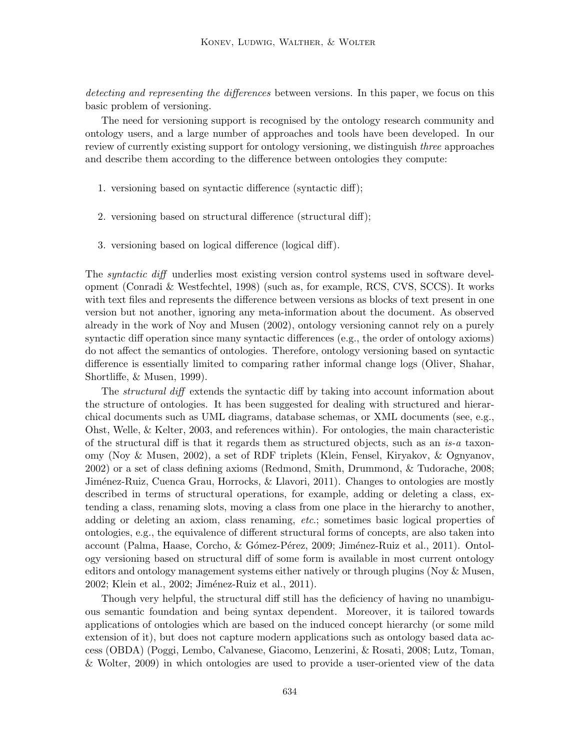*detecting and representing the differences* between versions. In this paper, we focus on this basic problem of versioning.

The need for versioning support is recognised by the ontology research community and ontology users, and a large number of approaches and tools have been developed. In our review of currently existing support for ontology versioning, we distinguish *three* approaches and describe them according to the difference between ontologies they compute:

1. versioning based on syntactic difference (syntactic diff);
2. versioning based on structural difference (structural diff);
3. versioning based on logical difference (logical diff).

The *syntactic diff* underlies most existing version control systems used in software development (Conradi & Westfechtel, 1998) (such as, for example, RCS, CVS, SCCS). It works with text files and represents the difference between versions as blocks of text present in one version but not another, ignoring any meta-information about the document. As observed already in the work of Noy and Musen (2002), ontology versioning cannot rely on a purely syntactic diff operation since many syntactic differences (e.g., the order of ontology axioms) do not affect the semantics of ontologies. Therefore, ontology versioning based on syntactic difference is essentially limited to comparing rather informal change logs (Oliver, Shahar, Shortliffe, & Musen, 1999).

The *structural diff* extends the syntactic diff by taking into account information about the structure of ontologies. It has been suggested for dealing with structured and hierarchical documents such as UML diagrams, database schemas, or XML documents (see, e.g., Ohst, Welle, & Kelter, 2003, and references within). For ontologies, the main characteristic of the structural diff is that it regards them as structured objects, such as an *is-a* taxonomy (Noy & Musen, 2002), a set of RDF triplets (Klein, Fensel, Kiryakov, & Ognyanov, 2002) or a set of class defining axioms (Redmond, Smith, Drummond, & Tudorache, 2008; Jiménez-Ruiz, Cuenca Grau, Horrocks, & Llavori, 2011). Changes to ontologies are mostly described in terms of structural operations, for example, adding or deleting a class, extending a class, renaming slots, moving a class from one place in the hierarchy to another, adding or deleting an axiom, class renaming, *etc.*; sometimes basic logical properties of ontologies, e.g., the equivalence of different structural forms of concepts, are also taken into account (Palma, Haase, Corcho, & Gómez-Pérez, 2009; Jiménez-Ruiz et al., 2011). Ontology versioning based on structural diff of some form is available in most current ontology editors and ontology management systems either natively or through plugins (Noy & Musen, 2002; Klein et al., 2002; Jiménez-Ruiz et al., 2011).

Though very helpful, the structural diff still has the deficiency of having no unambiguous semantic foundation and being syntax dependent. Moreover, it is tailored towards applications of ontologies which are based on the induced concept hierarchy (or some mild extension of it), but does not capture modern applications such as ontology based data access (OBDA) (Poggi, Lembo, Calvanese, Giacomo, Lenzerini, & Rosati, 2008; Lutz, Toman, & Wolter, 2009) in which ontologies are used to provide a user-oriented view of the data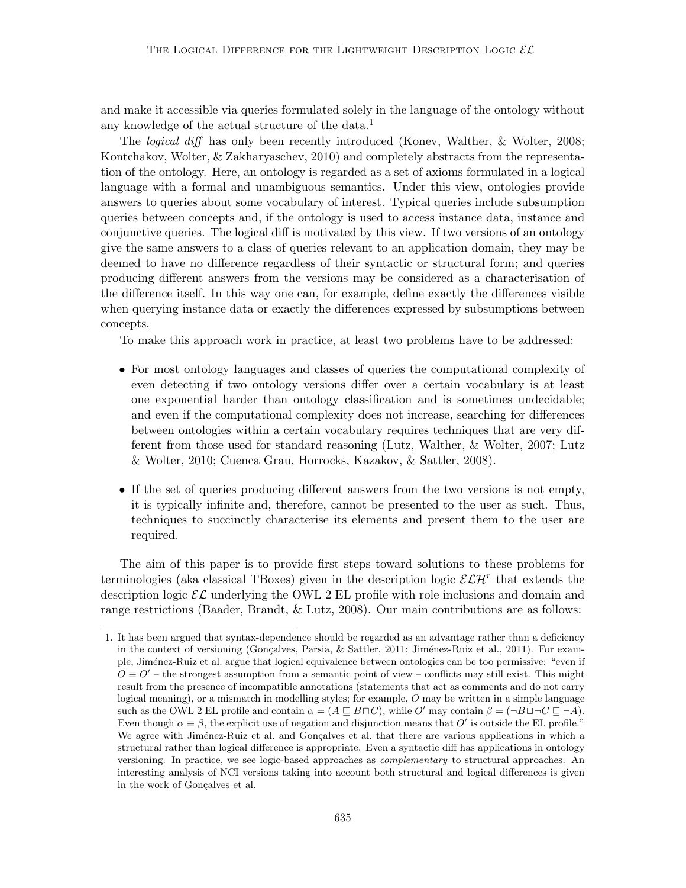and make it accessible via queries formulated solely in the language of the ontology without any knowledge of the actual structure of the data.[1]

The *logical diff* has only been recently introduced (Konev, Walther, & Wolter, 2008; Kontchakov, Wolter, & Zakharyaschev, 2010) and completely abstracts from the representation of the ontology. Here, an ontology is regarded as a set of axioms formulated in a logical language with a formal and unambiguous semantics. Under this view, ontologies provide answers to queries about some vocabulary of interest. Typical queries include subsumption queries between concepts and, if the ontology is used to access instance data, instance and conjunctive queries. The logical diff is motivated by this view. If two versions of an ontology give the same answers to a class of queries relevant to an application domain, they may be deemed to have no difference regardless of their syntactic or structural form; and queries producing different answers from the versions may be considered as a characterisation of the difference itself. In this way one can, for example, define exactly the differences visible when querying instance data or exactly the differences expressed by subsumptions between concepts.

To make this approach work in practice, at least two problems have to be addressed:

- For most ontology languages and classes of queries the computational complexity of even detecting if two ontology versions differ over a certain vocabulary is at least one exponential harder than ontology classification and is sometimes undecidable; and even if the computational complexity does not increase, searching for differences between ontologies within a certain vocabulary requires techniques that are very different from those used for standard reasoning (Lutz, Walther, & Wolter, 2007; Lutz & Wolter, 2010; Cuenca Grau, Horrocks, Kazakov, & Sattler, 2008).

- If the set of queries producing different answers from the two versions is not empty, it is typically infinite and, therefore, cannot be presented to the user as such. Thus, techniques to succinctly characterise its elements and present them to the user are required.

The aim of this paper is to provide first steps toward solutions to these problems for terminologies (aka classical TBoxes) given in the description logic $\mathcal{ELH}^r$ that extends the description logic $\mathcal{EL}$ underlying the OWL 2 EL profile with role inclusions and domain and range restrictions (Baader, Brandt, & Lutz, 2008). Our main contributions are as follows:

---

1. It has been argued that syntax-dependence should be regarded as an advantage rather than a deficiency in the context of versioning (Gonçalves, Parsia, & Sattler, 2011; Jiménez-Ruiz et al., 2011). For example, Jiménez-Ruiz et al. argue that logical equivalence between ontologies can be too permissive: "even if $O \equiv O'$ – the strongest assumption from a semantic point of view – conflicts may still exist. This might result from the presence of incompatible annotations (statements that act as comments and do not carry logical meaning), or a mismatch in modelling styles; for example, $O$ may be written in a simple language such as the OWL 2 EL profile and contain $\alpha = (A \sqsubseteq B \sqcap C)$, while $O'$ may contain $\beta = (\neg B \sqcup \neg C \sqsubseteq \neg A)$. Even though $\alpha \equiv \beta$, the explicit use of negation and disjunction means that $O'$ is outside the EL profile." We agree with Jiménez-Ruiz et al. and Gonçalves et al. that there are various applications in which a structural rather than logical difference is appropriate. Even a syntactic diff has applications in ontology versioning. In practice, we see logic-based approaches as *complementary* to structural approaches. An interesting analysis of NCI versions taking into account both structural and logical differences is given in the work of Gonçalves et al.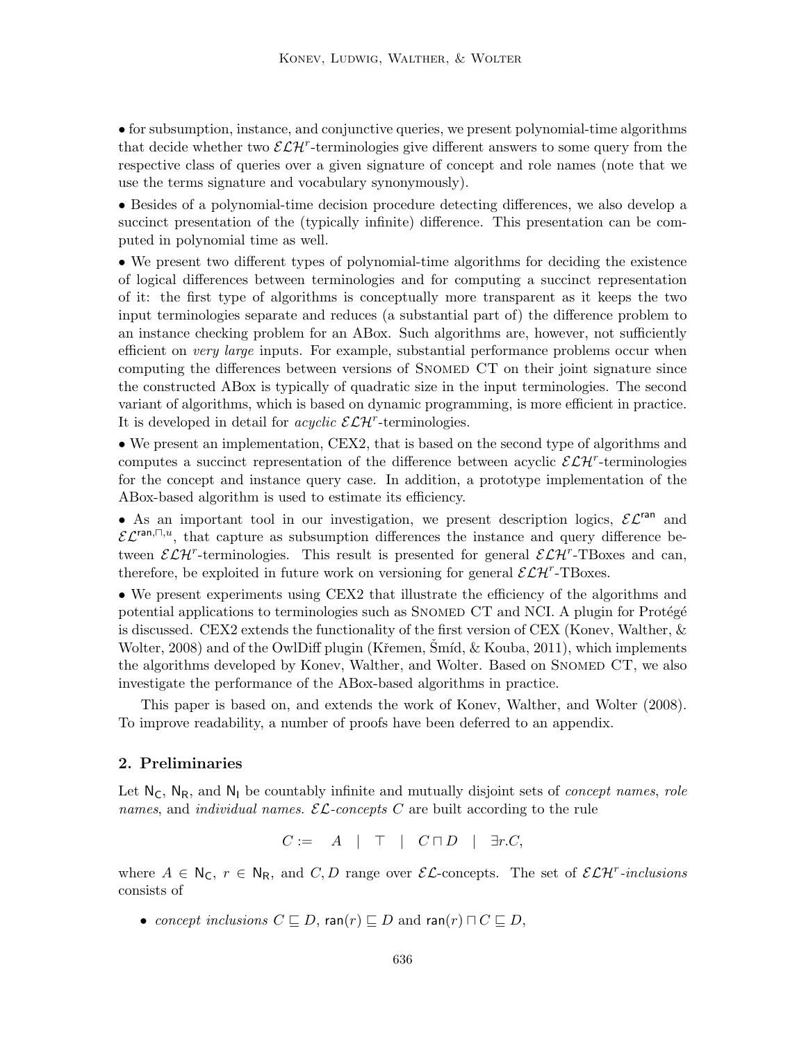• for subsumption, instance, and conjunctive queries, we present polynomial-time algorithms that decide whether two $\mathcal{ELH}^r$-terminologies give different answers to some query from the respective class of queries over a given signature of concept and role names (note that we use the terms signature and vocabulary synonymously).

• Besides of a polynomial-time decision procedure detecting differences, we also develop a succinct presentation of the (typically infinite) difference. This presentation can be computed in polynomial time as well.

• We present two different types of polynomial-time algorithms for deciding the existence of logical differences between terminologies and for computing a succinct representation of it: the first type of algorithms is conceptually more transparent as it keeps the two input terminologies separate and reduces (a substantial part of) the difference problem to an instance checking problem for an ABox. Such algorithms are, however, not sufficiently efficient on *very large* inputs. For example, substantial performance problems occur when computing the differences between versions of Snomed CT on their joint signature since the constructed ABox is typically of quadratic size in the input terminologies. The second variant of algorithms, which is based on dynamic programming, is more efficient in practice. It is developed in detail for *acyclic* $\mathcal{ELH}^r$-terminologies.

• We present an implementation, CEX2, that is based on the second type of algorithms and computes a succinct representation of the difference between acyclic $\mathcal{ELH}^r$-terminologies for the concept and instance query case. In addition, a prototype implementation of the ABox-based algorithm is used to estimate its efficiency.

• As an important tool in our investigation, we present description logics, $\mathcal{EL}^{\mathsf{ran}}$ and $\mathcal{EL}^{\mathsf{ran},\sqcap,u}$, that capture as subsumption differences the instance and query difference between $\mathcal{ELH}^r$-terminologies. This result is presented for general $\mathcal{ELH}^r$-TBoxes and can, therefore, be exploited in future work on versioning for general $\mathcal{ELH}^r$-TBoxes.

• We present experiments using CEX2 that illustrate the efficiency of the algorithms and potential applications to terminologies such as Snomed CT and NCI. A plugin for Protégé is discussed. CEX2 extends the functionality of the first version of CEX (Konev, Walther, & Wolter, 2008) and of the OwlDiff plugin (Křemen, Šmíd, & Kouba, 2011), which implements the algorithms developed by Konev, Walther, and Wolter. Based on Snomed CT, we also investigate the performance of the ABox-based algorithms in practice.

This paper is based on, and extends the work of Konev, Walther, and Wolter (2008). To improve readability, a number of proofs have been deferred to an appendix.

## 2. Preliminaries

Let $\mathsf{N_C}$, $\mathsf{N_R}$, and $\mathsf{N_I}$ be countably infinite and mutually disjoint sets of *concept names*, *role names*, and *individual names*. $\mathcal{EL}$*-concepts* $C$ are built according to the rule

$$C := \quad A \quad | \quad \top \quad | \quad C \sqcap D \quad | \quad \exists r.C,$$

where $A \in \mathsf{N_C}$, $r \in \mathsf{N_R}$, and $C, D$ range over $\mathcal{EL}$-concepts. The set of $\mathcal{ELH}^r$*-inclusions* consists of

- *concept inclusions* $C \sqsubseteq D$, $\mathsf{ran}(r) \sqsubseteq D$ and $\mathsf{ran}(r) \sqcap C \sqsubseteq D$,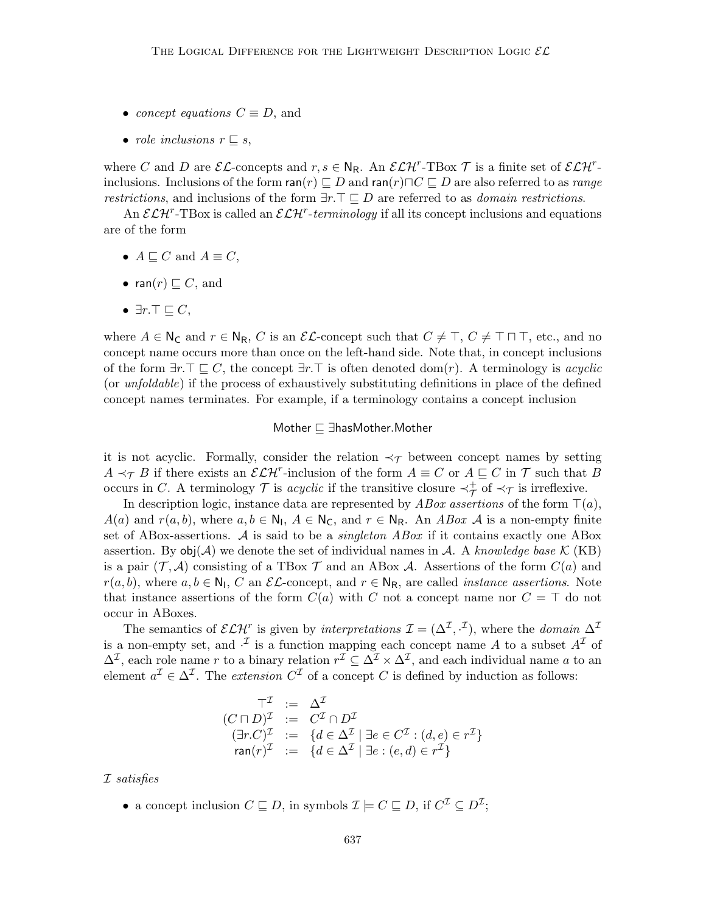- *concept equations* $C \equiv D$, and
- *role inclusions* $r \sqsubseteq s$,

where $C$ and $D$ are $\mathcal{EL}$-concepts and $r, s \in \mathsf{N_R}$. An $\mathcal{ELH}^r$-TBox $\mathcal{T}$ is a finite set of $\mathcal{ELH}^r$-inclusions. Inclusions of the form $\mathsf{ran}(r) \sqsubseteq D$ and $\mathsf{ran}(r) \sqcap C \sqsubseteq D$ are also referred to as *range restrictions*, and inclusions of the form $\exists r.\top \sqsubseteq D$ are referred to as *domain restrictions*.

An $\mathcal{ELH}^r$-TBox is called an $\mathcal{ELH}^r$-*terminology* if all its concept inclusions and equations are of the form

- $A \sqsubseteq C$ and $A \equiv C$,
- $\mathsf{ran}(r) \sqsubseteq C$, and
- $\exists r.\top \sqsubseteq C$,

where $A \in \mathsf{N_C}$ and $r \in \mathsf{N_R}$, $C$ is an $\mathcal{EL}$-concept such that $C \neq \top$, $C \neq \top \sqcap \top$, etc., and no concept name occurs more than once on the left-hand side. Note that, in concept inclusions of the form $\exists r.\top \sqsubseteq C$, the concept $\exists r.\top$ is often denoted $\text{dom}(r)$. A terminology is *acyclic* (or *unfoldable*) if the process of exhaustively substituting definitions in place of the defined concept names terminates. For example, if a terminology contains a concept inclusion

$$\mathsf{Mother} \sqsubseteq \exists \mathsf{hasMother}.\mathsf{Mother}$$

it is not acyclic. Formally, consider the relation $\prec_{\mathcal{T}}$ between concept names by setting $A \prec_{\mathcal{T}} B$ if there exists an $\mathcal{ELH}^r$-inclusion of the form $A \equiv C$ or $A \sqsubseteq C$ in $\mathcal{T}$ such that $B$ occurs in $C$. A terminology $\mathcal{T}$ is *acyclic* if the transitive closure $\prec_{\mathcal{T}}^{+}$ of $\prec_{\mathcal{T}}$ is irreflexive.

In description logic, instance data are represented by *ABox assertions* of the form $\top(a)$, $A(a)$ and $r(a, b)$, where $a, b \in \mathsf{N_I}$, $A \in \mathsf{N_C}$, and $r \in \mathsf{N_R}$. An *ABox* $\mathcal{A}$ is a non-empty finite set of ABox-assertions. $\mathcal{A}$ is said to be a *singleton ABox* if it contains exactly one ABox assertion. By $\mathsf{obj}(\mathcal{A})$ we denote the set of individual names in $\mathcal{A}$. A *knowledge base* $\mathcal{K}$ (KB) is a pair $(\mathcal{T}, \mathcal{A})$ consisting of a TBox $\mathcal{T}$ and an ABox $\mathcal{A}$. Assertions of the form $C(a)$ and $r(a, b)$, where $a, b \in \mathsf{N_I}$, $C$ an $\mathcal{EL}$-concept, and $r \in \mathsf{N_R}$, are called *instance assertions*. Note that instance assertions of the form $C(a)$ with $C$ not a concept name nor $C = \top$ do not occur in ABoxes.

The semantics of $\mathcal{ELH}^r$ is given by *interpretations* $\mathcal{I} = (\Delta^{\mathcal{I}}, \cdot^{\mathcal{I}})$, where the *domain* $\Delta^{\mathcal{I}}$ is a non-empty set, and $\cdot^{\mathcal{I}}$ is a function mapping each concept name $A$ to a subset $A^{\mathcal{I}}$ of $\Delta^{\mathcal{I}}$, each role name $r$ to a binary relation $r^{\mathcal{I}} \subseteq \Delta^{\mathcal{I}} \times \Delta^{\mathcal{I}}$, and each individual name $a$ to an element $a^{\mathcal{I}} \in \Delta^{\mathcal{I}}$. The *extension* $C^{\mathcal{I}}$ of a concept $C$ is defined by induction as follows:

$$\begin{array}{rcl}
\top^{\mathcal{I}} & := & \Delta^{\mathcal{I}} \\
(C \sqcap D)^{\mathcal{I}} & := & C^{\mathcal{I}} \cap D^{\mathcal{I}} \\
(\exists r.C)^{\mathcal{I}} & := & \{d \in \Delta^{\mathcal{I}} \mid \exists e \in C^{\mathcal{I}} : (d, e) \in r^{\mathcal{I}}\} \\
\mathsf{ran}(r)^{\mathcal{I}} & := & \{d \in \Delta^{\mathcal{I}} \mid \exists e : (e, d) \in r^{\mathcal{I}}\}
\end{array}$$

$\mathcal{I}$ *satisfies*

- a concept inclusion $C \sqsubseteq D$, in symbols $\mathcal{I} \models C \sqsubseteq D$, if $C^{\mathcal{I}} \subseteq D^{\mathcal{I}}$;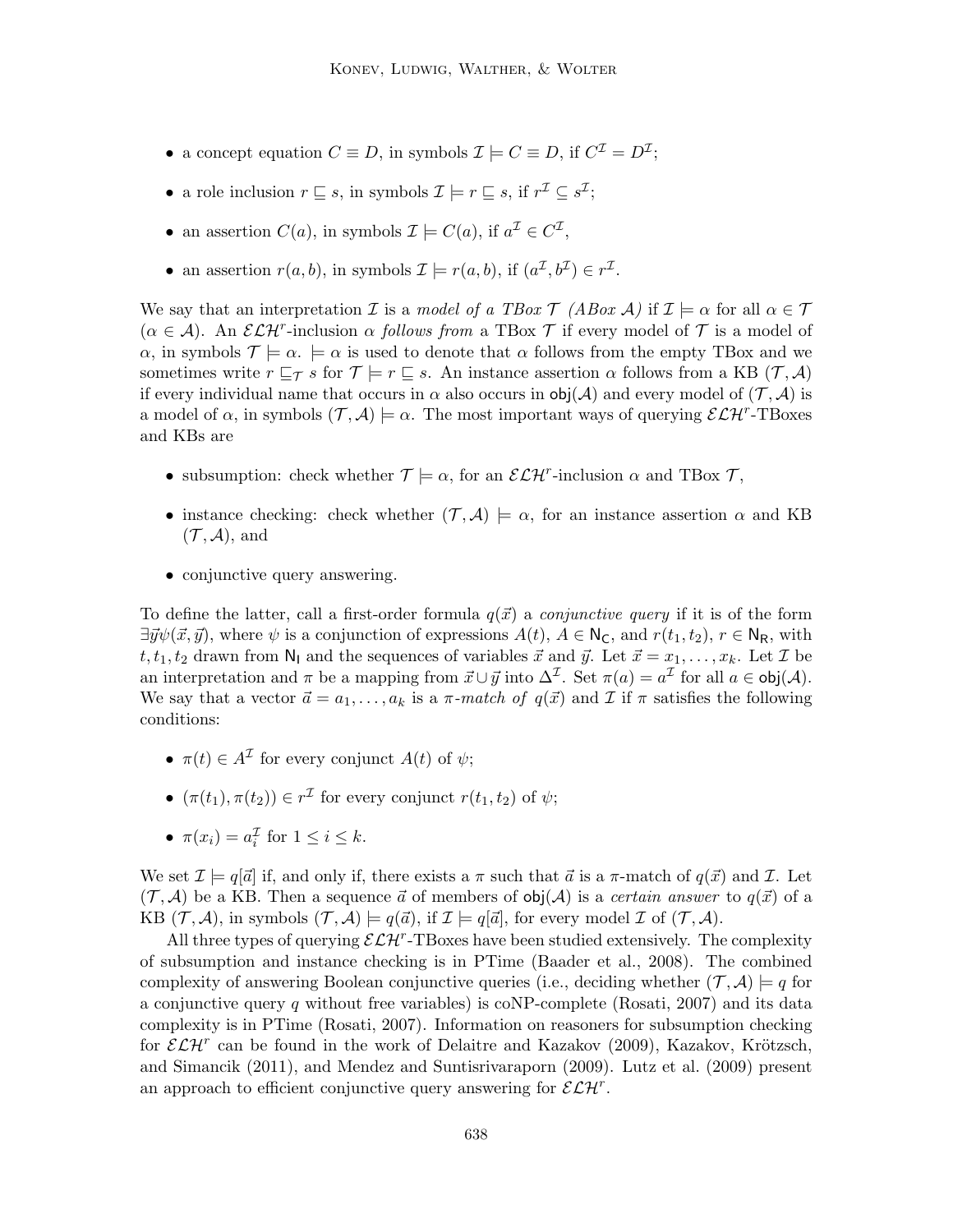- a concept equation $C \equiv D$, in symbols $\mathcal{I} \models C \equiv D$, if $C^{\mathcal{I}} = D^{\mathcal{I}}$;
- a role inclusion $r \sqsubseteq s$, in symbols $\mathcal{I} \models r \sqsubseteq s$, if $r^{\mathcal{I}} \subseteq s^{\mathcal{I}}$;
- an assertion $C(a)$, in symbols $\mathcal{I} \models C(a)$, if $a^{\mathcal{I}} \in C^{\mathcal{I}}$,
- an assertion $r(a,b)$, in symbols $\mathcal{I} \models r(a,b)$, if $(a^{\mathcal{I}}, b^{\mathcal{I}}) \in r^{\mathcal{I}}$.

We say that an interpretation $\mathcal{I}$ is a *model of a TBox $\mathcal{T}$ (ABox $\mathcal{A}$)* if $\mathcal{I} \models \alpha$ for all $\alpha \in \mathcal{T}$ ($\alpha \in \mathcal{A}$). An $\mathcal{ELH}^r$-inclusion $\alpha$ *follows from* a TBox $\mathcal{T}$ if every model of $\mathcal{T}$ is a model of $\alpha$, in symbols $\mathcal{T} \models \alpha$. $\models \alpha$ is used to denote that $\alpha$ follows from the empty TBox and we sometimes write $r \sqsubseteq_{\mathcal{T}} s$ for $\mathcal{T} \models r \sqsubseteq s$. An instance assertion $\alpha$ follows from a KB $(\mathcal{T}, \mathcal{A})$ if every individual name that occurs in $\alpha$ also occurs in $\mathsf{obj}(\mathcal{A})$ and every model of $(\mathcal{T}, \mathcal{A})$ is a model of $\alpha$, in symbols $(\mathcal{T}, \mathcal{A}) \models \alpha$. The most important ways of querying $\mathcal{ELH}^r$-TBoxes and KBs are

- subsumption: check whether $\mathcal{T} \models \alpha$, for an $\mathcal{ELH}^r$-inclusion $\alpha$ and TBox $\mathcal{T}$,
- instance checking: check whether $(\mathcal{T}, \mathcal{A}) \models \alpha$, for an instance assertion $\alpha$ and KB $(\mathcal{T}, \mathcal{A})$, and
- conjunctive query answering.

To define the latter, call a first-order formula $q(\vec{x})$ a *conjunctive query* if it is of the form $\exists \vec{y} \psi(\vec{x}, \vec{y})$, where $\psi$ is a conjunction of expressions $A(t)$, $A \in \mathsf{N_C}$, and $r(t_1, t_2)$, $r \in \mathsf{N_R}$, with $t, t_1, t_2$ drawn from $\mathsf{N_I}$ and the sequences of variables $\vec{x}$ and $\vec{y}$. Let $\vec{x} = x_1, \dots, x_k$. Let $\mathcal{I}$ be an interpretation and $\pi$ be a mapping from $\vec{x} \cup \vec{y}$ into $\Delta^{\mathcal{I}}$. Set $\pi(a) = a^{\mathcal{I}}$ for all $a \in \mathsf{obj}(\mathcal{A})$. We say that a vector $\vec{a} = a_1, \dots, a_k$ is a *$\pi$-match of* $q(\vec{x})$ and $\mathcal{I}$ if $\pi$ satisfies the following conditions:

- $\pi(t) \in A^{\mathcal{I}}$ for every conjunct $A(t)$ of $\psi$;
- $(\pi(t_1), \pi(t_2)) \in r^{\mathcal{I}}$ for every conjunct $r(t_1, t_2)$ of $\psi$;
- $\pi(x_i) = a_i^{\mathcal{I}}$ for $1 \leq i \leq k$.

We set $\mathcal{I} \models q[\vec{a}]$ if, and only if, there exists a $\pi$ such that $\vec{a}$ is a $\pi$-match of $q(\vec{x})$ and $\mathcal{I}$. Let $(\mathcal{T}, \mathcal{A})$ be a KB. Then a sequence $\vec{a}$ of members of $\mathsf{obj}(\mathcal{A})$ is a *certain answer* to $q(\vec{x})$ of a KB $(\mathcal{T}, \mathcal{A})$, in symbols $(\mathcal{T}, \mathcal{A}) \models q(\vec{a})$, if $\mathcal{I} \models q[\vec{a}]$, for every model $\mathcal{I}$ of $(\mathcal{T}, \mathcal{A})$.

All three types of querying $\mathcal{ELH}^r$-TBoxes have been studied extensively. The complexity of subsumption and instance checking is in PTime (Baader et al., 2008). The combined complexity of answering Boolean conjunctive queries (i.e., deciding whether $(\mathcal{T}, \mathcal{A}) \models q$ for a conjunctive query $q$ without free variables) is coNP-complete (Rosati, 2007) and its data complexity is in PTime (Rosati, 2007). Information on reasoners for subsumption checking for $\mathcal{ELH}^r$ can be found in the work of Delaitre and Kazakov (2009), Kazakov, Krötzsch, and Simancik (2011), and Mendez and Suntisrivaraporn (2009). Lutz et al. (2009) present an approach to efficient conjunctive query answering for $\mathcal{ELH}^r$.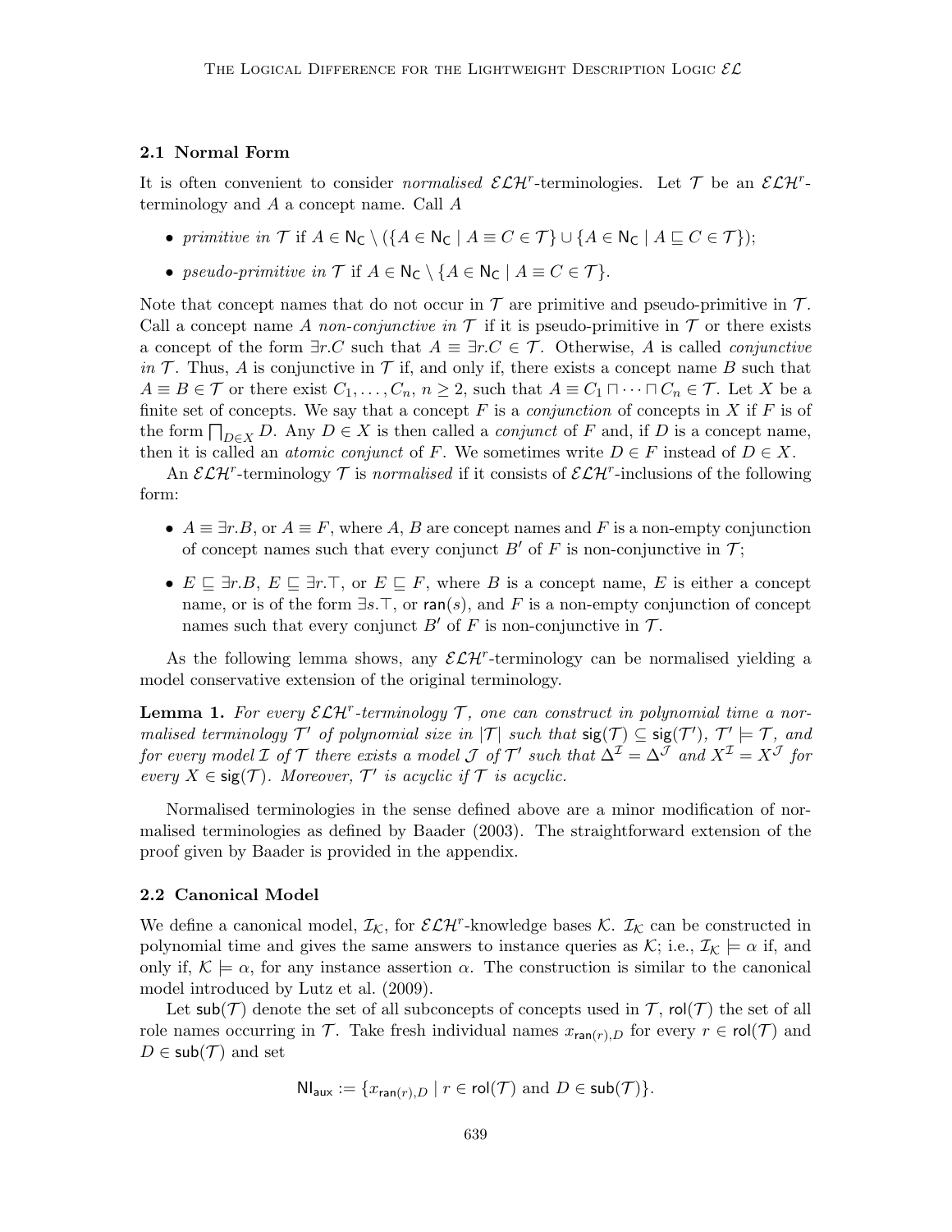### 2.1 Normal Form

It is often convenient to consider *normalised* $\mathcal{ELH}^r$-terminologies. Let $\mathcal{T}$ be an $\mathcal{ELH}^r$-terminology and $A$ a concept name. Call $A$

- *primitive in* $\mathcal{T}$ if $A \in \mathsf{N_C} \setminus (\{A \in \mathsf{N_C} \mid A \equiv C \in \mathcal{T}\} \cup \{A \in \mathsf{N_C} \mid A \sqsubseteq C \in \mathcal{T}\})$;
- *pseudo-primitive in* $\mathcal{T}$ if $A \in \mathsf{N_C} \setminus \{A \in \mathsf{N_C} \mid A \equiv C \in \mathcal{T}\}$.

Note that concept names that do not occur in $\mathcal{T}$ are primitive and pseudo-primitive in $\mathcal{T}$. Call a concept name $A$ *non-conjunctive in* $\mathcal{T}$ if it is pseudo-primitive in $\mathcal{T}$ or there exists a concept of the form $\exists r.C$ such that $A \equiv \exists r.C \in \mathcal{T}$. Otherwise, $A$ is called *conjunctive in* $\mathcal{T}$. Thus, $A$ is conjunctive in $\mathcal{T}$ if, and only if, there exists a concept name $B$ such that $A \equiv B \in \mathcal{T}$ or there exist $C_1, \ldots, C_n$, $n \geq 2$, such that $A \equiv C_1 \sqcap \cdots \sqcap C_n \in \mathcal{T}$. Let $X$ be a finite set of concepts. We say that a concept $F$ is a *conjunction* of concepts in $X$ if $F$ is of the form $\bigsqcap_{D \in X} D$. Any $D \in X$ is then called a *conjunct* of $F$ and, if $D$ is a concept name, then it is called an *atomic conjunct* of $F$. We sometimes write $D \in F$ instead of $D \in X$.

An $\mathcal{ELH}^r$-terminology $\mathcal{T}$ is *normalised* if it consists of $\mathcal{ELH}^r$-inclusions of the following form:

- $A \equiv \exists r.B$, or $A \equiv F$, where $A$, $B$ are concept names and $F$ is a non-empty conjunction of concept names such that every conjunct $B'$ of $F$ is non-conjunctive in $\mathcal{T}$;
- $E \sqsubseteq \exists r.B$, $E \sqsubseteq \exists r.\top$, or $E \sqsubseteq F$, where $B$ is a concept name, $E$ is either a concept name, or is of the form $\exists s.\top$, or $\mathsf{ran}(s)$, and $F$ is a non-empty conjunction of concept names such that every conjunct $B'$ of $F$ is non-conjunctive in $\mathcal{T}$.

As the following lemma shows, any $\mathcal{ELH}^r$-terminology can be normalised yielding a model conservative extension of the original terminology.

**Lemma 1.** *For every $\mathcal{ELH}^r$-terminology $\mathcal{T}$, one can construct in polynomial time a normalised terminology $\mathcal{T}'$ of polynomial size in $|\mathcal{T}|$ such that $\mathsf{sig}(\mathcal{T}) \subseteq \mathsf{sig}(\mathcal{T}')$, $\mathcal{T}' \models \mathcal{T}$, and for every model $\mathcal{I}$ of $\mathcal{T}$ there exists a model $\mathcal{J}$ of $\mathcal{T}'$ such that $\Delta^{\mathcal{I}} = \Delta^{\mathcal{J}}$ and $X^{\mathcal{I}} = X^{\mathcal{J}}$ for every $X \in \mathsf{sig}(\mathcal{T})$. Moreover, $\mathcal{T}'$ is acyclic if $\mathcal{T}$ is acyclic.*

Normalised terminologies in the sense defined above are a minor modification of normalised terminologies as defined by Baader (2003). The straightforward extension of the proof given by Baader is provided in the appendix.

### 2.2 Canonical Model

We define a canonical model, $\mathcal{I}_{\mathcal{K}}$, for $\mathcal{ELH}^r$-knowledge bases $\mathcal{K}$. $\mathcal{I}_{\mathcal{K}}$ can be constructed in polynomial time and gives the same answers to instance queries as $\mathcal{K}$; i.e., $\mathcal{I}_{\mathcal{K}} \models \alpha$ if, and only if, $\mathcal{K} \models \alpha$, for any instance assertion $\alpha$. The construction is similar to the canonical model introduced by Lutz et al. (2009).

Let $\mathsf{sub}(\mathcal{T})$ denote the set of all subconcepts of concepts used in $\mathcal{T}$, $\mathsf{rol}(\mathcal{T})$ the set of all role names occurring in $\mathcal{T}$. Take fresh individual names $x_{\mathsf{ran}(r),D}$ for every $r \in \mathsf{rol}(\mathcal{T})$ and $D \in \mathsf{sub}(\mathcal{T})$ and set

$$\mathsf{NI_{aux}} := \{x_{\mathsf{ran}(r),D} \mid r \in \mathsf{rol}(\mathcal{T}) \text{ and } D \in \mathsf{sub}(\mathcal{T})\}.$$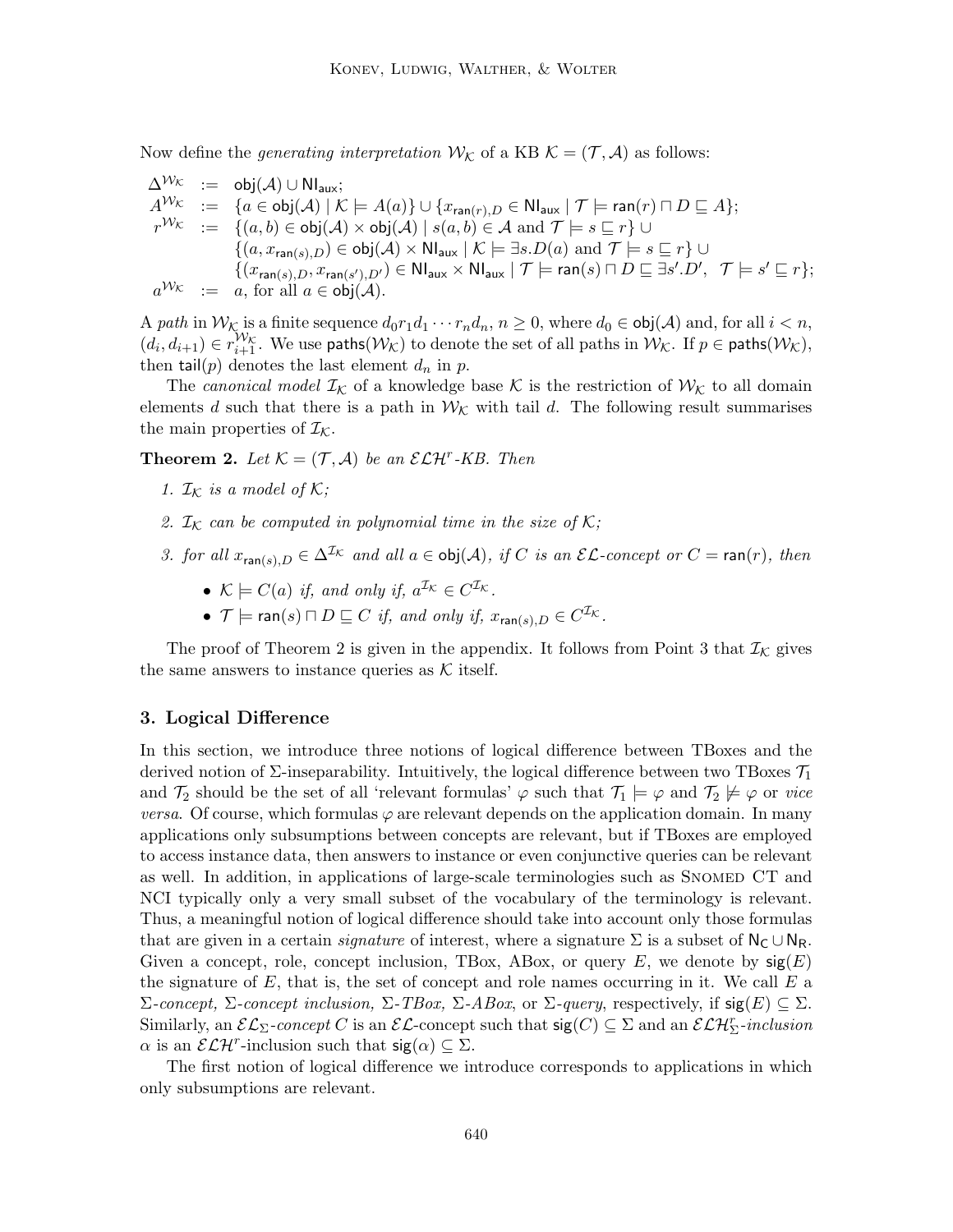Now define the *generating interpretation* $\mathcal{W}_\mathcal{K}$ of a KB $\mathcal{K} = (\mathcal{T}, \mathcal{A})$ as follows:

$$
\begin{array}{rcl}
\Delta^{\mathcal{W}_\mathcal{K}} & := & \mathsf{obj}(\mathcal{A}) \cup \mathsf{NI}_{\mathsf{aux}}; \\
A^{\mathcal{W}_\mathcal{K}} & := & \{a \in \mathsf{obj}(\mathcal{A}) \mid \mathcal{K} \models A(a)\} \cup \{x_{\mathsf{ran}(r),D} \in \mathsf{NI}_{\mathsf{aux}} \mid \mathcal{T} \models \mathsf{ran}(r) \sqcap D \sqsubseteq A\}; \\
r^{\mathcal{W}_\mathcal{K}} & := & \{(a,b) \in \mathsf{obj}(\mathcal{A}) \times \mathsf{obj}(\mathcal{A}) \mid s(a,b) \in \mathcal{A} \text{ and } \mathcal{T} \models s \sqsubseteq r\} \cup \\
& & \{(a, x_{\mathsf{ran}(s),D}) \in \mathsf{obj}(\mathcal{A}) \times \mathsf{NI}_{\mathsf{aux}} \mid \mathcal{K} \models \exists s.D(a) \text{ and } \mathcal{T} \models s \sqsubseteq r\} \cup \\
& & \{(x_{\mathsf{ran}(s),D}, x_{\mathsf{ran}(s'),D'}) \in \mathsf{NI}_{\mathsf{aux}} \times \mathsf{NI}_{\mathsf{aux}} \mid \mathcal{T} \models \mathsf{ran}(s) \sqcap D \sqsubseteq \exists s'.D',\ \ \mathcal{T} \models s' \sqsubseteq r\}; \\
a^{\mathcal{W}_\mathcal{K}} & := & a, \text{ for all } a \in \mathsf{obj}(\mathcal{A}).
\end{array}
$$

A *path* in $\mathcal{W}_\mathcal{K}$ is a finite sequence $d_0 r_1 d_1 \cdots r_n d_n$, $n \geq 0$, where $d_0 \in \mathsf{obj}(\mathcal{A})$ and, for all $i < n$, $(d_i, d_{i+1}) \in r_{i+1}^{\mathcal{W}_\mathcal{K}}$. We use $\mathsf{paths}(\mathcal{W}_\mathcal{K})$ to denote the set of all paths in $\mathcal{W}_\mathcal{K}$. If $p \in \mathsf{paths}(\mathcal{W}_\mathcal{K})$, then $\mathsf{tail}(p)$ denotes the last element $d_n$ in $p$.

The *canonical model* $\mathcal{I}_\mathcal{K}$ of a knowledge base $\mathcal{K}$ is the restriction of $\mathcal{W}_\mathcal{K}$ to all domain elements $d$ such that there is a path in $\mathcal{W}_\mathcal{K}$ with tail $d$. The following result summarises the main properties of $\mathcal{I}_\mathcal{K}$.

**Theorem 2.** *Let $\mathcal{K} = (\mathcal{T}, \mathcal{A})$ be an $\mathcal{ELH}^r$-KB. Then*

1. *$\mathcal{I}_\mathcal{K}$ is a model of $\mathcal{K}$;*
2. *$\mathcal{I}_\mathcal{K}$ can be computed in polynomial time in the size of $\mathcal{K}$;*
3. *for all $x_{\mathsf{ran}(s),D} \in \Delta^{\mathcal{I}_\mathcal{K}}$ and all $a \in \mathsf{obj}(\mathcal{A})$, if $C$ is an $\mathcal{EL}$-concept or $C = \mathsf{ran}(r)$, then*
   - *$\mathcal{K} \models C(a)$ if, and only if, $a^{\mathcal{I}_\mathcal{K}} \in C^{\mathcal{I}_\mathcal{K}}$.*
   - *$\mathcal{T} \models \mathsf{ran}(s) \sqcap D \sqsubseteq C$ if, and only if, $x_{\mathsf{ran}(s),D} \in C^{\mathcal{I}_\mathcal{K}}$.*

The proof of Theorem 2 is given in the appendix. It follows from Point 3 that $\mathcal{I}_\mathcal{K}$ gives the same answers to instance queries as $\mathcal{K}$ itself.

## 3. Logical Difference

In this section, we introduce three notions of logical difference between TBoxes and the derived notion of $\Sigma$-inseparability. Intuitively, the logical difference between two TBoxes $\mathcal{T}_1$ and $\mathcal{T}_2$ should be the set of all 'relevant formulas' $\varphi$ such that $\mathcal{T}_1 \models \varphi$ and $\mathcal{T}_2 \not\models \varphi$ or *vice versa*. Of course, which formulas $\varphi$ are relevant depends on the application domain. In many applications only subsumptions between concepts are relevant, but if TBoxes are employed to access instance data, then answers to instance or even conjunctive queries can be relevant as well. In addition, in applications of large-scale terminologies such as Snomed CT and NCI typically only a very small subset of the vocabulary of the terminology is relevant. Thus, a meaningful notion of logical difference should take into account only those formulas that are given in a certain *signature* of interest, where a signature $\Sigma$ is a subset of $\mathsf{N_C} \cup \mathsf{N_R}$. Given a concept, role, concept inclusion, TBox, ABox, or query $E$, we denote by $\mathsf{sig}(E)$ the signature of $E$, that is, the set of concept and role names occurring in it. We call $E$ a $\Sigma$*-concept,* $\Sigma$*-concept inclusion,* $\Sigma$*-TBox,* $\Sigma$*-ABox*, or $\Sigma$*-query*, respectively, if $\mathsf{sig}(E) \subseteq \Sigma$. Similarly, an $\mathcal{EL}_\Sigma$*-concept* $C$ is an $\mathcal{EL}$-concept such that $\mathsf{sig}(C) \subseteq \Sigma$ and an $\mathcal{ELH}^r_\Sigma$*-inclusion* $\alpha$ is an $\mathcal{ELH}^r$-inclusion such that $\mathsf{sig}(\alpha) \subseteq \Sigma$.

The first notion of logical difference we introduce corresponds to applications in which only subsumptions are relevant.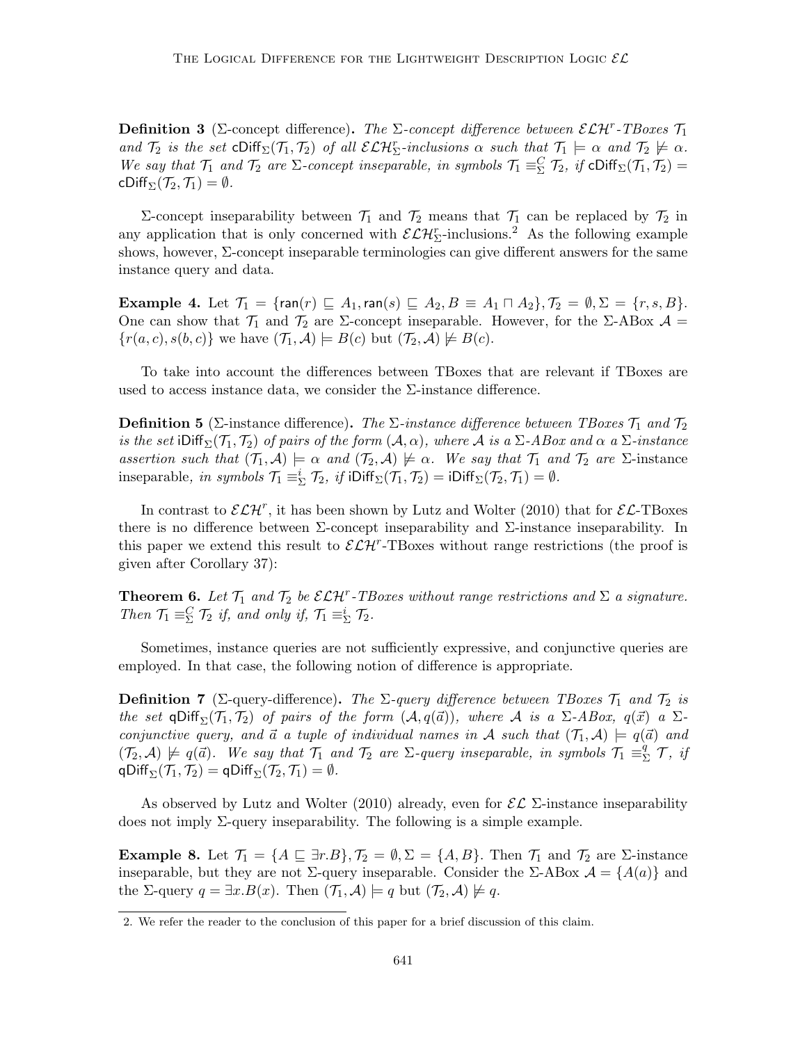**Definition 3** ($\Sigma$-concept difference)**.** *The $\Sigma$-concept difference between $\mathcal{ELH}^r$-TBoxes $\mathcal{T}_1$ and $\mathcal{T}_2$ is the set $\mathsf{cDiff}_\Sigma(\mathcal{T}_1, \mathcal{T}_2)$ of all $\mathcal{ELH}^r_\Sigma$-inclusions $\alpha$ such that $\mathcal{T}_1 \models \alpha$ and $\mathcal{T}_2 \not\models \alpha$. We say that $\mathcal{T}_1$ and $\mathcal{T}_2$ are $\Sigma$-concept inseparable, in symbols $\mathcal{T}_1 \equiv^C_\Sigma \mathcal{T}_2$, if $\mathsf{cDiff}_\Sigma(\mathcal{T}_1, \mathcal{T}_2) = \mathsf{cDiff}_\Sigma(\mathcal{T}_2, \mathcal{T}_1) = \emptyset$.*

$\Sigma$-concept inseparability between $\mathcal{T}_1$ and $\mathcal{T}_2$ means that $\mathcal{T}_1$ can be replaced by $\mathcal{T}_2$ in any application that is only concerned with $\mathcal{ELH}^r_\Sigma$-inclusions.[2] As the following example shows, however, $\Sigma$-concept inseparable terminologies can give different answers for the same instance query and data.

**Example 4.** Let $\mathcal{T}_1 = \{\mathsf{ran}(r) \sqsubseteq A_1, \mathsf{ran}(s) \sqsubseteq A_2, B \equiv A_1 \sqcap A_2\}, \mathcal{T}_2 = \emptyset, \Sigma = \{r, s, B\}$. One can show that $\mathcal{T}_1$ and $\mathcal{T}_2$ are $\Sigma$-concept inseparable. However, for the $\Sigma$-ABox $\mathcal{A} = \{r(a, c), s(b, c)\}$ we have $(\mathcal{T}_1, \mathcal{A}) \models B(c)$ but $(\mathcal{T}_2, \mathcal{A}) \not\models B(c)$.

To take into account the differences between TBoxes that are relevant if TBoxes are used to access instance data, we consider the $\Sigma$-instance difference.

**Definition 5** ($\Sigma$-instance difference)**.** *The $\Sigma$-instance difference between TBoxes $\mathcal{T}_1$ and $\mathcal{T}_2$ is the set $\mathsf{iDiff}_\Sigma(\mathcal{T}_1, \mathcal{T}_2)$ of pairs of the form $(\mathcal{A}, \alpha)$, where $\mathcal{A}$ is a $\Sigma$-ABox and $\alpha$ a $\Sigma$-instance assertion such that $(\mathcal{T}_1, \mathcal{A}) \models \alpha$ and $(\mathcal{T}_2, \mathcal{A}) \not\models \alpha$. We say that $\mathcal{T}_1$ and $\mathcal{T}_2$ are* $\Sigma$-instance inseparable*, in symbols $\mathcal{T}_1 \equiv^i_\Sigma \mathcal{T}_2$, if $\mathsf{iDiff}_\Sigma(\mathcal{T}_1, \mathcal{T}_2) = \mathsf{iDiff}_\Sigma(\mathcal{T}_2, \mathcal{T}_1) = \emptyset$.*

In contrast to $\mathcal{ELH}^r$, it has been shown by Lutz and Wolter (2010) that for $\mathcal{EL}$-TBoxes there is no difference between $\Sigma$-concept inseparability and $\Sigma$-instance inseparability. In this paper we extend this result to $\mathcal{ELH}^r$-TBoxes without range restrictions (the proof is given after Corollary 37):

**Theorem 6.** *Let $\mathcal{T}_1$ and $\mathcal{T}_2$ be $\mathcal{ELH}^r$-TBoxes without range restrictions and $\Sigma$ a signature. Then $\mathcal{T}_1 \equiv^C_\Sigma \mathcal{T}_2$ if, and only if, $\mathcal{T}_1 \equiv^i_\Sigma \mathcal{T}_2$.*

Sometimes, instance queries are not sufficiently expressive, and conjunctive queries are employed. In that case, the following notion of difference is appropriate.

**Definition 7** ($\Sigma$-query-difference)**.** *The $\Sigma$-query difference between TBoxes $\mathcal{T}_1$ and $\mathcal{T}_2$ is the set $\mathsf{qDiff}_\Sigma(\mathcal{T}_1, \mathcal{T}_2)$ of pairs of the form $(\mathcal{A}, q(\vec{a}))$, where $\mathcal{A}$ is a $\Sigma$-ABox, $q(\vec{x})$ a $\Sigma$-conjunctive query, and $\vec{a}$ a tuple of individual names in $\mathcal{A}$ such that $(\mathcal{T}_1, \mathcal{A}) \models q(\vec{a})$ and $(\mathcal{T}_2, \mathcal{A}) \not\models q(\vec{a})$. We say that $\mathcal{T}_1$ and $\mathcal{T}_2$ are $\Sigma$-query inseparable, in symbols $\mathcal{T}_1 \equiv^q_\Sigma \mathcal{T}$, if $\mathsf{qDiff}_\Sigma(\mathcal{T}_1, \mathcal{T}_2) = \mathsf{qDiff}_\Sigma(\mathcal{T}_2, \mathcal{T}_1) = \emptyset$.*

As observed by Lutz and Wolter (2010) already, even for $\mathcal{EL}$ $\Sigma$-instance inseparability does not imply $\Sigma$-query inseparability. The following is a simple example.

**Example 8.** Let $\mathcal{T}_1 = \{A \sqsubseteq \exists r.B\}, \mathcal{T}_2 = \emptyset, \Sigma = \{A, B\}$. Then $\mathcal{T}_1$ and $\mathcal{T}_2$ are $\Sigma$-instance inseparable, but they are not $\Sigma$-query inseparable. Consider the $\Sigma$-ABox $\mathcal{A} = \{A(a)\}$ and the $\Sigma$-query $q = \exists x.B(x)$. Then $(\mathcal{T}_1, \mathcal{A}) \models q$ but $(\mathcal{T}_2, \mathcal{A}) \not\models q$.

---

2. We refer the reader to the conclusion of this paper for a brief discussion of this claim.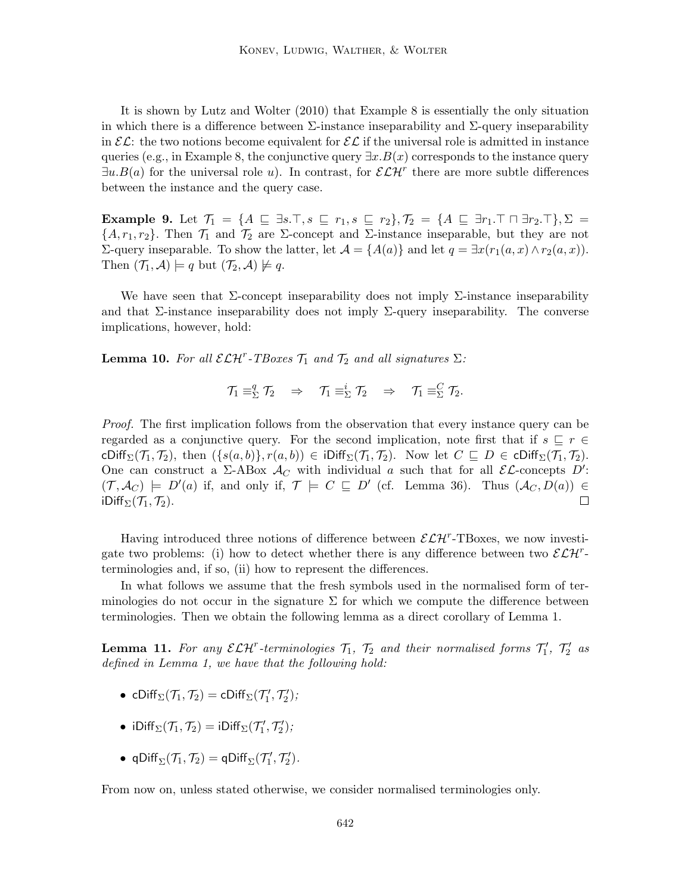It is shown by Lutz and Wolter (2010) that Example 8 is essentially the only situation in which there is a difference between $\Sigma$-instance inseparability and $\Sigma$-query inseparability in $\mathcal{EL}$: the two notions become equivalent for $\mathcal{EL}$ if the universal role is admitted in instance queries (e.g., in Example 8, the conjunctive query $\exists x.B(x)$ corresponds to the instance query $\exists u.B(a)$ for the universal role $u$). In contrast, for $\mathcal{ELH}^r$ there are more subtle differences between the instance and the query case.

**Example 9.** Let $\mathcal{T}_1 = \{A \sqsubseteq \exists s.\top, s \sqsubseteq r_1, s \sqsubseteq r_2\}, \mathcal{T}_2 = \{A \sqsubseteq \exists r_1.\top \sqcap \exists r_2.\top\}, \Sigma = \{A, r_1, r_2\}$. Then $\mathcal{T}_1$ and $\mathcal{T}_2$ are $\Sigma$-concept and $\Sigma$-instance inseparable, but they are not $\Sigma$-query inseparable. To show the latter, let $\mathcal{A} = \{A(a)\}$ and let $q = \exists x(r_1(a, x) \wedge r_2(a, x))$. Then $(\mathcal{T}_1, \mathcal{A}) \models q$ but $(\mathcal{T}_2, \mathcal{A}) \not\models q$.

We have seen that $\Sigma$-concept inseparability does not imply $\Sigma$-instance inseparability and that $\Sigma$-instance inseparability does not imply $\Sigma$-query inseparability. The converse implications, however, hold:

**Lemma 10.** *For all $\mathcal{ELH}^r$-TBoxes $\mathcal{T}_1$ and $\mathcal{T}_2$ and all signatures $\Sigma$:*

$$\mathcal{T}_1 \equiv^q_\Sigma \mathcal{T}_2 \quad \Rightarrow \quad \mathcal{T}_1 \equiv^i_\Sigma \mathcal{T}_2 \quad \Rightarrow \quad \mathcal{T}_1 \equiv^C_\Sigma \mathcal{T}_2.$$

*Proof.* The first implication follows from the observation that every instance query can be regarded as a conjunctive query. For the second implication, note first that if $s \sqsubseteq r \in \mathsf{cDiff}_\Sigma(\mathcal{T}_1, \mathcal{T}_2)$, then $(\{s(a, b)\}, r(a, b)) \in \mathsf{iDiff}_\Sigma(\mathcal{T}_1, \mathcal{T}_2)$. Now let $C \sqsubseteq D \in \mathsf{cDiff}_\Sigma(\mathcal{T}_1, \mathcal{T}_2)$. One can construct a $\Sigma$-ABox $\mathcal{A}_C$ with individual $a$ such that for all $\mathcal{EL}$-concepts $D'$: $(\mathcal{T}, \mathcal{A}_C) \models D'(a)$ if, and only if, $\mathcal{T} \models C \sqsubseteq D'$ (cf. Lemma 36). Thus $(\mathcal{A}_C, D(a)) \in \mathsf{iDiff}_\Sigma(\mathcal{T}_1, \mathcal{T}_2)$. $\square$

Having introduced three notions of difference between $\mathcal{ELH}^r$-TBoxes, we now investigate two problems: (i) how to detect whether there is any difference between two $\mathcal{ELH}^r$-terminologies and, if so, (ii) how to represent the differences.

In what follows we assume that the fresh symbols used in the normalised form of terminologies do not occur in the signature $\Sigma$ for which we compute the difference between terminologies. Then we obtain the following lemma as a direct corollary of Lemma 1.

**Lemma 11.** *For any $\mathcal{ELH}^r$-terminologies $\mathcal{T}_1$, $\mathcal{T}_2$ and their normalised forms $\mathcal{T}_1'$, $\mathcal{T}_2'$ as defined in Lemma 1, we have that the following hold:*

- $\mathsf{cDiff}_\Sigma(\mathcal{T}_1, \mathcal{T}_2) = \mathsf{cDiff}_\Sigma(\mathcal{T}_1', \mathcal{T}_2')$;
- $\mathsf{iDiff}_\Sigma(\mathcal{T}_1, \mathcal{T}_2) = \mathsf{iDiff}_\Sigma(\mathcal{T}_1', \mathcal{T}_2')$;
- $\mathsf{qDiff}_\Sigma(\mathcal{T}_1, \mathcal{T}_2) = \mathsf{qDiff}_\Sigma(\mathcal{T}_1', \mathcal{T}_2')$.

From now on, unless stated otherwise, we consider normalised terminologies only.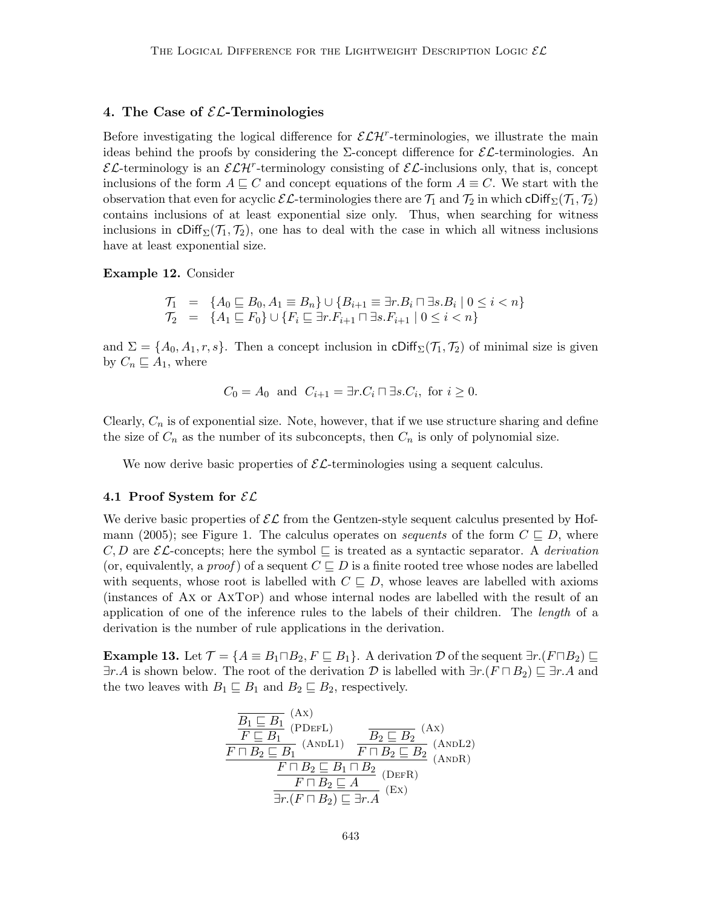## 4. The Case of $\mathcal{EL}$-Terminologies

Before investigating the logical difference for $\mathcal{ELH}^r$-terminologies, we illustrate the main ideas behind the proofs by considering the $\Sigma$-concept difference for $\mathcal{EL}$-terminologies. An $\mathcal{EL}$-terminology is an $\mathcal{ELH}^r$-terminology consisting of $\mathcal{EL}$-inclusions only, that is, concept inclusions of the form $A \sqsubseteq C$ and concept equations of the form $A \equiv C$. We start with the observation that even for acyclic $\mathcal{EL}$-terminologies there are $\mathcal{T}_1$ and $\mathcal{T}_2$ in which $\mathsf{cDiff}_\Sigma(\mathcal{T}_1, \mathcal{T}_2)$ contains inclusions of at least exponential size only. Thus, when searching for witness inclusions in $\mathsf{cDiff}_\Sigma(\mathcal{T}_1, \mathcal{T}_2)$, one has to deal with the case in which all witness inclusions have at least exponential size.

**Example 12.** Consider

$$\begin{aligned}
\mathcal{T}_1 &= \{A_0 \sqsubseteq B_0, A_1 \equiv B_n\} \cup \{B_{i+1} \equiv \exists r.B_i \sqcap \exists s.B_i \mid 0 \leq i < n\} \\
\mathcal{T}_2 &= \{A_1 \sqsubseteq F_0\} \cup \{F_i \sqsubseteq \exists r.F_{i+1} \sqcap \exists s.F_{i+1} \mid 0 \leq i < n\}
\end{aligned}$$

and $\Sigma = \{A_0, A_1, r, s\}$. Then a concept inclusion in $\mathsf{cDiff}_\Sigma(\mathcal{T}_1, \mathcal{T}_2)$ of minimal size is given by $C_n \sqsubseteq A_1$, where

$$C_0 = A_0 \ \text{ and } \ C_{i+1} = \exists r.C_i \sqcap \exists s.C_i, \text{ for } i \geq 0.$$

Clearly, $C_n$ is of exponential size. Note, however, that if we use structure sharing and define the size of $C_n$ as the number of its subconcepts, then $C_n$ is only of polynomial size.

We now derive basic properties of $\mathcal{EL}$-terminologies using a sequent calculus.

### 4.1 Proof System for $\mathcal{EL}$

We derive basic properties of $\mathcal{EL}$ from the Gentzen-style sequent calculus presented by Hofmann (2005); see Figure 1. The calculus operates on *sequents* of the form $C \sqsubseteq D$, where $C, D$ are $\mathcal{EL}$-concepts; here the symbol $\sqsubseteq$ is treated as a syntactic separator. A *derivation* (or, equivalently, a *proof*) of a sequent $C \sqsubseteq D$ is a finite rooted tree whose nodes are labelled with sequents, whose root is labelled with $C \sqsubseteq D$, whose leaves are labelled with axioms (instances of Ax or AxTop) and whose internal nodes are labelled with the result of an application of one of the inference rules to the labels of their children. The *length* of a derivation is the number of rule applications in the derivation.

**Example 13.** Let $\mathcal{T} = \{A \equiv B_1 \sqcap B_2, F \sqsubseteq B_1\}$. A derivation $\mathcal{D}$ of the sequent $\exists r.(F \sqcap B_2) \sqsubseteq \exists r.A$ is shown below. The root of the derivation $\mathcal{D}$ is labelled with $\exists r.(F \sqcap B_2) \sqsubseteq \exists r.A$ and the two leaves with $B_1 \sqsubseteq B_1$ and $B_2 \sqsubseteq B_2$, respectively.

$$\dfrac{\dfrac{\dfrac{\dfrac{\dfrac{\dfrac{}{B_1 \sqsubseteq B_1}\,(\text{Ax})}{F \sqsubseteq B_1}\,(\text{PDefL})}{F \sqcap B_2 \sqsubseteq B_1}\,(\text{AndL1}) \quad \dfrac{\dfrac{}{B_2 \sqsubseteq B_2}\,(\text{Ax})}{F \sqcap B_2 \sqsubseteq B_2}\,(\text{AndL2})}{F \sqcap B_2 \sqsubseteq B_1 \sqcap B_2}\,(\text{AndR})}{F \sqcap B_2 \sqsubseteq A}\,(\text{DefR})}{\exists r.(F \sqcap B_2) \sqsubseteq \exists r.A}\,(\text{Ex})$$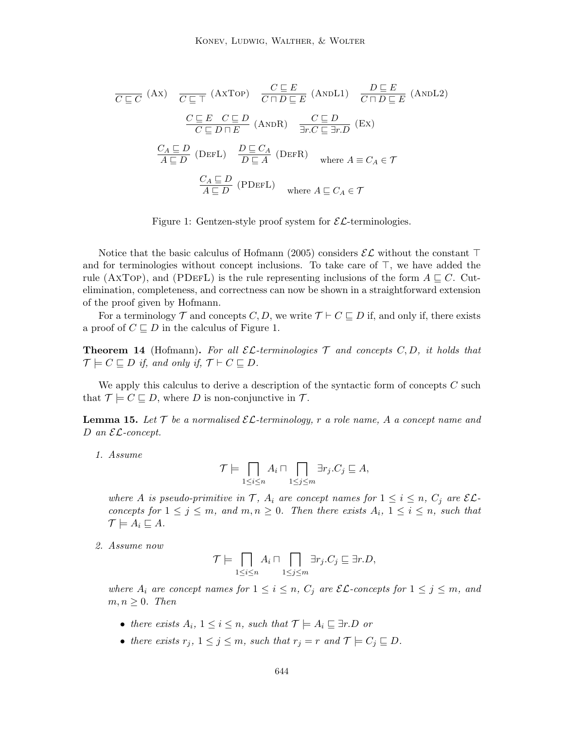$$\frac{}{C \sqsubseteq C}\ (\text{Ax}) \quad \frac{}{C \sqsubseteq \top}\ (\text{AxTop}) \quad \frac{C \sqsubseteq E}{C \sqcap D \sqsubseteq E}\ (\text{AndL1}) \quad \frac{D \sqsubseteq E}{C \sqcap D \sqsubseteq E}\ (\text{AndL2})$$

$$\frac{C \sqsubseteq E \quad C \sqsubseteq D}{C \sqsubseteq D \sqcap E}\ (\text{AndR}) \quad \frac{C \sqsubseteq D}{\exists r.C \sqsubseteq \exists r.D}\ (\text{Ex})$$

$$\frac{C_A \sqsubseteq D}{A \sqsubseteq D}\ (\text{DefL}) \quad \frac{D \sqsubseteq C_A}{D \sqsubseteq A}\ (\text{DefR}) \quad \text{where } A \equiv C_A \in \mathcal{T}$$

$$\frac{C_A \sqsubseteq D}{A \sqsubseteq D}\ (\text{PDefL}) \quad \text{where } A \sqsubseteq C_A \in \mathcal{T}$$

Figure 1: Gentzen-style proof system for $\mathcal{EL}$-terminologies.

Notice that the basic calculus of Hofmann (2005) considers $\mathcal{EL}$ without the constant $\top$ and for terminologies without concept inclusions. To take care of $\top$, we have added the rule (AxTop), and (PDefL) is the rule representing inclusions of the form $A \sqsubseteq C$. Cut-elimination, completeness, and correctness can now be shown in a straightforward extension of the proof given by Hofmann.

For a terminology $\mathcal{T}$ and concepts $C, D$, we write $\mathcal{T} \vdash C \sqsubseteq D$ if, and only if, there exists a proof of $C \sqsubseteq D$ in the calculus of Figure 1.

**Theorem 14** (Hofmann)**.** *For all $\mathcal{EL}$-terminologies $\mathcal{T}$ and concepts $C, D$, it holds that $\mathcal{T} \models C \sqsubseteq D$ if, and only if, $\mathcal{T} \vdash C \sqsubseteq D$.*

We apply this calculus to derive a description of the syntactic form of concepts $C$ such that $\mathcal{T} \models C \sqsubseteq D$, where $D$ is non-conjunctive in $\mathcal{T}$.

**Lemma 15.** *Let $\mathcal{T}$ be a normalised $\mathcal{EL}$-terminology, $r$ a role name, $A$ a concept name and $D$ an $\mathcal{EL}$-concept.*

1. *Assume*
$$\mathcal{T} \models \bigsqcap_{1 \le i \le n} A_i \sqcap \bigsqcap_{1 \le j \le m} \exists r_j.C_j \sqsubseteq A,$$
*where $A$ is pseudo-primitive in $\mathcal{T}$, $A_i$ are concept names for $1 \le i \le n$, $C_j$ are $\mathcal{EL}$-concepts for $1 \le j \le m$, and $m, n \ge 0$. Then there exists $A_i$, $1 \le i \le n$, such that $\mathcal{T} \models A_i \sqsubseteq A$.*

2. *Assume now*
$$\mathcal{T} \models \bigsqcap_{1 \le i \le n} A_i \sqcap \bigsqcap_{1 \le j \le m} \exists r_j.C_j \sqsubseteq \exists r.D,$$
*where $A_i$ are concept names for $1 \le i \le n$, $C_j$ are $\mathcal{EL}$-concepts for $1 \le j \le m$, and $m, n \ge 0$. Then*

   - *there exists $A_i$, $1 \le i \le n$, such that $\mathcal{T} \models A_i \sqsubseteq \exists r.D$ or*
   - *there exists $r_j$, $1 \le j \le m$, such that $r_j = r$ and $\mathcal{T} \models C_j \sqsubseteq D$.*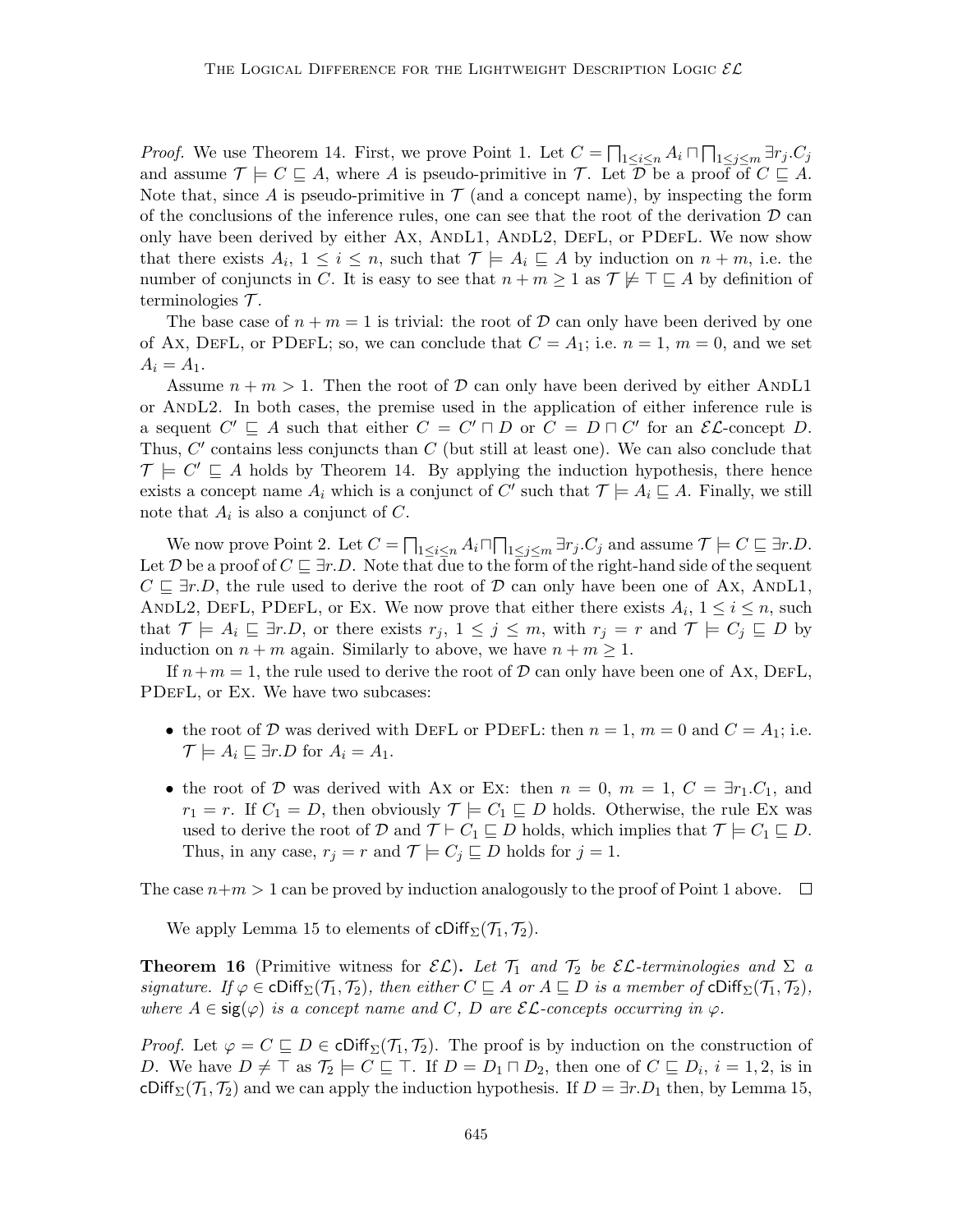*Proof.* We use Theorem 14. First, we prove Point 1. Let $C = \bigsqcap_{1 \leq i \leq n} A_i \sqcap \bigsqcap_{1 \leq j \leq m} \exists r_j.C_j$ and assume $\mathcal{T} \models C \sqsubseteq A$, where $A$ is pseudo-primitive in $\mathcal{T}$. Let $\mathcal{D}$ be a proof of $C \sqsubseteq A$. Note that, since $A$ is pseudo-primitive in $\mathcal{T}$ (and a concept name), by inspecting the form of the conclusions of the inference rules, one can see that the root of the derivation $\mathcal{D}$ can only have been derived by either Ax, AndL1, AndL2, DefL, or PDefL. We now show that there exists $A_i$, $1 \leq i \leq n$, such that $\mathcal{T} \models A_i \sqsubseteq A$ by induction on $n + m$, i.e. the number of conjuncts in $C$. It is easy to see that $n + m \geq 1$ as $\mathcal{T} \not\models \top \sqsubseteq A$ by definition of terminologies $\mathcal{T}$.

The base case of $n + m = 1$ is trivial: the root of $\mathcal{D}$ can only have been derived by one of Ax, DefL, or PDefL; so, we can conclude that $C = A_1$; i.e. $n = 1$, $m = 0$, and we set $A_i = A_1$.

Assume $n + m > 1$. Then the root of $\mathcal{D}$ can only have been derived by either AndL1 or AndL2. In both cases, the premise used in the application of either inference rule is a sequent $C' \sqsubseteq A$ such that either $C = C' \sqcap D$ or $C = D \sqcap C'$ for an $\mathcal{EL}$-concept $D$. Thus, $C'$ contains less conjuncts than $C$ (but still at least one). We can also conclude that $\mathcal{T} \models C' \sqsubseteq A$ holds by Theorem 14. By applying the induction hypothesis, there hence exists a concept name $A_i$ which is a conjunct of $C'$ such that $\mathcal{T} \models A_i \sqsubseteq A$. Finally, we still note that $A_i$ is also a conjunct of $C$.

We now prove Point 2. Let $C = \bigsqcap_{1 \leq i \leq n} A_i \sqcap \bigsqcap_{1 \leq j \leq m} \exists r_j.C_j$ and assume $\mathcal{T} \models C \sqsubseteq \exists r.D$. Let $\mathcal{D}$ be a proof of $C \sqsubseteq \exists r.D$. Note that due to the form of the right-hand side of the sequent $C \sqsubseteq \exists r.D$, the rule used to derive the root of $\mathcal{D}$ can only have been one of Ax, AndL1, AndL2, DefL, PDefL, or Ex. We now prove that either there exists $A_i$, $1 \leq i \leq n$, such that $\mathcal{T} \models A_i \sqsubseteq \exists r.D$, or there exists $r_j$, $1 \leq j \leq m$, with $r_j = r$ and $\mathcal{T} \models C_j \sqsubseteq D$ by induction on $n + m$ again. Similarly to above, we have $n + m \geq 1$.

If $n + m = 1$, the rule used to derive the root of $\mathcal{D}$ can only have been one of Ax, DefL, PDefL, or Ex. We have two subcases:

- the root of $\mathcal{D}$ was derived with DefL or PDefL: then $n = 1$, $m = 0$ and $C = A_1$; i.e. $\mathcal{T} \models A_i \sqsubseteq \exists r.D$ for $A_i = A_1$.
- the root of $\mathcal{D}$ was derived with Ax or Ex: then $n = 0$, $m = 1$, $C = \exists r_1.C_1$, and $r_1 = r$. If $C_1 = D$, then obviously $\mathcal{T} \models C_1 \sqsubseteq D$ holds. Otherwise, the rule Ex was used to derive the root of $\mathcal{D}$ and $\mathcal{T} \vdash C_1 \sqsubseteq D$ holds, which implies that $\mathcal{T} \models C_1 \sqsubseteq D$. Thus, in any case, $r_j = r$ and $\mathcal{T} \models C_j \sqsubseteq D$ holds for $j = 1$.

The case $n+m > 1$ can be proved by induction analogously to the proof of Point 1 above. □

We apply Lemma 15 to elements of $\mathsf{cDiff}_\Sigma(\mathcal{T}_1, \mathcal{T}_2)$.

**Theorem 16** (Primitive witness for $\mathcal{EL}$)**.** *Let $\mathcal{T}_1$ and $\mathcal{T}_2$ be $\mathcal{EL}$-terminologies and $\Sigma$ a signature. If $\varphi \in \mathsf{cDiff}_\Sigma(\mathcal{T}_1, \mathcal{T}_2)$, then either $C \sqsubseteq A$ or $A \sqsubseteq D$ is a member of $\mathsf{cDiff}_\Sigma(\mathcal{T}_1, \mathcal{T}_2)$, where $A \in \mathsf{sig}(\varphi)$ is a concept name and $C$, $D$ are $\mathcal{EL}$-concepts occurring in $\varphi$.*

*Proof.* Let $\varphi = C \sqsubseteq D \in \mathsf{cDiff}_\Sigma(\mathcal{T}_1, \mathcal{T}_2)$. The proof is by induction on the construction of $D$. We have $D \neq \top$ as $\mathcal{T}_2 \models C \sqsubseteq \top$. If $D = D_1 \sqcap D_2$, then one of $C \sqsubseteq D_i$, $i = 1, 2$, is in $\mathsf{cDiff}_\Sigma(\mathcal{T}_1, \mathcal{T}_2)$ and we can apply the induction hypothesis. If $D = \exists r.D_1$ then, by Lemma 15,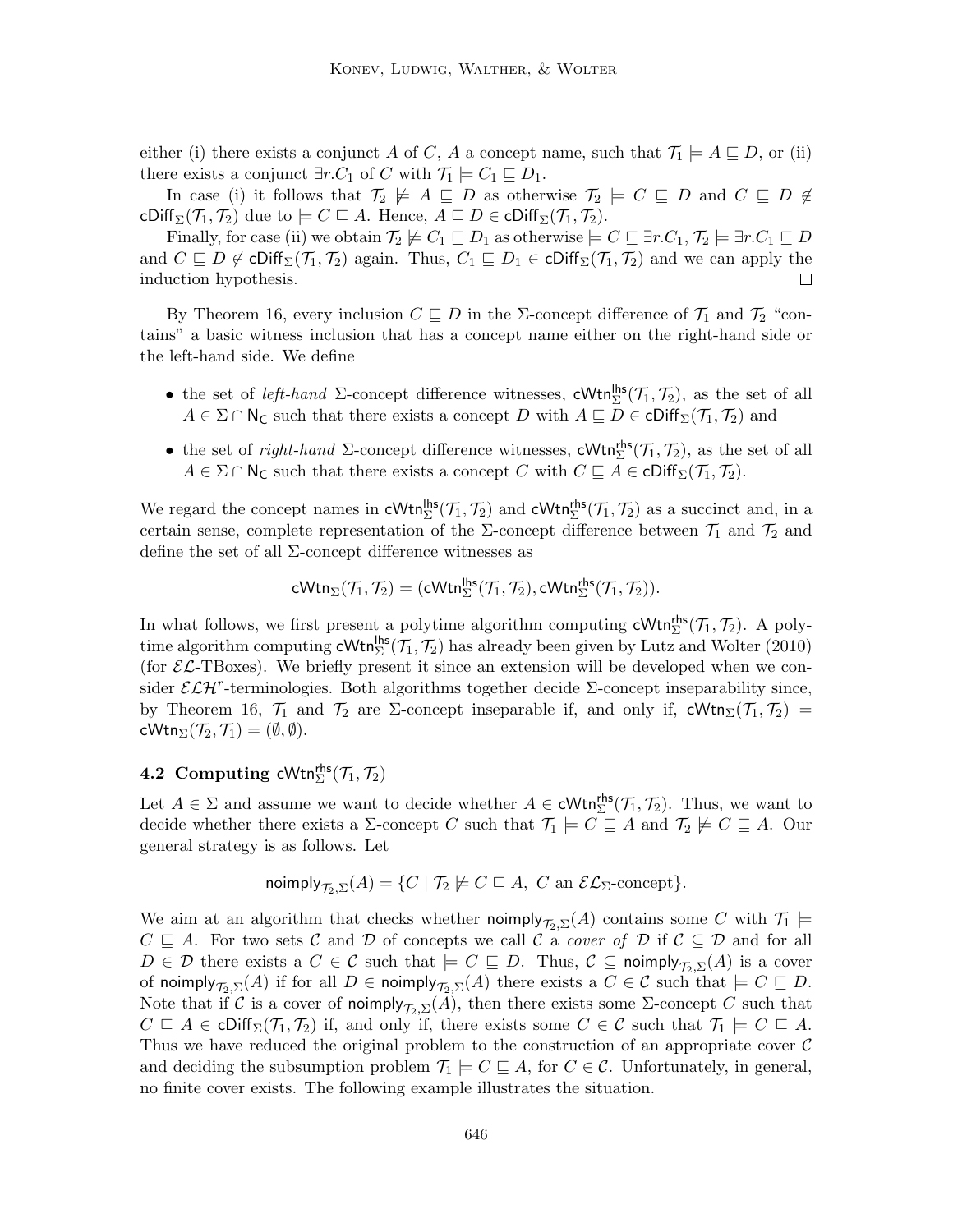either (i) there exists a conjunct $A$ of $C$, $A$ a concept name, such that $\mathcal{T}_1 \models A \sqsubseteq D$, or (ii) there exists a conjunct $\exists r.C_1$ of $C$ with $\mathcal{T}_1 \models C_1 \sqsubseteq D_1$.

In case (i) it follows that $\mathcal{T}_2 \not\models A \sqsubseteq D$ as otherwise $\mathcal{T}_2 \models C \sqsubseteq D$ and $C \sqsubseteq D \notin \mathsf{cDiff}_\Sigma(\mathcal{T}_1, \mathcal{T}_2)$ due to $\models C \sqsubseteq A$. Hence, $A \sqsubseteq D \in \mathsf{cDiff}_\Sigma(\mathcal{T}_1, \mathcal{T}_2)$.

Finally, for case (ii) we obtain $\mathcal{T}_2 \not\models C_1 \sqsubseteq D_1$ as otherwise $\models C \sqsubseteq \exists r.C_1$, $\mathcal{T}_2 \models \exists r.C_1 \sqsubseteq D$ and $C \sqsubseteq D \notin \mathsf{cDiff}_\Sigma(\mathcal{T}_1, \mathcal{T}_2)$ again. Thus, $C_1 \sqsubseteq D_1 \in \mathsf{cDiff}_\Sigma(\mathcal{T}_1, \mathcal{T}_2)$ and we can apply the induction hypothesis. □

By Theorem 16, every inclusion $C \sqsubseteq D$ in the $\Sigma$-concept difference of $\mathcal{T}_1$ and $\mathcal{T}_2$ "contains" a basic witness inclusion that has a concept name either on the right-hand side or the left-hand side. We define

- the set of *left-hand* $\Sigma$-concept difference witnesses, $\mathsf{cWtn}^{\mathsf{lhs}}_\Sigma(\mathcal{T}_1, \mathcal{T}_2)$, as the set of all $A \in \Sigma \cap \mathsf{N_C}$ such that there exists a concept $D$ with $A \sqsubseteq D \in \mathsf{cDiff}_\Sigma(\mathcal{T}_1, \mathcal{T}_2)$ and
- the set of *right-hand* $\Sigma$-concept difference witnesses, $\mathsf{cWtn}^{\mathsf{rhs}}_\Sigma(\mathcal{T}_1, \mathcal{T}_2)$, as the set of all $A \in \Sigma \cap \mathsf{N_C}$ such that there exists a concept $C$ with $C \sqsubseteq A \in \mathsf{cDiff}_\Sigma(\mathcal{T}_1, \mathcal{T}_2)$.

We regard the concept names in $\mathsf{cWtn}^{\mathsf{lhs}}_\Sigma(\mathcal{T}_1, \mathcal{T}_2)$ and $\mathsf{cWtn}^{\mathsf{rhs}}_\Sigma(\mathcal{T}_1, \mathcal{T}_2)$ as a succinct and, in a certain sense, complete representation of the $\Sigma$-concept difference between $\mathcal{T}_1$ and $\mathcal{T}_2$ and define the set of all $\Sigma$-concept difference witnesses as

$$\mathsf{cWtn}_\Sigma(\mathcal{T}_1, \mathcal{T}_2) = (\mathsf{cWtn}^{\mathsf{lhs}}_\Sigma(\mathcal{T}_1, \mathcal{T}_2), \mathsf{cWtn}^{\mathsf{rhs}}_\Sigma(\mathcal{T}_1, \mathcal{T}_2)).$$

In what follows, we first present a polytime algorithm computing $\mathsf{cWtn}^{\mathsf{rhs}}_\Sigma(\mathcal{T}_1, \mathcal{T}_2)$. A polytime algorithm computing $\mathsf{cWtn}^{\mathsf{lhs}}_\Sigma(\mathcal{T}_1, \mathcal{T}_2)$ has already been given by Lutz and Wolter (2010) (for $\mathcal{EL}$-TBoxes). We briefly present it since an extension will be developed when we consider $\mathcal{ELH}^r$-terminologies. Both algorithms together decide $\Sigma$-concept inseparability since, by Theorem 16, $\mathcal{T}_1$ and $\mathcal{T}_2$ are $\Sigma$-concept inseparable if, and only if, $\mathsf{cWtn}_\Sigma(\mathcal{T}_1, \mathcal{T}_2) = \mathsf{cWtn}_\Sigma(\mathcal{T}_2, \mathcal{T}_1) = (\emptyset, \emptyset)$.

## 4.2 Computing $\mathsf{cWtn}^{\mathsf{rhs}}_\Sigma(\mathcal{T}_1, \mathcal{T}_2)$

Let $A \in \Sigma$ and assume we want to decide whether $A \in \mathsf{cWtn}^{\mathsf{rhs}}_\Sigma(\mathcal{T}_1, \mathcal{T}_2)$. Thus, we want to decide whether there exists a $\Sigma$-concept $C$ such that $\mathcal{T}_1 \models C \sqsubseteq A$ and $\mathcal{T}_2 \not\models C \sqsubseteq A$. Our general strategy is as follows. Let

$$\mathsf{noimply}_{\mathcal{T}_2,\Sigma}(A) = \{C \mid \mathcal{T}_2 \not\models C \sqsubseteq A,\ C \text{ an } \mathcal{EL}_\Sigma\text{-concept}\}.$$

We aim at an algorithm that checks whether $\mathsf{noimply}_{\mathcal{T}_2,\Sigma}(A)$ contains some $C$ with $\mathcal{T}_1 \models C \sqsubseteq A$. For two sets $\mathcal{C}$ and $\mathcal{D}$ of concepts we call $\mathcal{C}$ a *cover of* $\mathcal{D}$ if $\mathcal{C} \subseteq \mathcal{D}$ and for all $D \in \mathcal{D}$ there exists a $C \in \mathcal{C}$ such that $\models C \sqsubseteq D$. Thus, $\mathcal{C} \subseteq \mathsf{noimply}_{\mathcal{T}_2,\Sigma}(A)$ is a cover of $\mathsf{noimply}_{\mathcal{T}_2,\Sigma}(A)$ if for all $D \in \mathsf{noimply}_{\mathcal{T}_2,\Sigma}(A)$ there exists a $C \in \mathcal{C}$ such that $\models C \sqsubseteq D$. Note that if $\mathcal{C}$ is a cover of $\mathsf{noimply}_{\mathcal{T}_2,\Sigma}(A)$, then there exists some $\Sigma$-concept $C$ such that $C \sqsubseteq A \in \mathsf{cDiff}_\Sigma(\mathcal{T}_1, \mathcal{T}_2)$ if, and only if, there exists some $C \in \mathcal{C}$ such that $\mathcal{T}_1 \models C \sqsubseteq A$. Thus we have reduced the original problem to the construction of an appropriate cover $\mathcal{C}$ and deciding the subsumption problem $\mathcal{T}_1 \models C \sqsubseteq A$, for $C \in \mathcal{C}$. Unfortunately, in general, no finite cover exists. The following example illustrates the situation.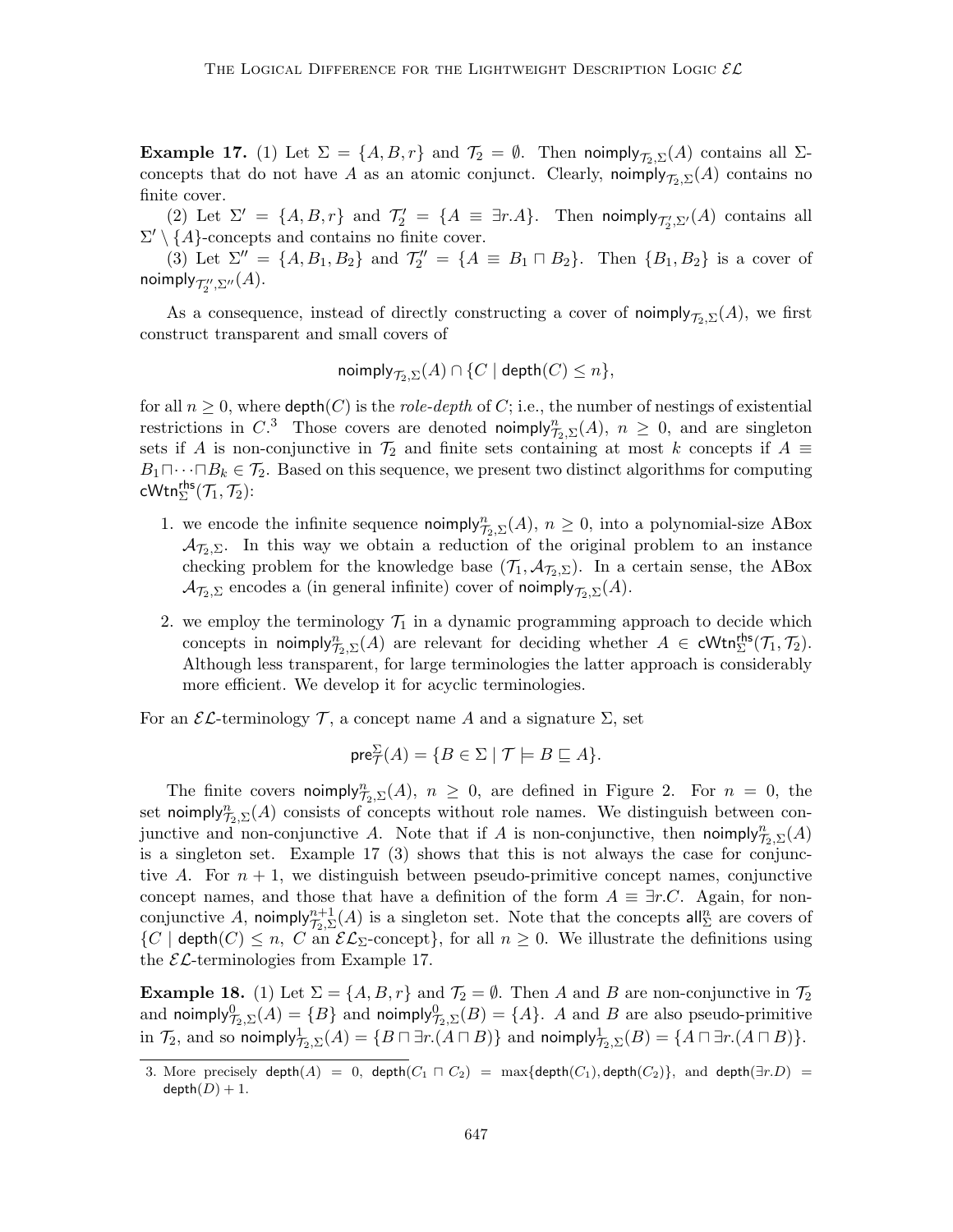**Example 17.** (1) Let $\Sigma = \{A, B, r\}$ and $\mathcal{T}_2 = \emptyset$. Then $\mathsf{noimply}_{\mathcal{T}_2,\Sigma}(A)$ contains all $\Sigma$-concepts that do not have $A$ as an atomic conjunct. Clearly, $\mathsf{noimply}_{\mathcal{T}_2,\Sigma}(A)$ contains no finite cover.

(2) Let $\Sigma' = \{A, B, r\}$ and $\mathcal{T}_2' = \{A \equiv \exists r.A\}$. Then $\mathsf{noimply}_{\mathcal{T}_2',\Sigma'}(A)$ contains all $\Sigma' \setminus \{A\}$-concepts and contains no finite cover.

(3) Let $\Sigma'' = \{A, B_1, B_2\}$ and $\mathcal{T}_2'' = \{A \equiv B_1 \sqcap B_2\}$. Then $\{B_1, B_2\}$ is a cover of $\mathsf{noimply}_{\mathcal{T}_2'',\Sigma''}(A)$.

As a consequence, instead of directly constructing a cover of $\mathsf{noimply}_{\mathcal{T}_2,\Sigma}(A)$, we first construct transparent and small covers of

$$\mathsf{noimply}_{\mathcal{T}_2,\Sigma}(A) \cap \{C \mid \mathsf{depth}(C) \leq n\},$$

for all $n \geq 0$, where $\mathsf{depth}(C)$ is the *role-depth* of $C$; i.e., the number of nestings of existential restrictions in $C$.[3] Those covers are denoted $\mathsf{noimply}^n_{\mathcal{T}_2,\Sigma}(A)$, $n \geq 0$, and are singleton sets if $A$ is non-conjunctive in $\mathcal{T}_2$ and finite sets containing at most $k$ concepts if $A \equiv B_1 \sqcap \cdots \sqcap B_k \in \mathcal{T}_2$. Based on this sequence, we present two distinct algorithms for computing $\mathsf{cWtn}^{\mathsf{rhs}}_\Sigma(\mathcal{T}_1, \mathcal{T}_2)$:

1. we encode the infinite sequence $\mathsf{noimply}^n_{\mathcal{T}_2,\Sigma}(A)$, $n \geq 0$, into a polynomial-size ABox $\mathcal{A}_{\mathcal{T}_2,\Sigma}$. In this way we obtain a reduction of the original problem to an instance checking problem for the knowledge base $(\mathcal{T}_1, \mathcal{A}_{\mathcal{T}_2,\Sigma})$. In a certain sense, the ABox $\mathcal{A}_{\mathcal{T}_2,\Sigma}$ encodes a (in general infinite) cover of $\mathsf{noimply}_{\mathcal{T}_2,\Sigma}(A)$.

2. we employ the terminology $\mathcal{T}_1$ in a dynamic programming approach to decide which concepts in $\mathsf{noimply}^n_{\mathcal{T}_2,\Sigma}(A)$ are relevant for deciding whether $A \in \mathsf{cWtn}^{\mathsf{rhs}}_\Sigma(\mathcal{T}_1, \mathcal{T}_2)$. Although less transparent, for large terminologies the latter approach is considerably more efficient. We develop it for acyclic terminologies.

For an $\mathcal{EL}$-terminology $\mathcal{T}$, a concept name $A$ and a signature $\Sigma$, set

$$\mathsf{pre}^\Sigma_\mathcal{T}(A) = \{B \in \Sigma \mid \mathcal{T} \models B \sqsubseteq A\}.$$

The finite covers $\mathsf{noimply}^n_{\mathcal{T}_2,\Sigma}(A)$, $n \geq 0$, are defined in Figure 2. For $n = 0$, the set $\mathsf{noimply}^n_{\mathcal{T}_2,\Sigma}(A)$ consists of concepts without role names. We distinguish between conjunctive and non-conjunctive $A$. Note that if $A$ is non-conjunctive, then $\mathsf{noimply}^n_{\mathcal{T}_2,\Sigma}(A)$ is a singleton set. Example 17 (3) shows that this is not always the case for conjunctive $A$. For $n + 1$, we distinguish between pseudo-primitive concept names, conjunctive concept names, and those that have a definition of the form $A \equiv \exists r.C$. Again, for non-conjunctive $A$, $\mathsf{noimply}^{n+1}_{\mathcal{T}_2,\Sigma}(A)$ is a singleton set. Note that the concepts $\mathsf{all}^n_\Sigma$ are covers of $\{C \mid \mathsf{depth}(C) \leq n,\ C \text{ an } \mathcal{EL}_\Sigma\text{-concept}\}$, for all $n \geq 0$. We illustrate the definitions using the $\mathcal{EL}$-terminologies from Example 17.

**Example 18.** (1) Let $\Sigma = \{A, B, r\}$ and $\mathcal{T}_2 = \emptyset$. Then $A$ and $B$ are non-conjunctive in $\mathcal{T}_2$ and $\mathsf{noimply}^0_{\mathcal{T}_2,\Sigma}(A) = \{B\}$ and $\mathsf{noimply}^0_{\mathcal{T}_2,\Sigma}(B) = \{A\}$. $A$ and $B$ are also pseudo-primitive in $\mathcal{T}_2$, and so $\mathsf{noimply}^1_{\mathcal{T}_2,\Sigma}(A) = \{B \sqcap \exists r.(A \sqcap B)\}$ and $\mathsf{noimply}^1_{\mathcal{T}_2,\Sigma}(B) = \{A \sqcap \exists r.(A \sqcap B)\}$.

3. More precisely $\mathsf{depth}(A) = 0$, $\mathsf{depth}(C_1 \sqcap C_2) = \max\{\mathsf{depth}(C_1), \mathsf{depth}(C_2)\}$, and $\mathsf{depth}(\exists r.D) = \mathsf{depth}(D) + 1$.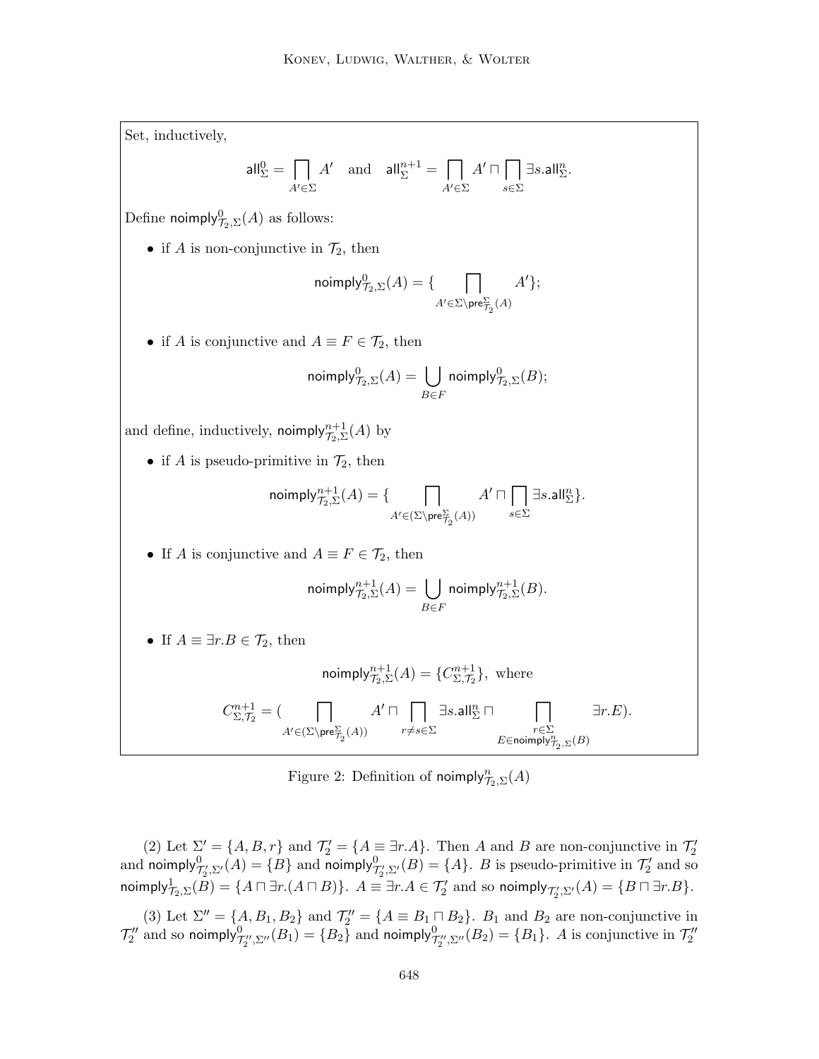Set, inductively,

$$\mathsf{all}^0_\Sigma = \bigsqcap_{A' \in \Sigma} A' \quad \text{and} \quad \mathsf{all}^{n+1}_\Sigma = \bigsqcap_{A' \in \Sigma} A' \sqcap \bigsqcap_{s \in \Sigma} \exists s.\mathsf{all}^n_\Sigma.$$

Define $\mathsf{noimply}^0_{\mathcal{T}_2,\Sigma}(A)$ as follows:

- if $A$ is non-conjunctive in $\mathcal{T}_2$, then

$$\mathsf{noimply}^0_{\mathcal{T}_2,\Sigma}(A) = \{ \bigsqcap_{A' \in \Sigma \setminus \mathsf{pre}^\Sigma_{\mathcal{T}_2}(A)} A' \};$$

- if $A$ is conjunctive and $A \equiv F \in \mathcal{T}_2$, then

$$\mathsf{noimply}^0_{\mathcal{T}_2,\Sigma}(A) = \bigcup_{B \in F} \mathsf{noimply}^0_{\mathcal{T}_2,\Sigma}(B);$$

and define, inductively, $\mathsf{noimply}^{n+1}_{\mathcal{T}_2,\Sigma}(A)$ by

- if $A$ is pseudo-primitive in $\mathcal{T}_2$, then

$$\mathsf{noimply}^{n+1}_{\mathcal{T}_2,\Sigma}(A) = \{ \bigsqcap_{A' \in (\Sigma \setminus \mathsf{pre}^\Sigma_{\mathcal{T}_2}(A))} A' \sqcap \bigsqcap_{s \in \Sigma} \exists s.\mathsf{all}^n_\Sigma \}.$$

- If $A$ is conjunctive and $A \equiv F \in \mathcal{T}_2$, then

$$\mathsf{noimply}^{n+1}_{\mathcal{T}_2,\Sigma}(A) = \bigcup_{B \in F} \mathsf{noimply}^{n+1}_{\mathcal{T}_2,\Sigma}(B).$$

- If $A \equiv \exists r.B \in \mathcal{T}_2$, then

$$\mathsf{noimply}^{n+1}_{\mathcal{T}_2,\Sigma}(A) = \{C^{n+1}_{\Sigma,\mathcal{T}_2}\}, \text{ where}$$

$$C^{n+1}_{\Sigma,\mathcal{T}_2} = ( \bigsqcap_{A' \in (\Sigma \setminus \mathsf{pre}^\Sigma_{\mathcal{T}_2}(A))} A' \sqcap \bigsqcap_{r \neq s \in \Sigma} \exists s.\mathsf{all}^n_\Sigma \sqcap \bigsqcap_{\substack{r \in \Sigma \\ E \in \mathsf{noimply}^n_{\mathcal{T}_2,\Sigma}(B)}} \exists r.E).$$

Figure 2: Definition of $\mathsf{noimply}^n_{\mathcal{T}_2,\Sigma}(A)$

(2) Let $\Sigma' = \{A, B, r\}$ and $\mathcal{T}'_2 = \{A \equiv \exists r.A\}$. Then $A$ and $B$ are non-conjunctive in $\mathcal{T}'_2$ and $\mathsf{noimply}^0_{\mathcal{T}'_2,\Sigma'}(A) = \{B\}$ and $\mathsf{noimply}^0_{\mathcal{T}'_2,\Sigma'}(B) = \{A\}$. $B$ is pseudo-primitive in $\mathcal{T}'_2$ and so $\mathsf{noimply}^1_{\mathcal{T}_2,\Sigma}(B) = \{A \sqcap \exists r.(A \sqcap B)\}$. $A \equiv \exists r.A \in \mathcal{T}'_2$ and so $\mathsf{noimply}_{\mathcal{T}'_2,\Sigma'}(A) = \{B \sqcap \exists r.B\}$.

(3) Let $\Sigma'' = \{A, B_1, B_2\}$ and $\mathcal{T}''_2 = \{A \equiv B_1 \sqcap B_2\}$. $B_1$ and $B_2$ are non-conjunctive in $\mathcal{T}''_2$ and so $\mathsf{noimply}^0_{\mathcal{T}''_2,\Sigma''}(B_1) = \{B_2\}$ and $\mathsf{noimply}^0_{\mathcal{T}''_2,\Sigma''}(B_2) = \{B_1\}$. $A$ is conjunctive in $\mathcal{T}''_2$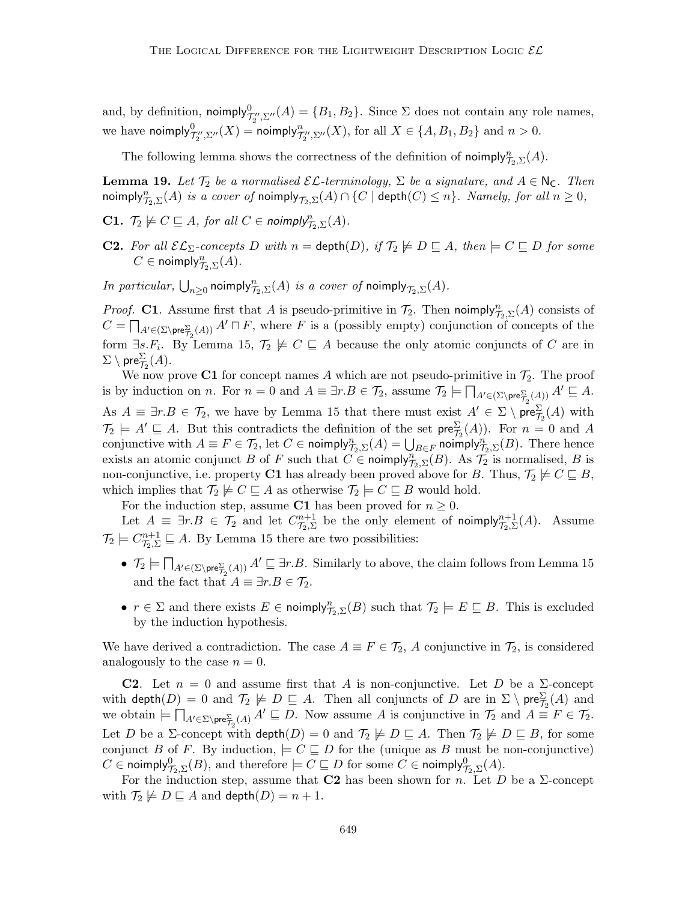and, by definition, $\mathsf{noimply}^0_{\mathcal{T}_2'',\Sigma''}(A) = \{B_1, B_2\}$. Since $\Sigma$ does not contain any role names, we have $\mathsf{noimply}^0_{\mathcal{T}_2'',\Sigma''}(X) = \mathsf{noimply}^n_{\mathcal{T}_2'',\Sigma''}(X)$, for all $X \in \{A, B_1, B_2\}$ and $n > 0$.

The following lemma shows the correctness of the definition of $\mathsf{noimply}^n_{\mathcal{T}_2,\Sigma}(A)$.

**Lemma 19.** *Let $\mathcal{T}_2$ be a normalised $\mathcal{EL}$-terminology, $\Sigma$ be a signature, and $A \in \mathsf{N_C}$. Then $\mathsf{noimply}^n_{\mathcal{T}_2,\Sigma}(A)$ is a cover of $\mathsf{noimply}_{\mathcal{T}_2,\Sigma}(A) \cap \{C \mid \mathsf{depth}(C) \leq n\}$. Namely, for all $n \geq 0$,*

**C1.** *$\mathcal{T}_2 \not\models C \sqsubseteq A$, for all $C \in \mathsf{noimply}^n_{\mathcal{T}_2,\Sigma}(A)$.*

**C2.** *For all $\mathcal{EL}_\Sigma$-concepts $D$ with $n = \mathsf{depth}(D)$, if $\mathcal{T}_2 \not\models D \sqsubseteq A$, then $\models C \sqsubseteq D$ for some $C \in \mathsf{noimply}^n_{\mathcal{T}_2,\Sigma}(A)$.*

*In particular, $\bigcup_{n\geq 0} \mathsf{noimply}^n_{\mathcal{T}_2,\Sigma}(A)$ is a cover of $\mathsf{noimply}_{\mathcal{T}_2,\Sigma}(A)$.*

*Proof.* **C1**. Assume first that $A$ is pseudo-primitive in $\mathcal{T}_2$. Then $\mathsf{noimply}^n_{\mathcal{T}_2,\Sigma}(A)$ consists of $C = \bigsqcap_{A' \in (\Sigma \setminus \mathsf{pre}^\Sigma_{\mathcal{T}_2}(A))} A' \sqcap F$, where $F$ is a (possibly empty) conjunction of concepts of the form $\exists s.F_i$. By Lemma 15, $\mathcal{T}_2 \not\models C \sqsubseteq A$ because the only atomic conjuncts of $C$ are in $\Sigma \setminus \mathsf{pre}^\Sigma_{\mathcal{T}_2}(A)$.

We now prove **C1** for concept names $A$ which are not pseudo-primitive in $\mathcal{T}_2$. The proof is by induction on $n$. For $n = 0$ and $A \equiv \exists r.B \in \mathcal{T}_2$, assume $\mathcal{T}_2 \models \bigsqcap_{A' \in (\Sigma \setminus \mathsf{pre}^\Sigma_{\mathcal{T}_2}(A))} A' \sqsubseteq A$. As $A \equiv \exists r.B \in \mathcal{T}_2$, we have by Lemma 15 that there must exist $A' \in \Sigma \setminus \mathsf{pre}^\Sigma_{\mathcal{T}_2}(A)$ with $\mathcal{T}_2 \models A' \sqsubseteq A$. But this contradicts the definition of the set $\mathsf{pre}^\Sigma_{\mathcal{T}_2}(A)$). For $n = 0$ and $A$ conjunctive with $A \equiv F \in \mathcal{T}_2$, let $C \in \mathsf{noimply}^n_{\mathcal{T}_2,\Sigma}(A) = \bigcup_{B \in F} \mathsf{noimply}^n_{\mathcal{T}_2,\Sigma}(B)$. There hence exists an atomic conjunct $B$ of $F$ such that $C \in \mathsf{noimply}^n_{\mathcal{T}_2,\Sigma}(B)$. As $\mathcal{T}_2$ is normalised, $B$ is non-conjunctive, i.e. property **C1** has already been proved above for $B$. Thus, $\mathcal{T}_2 \not\models C \sqsubseteq B$, which implies that $\mathcal{T}_2 \not\models C \sqsubseteq A$ as otherwise $\mathcal{T}_2 \models C \sqsubseteq B$ would hold.

For the induction step, assume **C1** has been proved for $n \geq 0$.

Let $A \equiv \exists r.B \in \mathcal{T}_2$ and let $C^{n+1}_{\mathcal{T}_2,\Sigma}$ be the only element of $\mathsf{noimply}^{n+1}_{\mathcal{T}_2,\Sigma}(A)$. Assume $\mathcal{T}_2 \models C^{n+1}_{\mathcal{T}_2,\Sigma} \sqsubseteq A$. By Lemma 15 there are two possibilities:

- $\mathcal{T}_2 \models \bigsqcap_{A' \in (\Sigma \setminus \mathsf{pre}^\Sigma_{\mathcal{T}_2}(A))} A' \sqsubseteq \exists r.B$. Similarly to above, the claim follows from Lemma 15 and the fact that $A \equiv \exists r.B \in \mathcal{T}_2$.
- $r \in \Sigma$ and there exists $E \in \mathsf{noimply}^n_{\mathcal{T}_2,\Sigma}(B)$ such that $\mathcal{T}_2 \models E \sqsubseteq B$. This is excluded by the induction hypothesis.

We have derived a contradiction. The case $A \equiv F \in \mathcal{T}_2$, $A$ conjunctive in $\mathcal{T}_2$, is considered analogously to the case $n = 0$.

**C2**. Let $n = 0$ and assume first that $A$ is non-conjunctive. Let $D$ be a $\Sigma$-concept with $\mathsf{depth}(D) = 0$ and $\mathcal{T}_2 \not\models D \sqsubseteq A$. Then all conjuncts of $D$ are in $\Sigma \setminus \mathsf{pre}^\Sigma_{\mathcal{T}_2}(A)$ and we obtain $\models \bigsqcap_{A' \in \Sigma \setminus \mathsf{pre}^\Sigma_{\mathcal{T}_2}(A)} A' \sqsubseteq D$. Now assume $A$ is conjunctive in $\mathcal{T}_2$ and $A \equiv F \in \mathcal{T}_2$. Let $D$ be a $\Sigma$-concept with $\mathsf{depth}(D) = 0$ and $\mathcal{T}_2 \not\models D \sqsubseteq A$. Then $\mathcal{T}_2 \not\models D \sqsubseteq B$, for some conjunct $B$ of $F$. By induction, $\models C \sqsubseteq D$ for the (unique as $B$ must be non-conjunctive) $C \in \mathsf{noimply}^0_{\mathcal{T}_2,\Sigma}(B)$, and therefore $\models C \sqsubseteq D$ for some $C \in \mathsf{noimply}^0_{\mathcal{T}_2,\Sigma}(A)$.

For the induction step, assume that **C2** has been shown for $n$. Let $D$ be a $\Sigma$-concept with $\mathcal{T}_2 \not\models D \sqsubseteq A$ and $\mathsf{depth}(D) = n + 1$.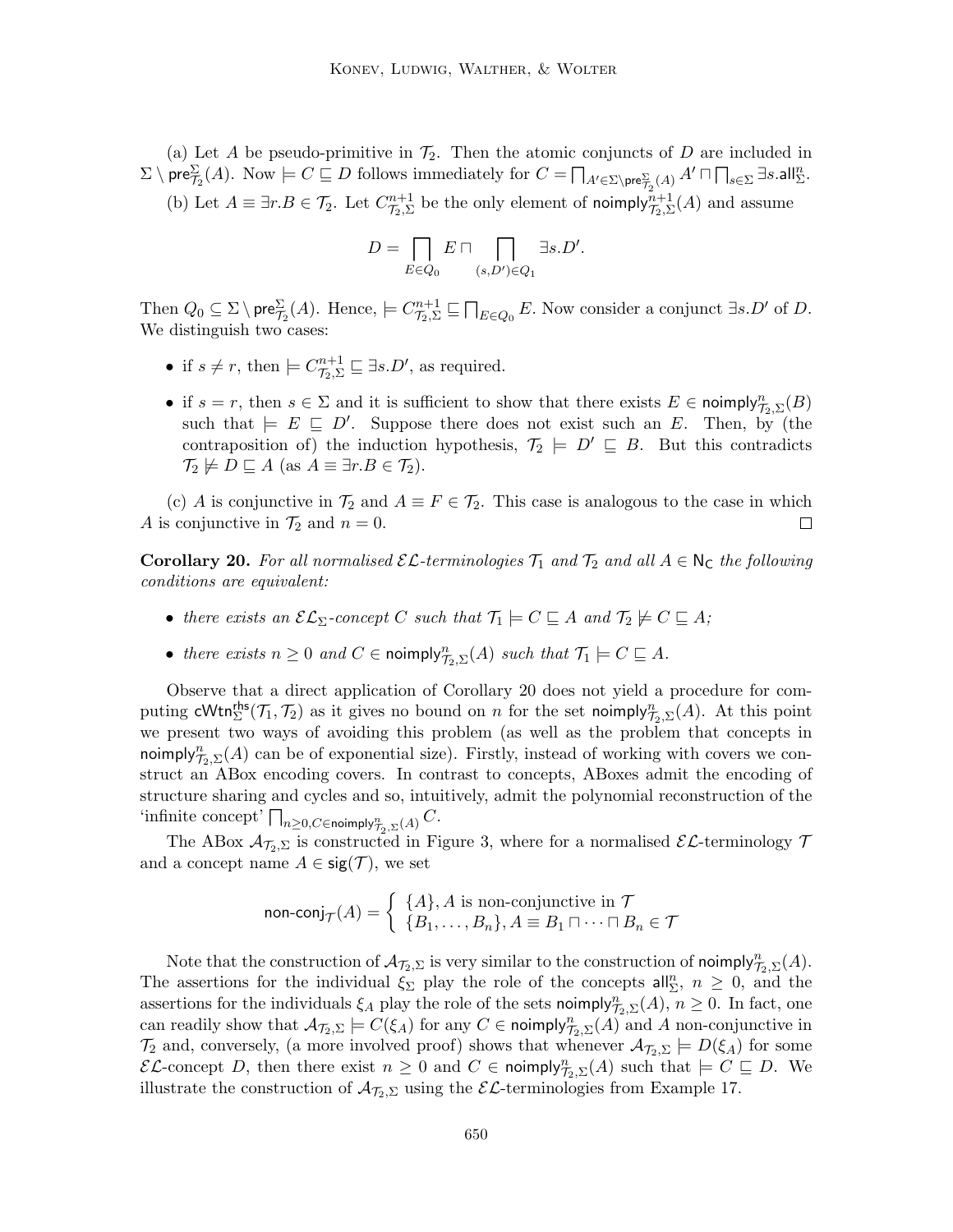(a) Let $A$ be pseudo-primitive in $\mathcal{T}_2$. Then the atomic conjuncts of $D$ are included in $\Sigma \setminus \mathsf{pre}^{\Sigma}_{\mathcal{T}_2}(A)$. Now $\models C \sqsubseteq D$ follows immediately for $C = \bigsqcap_{A' \in \Sigma \setminus \mathsf{pre}^{\Sigma}_{\mathcal{T}_2}(A)} A' \sqcap \bigsqcap_{s \in \Sigma} \exists s.\mathsf{all}^n_{\Sigma}$.

(b) Let $A \equiv \exists r.B \in \mathcal{T}_2$. Let $C^{n+1}_{\mathcal{T}_2,\Sigma}$ be the only element of $\mathsf{noimply}^{n+1}_{\mathcal{T}_2,\Sigma}(A)$ and assume

$$D = \bigsqcap_{E \in Q_0} E \sqcap \bigsqcap_{(s,D') \in Q_1} \exists s.D'.$$

Then $Q_0 \subseteq \Sigma \setminus \mathsf{pre}^{\Sigma}_{\mathcal{T}_2}(A)$. Hence, $\models C^{n+1}_{\mathcal{T}_2,\Sigma} \sqsubseteq \bigsqcap_{E \in Q_0} E$. Now consider a conjunct $\exists s.D'$ of $D$. We distinguish two cases:

- if $s \neq r$, then $\models C^{n+1}_{\mathcal{T}_2,\Sigma} \sqsubseteq \exists s.D'$, as required.
- if $s = r$, then $s \in \Sigma$ and it is sufficient to show that there exists $E \in \mathsf{noimply}^n_{\mathcal{T}_2,\Sigma}(B)$ such that $\models E \sqsubseteq D'$. Suppose there does not exist such an $E$. Then, by (the contraposition of) the induction hypothesis, $\mathcal{T}_2 \models D' \sqsubseteq B$. But this contradicts $\mathcal{T}_2 \not\models D \sqsubseteq A$ (as $A \equiv \exists r.B \in \mathcal{T}_2$).

(c) $A$ is conjunctive in $\mathcal{T}_2$ and $A \equiv F \in \mathcal{T}_2$. This case is analogous to the case in which $A$ is conjunctive in $\mathcal{T}_2$ and $n = 0$. □

**Corollary 20.** *For all normalised $\mathcal{EL}$-terminologies $\mathcal{T}_1$ and $\mathcal{T}_2$ and all $A \in \mathsf{N_C}$ the following conditions are equivalent:*

- *there exists an $\mathcal{EL}_{\Sigma}$-concept $C$ such that $\mathcal{T}_1 \models C \sqsubseteq A$ and $\mathcal{T}_2 \not\models C \sqsubseteq A$;*
- *there exists $n \geq 0$ and $C \in \mathsf{noimply}^n_{\mathcal{T}_2,\Sigma}(A)$ such that $\mathcal{T}_1 \models C \sqsubseteq A$.*

Observe that a direct application of Corollary 20 does not yield a procedure for computing $\mathsf{cWtn}^{\mathsf{rhs}}_{\Sigma}(\mathcal{T}_1, \mathcal{T}_2)$ as it gives no bound on $n$ for the set $\mathsf{noimply}^n_{\mathcal{T}_2,\Sigma}(A)$. At this point we present two ways of avoiding this problem (as well as the problem that concepts in $\mathsf{noimply}^n_{\mathcal{T}_2,\Sigma}(A)$ can be of exponential size). Firstly, instead of working with covers we construct an ABox encoding covers. In contrast to concepts, ABoxes admit the encoding of structure sharing and cycles and so, intuitively, admit the polynomial reconstruction of the 'infinite concept' $\bigsqcap_{n \geq 0, C \in \mathsf{noimply}^n_{\mathcal{T}_2,\Sigma}(A)} C$.

The ABox $\mathcal{A}_{\mathcal{T}_2,\Sigma}$ is constructed in Figure 3, where for a normalised $\mathcal{EL}$-terminology $\mathcal{T}$ and a concept name $A \in \mathsf{sig}(\mathcal{T})$, we set

$$\mathsf{non\text{-}conj}_{\mathcal{T}}(A) = \begin{cases} \{A\}, A \text{ is non-conjunctive in } \mathcal{T} \\ \{B_1, \ldots, B_n\}, A \equiv B_1 \sqcap \cdots \sqcap B_n \in \mathcal{T} \end{cases}$$

Note that the construction of $\mathcal{A}_{\mathcal{T}_2,\Sigma}$ is very similar to the construction of $\mathsf{noimply}^n_{\mathcal{T}_2,\Sigma}(A)$. The assertions for the individual $\xi_{\Sigma}$ play the role of the concepts $\mathsf{all}^n_{\Sigma}$, $n \geq 0$, and the assertions for the individuals $\xi_A$ play the role of the sets $\mathsf{noimply}^n_{\mathcal{T}_2,\Sigma}(A)$, $n \geq 0$. In fact, one can readily show that $\mathcal{A}_{\mathcal{T}_2,\Sigma} \models C(\xi_A)$ for any $C \in \mathsf{noimply}^n_{\mathcal{T}_2,\Sigma}(A)$ and $A$ non-conjunctive in $\mathcal{T}_2$ and, conversely, (a more involved proof) shows that whenever $\mathcal{A}_{\mathcal{T}_2,\Sigma} \models D(\xi_A)$ for some $\mathcal{EL}$-concept $D$, then there exist $n \geq 0$ and $C \in \mathsf{noimply}^n_{\mathcal{T}_2,\Sigma}(A)$ such that $\models C \sqsubseteq D$. We illustrate the construction of $\mathcal{A}_{\mathcal{T}_2,\Sigma}$ using the $\mathcal{EL}$-terminologies from Example 17.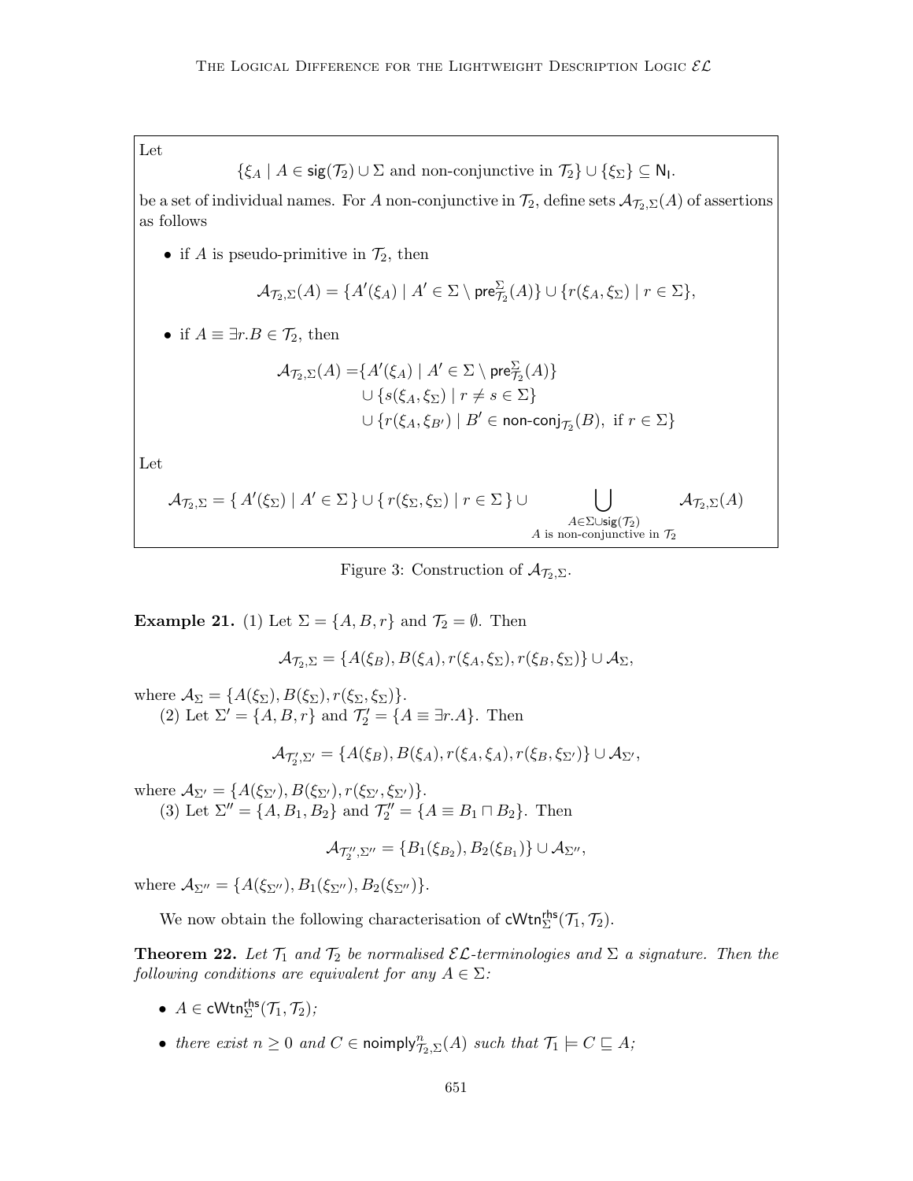Let

$$\{\xi_A \mid A \in \mathsf{sig}(\mathcal{T}_2) \cup \Sigma \text{ and non-conjunctive in } \mathcal{T}_2\} \cup \{\xi_\Sigma\} \subseteq \mathsf{N_I}.$$

be a set of individual names. For $A$ non-conjunctive in $\mathcal{T}_2$, define sets $\mathcal{A}_{\mathcal{T}_2,\Sigma}(A)$ of assertions as follows

- if $A$ is pseudo-primitive in $\mathcal{T}_2$, then

$$\mathcal{A}_{\mathcal{T}_2,\Sigma}(A) = \{A'(\xi_A) \mid A' \in \Sigma \setminus \mathsf{pre}^{\Sigma}_{\mathcal{T}_2}(A)\} \cup \{r(\xi_A, \xi_\Sigma) \mid r \in \Sigma\},$$

- if $A \equiv \exists r.B \in \mathcal{T}_2$, then

$$\begin{aligned}\mathcal{A}_{\mathcal{T}_2,\Sigma}(A) = &\{A'(\xi_A) \mid A' \in \Sigma \setminus \mathsf{pre}^{\Sigma}_{\mathcal{T}_2}(A)\} \\ &\cup \{s(\xi_A, \xi_\Sigma) \mid r \neq s \in \Sigma\} \\ &\cup \{r(\xi_A, \xi_{B'}) \mid B' \in \mathsf{non\text{-}conj}_{\mathcal{T}_2}(B), \text{ if } r \in \Sigma\}\end{aligned}$$

Let

$$\mathcal{A}_{\mathcal{T}_2,\Sigma} = \{\, A'(\xi_\Sigma) \mid A' \in \Sigma \,\} \cup \{\, r(\xi_\Sigma, \xi_\Sigma) \mid r \in \Sigma \,\} \cup \bigcup_{\substack{A \in \Sigma \cup \mathsf{sig}(\mathcal{T}_2) \\ A \text{ is non-conjunctive in } \mathcal{T}_2}} \mathcal{A}_{\mathcal{T}_2,\Sigma}(A)$$

Figure 3: Construction of $\mathcal{A}_{\mathcal{T}_2,\Sigma}$.

**Example 21.** (1) Let $\Sigma = \{A, B, r\}$ and $\mathcal{T}_2 = \emptyset$. Then

$$\mathcal{A}_{\mathcal{T}_2,\Sigma} = \{A(\xi_B), B(\xi_A), r(\xi_A, \xi_\Sigma), r(\xi_B, \xi_\Sigma)\} \cup \mathcal{A}_\Sigma,$$

where $\mathcal{A}_\Sigma = \{A(\xi_\Sigma), B(\xi_\Sigma), r(\xi_\Sigma, \xi_\Sigma)\}$.

(2) Let $\Sigma' = \{A, B, r\}$ and $\mathcal{T}_2' = \{A \equiv \exists r.A\}$. Then

$$\mathcal{A}_{\mathcal{T}_2',\Sigma'} = \{A(\xi_B), B(\xi_A), r(\xi_A, \xi_A), r(\xi_B, \xi_{\Sigma'})\} \cup \mathcal{A}_{\Sigma'},$$

where $\mathcal{A}_{\Sigma'} = \{A(\xi_{\Sigma'}), B(\xi_{\Sigma'}), r(\xi_{\Sigma'}, \xi_{\Sigma'})\}$.

(3) Let $\Sigma'' = \{A, B_1, B_2\}$ and $\mathcal{T}_2'' = \{A \equiv B_1 \sqcap B_2\}$. Then

$$\mathcal{A}_{\mathcal{T}_2'',\Sigma''} = \{B_1(\xi_{B_2}), B_2(\xi_{B_1})\} \cup \mathcal{A}_{\Sigma''},$$

where $\mathcal{A}_{\Sigma''} = \{A(\xi_{\Sigma''}), B_1(\xi_{\Sigma''}), B_2(\xi_{\Sigma''})\}$.

We now obtain the following characterisation of $\mathsf{cWtn}^{\mathsf{rhs}}_\Sigma(\mathcal{T}_1, \mathcal{T}_2)$.

**Theorem 22.** *Let $\mathcal{T}_1$ and $\mathcal{T}_2$ be normalised $\mathcal{EL}$-terminologies and $\Sigma$ a signature. Then the following conditions are equivalent for any $A \in \Sigma$:*

- $A \in \mathsf{cWtn}^{\mathsf{rhs}}_\Sigma(\mathcal{T}_1, \mathcal{T}_2)$*;*
- *there exist $n \geq 0$ and $C \in \mathsf{noimply}^n_{\mathcal{T}_2,\Sigma}(A)$ such that $\mathcal{T}_1 \models C \sqsubseteq A$;*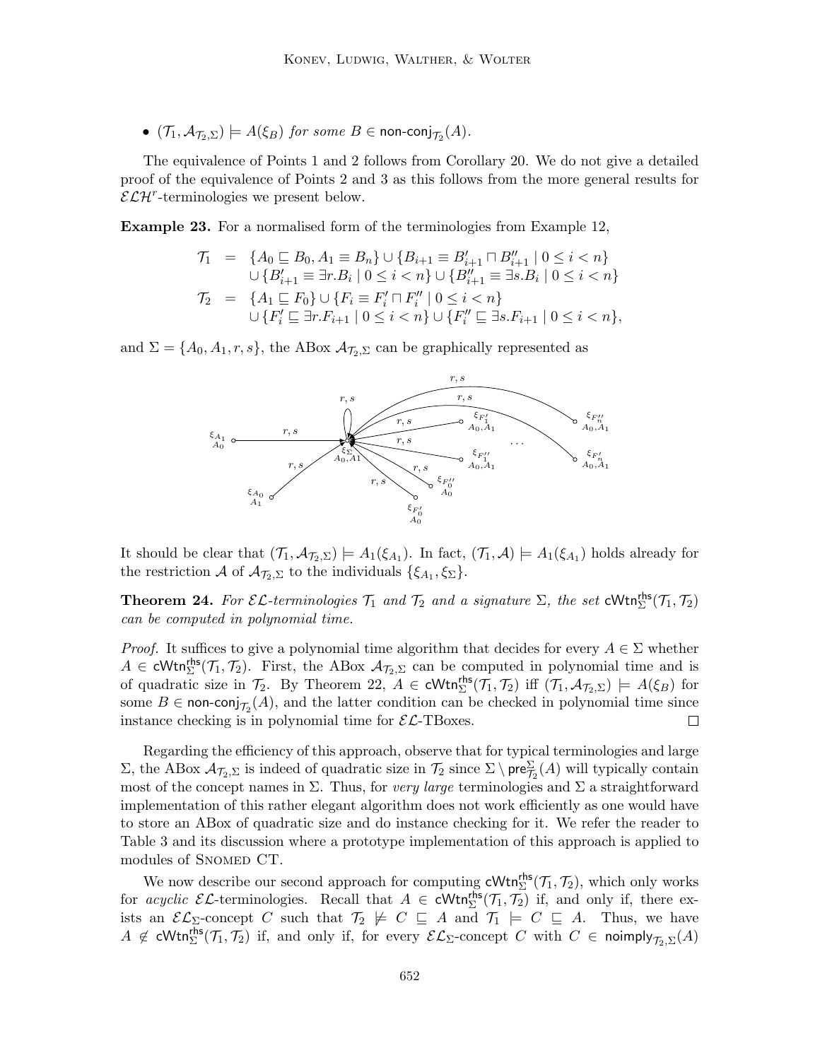- $(\mathcal{T}_1, \mathcal{A}_{\mathcal{T}_2,\Sigma}) \models A(\xi_B)$ *for some* $B \in \mathsf{non\text{-}conj}_{\mathcal{T}_2}(A)$.

The equivalence of Points 1 and 2 follows from Corollary 20. We do not give a detailed proof of the equivalence of Points 2 and 3 as this follows from the more general results for $\mathcal{ELH}^r$-terminologies we present below.

**Example 23.** For a normalised form of the terminologies from Example 12,

$$
\begin{aligned}
\mathcal{T}_1 &= \{A_0 \sqsubseteq B_0, A_1 \equiv B_n\} \cup \{B_{i+1} \equiv B'_{i+1} \sqcap B''_{i+1} \mid 0 \leq i < n\} \\
&\quad \cup \{B'_{i+1} \equiv \exists r.B_i \mid 0 \leq i < n\} \cup \{B''_{i+1} \equiv \exists s.B_i \mid 0 \leq i < n\} \\
\mathcal{T}_2 &= \{A_1 \sqsubseteq F_0\} \cup \{F_i \equiv F'_i \sqcap F''_i \mid 0 \leq i < n\} \\
&\quad \cup \{F'_i \sqsubseteq \exists r.F_{i+1} \mid 0 \leq i < n\} \cup \{F''_i \sqsubseteq \exists s.F_{i+1} \mid 0 \leq i < n\},
\end{aligned}
$$

and $\Sigma = \{A_0, A_1, r, s\}$, the ABox $\mathcal{A}_{\mathcal{T}_2,\Sigma}$ can be graphically represented as

It should be clear that $(\mathcal{T}_1, \mathcal{A}_{\mathcal{T}_2,\Sigma}) \models A_1(\xi_{A_1})$. In fact, $(\mathcal{T}_1, \mathcal{A}) \models A_1(\xi_{A_1})$ holds already for the restriction $\mathcal{A}$ of $\mathcal{A}_{\mathcal{T}_2,\Sigma}$ to the individuals $\{\xi_{A_1}, \xi_\Sigma\}$.

**Theorem 24.** *For $\mathcal{EL}$-terminologies $\mathcal{T}_1$ and $\mathcal{T}_2$ and a signature $\Sigma$, the set $\mathsf{cWtn}^{\mathsf{rhs}}_\Sigma(\mathcal{T}_1, \mathcal{T}_2)$ can be computed in polynomial time.*

*Proof.* It suffices to give a polynomial time algorithm that decides for every $A \in \Sigma$ whether $A \in \mathsf{cWtn}^{\mathsf{rhs}}_\Sigma(\mathcal{T}_1, \mathcal{T}_2)$. First, the ABox $\mathcal{A}_{\mathcal{T}_2,\Sigma}$ can be computed in polynomial time and is of quadratic size in $\mathcal{T}_2$. By Theorem 22, $A \in \mathsf{cWtn}^{\mathsf{rhs}}_\Sigma(\mathcal{T}_1, \mathcal{T}_2)$ iff $(\mathcal{T}_1, \mathcal{A}_{\mathcal{T}_2,\Sigma}) \models A(\xi_B)$ for some $B \in \mathsf{non\text{-}conj}_{\mathcal{T}_2}(A)$, and the latter condition can be checked in polynomial time since instance checking is in polynomial time for $\mathcal{EL}$-TBoxes. $\square$

Regarding the efficiency of this approach, observe that for typical terminologies and large $\Sigma$, the ABox $\mathcal{A}_{\mathcal{T}_2,\Sigma}$ is indeed of quadratic size in $\mathcal{T}_2$ since $\Sigma \setminus \mathsf{pre}^\Sigma_{\mathcal{T}_2}(A)$ will typically contain most of the concept names in $\Sigma$. Thus, for *very large* terminologies and $\Sigma$ a straightforward implementation of this rather elegant algorithm does not work efficiently as one would have to store an ABox of quadratic size and do instance checking for it. We refer the reader to Table 3 and its discussion where a prototype implementation of this approach is applied to modules of Snomed CT.

We now describe our second approach for computing $\mathsf{cWtn}^{\mathsf{rhs}}_\Sigma(\mathcal{T}_1, \mathcal{T}_2)$, which only works for *acyclic* $\mathcal{EL}$-terminologies. Recall that $A \in \mathsf{cWtn}^{\mathsf{rhs}}_\Sigma(\mathcal{T}_1, \mathcal{T}_2)$ if, and only if, there exists an $\mathcal{EL}_\Sigma$-concept $C$ such that $\mathcal{T}_2 \not\models C \sqsubseteq A$ and $\mathcal{T}_1 \models C \sqsubseteq A$. Thus, we have $A \notin \mathsf{cWtn}^{\mathsf{rhs}}_\Sigma(\mathcal{T}_1, \mathcal{T}_2)$ if, and only if, for every $\mathcal{EL}_\Sigma$-concept $C$ with $C \in \mathsf{noimply}_{\mathcal{T}_2,\Sigma}(A)$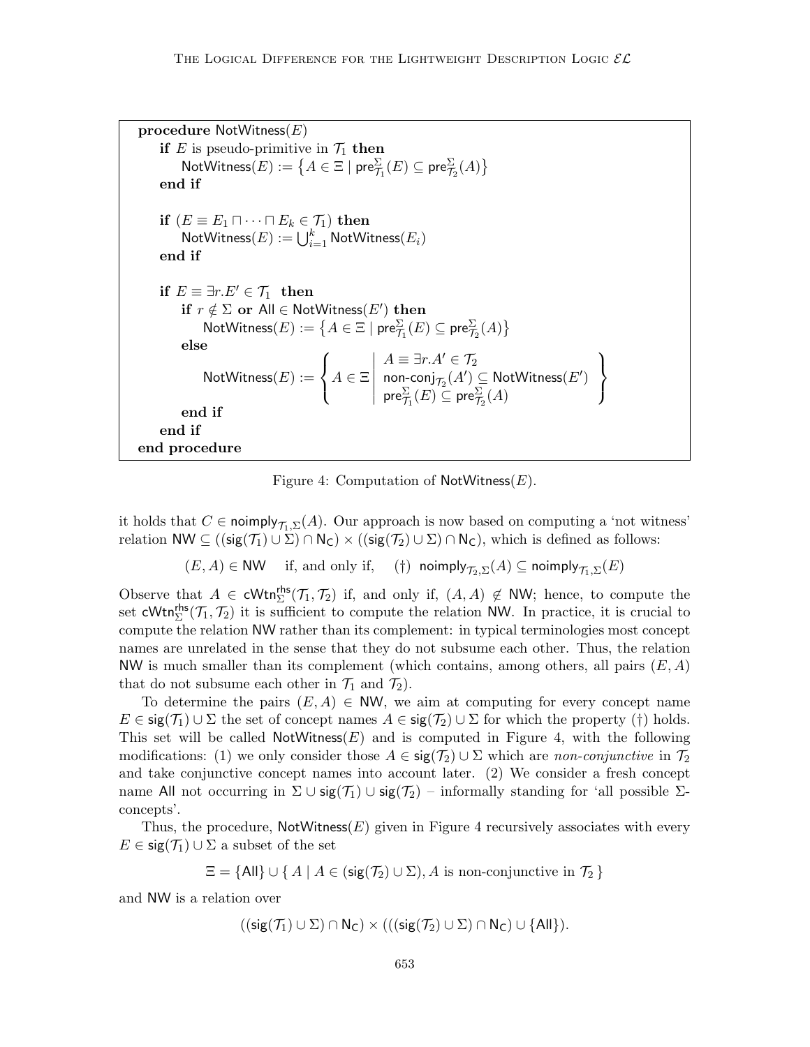```
procedure NotWitness(E)
    if E is pseudo-primitive in T1 then
        NotWitness(E) := { A ∈ Ξ | pre^Σ_T1(E) ⊆ pre^Σ_T2(A) }
    end if

    if (E ≡ E1 ⊓ ··· ⊓ Ek ∈ T1) then
        NotWitness(E) := ⋃_{i=1}^{k} NotWitness(Ei)
    end if

    if E ≡ ∃r.E' ∈ T1 then
        if r ∉ Σ or All ∈ NotWitness(E') then
            NotWitness(E) := { A ∈ Ξ | pre^Σ_T1(E) ⊆ pre^Σ_T2(A) }
        else
            NotWitness(E) := { A ∈ Ξ | A ≡ ∃r.A' ∈ T2
                                        non-conj_T2(A') ⊆ NotWitness(E')
                                        pre^Σ_T1(E) ⊆ pre^Σ_T2(A) }
        end if
    end if
end procedure
```

Figure 4: Computation of $\mathsf{NotWitness}(E)$.

it holds that $C \in \mathsf{noimply}_{\mathcal{T}_1,\Sigma}(A)$. Our approach is now based on computing a 'not witness' relation $\mathsf{NW} \subseteq ((\mathsf{sig}(\mathcal{T}_1) \cup \Sigma) \cap \mathsf{N_C}) \times ((\mathsf{sig}(\mathcal{T}_2) \cup \Sigma) \cap \mathsf{N_C})$, which is defined as follows:

$$(E, A) \in \mathsf{NW} \quad \text{if, and only if,} \quad (\dagger)\ \ \mathsf{noimply}_{\mathcal{T}_2,\Sigma}(A) \subseteq \mathsf{noimply}_{\mathcal{T}_1,\Sigma}(E)$$

Observe that $A \in \mathsf{cWtn}^{\mathsf{rhs}}_{\Sigma}(\mathcal{T}_1, \mathcal{T}_2)$ if, and only if, $(A, A) \notin \mathsf{NW}$; hence, to compute the set $\mathsf{cWtn}^{\mathsf{rhs}}_{\Sigma}(\mathcal{T}_1, \mathcal{T}_2)$ it is sufficient to compute the relation $\mathsf{NW}$. In practice, it is crucial to compute the relation $\mathsf{NW}$ rather than its complement: in typical terminologies most concept names are unrelated in the sense that they do not subsume each other. Thus, the relation $\mathsf{NW}$ is much smaller than its complement (which contains, among others, all pairs $(E, A)$ that do not subsume each other in $\mathcal{T}_1$ and $\mathcal{T}_2$).

To determine the pairs $(E, A) \in \mathsf{NW}$, we aim at computing for every concept name $E \in \mathsf{sig}(\mathcal{T}_1) \cup \Sigma$ the set of concept names $A \in \mathsf{sig}(\mathcal{T}_2) \cup \Sigma$ for which the property $(\dagger)$ holds. This set will be called $\mathsf{NotWitness}(E)$ and is computed in Figure 4, with the following modifications: (1) we only consider those $A \in \mathsf{sig}(\mathcal{T}_2) \cup \Sigma$ which are *non-conjunctive* in $\mathcal{T}_2$ and take conjunctive concept names into account later. (2) We consider a fresh concept name $\mathsf{All}$ not occurring in $\Sigma \cup \mathsf{sig}(\mathcal{T}_1) \cup \mathsf{sig}(\mathcal{T}_2)$ – informally standing for 'all possible $\Sigma$-concepts'.

Thus, the procedure, $\mathsf{NotWitness}(E)$ given in Figure 4 recursively associates with every $E \in \mathsf{sig}(\mathcal{T}_1) \cup \Sigma$ a subset of the set

$$\Xi = \{\mathsf{All}\} \cup \{\, A \mid A \in (\mathsf{sig}(\mathcal{T}_2) \cup \Sigma), A \text{ is non-conjunctive in } \mathcal{T}_2 \,\}$$

and $\mathsf{NW}$ is a relation over

$$((\mathsf{sig}(\mathcal{T}_1) \cup \Sigma) \cap \mathsf{N_C}) \times (((\mathsf{sig}(\mathcal{T}_2) \cup \Sigma) \cap \mathsf{N_C}) \cup \{\mathsf{All}\}).$$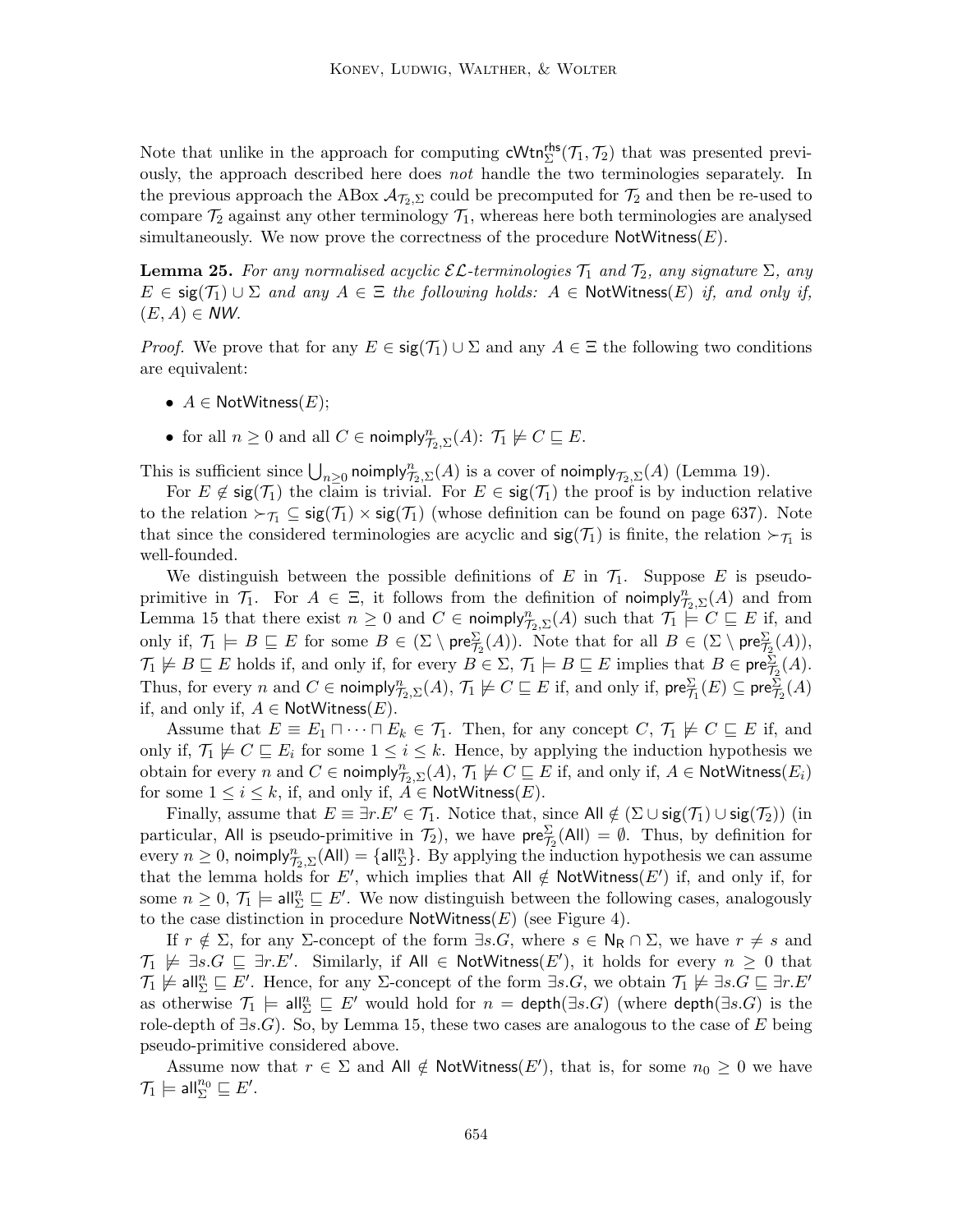Note that unlike in the approach for computing $\mathsf{cWtn}^{\mathsf{rhs}}_{\Sigma}(\mathcal{T}_1, \mathcal{T}_2)$ that was presented previously, the approach described here does *not* handle the two terminologies separately. In the previous approach the ABox $\mathcal{A}_{\mathcal{T}_2,\Sigma}$ could be precomputed for $\mathcal{T}_2$ and then be re-used to compare $\mathcal{T}_2$ against any other terminology $\mathcal{T}_1$, whereas here both terminologies are analysed simultaneously. We now prove the correctness of the procedure $\mathsf{NotWitness}(E)$.

**Lemma 25.** *For any normalised acyclic $\mathcal{EL}$-terminologies $\mathcal{T}_1$ and $\mathcal{T}_2$, any signature $\Sigma$, any $E \in \mathsf{sig}(\mathcal{T}_1) \cup \Sigma$ and any $A \in \Xi$ the following holds: $A \in \mathsf{NotWitness}(E)$ if, and only if, $(E, A) \in NW$.*

*Proof.* We prove that for any $E \in \mathsf{sig}(\mathcal{T}_1) \cup \Sigma$ and any $A \in \Xi$ the following two conditions are equivalent:

- $A \in \mathsf{NotWitness}(E)$;
- for all $n \geq 0$ and all $C \in \mathsf{noimply}^n_{\mathcal{T}_2,\Sigma}(A)$: $\mathcal{T}_1 \not\models C \sqsubseteq E$.

This is sufficient since $\bigcup_{n\geq 0} \mathsf{noimply}^n_{\mathcal{T}_2,\Sigma}(A)$ is a cover of $\mathsf{noimply}_{\mathcal{T}_2,\Sigma}(A)$ (Lemma 19).

For $E \notin \mathsf{sig}(\mathcal{T}_1)$ the claim is trivial. For $E \in \mathsf{sig}(\mathcal{T}_1)$ the proof is by induction relative to the relation $\succ_{\mathcal{T}_1} \subseteq \mathsf{sig}(\mathcal{T}_1) \times \mathsf{sig}(\mathcal{T}_1)$ (whose definition can be found on page 637). Note that since the considered terminologies are acyclic and $\mathsf{sig}(\mathcal{T}_1)$ is finite, the relation $\succ_{\mathcal{T}_1}$ is well-founded.

We distinguish between the possible definitions of $E$ in $\mathcal{T}_1$. Suppose $E$ is pseudo-primitive in $\mathcal{T}_1$. For $A \in \Xi$, it follows from the definition of $\mathsf{noimply}^n_{\mathcal{T}_2,\Sigma}(A)$ and from Lemma 15 that there exist $n \geq 0$ and $C \in \mathsf{noimply}^n_{\mathcal{T}_2,\Sigma}(A)$ such that $\mathcal{T}_1 \models C \sqsubseteq E$ if, and only if, $\mathcal{T}_1 \models B \sqsubseteq E$ for some $B \in (\Sigma \setminus \mathsf{pre}^{\Sigma}_{\mathcal{T}_2}(A))$. Note that for all $B \in (\Sigma \setminus \mathsf{pre}^{\Sigma}_{\mathcal{T}_2}(A))$, $\mathcal{T}_1 \not\models B \sqsubseteq E$ holds if, and only if, for every $B \in \Sigma$, $\mathcal{T}_1 \models B \sqsubseteq E$ implies that $B \in \mathsf{pre}^{\Sigma}_{\mathcal{T}_2}(A)$. Thus, for every $n$ and $C \in \mathsf{noimply}^n_{\mathcal{T}_2,\Sigma}(A)$, $\mathcal{T}_1 \not\models C \sqsubseteq E$ if, and only if, $\mathsf{pre}^{\Sigma}_{\mathcal{T}_1}(E) \subseteq \mathsf{pre}^{\Sigma}_{\mathcal{T}_2}(A)$ if, and only if, $A \in \mathsf{NotWitness}(E)$.

Assume that $E \equiv E_1 \sqcap \cdots \sqcap E_k \in \mathcal{T}_1$. Then, for any concept $C$, $\mathcal{T}_1 \not\models C \sqsubseteq E$ if, and only if, $\mathcal{T}_1 \not\models C \sqsubseteq E_i$ for some $1 \leq i \leq k$. Hence, by applying the induction hypothesis we obtain for every $n$ and $C \in \mathsf{noimply}^n_{\mathcal{T}_2,\Sigma}(A)$, $\mathcal{T}_1 \not\models C \sqsubseteq E$ if, and only if, $A \in \mathsf{NotWitness}(E_i)$ for some $1 \leq i \leq k$, if, and only if, $A \in \mathsf{NotWitness}(E)$.

Finally, assume that $E \equiv \exists r.E' \in \mathcal{T}_1$. Notice that, since $\mathsf{All} \notin (\Sigma \cup \mathsf{sig}(\mathcal{T}_1) \cup \mathsf{sig}(\mathcal{T}_2))$ (in particular, $\mathsf{All}$ is pseudo-primitive in $\mathcal{T}_2$), we have $\mathsf{pre}^{\Sigma}_{\mathcal{T}_2}(\mathsf{All}) = \emptyset$. Thus, by definition for every $n \geq 0$, $\mathsf{noimply}^n_{\mathcal{T}_2,\Sigma}(\mathsf{All}) = \{\mathsf{all}^n_{\Sigma}\}$. By applying the induction hypothesis we can assume that the lemma holds for $E'$, which implies that $\mathsf{All} \notin \mathsf{NotWitness}(E')$ if, and only if, for some $n \geq 0$, $\mathcal{T}_1 \models \mathsf{all}^n_{\Sigma} \sqsubseteq E'$. We now distinguish between the following cases, analogously to the case distinction in procedure $\mathsf{NotWitness}(E)$ (see Figure 4).

If $r \notin \Sigma$, for any $\Sigma$-concept of the form $\exists s.G$, where $s \in \mathsf{N_R} \cap \Sigma$, we have $r \neq s$ and $\mathcal{T}_1 \not\models \exists s.G \sqsubseteq \exists r.E'$. Similarly, if $\mathsf{All} \in \mathsf{NotWitness}(E')$, it holds for every $n \geq 0$ that $\mathcal{T}_1 \not\models \mathsf{all}^n_{\Sigma} \sqsubseteq E'$. Hence, for any $\Sigma$-concept of the form $\exists s.G$, we obtain $\mathcal{T}_1 \not\models \exists s.G \sqsubseteq \exists r.E'$ as otherwise $\mathcal{T}_1 \models \mathsf{all}^n_{\Sigma} \sqsubseteq E'$ would hold for $n = \mathsf{depth}(\exists s.G)$ (where $\mathsf{depth}(\exists s.G)$ is the role-depth of $\exists s.G$). So, by Lemma 15, these two cases are analogous to the case of $E$ being pseudo-primitive considered above.

Assume now that $r \in \Sigma$ and $\mathsf{All} \notin \mathsf{NotWitness}(E')$, that is, for some $n_0 \geq 0$ we have $\mathcal{T}_1 \models \mathsf{all}^{n_0}_{\Sigma} \sqsubseteq E'$.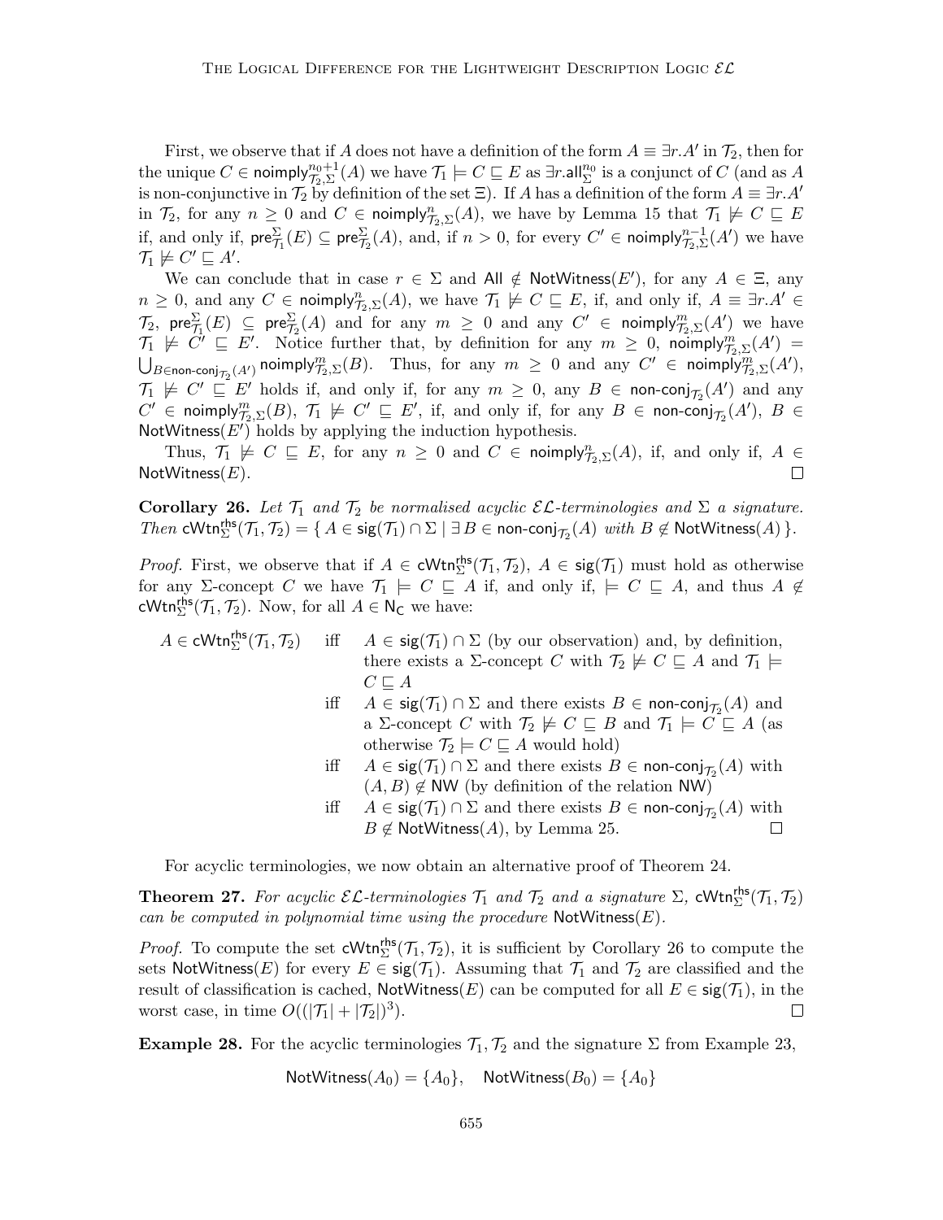First, we observe that if $A$ does not have a definition of the form $A \equiv \exists r.A'$ in $\mathcal{T}_2$, then for the unique $C \in \mathsf{noimply}^{n_0+1}_{\mathcal{T}_2,\Sigma}(A)$ we have $\mathcal{T}_1 \models C \sqsubseteq E$ as $\exists r.\mathsf{all}^{n_0}_\Sigma$ is a conjunct of $C$ (and as $A$ is non-conjunctive in $\mathcal{T}_2$ by definition of the set $\Xi$). If $A$ has a definition of the form $A \equiv \exists r.A'$ in $\mathcal{T}_2$, for any $n \geq 0$ and $C \in \mathsf{noimply}^{n}_{\mathcal{T}_2,\Sigma}(A)$, we have by Lemma 15 that $\mathcal{T}_1 \not\models C \sqsubseteq E$ if, and only if, $\mathsf{pre}^\Sigma_{\mathcal{T}_1}(E) \subseteq \mathsf{pre}^\Sigma_{\mathcal{T}_2}(A)$, and, if $n > 0$, for every $C' \in \mathsf{noimply}^{n-1}_{\mathcal{T}_2,\Sigma}(A')$ we have $\mathcal{T}_1 \not\models C' \sqsubseteq A'$.

We can conclude that in case $r \in \Sigma$ and $\mathsf{All} \notin \mathsf{NotWitness}(E')$, for any $A \in \Xi$, any $n \geq 0$, and any $C \in \mathsf{noimply}^{n}_{\mathcal{T}_2,\Sigma}(A)$, we have $\mathcal{T}_1 \not\models C \sqsubseteq E$, if, and only if, $A \equiv \exists r.A' \in \mathcal{T}_2$, $\mathsf{pre}^\Sigma_{\mathcal{T}_1}(E) \subseteq \mathsf{pre}^\Sigma_{\mathcal{T}_2}(A)$ and for any $m \geq 0$ and any $C' \in \mathsf{noimply}^{m}_{\mathcal{T}_2,\Sigma}(A')$ we have $\mathcal{T}_1 \not\models C' \sqsubseteq E'$. Notice further that, by definition for any $m \geq 0$, $\mathsf{noimply}^{m}_{\mathcal{T}_2,\Sigma}(A') = \bigcup_{B \in \mathsf{non\text{-}conj}_{\mathcal{T}_2}(A')} \mathsf{noimply}^{m}_{\mathcal{T}_2,\Sigma}(B)$. Thus, for any $m \geq 0$ and any $C' \in \mathsf{noimply}^{m}_{\mathcal{T}_2,\Sigma}(A')$, $\mathcal{T}_1 \not\models C' \sqsubseteq E'$ holds if, and only if, for any $m \geq 0$, any $B \in \mathsf{non\text{-}conj}_{\mathcal{T}_2}(A')$ and any $C' \in \mathsf{noimply}^{m}_{\mathcal{T}_2,\Sigma}(B)$, $\mathcal{T}_1 \not\models C' \sqsubseteq E'$, if, and only if, for any $B \in \mathsf{non\text{-}conj}_{\mathcal{T}_2}(A')$, $B \in \mathsf{NotWitness}(E')$ holds by applying the induction hypothesis.

Thus, $\mathcal{T}_1 \not\models C \sqsubseteq E$, for any $n \geq 0$ and $C \in \mathsf{noimply}^{n}_{\mathcal{T}_2,\Sigma}(A)$, if, and only if, $A \in \mathsf{NotWitness}(E)$. ∎

**Corollary 26.** *Let $\mathcal{T}_1$ and $\mathcal{T}_2$ be normalised acyclic $\mathcal{EL}$-terminologies and $\Sigma$ a signature. Then* $\mathsf{cWtn}^{\mathsf{rhs}}_\Sigma(\mathcal{T}_1, \mathcal{T}_2) = \{ A \in \mathsf{sig}(\mathcal{T}_1) \cap \Sigma \mid \exists B \in \mathsf{non\text{-}conj}_{\mathcal{T}_2}(A) \text{ with } B \notin \mathsf{NotWitness}(A) \}$.

*Proof.* First, we observe that if $A \in \mathsf{cWtn}^{\mathsf{rhs}}_\Sigma(\mathcal{T}_1, \mathcal{T}_2)$, $A \in \mathsf{sig}(\mathcal{T}_1)$ must hold as otherwise for any $\Sigma$-concept $C$ we have $\mathcal{T}_1 \models C \sqsubseteq A$ if, and only if, $\models C \sqsubseteq A$, and thus $A \notin \mathsf{cWtn}^{\mathsf{rhs}}_\Sigma(\mathcal{T}_1, \mathcal{T}_2)$. Now, for all $A \in \mathsf{N_C}$ we have:

$A \in \mathsf{cWtn}^{\mathsf{rhs}}_\Sigma(\mathcal{T}_1, \mathcal{T}_2)$ iff $A \in \mathsf{sig}(\mathcal{T}_1) \cap \Sigma$ (by our observation) and, by definition, there exists a $\Sigma$-concept $C$ with $\mathcal{T}_2 \not\models C \sqsubseteq A$ and $\mathcal{T}_1 \models C \sqsubseteq A$

iff $A \in \mathsf{sig}(\mathcal{T}_1) \cap \Sigma$ and there exists $B \in \mathsf{non\text{-}conj}_{\mathcal{T}_2}(A)$ and a $\Sigma$-concept $C$ with $\mathcal{T}_2 \not\models C \sqsubseteq B$ and $\mathcal{T}_1 \models C \sqsubseteq A$ (as otherwise $\mathcal{T}_2 \models C \sqsubseteq A$ would hold)

iff $A \in \mathsf{sig}(\mathcal{T}_1) \cap \Sigma$ and there exists $B \in \mathsf{non\text{-}conj}_{\mathcal{T}_2}(A)$ with $(A, B) \notin \mathsf{NW}$ (by definition of the relation $\mathsf{NW}$)

iff $A \in \mathsf{sig}(\mathcal{T}_1) \cap \Sigma$ and there exists $B \in \mathsf{non\text{-}conj}_{\mathcal{T}_2}(A)$ with $B \notin \mathsf{NotWitness}(A)$, by Lemma 25. ∎

For acyclic terminologies, we now obtain an alternative proof of Theorem 24.

**Theorem 27.** *For acyclic $\mathcal{EL}$-terminologies $\mathcal{T}_1$ and $\mathcal{T}_2$ and a signature $\Sigma$, $\mathsf{cWtn}^{\mathsf{rhs}}_\Sigma(\mathcal{T}_1, \mathcal{T}_2)$ can be computed in polynomial time using the procedure $\mathsf{NotWitness}(E)$.*

*Proof.* To compute the set $\mathsf{cWtn}^{\mathsf{rhs}}_\Sigma(\mathcal{T}_1, \mathcal{T}_2)$, it is sufficient by Corollary 26 to compute the sets $\mathsf{NotWitness}(E)$ for every $E \in \mathsf{sig}(\mathcal{T}_1)$. Assuming that $\mathcal{T}_1$ and $\mathcal{T}_2$ are classified and the result of classification is cached, $\mathsf{NotWitness}(E)$ can be computed for all $E \in \mathsf{sig}(\mathcal{T}_1)$, in the worst case, in time $O((|\mathcal{T}_1| + |\mathcal{T}_2|)^3)$. ∎

**Example 28.** For the acyclic terminologies $\mathcal{T}_1, \mathcal{T}_2$ and the signature $\Sigma$ from Example 23,

$$\mathsf{NotWitness}(A_0) = \{A_0\}, \quad \mathsf{NotWitness}(B_0) = \{A_0\}$$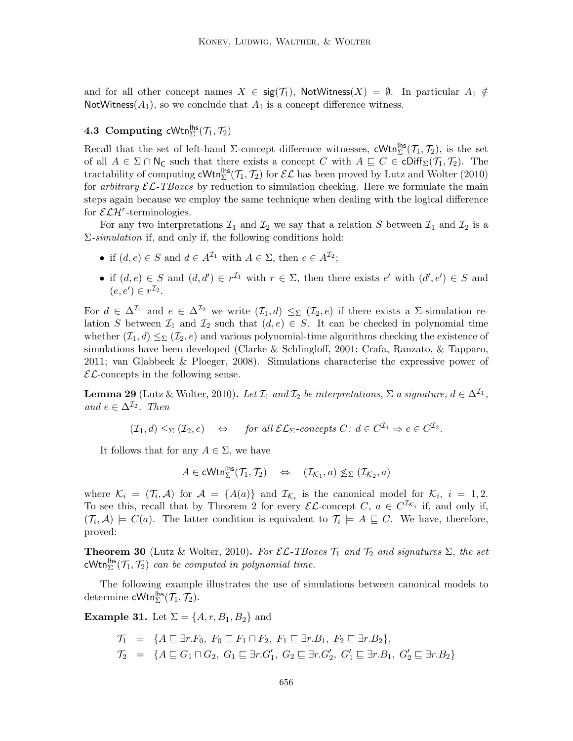and for all other concept names $X \in \mathsf{sig}(\mathcal{T}_1)$, $\mathsf{NotWitness}(X) = \emptyset$. In particular $A_1 \notin \mathsf{NotWitness}(A_1)$, so we conclude that $A_1$ is a concept difference witness.

### 4.3 Computing $\mathsf{cWtn}^{\mathsf{lhs}}_{\Sigma}(\mathcal{T}_1, \mathcal{T}_2)$

Recall that the set of left-hand $\Sigma$-concept difference witnesses, $\mathsf{cWtn}^{\mathsf{lhs}}_{\Sigma}(\mathcal{T}_1, \mathcal{T}_2)$, is the set of all $A \in \Sigma \cap \mathsf{N_C}$ such that there exists a concept $C$ with $A \sqsubseteq C \in \mathsf{cDiff}_{\Sigma}(\mathcal{T}_1, \mathcal{T}_2)$. The tractability of computing $\mathsf{cWtn}^{\mathsf{lhs}}_{\Sigma}(\mathcal{T}_1, \mathcal{T}_2)$ for $\mathcal{EL}$ has been proved by Lutz and Wolter (2010) for *arbitrary $\mathcal{EL}$-TBoxes* by reduction to simulation checking. Here we formulate the main steps again because we employ the same technique when dealing with the logical difference for $\mathcal{ELH}^r$-terminologies.

For any two interpretations $\mathcal{I}_1$ and $\mathcal{I}_2$ we say that a relation $S$ between $\mathcal{I}_1$ and $\mathcal{I}_2$ is a $\Sigma$-*simulation* if, and only if, the following conditions hold:

- if $(d, e) \in S$ and $d \in A^{\mathcal{I}_1}$ with $A \in \Sigma$, then $e \in A^{\mathcal{I}_2}$;
- if $(d, e) \in S$ and $(d, d') \in r^{\mathcal{I}_1}$ with $r \in \Sigma$, then there exists $e'$ with $(d', e') \in S$ and $(e, e') \in r^{\mathcal{I}_2}$.

For $d \in \Delta^{\mathcal{I}_1}$ and $e \in \Delta^{\mathcal{I}_2}$ we write $(\mathcal{I}_1, d) \leq_{\Sigma} (\mathcal{I}_2, e)$ if there exists a $\Sigma$-simulation relation $S$ between $\mathcal{I}_1$ and $\mathcal{I}_2$ such that $(d, e) \in S$. It can be checked in polynomial time whether $(\mathcal{I}_1, d) \leq_{\Sigma} (\mathcal{I}_2, e)$ and various polynomial-time algorithms checking the existence of simulations have been developed (Clarke & Schlingloff, 2001; Crafa, Ranzato, & Tapparo, 2011; van Glabbeek & Ploeger, 2008). Simulations characterise the expressive power of $\mathcal{EL}$-concepts in the following sense.

**Lemma 29** (Lutz & Wolter, 2010)**.** *Let $\mathcal{I}_1$ and $\mathcal{I}_2$ be interpretations, $\Sigma$ a signature, $d \in \Delta^{\mathcal{I}_1}$, and $e \in \Delta^{\mathcal{I}_2}$. Then*

$$(\mathcal{I}_1, d) \leq_{\Sigma} (\mathcal{I}_2, e) \quad \Leftrightarrow \quad \text{for all } \mathcal{EL}_{\Sigma}\text{-concepts } C\text{: } d \in C^{\mathcal{I}_1} \Rightarrow e \in C^{\mathcal{I}_2}.$$

It follows that for any $A \in \Sigma$, we have

$$A \in \mathsf{cWtn}^{\mathsf{lhs}}_{\Sigma}(\mathcal{T}_1, \mathcal{T}_2) \quad \Leftrightarrow \quad (\mathcal{I}_{\mathcal{K}_1}, a) \not\leq_{\Sigma} (\mathcal{I}_{\mathcal{K}_2}, a)$$

where $\mathcal{K}_i = (\mathcal{T}_i, \mathcal{A})$ for $\mathcal{A} = \{A(a)\}$ and $\mathcal{I}_{\mathcal{K}_i}$ is the canonical model for $\mathcal{K}_i$, $i = 1, 2$. To see this, recall that by Theorem 2 for every $\mathcal{EL}$-concept $C$, $a \in C^{\mathcal{I}_{\mathcal{K}_i}}$ if, and only if, $(\mathcal{T}_i, \mathcal{A}) \models C(a)$. The latter condition is equivalent to $\mathcal{T}_i \models A \sqsubseteq C$. We have, therefore, proved:

**Theorem 30** (Lutz & Wolter, 2010)**.** *For $\mathcal{EL}$-TBoxes $\mathcal{T}_1$ and $\mathcal{T}_2$ and signatures $\Sigma$, the set $\mathsf{cWtn}^{\mathsf{lhs}}_{\Sigma}(\mathcal{T}_1, \mathcal{T}_2)$ can be computed in polynomial time.*

The following example illustrates the use of simulations between canonical models to determine $\mathsf{cWtn}^{\mathsf{lhs}}_{\Sigma}(\mathcal{T}_1, \mathcal{T}_2)$.

**Example 31.** Let $\Sigma = \{A, r, B_1, B_2\}$ and

$$\begin{aligned}
\mathcal{T}_1 &= \{A \sqsubseteq \exists r.F_0,\ F_0 \sqsubseteq F_1 \sqcap F_2,\ F_1 \sqsubseteq \exists r.B_1,\ F_2 \sqsubseteq \exists r.B_2\}, \\
\mathcal{T}_2 &= \{A \sqsubseteq G_1 \sqcap G_2,\ G_1 \sqsubseteq \exists r.G_1',\ G_2 \sqsubseteq \exists r.G_2',\ G_1' \sqsubseteq \exists r.B_1,\ G_2' \sqsubseteq \exists r.B_2\}
\end{aligned}$$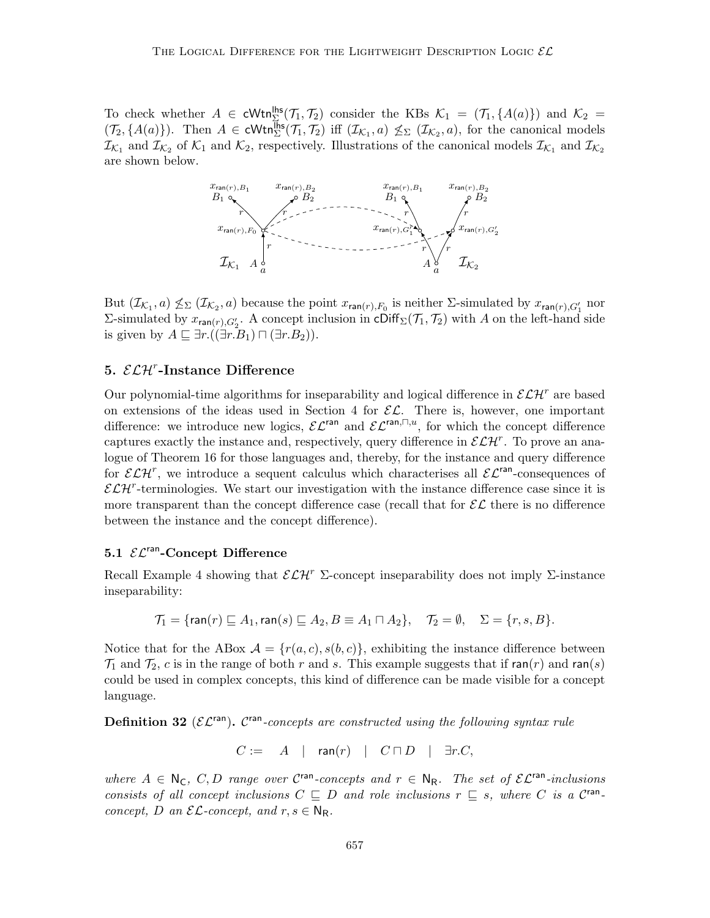To check whether $A \in \mathsf{cWtn}^{\mathsf{lhs}}_\Sigma(\mathcal{T}_1, \mathcal{T}_2)$ consider the KBs $\mathcal{K}_1 = (\mathcal{T}_1, \{A(a)\})$ and $\mathcal{K}_2 = (\mathcal{T}_2, \{A(a)\})$. Then $A \in \mathsf{cWtn}^{\mathsf{lhs}}_\Sigma(\mathcal{T}_1, \mathcal{T}_2)$ iff $(\mathcal{I}_{\mathcal{K}_1}, a) \not\leq_\Sigma (\mathcal{I}_{\mathcal{K}_2}, a)$, for the canonical models $\mathcal{I}_{\mathcal{K}_1}$ and $\mathcal{I}_{\mathcal{K}_2}$ of $\mathcal{K}_1$ and $\mathcal{K}_2$, respectively. Illustrations of the canonical models $\mathcal{I}_{\mathcal{K}_1}$ and $\mathcal{I}_{\mathcal{K}_2}$ are shown below.

But $(\mathcal{I}_{\mathcal{K}_1}, a) \not\leq_\Sigma (\mathcal{I}_{\mathcal{K}_2}, a)$ because the point $x_{\mathsf{ran}(r),F_0}$ is neither $\Sigma$-simulated by $x_{\mathsf{ran}(r),G'_1}$ nor $\Sigma$-simulated by $x_{\mathsf{ran}(r),G'_2}$. A concept inclusion in $\mathsf{cDiff}_\Sigma(\mathcal{T}_1, \mathcal{T}_2)$ with $A$ on the left-hand side is given by $A \sqsubseteq \exists r.((\exists r.B_1) \sqcap (\exists r.B_2))$.

## 5. $\mathcal{ELH}^r$-Instance Difference

Our polynomial-time algorithms for inseparability and logical difference in $\mathcal{ELH}^r$ are based on extensions of the ideas used in Section 4 for $\mathcal{EL}$. There is, however, one important difference: we introduce new logics, $\mathcal{EL}^{\mathsf{ran}}$ and $\mathcal{EL}^{\mathsf{ran},\sqcap,u}$, for which the concept difference captures exactly the instance and, respectively, query difference in $\mathcal{ELH}^r$. To prove an analogue of Theorem 16 for those languages and, thereby, for the instance and query difference for $\mathcal{ELH}^r$, we introduce a sequent calculus which characterises all $\mathcal{EL}^{\mathsf{ran}}$-consequences of $\mathcal{ELH}^r$-terminologies. We start our investigation with the instance difference case since it is more transparent than the concept difference case (recall that for $\mathcal{EL}$ there is no difference between the instance and the concept difference).

### 5.1 $\mathcal{EL}^{\mathsf{ran}}$-Concept Difference

Recall Example 4 showing that $\mathcal{ELH}^r$ $\Sigma$-concept inseparability does not imply $\Sigma$-instance inseparability:

$$\mathcal{T}_1 = \{\mathsf{ran}(r) \sqsubseteq A_1, \mathsf{ran}(s) \sqsubseteq A_2, B \equiv A_1 \sqcap A_2\}, \quad \mathcal{T}_2 = \emptyset, \quad \Sigma = \{r, s, B\}.$$

Notice that for the ABox $\mathcal{A} = \{r(a, c), s(b, c)\}$, exhibiting the instance difference between $\mathcal{T}_1$ and $\mathcal{T}_2$, $c$ is in the range of both $r$ and $s$. This example suggests that if $\mathsf{ran}(r)$ and $\mathsf{ran}(s)$ could be used in complex concepts, this kind of difference can be made visible for a concept language.

**Definition 32** ($\mathcal{EL}^{\mathsf{ran}}$)**.** *$\mathcal{C}^{\mathsf{ran}}$-concepts are constructed using the following syntax rule*

$$C := \quad A \quad | \quad \mathsf{ran}(r) \quad | \quad C \sqcap D \quad | \quad \exists r.C,$$

*where $A \in \mathsf{N_C}$, $C, D$ range over $\mathcal{C}^{\mathsf{ran}}$-concepts and $r \in \mathsf{N_R}$. The set of $\mathcal{EL}^{\mathsf{ran}}$-inclusions consists of all concept inclusions $C \sqsubseteq D$ and role inclusions $r \sqsubseteq s$, where $C$ is a $\mathcal{C}^{\mathsf{ran}}$-concept, $D$ an $\mathcal{EL}$-concept, and $r, s \in \mathsf{N_R}$.*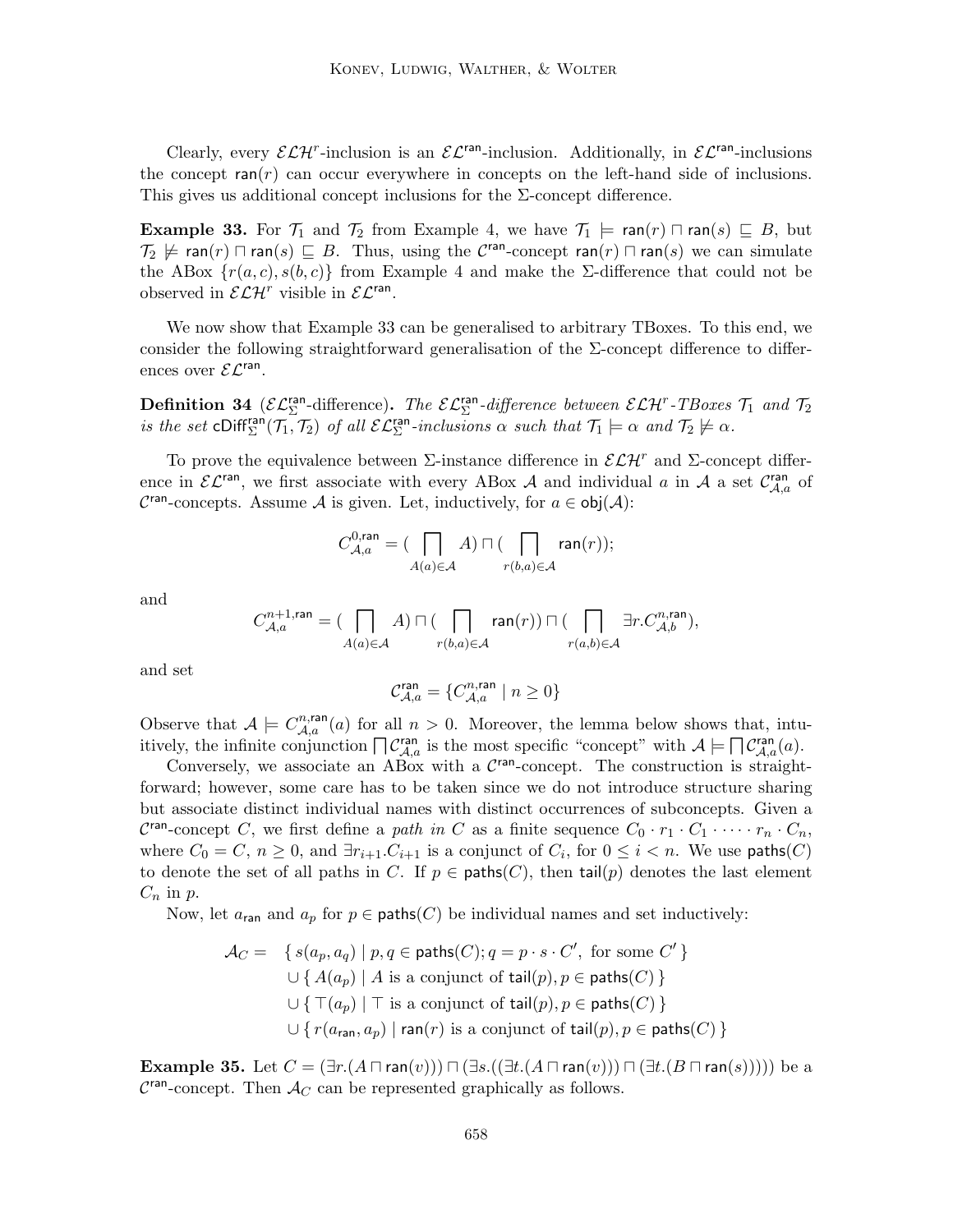Clearly, every $\mathcal{ELH}^r$-inclusion is an $\mathcal{EL}^{\mathsf{ran}}$-inclusion. Additionally, in $\mathcal{EL}^{\mathsf{ran}}$-inclusions the concept $\mathsf{ran}(r)$ can occur everywhere in concepts on the left-hand side of inclusions. This gives us additional concept inclusions for the $\Sigma$-concept difference.

**Example 33.** For $\mathcal{T}_1$ and $\mathcal{T}_2$ from Example 4, we have $\mathcal{T}_1 \models \mathsf{ran}(r) \sqcap \mathsf{ran}(s) \sqsubseteq B$, but $\mathcal{T}_2 \not\models \mathsf{ran}(r) \sqcap \mathsf{ran}(s) \sqsubseteq B$. Thus, using the $\mathcal{C}^{\mathsf{ran}}$-concept $\mathsf{ran}(r) \sqcap \mathsf{ran}(s)$ we can simulate the ABox $\{r(a,c), s(b,c)\}$ from Example 4 and make the $\Sigma$-difference that could not be observed in $\mathcal{ELH}^r$ visible in $\mathcal{EL}^{\mathsf{ran}}$.

We now show that Example 33 can be generalised to arbitrary TBoxes. To this end, we consider the following straightforward generalisation of the $\Sigma$-concept difference to differences over $\mathcal{EL}^{\mathsf{ran}}$.

**Definition 34** ($\mathcal{EL}^{\mathsf{ran}}_\Sigma$-difference)**.** *The $\mathcal{EL}^{\mathsf{ran}}_\Sigma$-difference between $\mathcal{ELH}^r$-TBoxes $\mathcal{T}_1$ and $\mathcal{T}_2$ is the set $\mathsf{cDiff}^{\mathsf{ran}}_\Sigma(\mathcal{T}_1, \mathcal{T}_2)$ of all $\mathcal{EL}^{\mathsf{ran}}_\Sigma$-inclusions $\alpha$ such that $\mathcal{T}_1 \models \alpha$ and $\mathcal{T}_2 \not\models \alpha$.*

To prove the equivalence between $\Sigma$-instance difference in $\mathcal{ELH}^r$ and $\Sigma$-concept difference in $\mathcal{EL}^{\mathsf{ran}}$, we first associate with every ABox $\mathcal{A}$ and individual $a$ in $\mathcal{A}$ a set $\mathcal{C}^{\mathsf{ran}}_{\mathcal{A},a}$ of $\mathcal{C}^{\mathsf{ran}}$-concepts. Assume $\mathcal{A}$ is given. Let, inductively, for $a \in \mathsf{obj}(\mathcal{A})$:

$$C^{0,\mathsf{ran}}_{\mathcal{A},a} = (\bigsqcap_{A(a)\in\mathcal{A}} A) \sqcap (\bigsqcap_{r(b,a)\in\mathcal{A}} \mathsf{ran}(r));$$

and

$$C^{n+1,\mathsf{ran}}_{\mathcal{A},a} = (\bigsqcap_{A(a)\in\mathcal{A}} A) \sqcap (\bigsqcap_{r(b,a)\in\mathcal{A}} \mathsf{ran}(r)) \sqcap (\bigsqcap_{r(a,b)\in\mathcal{A}} \exists r.C^{n,\mathsf{ran}}_{\mathcal{A},b}),$$

and set

$$\mathcal{C}^{\mathsf{ran}}_{\mathcal{A},a} = \{C^{n,\mathsf{ran}}_{\mathcal{A},a} \mid n \geq 0\}$$

Observe that $\mathcal{A} \models C^{n,\mathsf{ran}}_{\mathcal{A},a}(a)$ for all $n > 0$. Moreover, the lemma below shows that, intuitively, the infinite conjunction $\bigsqcap \mathcal{C}^{\mathsf{ran}}_{\mathcal{A},a}$ is the most specific "concept" with $\mathcal{A} \models \bigsqcap \mathcal{C}^{\mathsf{ran}}_{\mathcal{A},a}(a)$.

Conversely, we associate an ABox with a $\mathcal{C}^{\mathsf{ran}}$-concept. The construction is straightforward; however, some care has to be taken since we do not introduce structure sharing but associate distinct individual names with distinct occurrences of subconcepts. Given a $\mathcal{C}^{\mathsf{ran}}$-concept $C$, we first define a *path in* $C$ as a finite sequence $C_0 \cdot r_1 \cdot C_1 \cdot \dots \cdot r_n \cdot C_n$, where $C_0 = C$, $n \geq 0$, and $\exists r_{i+1}.C_{i+1}$ is a conjunct of $C_i$, for $0 \leq i < n$. We use $\mathsf{paths}(C)$ to denote the set of all paths in $C$. If $p \in \mathsf{paths}(C)$, then $\mathsf{tail}(p)$ denotes the last element $C_n$ in $p$.

Now, let $a_{\mathsf{ran}}$ and $a_p$ for $p \in \mathsf{paths}(C)$ be individual names and set inductively:

$$\begin{aligned}
\mathcal{A}_C = \;& \{\, s(a_p, a_q) \mid p, q \in \mathsf{paths}(C); q = p \cdot s \cdot C', \text{ for some } C' \,\} \\
& \cup \{\, A(a_p) \mid A \text{ is a conjunct of } \mathsf{tail}(p), p \in \mathsf{paths}(C) \,\} \\
& \cup \{\, \top(a_p) \mid \top \text{ is a conjunct of } \mathsf{tail}(p), p \in \mathsf{paths}(C) \,\} \\
& \cup \{\, r(a_{\mathsf{ran}}, a_p) \mid \mathsf{ran}(r) \text{ is a conjunct of } \mathsf{tail}(p), p \in \mathsf{paths}(C) \,\}
\end{aligned}$$

**Example 35.** Let $C = (\exists r.(A \sqcap \mathsf{ran}(v))) \sqcap (\exists s.((\exists t.(A \sqcap \mathsf{ran}(v))) \sqcap (\exists t.(B \sqcap \mathsf{ran}(s)))))$ be a $\mathcal{C}^{\mathsf{ran}}$-concept. Then $\mathcal{A}_C$ can be represented graphically as follows.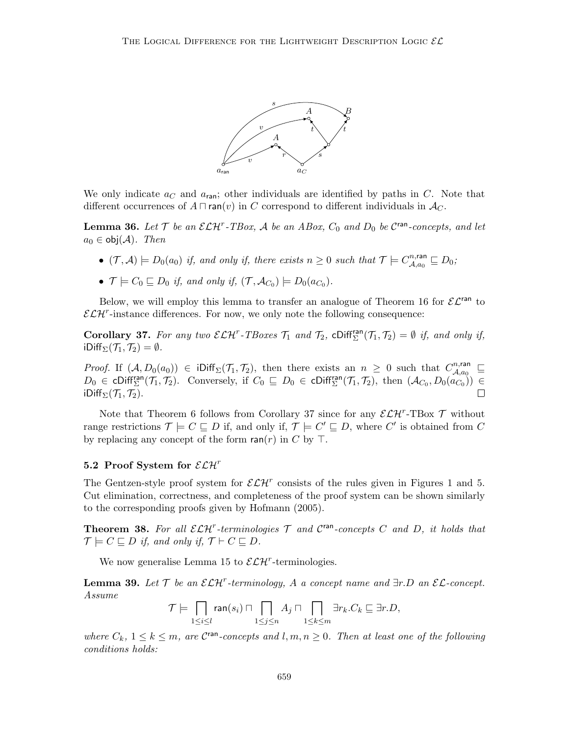We only indicate $a_C$ and $a_{\mathsf{ran}}$; other individuals are identified by paths in $C$. Note that different occurrences of $A \sqcap \mathsf{ran}(v)$ in $C$ correspond to different individuals in $\mathcal{A}_C$.

**Lemma 36.** *Let $\mathcal{T}$ be an $\mathcal{ELH}^r$-TBox, $\mathcal{A}$ be an ABox, $C_0$ and $D_0$ be $\mathcal{C}^{\mathsf{ran}}$-concepts, and let $a_0 \in \mathsf{obj}(\mathcal{A})$. Then*

- *$(\mathcal{T}, \mathcal{A}) \models D_0(a_0)$ if, and only if, there exists $n \geq 0$ such that $\mathcal{T} \models C^{n,\mathsf{ran}}_{\mathcal{A},a_0} \sqsubseteq D_0$;*
- *$\mathcal{T} \models C_0 \sqsubseteq D_0$ if, and only if, $(\mathcal{T}, \mathcal{A}_{C_0}) \models D_0(a_{C_0})$.*

Below, we will employ this lemma to transfer an analogue of Theorem 16 for $\mathcal{EL}^{\mathsf{ran}}$ to $\mathcal{ELH}^r$-instance differences. For now, we only note the following consequence:

**Corollary 37.** *For any two $\mathcal{ELH}^r$-TBoxes $\mathcal{T}_1$ and $\mathcal{T}_2$, $\mathsf{cDiff}^{\mathsf{ran}}_\Sigma(\mathcal{T}_1, \mathcal{T}_2) = \emptyset$ if, and only if, $\mathsf{iDiff}_\Sigma(\mathcal{T}_1, \mathcal{T}_2) = \emptyset$.*

*Proof.* If $(\mathcal{A}, D_0(a_0)) \in \mathsf{iDiff}_\Sigma(\mathcal{T}_1, \mathcal{T}_2)$, then there exists an $n \geq 0$ such that $C^{n,\mathsf{ran}}_{\mathcal{A},a_0} \sqsubseteq D_0 \in \mathsf{cDiff}^{\mathsf{ran}}_\Sigma(\mathcal{T}_1, \mathcal{T}_2)$. Conversely, if $C_0 \sqsubseteq D_0 \in \mathsf{cDiff}^{\mathsf{ran}}_\Sigma(\mathcal{T}_1, \mathcal{T}_2)$, then $(\mathcal{A}_{C_0}, D_0(a_{C_0})) \in \mathsf{iDiff}_\Sigma(\mathcal{T}_1, \mathcal{T}_2)$. $\square$

Note that Theorem 6 follows from Corollary 37 since for any $\mathcal{ELH}^r$-TBox $\mathcal{T}$ without range restrictions $\mathcal{T} \models C \sqsubseteq D$ if, and only if, $\mathcal{T} \models C' \sqsubseteq D$, where $C'$ is obtained from $C$ by replacing any concept of the form $\mathsf{ran}(r)$ in $C$ by $\top$.

### 5.2 Proof System for $\mathcal{ELH}^r$

The Gentzen-style proof system for $\mathcal{ELH}^r$ consists of the rules given in Figures 1 and 5. Cut elimination, correctness, and completeness of the proof system can be shown similarly to the corresponding proofs given by Hofmann (2005).

**Theorem 38.** *For all $\mathcal{ELH}^r$-terminologies $\mathcal{T}$ and $\mathcal{C}^{\mathsf{ran}}$-concepts $C$ and $D$, it holds that $\mathcal{T} \models C \sqsubseteq D$ if, and only if, $\mathcal{T} \vdash C \sqsubseteq D$.*

We now generalise Lemma 15 to $\mathcal{ELH}^r$-terminologies.

**Lemma 39.** *Let $\mathcal{T}$ be an $\mathcal{ELH}^r$-terminology, $A$ a concept name and $\exists r.D$ an $\mathcal{EL}$-concept. Assume*

$$\mathcal{T} \models \bigsqcap_{1 \leq i \leq l} \mathsf{ran}(s_i) \sqcap \bigsqcap_{1 \leq j \leq n} A_j \sqcap \bigsqcap_{1 \leq k \leq m} \exists r_k.C_k \sqsubseteq \exists r.D,$$

*where $C_k$, $1 \leq k \leq m$, are $\mathcal{C}^{\mathsf{ran}}$-concepts and $l, m, n \geq 0$. Then at least one of the following conditions holds:*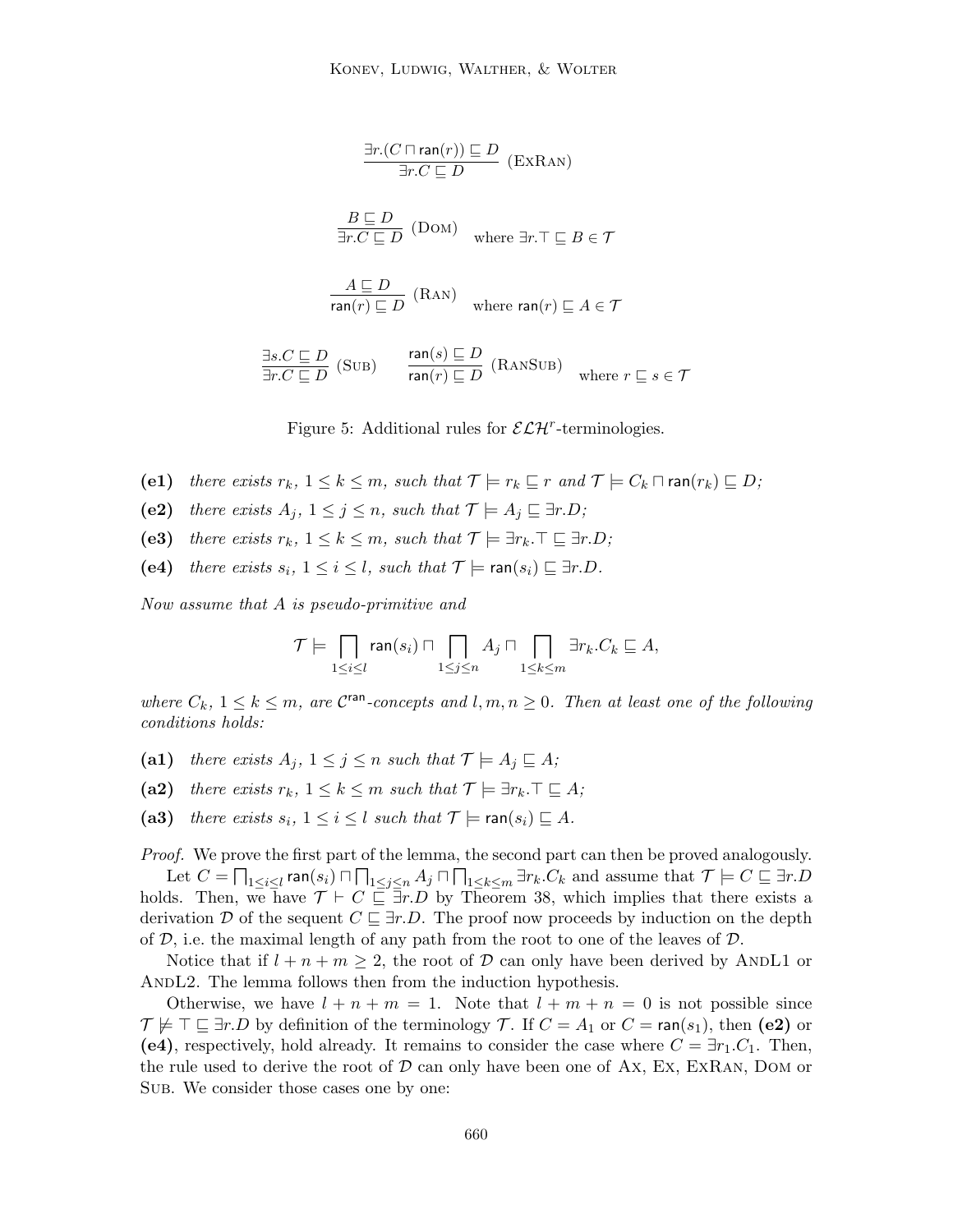$$\frac{\exists r.(C \sqcap \mathsf{ran}(r)) \sqsubseteq D}{\exists r.C \sqsubseteq D} \text{ (ExRan)}$$

$$\frac{B \sqsubseteq D}{\exists r.C \sqsubseteq D} \text{ (Dom)} \quad \text{where } \exists r.\top \sqsubseteq B \in \mathcal{T}$$

$$\frac{A \sqsubseteq D}{\mathsf{ran}(r) \sqsubseteq D} \text{ (Ran)} \quad \text{where } \mathsf{ran}(r) \sqsubseteq A \in \mathcal{T}$$

$$\frac{\exists s.C \sqsubseteq D}{\exists r.C \sqsubseteq D} \text{ (Sub)} \qquad \frac{\mathsf{ran}(s) \sqsubseteq D}{\mathsf{ran}(r) \sqsubseteq D} \text{ (RanSub)} \quad \text{where } r \sqsubseteq s \in \mathcal{T}$$

Figure 5: Additional rules for $\mathcal{ELH}^r$-terminologies.

**(e1)** *there exists* $r_k$, $1 \leq k \leq m$, *such that* $\mathcal{T} \models r_k \sqsubseteq r$ *and* $\mathcal{T} \models C_k \sqcap \mathsf{ran}(r_k) \sqsubseteq D$;

**(e2)** *there exists* $A_j$, $1 \leq j \leq n$, *such that* $\mathcal{T} \models A_j \sqsubseteq \exists r.D$;

**(e3)** *there exists* $r_k$, $1 \leq k \leq m$, *such that* $\mathcal{T} \models \exists r_k.\top \sqsubseteq \exists r.D$;

**(e4)** *there exists* $s_i$, $1 \leq i \leq l$, *such that* $\mathcal{T} \models \mathsf{ran}(s_i) \sqsubseteq \exists r.D$.

*Now assume that* $A$ *is pseudo-primitive and*

$$\mathcal{T} \models \bigsqcap_{1 \leq i \leq l} \mathsf{ran}(s_i) \sqcap \bigsqcap_{1 \leq j \leq n} A_j \sqcap \bigsqcap_{1 \leq k \leq m} \exists r_k.C_k \sqsubseteq A,$$

*where* $C_k$, $1 \leq k \leq m$, *are* $\mathcal{C}^{\mathsf{ran}}$*-concepts and* $l, m, n \geq 0$. *Then at least one of the following conditions holds:*

**(a1)** *there exists* $A_j$, $1 \leq j \leq n$ *such that* $\mathcal{T} \models A_j \sqsubseteq A$;

**(a2)** *there exists* $r_k$, $1 \leq k \leq m$ *such that* $\mathcal{T} \models \exists r_k.\top \sqsubseteq A$;

**(a3)** *there exists* $s_i$, $1 \leq i \leq l$ *such that* $\mathcal{T} \models \mathsf{ran}(s_i) \sqsubseteq A$.

*Proof.* We prove the first part of the lemma, the second part can then be proved analogously.

Let $C = \bigsqcap_{1 \leq i \leq l} \mathsf{ran}(s_i) \sqcap \bigsqcap_{1 \leq j \leq n} A_j \sqcap \bigsqcap_{1 \leq k \leq m} \exists r_k.C_k$ and assume that $\mathcal{T} \models C \sqsubseteq \exists r.D$ holds. Then, we have $\mathcal{T} \vdash C \sqsubseteq \exists r.D$ by Theorem 38, which implies that there exists a derivation $\mathcal{D}$ of the sequent $C \sqsubseteq \exists r.D$. The proof now proceeds by induction on the depth of $\mathcal{D}$, i.e. the maximal length of any path from the root to one of the leaves of $\mathcal{D}$.

Notice that if $l + n + m \geq 2$, the root of $\mathcal{D}$ can only have been derived by AndL1 or AndL2. The lemma follows then from the induction hypothesis.

Otherwise, we have $l + n + m = 1$. Note that $l + m + n = 0$ is not possible since $\mathcal{T} \not\models \top \sqsubseteq \exists r.D$ by definition of the terminology $\mathcal{T}$. If $C = A_1$ or $C = \mathsf{ran}(s_1)$, then **(e2)** or **(e4)**, respectively, hold already. It remains to consider the case where $C = \exists r_1.C_1$. Then, the rule used to derive the root of $\mathcal{D}$ can only have been one of Ax, Ex, ExRan, Dom or Sub. We consider those cases one by one: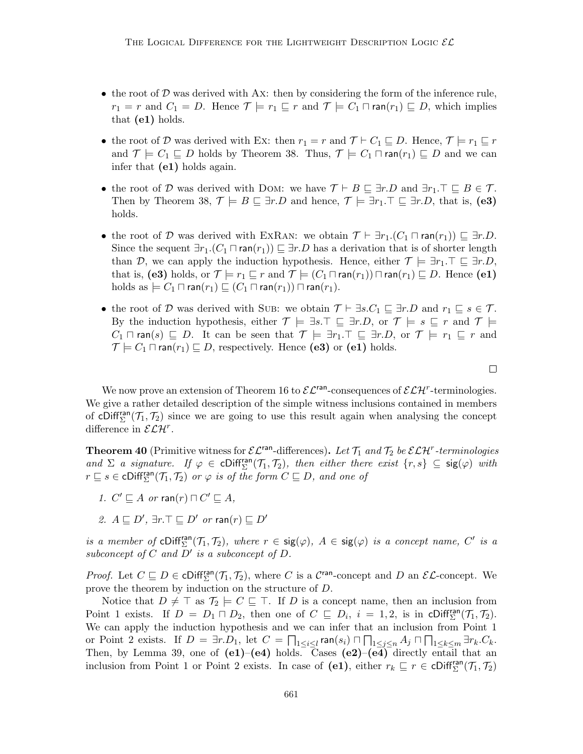- the root of $\mathcal{D}$ was derived with Ax: then by considering the form of the inference rule, $r_1 = r$ and $C_1 = D$. Hence $\mathcal{T} \models r_1 \sqsubseteq r$ and $\mathcal{T} \models C_1 \sqcap \mathsf{ran}(r_1) \sqsubseteq D$, which implies that **(e1)** holds.
- the root of $\mathcal{D}$ was derived with Ex: then $r_1 = r$ and $\mathcal{T} \vdash C_1 \sqsubseteq D$. Hence, $\mathcal{T} \models r_1 \sqsubseteq r$ and $\mathcal{T} \models C_1 \sqsubseteq D$ holds by Theorem 38. Thus, $\mathcal{T} \models C_1 \sqcap \mathsf{ran}(r_1) \sqsubseteq D$ and we can infer that **(e1)** holds again.
- the root of $\mathcal{D}$ was derived with Dom: we have $\mathcal{T} \vdash B \sqsubseteq \exists r.D$ and $\exists r_1.\top \sqsubseteq B \in \mathcal{T}$. Then by Theorem 38, $\mathcal{T} \models B \sqsubseteq \exists r.D$ and hence, $\mathcal{T} \models \exists r_1.\top \sqsubseteq \exists r.D$, that is, **(e3)** holds.
- the root of $\mathcal{D}$ was derived with ExRan: we obtain $\mathcal{T} \vdash \exists r_1.(C_1 \sqcap \mathsf{ran}(r_1)) \sqsubseteq \exists r.D$. Since the sequent $\exists r_1.(C_1 \sqcap \mathsf{ran}(r_1)) \sqsubseteq \exists r.D$ has a derivation that is of shorter length than $\mathcal{D}$, we can apply the induction hypothesis. Hence, either $\mathcal{T} \models \exists r_1.\top \sqsubseteq \exists r.D$, that is, **(e3)** holds, or $\mathcal{T} \models r_1 \sqsubseteq r$ and $\mathcal{T} \models (C_1 \sqcap \mathsf{ran}(r_1)) \sqcap \mathsf{ran}(r_1) \sqsubseteq D$. Hence **(e1)** holds as $\models C_1 \sqcap \mathsf{ran}(r_1) \sqsubseteq (C_1 \sqcap \mathsf{ran}(r_1)) \sqcap \mathsf{ran}(r_1)$.
- the root of $\mathcal{D}$ was derived with Sub: we obtain $\mathcal{T} \vdash \exists s.C_1 \sqsubseteq \exists r.D$ and $r_1 \sqsubseteq s \in \mathcal{T}$. By the induction hypothesis, either $\mathcal{T} \models \exists s.\top \sqsubseteq \exists r.D$, or $\mathcal{T} \models s \sqsubseteq r$ and $\mathcal{T} \models C_1 \sqcap \mathsf{ran}(s) \sqsubseteq D$. It can be seen that $\mathcal{T} \models \exists r_1.\top \sqsubseteq \exists r.D$, or $\mathcal{T} \models r_1 \sqsubseteq r$ and $\mathcal{T} \models C_1 \sqcap \mathsf{ran}(r_1) \sqsubseteq D$, respectively. Hence **(e3)** or **(e1)** holds.

□

We now prove an extension of Theorem 16 to $\mathcal{EL}^{\mathsf{ran}}$-consequences of $\mathcal{ELH}^r$-terminologies. We give a rather detailed description of the simple witness inclusions contained in members of $\mathsf{cDiff}^{\mathsf{ran}}_\Sigma(\mathcal{T}_1, \mathcal{T}_2)$ since we are going to use this result again when analysing the concept difference in $\mathcal{ELH}^r$.

**Theorem 40** (Primitive witness for $\mathcal{EL}^{\mathsf{ran}}$-differences)**.** *Let $\mathcal{T}_1$ and $\mathcal{T}_2$ be $\mathcal{ELH}^r$-terminologies and $\Sigma$ a signature. If $\varphi \in \mathsf{cDiff}^{\mathsf{ran}}_\Sigma(\mathcal{T}_1, \mathcal{T}_2)$, then either there exist $\{r, s\} \subseteq \mathsf{sig}(\varphi)$ with $r \sqsubseteq s \in \mathsf{cDiff}^{\mathsf{ran}}_\Sigma(\mathcal{T}_1, \mathcal{T}_2)$ or $\varphi$ is of the form $C \sqsubseteq D$, and one of*

1. *$C' \sqsubseteq A$ or $\mathsf{ran}(r) \sqcap C' \sqsubseteq A$,*
2. *$A \sqsubseteq D'$, $\exists r.\top \sqsubseteq D'$ or $\mathsf{ran}(r) \sqsubseteq D'$*

*is a member of $\mathsf{cDiff}^{\mathsf{ran}}_\Sigma(\mathcal{T}_1, \mathcal{T}_2)$, where $r \in \mathsf{sig}(\varphi)$, $A \in \mathsf{sig}(\varphi)$ is a concept name, $C'$ is a subconcept of $C$ and $D'$ is a subconcept of $D$.*

*Proof.* Let $C \sqsubseteq D \in \mathsf{cDiff}^{\mathsf{ran}}_\Sigma(\mathcal{T}_1, \mathcal{T}_2)$, where $C$ is a $\mathcal{C}^{\mathsf{ran}}$-concept and $D$ an $\mathcal{EL}$-concept. We prove the theorem by induction on the structure of $D$.

Notice that $D \neq \top$ as $\mathcal{T}_2 \models C \sqsubseteq \top$. If $D$ is a concept name, then an inclusion from Point 1 exists. If $D = D_1 \sqcap D_2$, then one of $C \sqsubseteq D_i$, $i = 1, 2$, is in $\mathsf{cDiff}^{\mathsf{ran}}_\Sigma(\mathcal{T}_1, \mathcal{T}_2)$. We can apply the induction hypothesis and we can infer that an inclusion from Point 1 or Point 2 exists. If $D = \exists r.D_1$, let $C = \bigsqcap_{1 \leq i \leq l} \mathsf{ran}(s_i) \sqcap \bigsqcap_{1 \leq j \leq n} A_j \sqcap \bigsqcap_{1 \leq k \leq m} \exists r_k.C_k$. Then, by Lemma 39, one of **(e1)**–**(e4)** holds. Cases **(e2)**–**(e4)** directly entail that an inclusion from Point 1 or Point 2 exists. In case of **(e1)**, either $r_k \sqsubseteq r \in \mathsf{cDiff}^{\mathsf{ran}}_\Sigma(\mathcal{T}_1, \mathcal{T}_2)$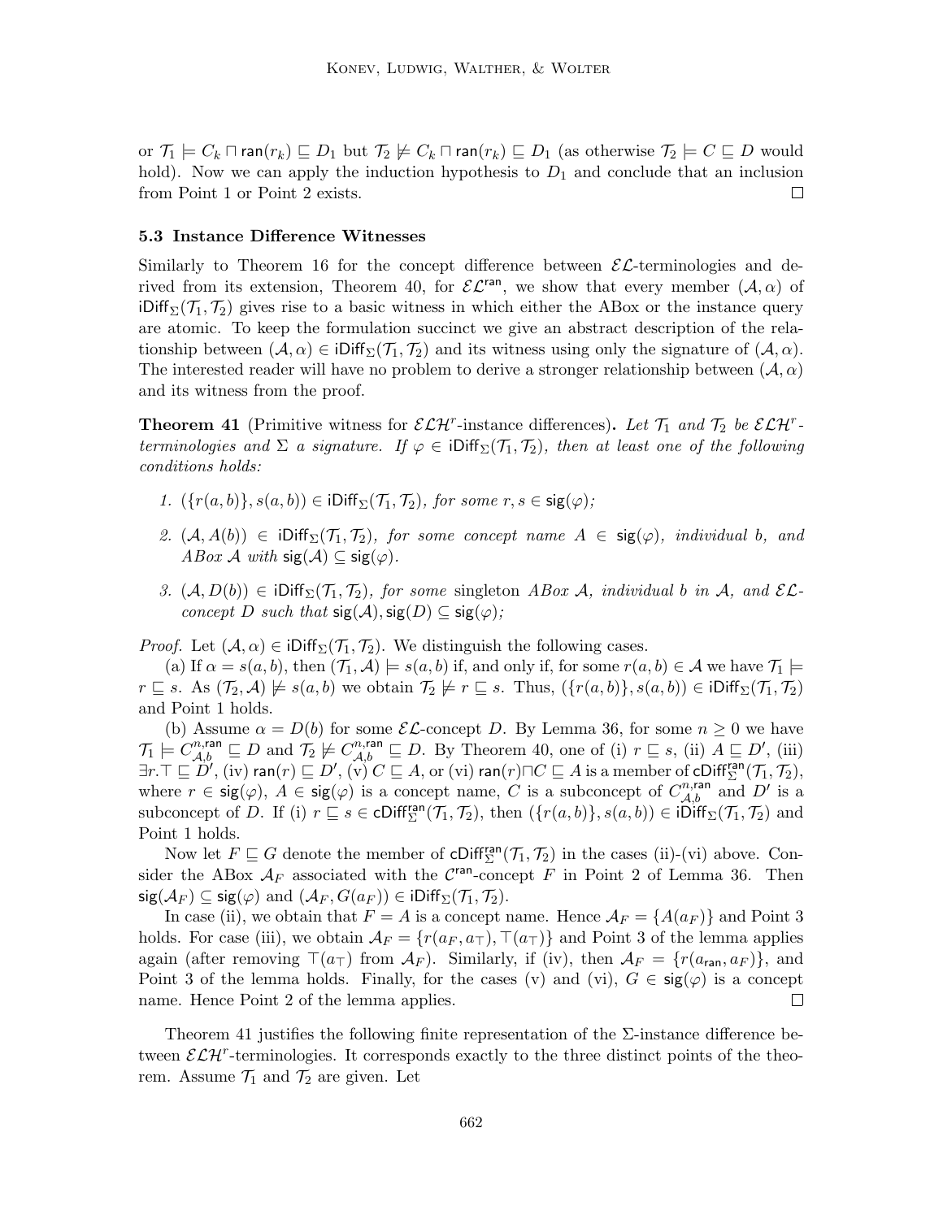or $\mathcal{T}_1 \models C_k \sqcap \mathsf{ran}(r_k) \sqsubseteq D_1$ but $\mathcal{T}_2 \not\models C_k \sqcap \mathsf{ran}(r_k) \sqsubseteq D_1$ (as otherwise $\mathcal{T}_2 \models C \sqsubseteq D$ would hold). Now we can apply the induction hypothesis to $D_1$ and conclude that an inclusion from Point 1 or Point 2 exists. ☐

### 5.3 Instance Difference Witnesses

Similarly to Theorem 16 for the concept difference between $\mathcal{EL}$-terminologies and derived from its extension, Theorem 40, for $\mathcal{EL}^{\mathsf{ran}}$, we show that every member $(\mathcal{A}, \alpha)$ of $\mathsf{iDiff}_\Sigma(\mathcal{T}_1, \mathcal{T}_2)$ gives rise to a basic witness in which either the ABox or the instance query are atomic. To keep the formulation succinct we give an abstract description of the relationship between $(\mathcal{A}, \alpha) \in \mathsf{iDiff}_\Sigma(\mathcal{T}_1, \mathcal{T}_2)$ and its witness using only the signature of $(\mathcal{A}, \alpha)$. The interested reader will have no problem to derive a stronger relationship between $(\mathcal{A}, \alpha)$ and its witness from the proof.

**Theorem 41** (Primitive witness for $\mathcal{ELH}^r$-instance differences)**.** *Let $\mathcal{T}_1$ and $\mathcal{T}_2$ be $\mathcal{ELH}^r$-terminologies and $\Sigma$ a signature. If $\varphi \in \mathsf{iDiff}_\Sigma(\mathcal{T}_1, \mathcal{T}_2)$, then at least one of the following conditions holds:*

1. *$(\{r(a, b)\}, s(a, b)) \in \mathsf{iDiff}_\Sigma(\mathcal{T}_1, \mathcal{T}_2)$, for some $r, s \in \mathsf{sig}(\varphi)$;*
2. *$(\mathcal{A}, A(b)) \in \mathsf{iDiff}_\Sigma(\mathcal{T}_1, \mathcal{T}_2)$, for some concept name $A \in \mathsf{sig}(\varphi)$, individual $b$, and ABox $\mathcal{A}$ with $\mathsf{sig}(\mathcal{A}) \subseteq \mathsf{sig}(\varphi)$.*
3. *$(\mathcal{A}, D(b)) \in \mathsf{iDiff}_\Sigma(\mathcal{T}_1, \mathcal{T}_2)$, for some* singleton *ABox $\mathcal{A}$, individual $b$ in $\mathcal{A}$, and $\mathcal{EL}$-concept $D$ such that $\mathsf{sig}(\mathcal{A}), \mathsf{sig}(D) \subseteq \mathsf{sig}(\varphi)$;*

*Proof.* Let $(\mathcal{A}, \alpha) \in \mathsf{iDiff}_\Sigma(\mathcal{T}_1, \mathcal{T}_2)$. We distinguish the following cases.

(a) If $\alpha = s(a, b)$, then $(\mathcal{T}_1, \mathcal{A}) \models s(a, b)$ if, and only if, for some $r(a, b) \in \mathcal{A}$ we have $\mathcal{T}_1 \models r \sqsubseteq s$. As $(\mathcal{T}_2, \mathcal{A}) \not\models s(a, b)$ we obtain $\mathcal{T}_2 \not\models r \sqsubseteq s$. Thus, $(\{r(a, b)\}, s(a, b)) \in \mathsf{iDiff}_\Sigma(\mathcal{T}_1, \mathcal{T}_2)$ and Point 1 holds.

(b) Assume $\alpha = D(b)$ for some $\mathcal{EL}$-concept $D$. By Lemma 36, for some $n \geq 0$ we have $\mathcal{T}_1 \models C^{n,\mathsf{ran}}_{\mathcal{A},b} \sqsubseteq D$ and $\mathcal{T}_2 \not\models C^{n,\mathsf{ran}}_{\mathcal{A},b} \sqsubseteq D$. By Theorem 40, one of (i) $r \sqsubseteq s$, (ii) $A \sqsubseteq D'$, (iii) $\exists r.\top \sqsubseteq D'$, (iv) $\mathsf{ran}(r) \sqsubseteq D'$, (v) $C \sqsubseteq A$, or (vi) $\mathsf{ran}(r) \sqcap C \sqsubseteq A$ is a member of $\mathsf{cDiff}^{\mathsf{ran}}_\Sigma(\mathcal{T}_1, \mathcal{T}_2)$, where $r \in \mathsf{sig}(\varphi)$, $A \in \mathsf{sig}(\varphi)$ is a concept name, $C$ is a subconcept of $C^{n,\mathsf{ran}}_{\mathcal{A},b}$ and $D'$ is a subconcept of $D$. If (i) $r \sqsubseteq s \in \mathsf{cDiff}^{\mathsf{ran}}_\Sigma(\mathcal{T}_1, \mathcal{T}_2)$, then $(\{r(a, b)\}, s(a, b)) \in \mathsf{iDiff}_\Sigma(\mathcal{T}_1, \mathcal{T}_2)$ and Point 1 holds.

Now let $F \sqsubseteq G$ denote the member of $\mathsf{cDiff}^{\mathsf{ran}}_\Sigma(\mathcal{T}_1, \mathcal{T}_2)$ in the cases (ii)-(vi) above. Consider the ABox $\mathcal{A}_F$ associated with the $\mathcal{C}^{\mathsf{ran}}$-concept $F$ in Point 2 of Lemma 36. Then $\mathsf{sig}(\mathcal{A}_F) \subseteq \mathsf{sig}(\varphi)$ and $(\mathcal{A}_F, G(a_F)) \in \mathsf{iDiff}_\Sigma(\mathcal{T}_1, \mathcal{T}_2)$.

In case (ii), we obtain that $F = A$ is a concept name. Hence $\mathcal{A}_F = \{A(a_F)\}$ and Point 3 holds. For case (iii), we obtain $\mathcal{A}_F = \{r(a_F, a_\top), \top(a_\top)\}$ and Point 3 of the lemma applies again (after removing $\top(a_\top)$ from $\mathcal{A}_F$). Similarly, if (iv), then $\mathcal{A}_F = \{r(a_{\mathsf{ran}}, a_F)\}$, and Point 3 of the lemma holds. Finally, for the cases (v) and (vi), $G \in \mathsf{sig}(\varphi)$ is a concept name. Hence Point 2 of the lemma applies. ☐

Theorem 41 justifies the following finite representation of the $\Sigma$-instance difference between $\mathcal{ELH}^r$-terminologies. It corresponds exactly to the three distinct points of the theorem. Assume $\mathcal{T}_1$ and $\mathcal{T}_2$ are given. Let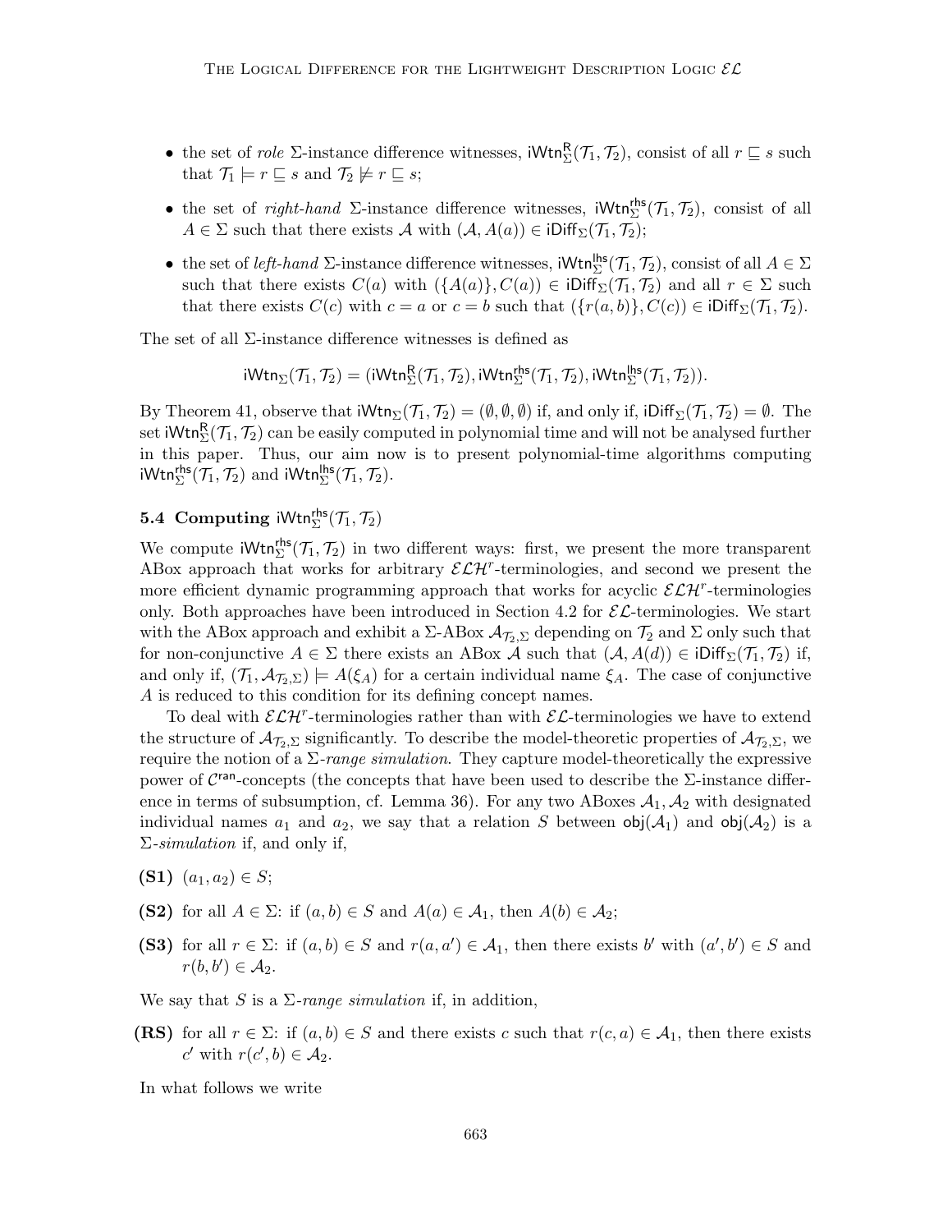- the set of *role* $\Sigma$-instance difference witnesses, $\mathsf{iWtn}^{\mathsf{R}}_{\Sigma}(\mathcal{T}_1, \mathcal{T}_2)$, consist of all $r \sqsubseteq s$ such that $\mathcal{T}_1 \models r \sqsubseteq s$ and $\mathcal{T}_2 \not\models r \sqsubseteq s$;
- the set of *right-hand* $\Sigma$-instance difference witnesses, $\mathsf{iWtn}^{\mathsf{rhs}}_{\Sigma}(\mathcal{T}_1, \mathcal{T}_2)$, consist of all $A \in \Sigma$ such that there exists $\mathcal{A}$ with $(\mathcal{A}, A(a)) \in \mathsf{iDiff}_{\Sigma}(\mathcal{T}_1, \mathcal{T}_2)$;
- the set of *left-hand* $\Sigma$-instance difference witnesses, $\mathsf{iWtn}^{\mathsf{lhs}}_{\Sigma}(\mathcal{T}_1, \mathcal{T}_2)$, consist of all $A \in \Sigma$ such that there exists $C(a)$ with $(\{A(a)\}, C(a)) \in \mathsf{iDiff}_{\Sigma}(\mathcal{T}_1, \mathcal{T}_2)$ and all $r \in \Sigma$ such that there exists $C(c)$ with $c = a$ or $c = b$ such that $(\{r(a,b)\}, C(c)) \in \mathsf{iDiff}_{\Sigma}(\mathcal{T}_1, \mathcal{T}_2)$.

The set of all $\Sigma$-instance difference witnesses is defined as

$$\mathsf{iWtn}_{\Sigma}(\mathcal{T}_1, \mathcal{T}_2) = (\mathsf{iWtn}^{\mathsf{R}}_{\Sigma}(\mathcal{T}_1, \mathcal{T}_2), \mathsf{iWtn}^{\mathsf{rhs}}_{\Sigma}(\mathcal{T}_1, \mathcal{T}_2), \mathsf{iWtn}^{\mathsf{lhs}}_{\Sigma}(\mathcal{T}_1, \mathcal{T}_2)).$$

By Theorem 41, observe that $\mathsf{iWtn}_{\Sigma}(\mathcal{T}_1, \mathcal{T}_2) = (\emptyset, \emptyset, \emptyset)$ if, and only if, $\mathsf{iDiff}_{\Sigma}(\mathcal{T}_1, \mathcal{T}_2) = \emptyset$. The set $\mathsf{iWtn}^{\mathsf{R}}_{\Sigma}(\mathcal{T}_1, \mathcal{T}_2)$ can be easily computed in polynomial time and will not be analysed further in this paper. Thus, our aim now is to present polynomial-time algorithms computing $\mathsf{iWtn}^{\mathsf{rhs}}_{\Sigma}(\mathcal{T}_1, \mathcal{T}_2)$ and $\mathsf{iWtn}^{\mathsf{lhs}}_{\Sigma}(\mathcal{T}_1, \mathcal{T}_2)$.

### 5.4 Computing $\mathsf{iWtn}^{\mathsf{rhs}}_{\Sigma}(\mathcal{T}_1, \mathcal{T}_2)$

We compute $\mathsf{iWtn}^{\mathsf{rhs}}_{\Sigma}(\mathcal{T}_1, \mathcal{T}_2)$ in two different ways: first, we present the more transparent ABox approach that works for arbitrary $\mathcal{ELH}^r$-terminologies, and second we present the more efficient dynamic programming approach that works for acyclic $\mathcal{ELH}^r$-terminologies only. Both approaches have been introduced in Section 4.2 for $\mathcal{EL}$-terminologies. We start with the ABox approach and exhibit a $\Sigma$-ABox $\mathcal{A}_{\mathcal{T}_2,\Sigma}$ depending on $\mathcal{T}_2$ and $\Sigma$ only such that for non-conjunctive $A \in \Sigma$ there exists an ABox $\mathcal{A}$ such that $(\mathcal{A}, A(d)) \in \mathsf{iDiff}_{\Sigma}(\mathcal{T}_1, \mathcal{T}_2)$ if, and only if, $(\mathcal{T}_1, \mathcal{A}_{\mathcal{T}_2,\Sigma}) \models A(\xi_A)$ for a certain individual name $\xi_A$. The case of conjunctive $A$ is reduced to this condition for its defining concept names.

To deal with $\mathcal{ELH}^r$-terminologies rather than with $\mathcal{EL}$-terminologies we have to extend the structure of $\mathcal{A}_{\mathcal{T}_2,\Sigma}$ significantly. To describe the model-theoretic properties of $\mathcal{A}_{\mathcal{T}_2,\Sigma}$, we require the notion of a $\Sigma$-*range simulation*. They capture model-theoretically the expressive power of $\mathcal{C}^{\mathsf{ran}}$-concepts (the concepts that have been used to describe the $\Sigma$-instance difference in terms of subsumption, cf. Lemma 36). For any two ABoxes $\mathcal{A}_1, \mathcal{A}_2$ with designated individual names $a_1$ and $a_2$, we say that a relation $S$ between $\mathsf{obj}(\mathcal{A}_1)$ and $\mathsf{obj}(\mathcal{A}_2)$ is a $\Sigma$-*simulation* if, and only if,

**(S1)** $(a_1, a_2) \in S$;

**(S2)** for all $A \in \Sigma$: if $(a, b) \in S$ and $A(a) \in \mathcal{A}_1$, then $A(b) \in \mathcal{A}_2$;

**(S3)** for all $r \in \Sigma$: if $(a, b) \in S$ and $r(a, a') \in \mathcal{A}_1$, then there exists $b'$ with $(a', b') \in S$ and $r(b, b') \in \mathcal{A}_2$.

We say that $S$ is a $\Sigma$-*range simulation* if, in addition,

**(RS)** for all $r \in \Sigma$: if $(a, b) \in S$ and there exists $c$ such that $r(c, a) \in \mathcal{A}_1$, then there exists $c'$ with $r(c', b) \in \mathcal{A}_2$.

In what follows we write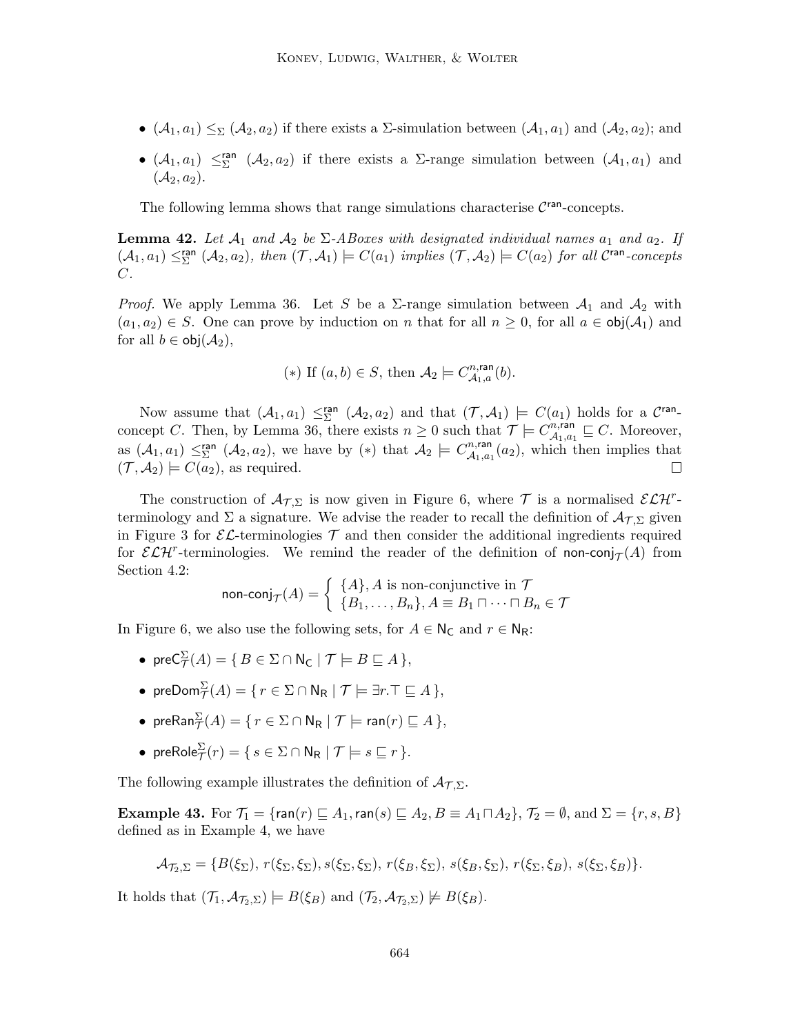- $(\mathcal{A}_1, a_1) \leq_\Sigma (\mathcal{A}_2, a_2)$ if there exists a $\Sigma$-simulation between $(\mathcal{A}_1, a_1)$ and $(\mathcal{A}_2, a_2)$; and
- $(\mathcal{A}_1, a_1) \leq_\Sigma^{\mathsf{ran}} (\mathcal{A}_2, a_2)$ if there exists a $\Sigma$-range simulation between $(\mathcal{A}_1, a_1)$ and $(\mathcal{A}_2, a_2)$.

The following lemma shows that range simulations characterise $\mathcal{C}^{\mathsf{ran}}$-concepts.

**Lemma 42.** *Let $\mathcal{A}_1$ and $\mathcal{A}_2$ be $\Sigma$-ABoxes with designated individual names $a_1$ and $a_2$. If $(\mathcal{A}_1, a_1) \leq_\Sigma^{\mathsf{ran}} (\mathcal{A}_2, a_2)$, then $(\mathcal{T}, \mathcal{A}_1) \models C(a_1)$ implies $(\mathcal{T}, \mathcal{A}_2) \models C(a_2)$ for all $\mathcal{C}^{\mathsf{ran}}$-concepts $C$.*

*Proof.* We apply Lemma 36. Let $S$ be a $\Sigma$-range simulation between $\mathcal{A}_1$ and $\mathcal{A}_2$ with $(a_1, a_2) \in S$. One can prove by induction on $n$ that for all $n \geq 0$, for all $a \in \mathsf{obj}(\mathcal{A}_1)$ and for all $b \in \mathsf{obj}(\mathcal{A}_2)$,

$$(*) \text{ If } (a, b) \in S, \text{ then } \mathcal{A}_2 \models C^{n,\mathsf{ran}}_{\mathcal{A}_1,a}(b).$$

Now assume that $(\mathcal{A}_1, a_1) \leq_\Sigma^{\mathsf{ran}} (\mathcal{A}_2, a_2)$ and that $(\mathcal{T}, \mathcal{A}_1) \models C(a_1)$ holds for a $\mathcal{C}^{\mathsf{ran}}$-concept $C$. Then, by Lemma 36, there exists $n \geq 0$ such that $\mathcal{T} \models C^{n,\mathsf{ran}}_{\mathcal{A}_1,a_1} \sqsubseteq C$. Moreover, as $(\mathcal{A}_1, a_1) \leq_\Sigma^{\mathsf{ran}} (\mathcal{A}_2, a_2)$, we have by $(*)$ that $\mathcal{A}_2 \models C^{n,\mathsf{ran}}_{\mathcal{A}_1,a_1}(a_2)$, which then implies that $(\mathcal{T}, \mathcal{A}_2) \models C(a_2)$, as required. $\square$

The construction of $\mathcal{A}_{\mathcal{T},\Sigma}$ is now given in Figure 6, where $\mathcal{T}$ is a normalised $\mathcal{ELH}^r$-terminology and $\Sigma$ a signature. We advise the reader to recall the definition of $\mathcal{A}_{\mathcal{T},\Sigma}$ given in Figure 3 for $\mathcal{EL}$-terminologies $\mathcal{T}$ and then consider the additional ingredients required for $\mathcal{ELH}^r$-terminologies. We remind the reader of the definition of $\mathsf{non\text{-}conj}_\mathcal{T}(A)$ from Section 4.2:

$$\mathsf{non\text{-}conj}_\mathcal{T}(A) = \begin{cases} \{A\}, A \text{ is non-conjunctive in } \mathcal{T} \\ \{B_1, \ldots, B_n\}, A \equiv B_1 \sqcap \cdots \sqcap B_n \in \mathcal{T} \end{cases}$$

In Figure 6, we also use the following sets, for $A \in \mathsf{N_C}$ and $r \in \mathsf{N_R}$:

- $\mathsf{preC}^\Sigma_\mathcal{T}(A) = \{ B \in \Sigma \cap \mathsf{N_C} \mid \mathcal{T} \models B \sqsubseteq A \}$,
- $\mathsf{preDom}^\Sigma_\mathcal{T}(A) = \{ r \in \Sigma \cap \mathsf{N_R} \mid \mathcal{T} \models \exists r.\top \sqsubseteq A \}$,
- $\mathsf{preRan}^\Sigma_\mathcal{T}(A) = \{ r \in \Sigma \cap \mathsf{N_R} \mid \mathcal{T} \models \mathsf{ran}(r) \sqsubseteq A \}$,
- $\mathsf{preRole}^\Sigma_\mathcal{T}(r) = \{ s \in \Sigma \cap \mathsf{N_R} \mid \mathcal{T} \models s \sqsubseteq r \}$.

The following example illustrates the definition of $\mathcal{A}_{\mathcal{T},\Sigma}$.

**Example 43.** For $\mathcal{T}_1 = \{\mathsf{ran}(r) \sqsubseteq A_1, \mathsf{ran}(s) \sqsubseteq A_2, B \equiv A_1 \sqcap A_2\}$, $\mathcal{T}_2 = \emptyset$, and $\Sigma = \{r, s, B\}$ defined as in Example 4, we have

$$\mathcal{A}_{\mathcal{T}_2,\Sigma} = \{B(\xi_\Sigma), r(\xi_\Sigma, \xi_\Sigma), s(\xi_\Sigma, \xi_\Sigma), r(\xi_B, \xi_\Sigma), s(\xi_B, \xi_\Sigma), r(\xi_\Sigma, \xi_B), s(\xi_\Sigma, \xi_B)\}.$$

It holds that $(\mathcal{T}_1, \mathcal{A}_{\mathcal{T}_2,\Sigma}) \models B(\xi_B)$ and $(\mathcal{T}_2, \mathcal{A}_{\mathcal{T}_2,\Sigma}) \not\models B(\xi_B)$.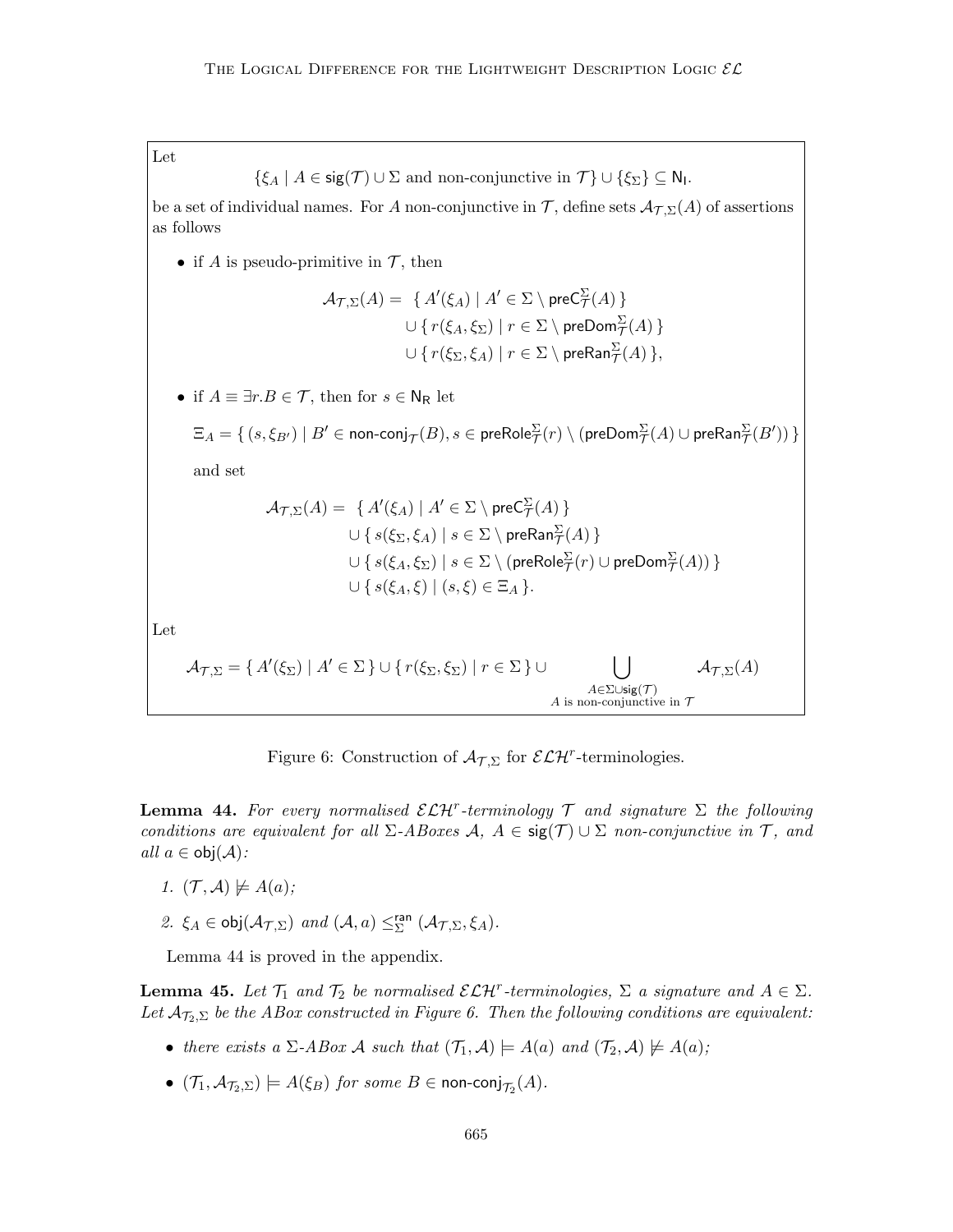Let

$$\{\xi_A \mid A \in \mathsf{sig}(\mathcal{T}) \cup \Sigma \text{ and non-conjunctive in } \mathcal{T}\} \cup \{\xi_\Sigma\} \subseteq \mathsf{N_I}.$$

be a set of individual names. For $A$ non-conjunctive in $\mathcal{T}$, define sets $\mathcal{A}_{\mathcal{T},\Sigma}(A)$ of assertions as follows

- if $A$ is pseudo-primitive in $\mathcal{T}$, then

$$\begin{aligned}\mathcal{A}_{\mathcal{T},\Sigma}(A) = \; & \{ A'(\xi_A) \mid A' \in \Sigma \setminus \mathsf{preC}^\Sigma_\mathcal{T}(A) \} \\ & \cup \{ r(\xi_A, \xi_\Sigma) \mid r \in \Sigma \setminus \mathsf{preDom}^\Sigma_\mathcal{T}(A) \} \\ & \cup \{ r(\xi_\Sigma, \xi_A) \mid r \in \Sigma \setminus \mathsf{preRan}^\Sigma_\mathcal{T}(A) \},\end{aligned}$$

- if $A \equiv \exists r.B \in \mathcal{T}$, then for $s \in \mathsf{N_R}$ let

$$\Xi_A = \{ (s, \xi_{B'}) \mid B' \in \mathsf{non\text{-}conj}_\mathcal{T}(B), s \in \mathsf{preRole}^\Sigma_\mathcal{T}(r) \setminus (\mathsf{preDom}^\Sigma_\mathcal{T}(A) \cup \mathsf{preRan}^\Sigma_\mathcal{T}(B')) \}$$

  and set

$$\begin{aligned}\mathcal{A}_{\mathcal{T},\Sigma}(A) = \; & \{ A'(\xi_A) \mid A' \in \Sigma \setminus \mathsf{preC}^\Sigma_\mathcal{T}(A) \} \\ & \cup \{ s(\xi_\Sigma, \xi_A) \mid s \in \Sigma \setminus \mathsf{preRan}^\Sigma_\mathcal{T}(A) \} \\ & \cup \{ s(\xi_A, \xi_\Sigma) \mid s \in \Sigma \setminus (\mathsf{preRole}^\Sigma_\mathcal{T}(r) \cup \mathsf{preDom}^\Sigma_\mathcal{T}(A)) \} \\ & \cup \{ s(\xi_A, \xi) \mid (s, \xi) \in \Xi_A \}.\end{aligned}$$

Let

$$\mathcal{A}_{\mathcal{T},\Sigma} = \{ A'(\xi_\Sigma) \mid A' \in \Sigma \} \cup \{ r(\xi_\Sigma, \xi_\Sigma) \mid r \in \Sigma \} \cup \bigcup_{\substack{A \in \Sigma \cup \mathsf{sig}(\mathcal{T}) \\ A \text{ is non-conjunctive in } \mathcal{T}}} \mathcal{A}_{\mathcal{T},\Sigma}(A)$$

Figure 6: Construction of $\mathcal{A}_{\mathcal{T},\Sigma}$ for $\mathcal{ELH}^r$-terminologies.

**Lemma 44.** *For every normalised $\mathcal{ELH}^r$-terminology $\mathcal{T}$ and signature $\Sigma$ the following conditions are equivalent for all $\Sigma$-ABoxes $\mathcal{A}$, $A \in \mathsf{sig}(\mathcal{T}) \cup \Sigma$ non-conjunctive in $\mathcal{T}$, and all $a \in \mathsf{obj}(\mathcal{A})$:*

1. *$(\mathcal{T}, \mathcal{A}) \not\models A(a)$;*
2. *$\xi_A \in \mathsf{obj}(\mathcal{A}_{\mathcal{T},\Sigma})$ and $(\mathcal{A}, a) \leq^{\mathsf{ran}}_\Sigma (\mathcal{A}_{\mathcal{T},\Sigma}, \xi_A)$.*

Lemma 44 is proved in the appendix.

**Lemma 45.** *Let $\mathcal{T}_1$ and $\mathcal{T}_2$ be normalised $\mathcal{ELH}^r$-terminologies, $\Sigma$ a signature and $A \in \Sigma$. Let $\mathcal{A}_{\mathcal{T}_2,\Sigma}$ be the ABox constructed in Figure 6. Then the following conditions are equivalent:*

- *there exists a $\Sigma$-ABox $\mathcal{A}$ such that $(\mathcal{T}_1, \mathcal{A}) \models A(a)$ and $(\mathcal{T}_2, \mathcal{A}) \not\models A(a)$;*
- *$(\mathcal{T}_1, \mathcal{A}_{\mathcal{T}_2,\Sigma}) \models A(\xi_B)$ for some $B \in \mathsf{non\text{-}conj}_{\mathcal{T}_2}(A)$.*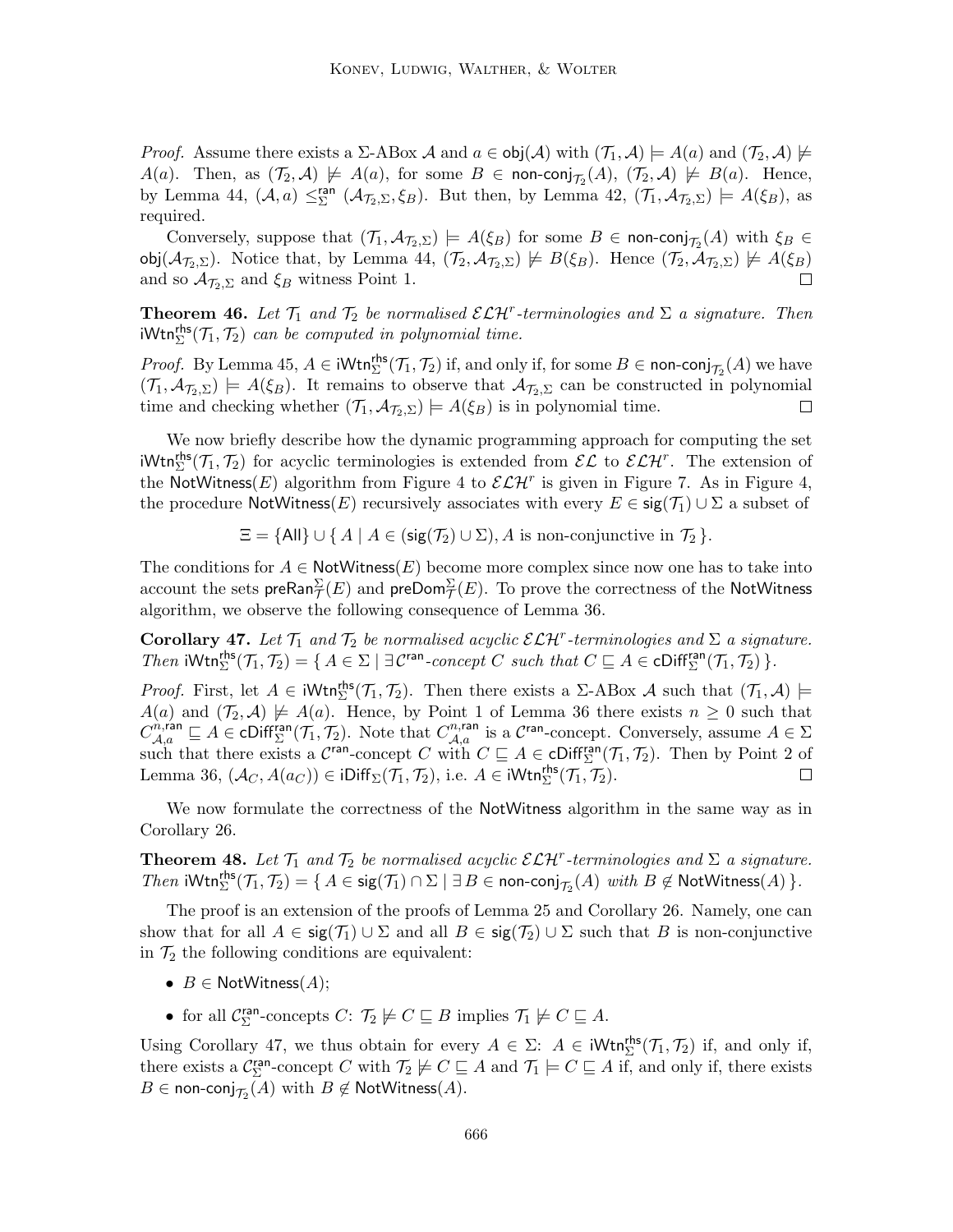*Proof.* Assume there exists a $\Sigma$-ABox $\mathcal{A}$ and $a \in \mathsf{obj}(\mathcal{A})$ with $(\mathcal{T}_1, \mathcal{A}) \models A(a)$ and $(\mathcal{T}_2, \mathcal{A}) \not\models A(a)$. Then, as $(\mathcal{T}_2, \mathcal{A}) \not\models A(a)$, for some $B \in \mathsf{non\text{-}conj}_{\mathcal{T}_2}(A)$, $(\mathcal{T}_2, \mathcal{A}) \not\models B(a)$. Hence, by Lemma 44, $(\mathcal{A}, a) \leq^{\mathsf{ran}}_{\Sigma} (\mathcal{A}_{\mathcal{T}_2,\Sigma}, \xi_B)$. But then, by Lemma 42, $(\mathcal{T}_1, \mathcal{A}_{\mathcal{T}_2,\Sigma}) \models A(\xi_B)$, as required.

Conversely, suppose that $(\mathcal{T}_1, \mathcal{A}_{\mathcal{T}_2,\Sigma}) \models A(\xi_B)$ for some $B \in \mathsf{non\text{-}conj}_{\mathcal{T}_2}(A)$ with $\xi_B \in \mathsf{obj}(\mathcal{A}_{\mathcal{T}_2,\Sigma})$. Notice that, by Lemma 44, $(\mathcal{T}_2, \mathcal{A}_{\mathcal{T}_2,\Sigma}) \not\models B(\xi_B)$. Hence $(\mathcal{T}_2, \mathcal{A}_{\mathcal{T}_2,\Sigma}) \not\models A(\xi_B)$ and so $\mathcal{A}_{\mathcal{T}_2,\Sigma}$ and $\xi_B$ witness Point 1. $\square$

**Theorem 46.** *Let $\mathcal{T}_1$ and $\mathcal{T}_2$ be normalised $\mathcal{ELH}^r$-terminologies and $\Sigma$ a signature. Then $\mathsf{iWtn}^{\mathsf{rhs}}_{\Sigma}(\mathcal{T}_1, \mathcal{T}_2)$ can be computed in polynomial time.*

*Proof.* By Lemma 45, $A \in \mathsf{iWtn}^{\mathsf{rhs}}_{\Sigma}(\mathcal{T}_1, \mathcal{T}_2)$ if, and only if, for some $B \in \mathsf{non\text{-}conj}_{\mathcal{T}_2}(A)$ we have $(\mathcal{T}_1, \mathcal{A}_{\mathcal{T}_2,\Sigma}) \models A(\xi_B)$. It remains to observe that $\mathcal{A}_{\mathcal{T}_2,\Sigma}$ can be constructed in polynomial time and checking whether $(\mathcal{T}_1, \mathcal{A}_{\mathcal{T}_2,\Sigma}) \models A(\xi_B)$ is in polynomial time. $\square$

We now briefly describe how the dynamic programming approach for computing the set $\mathsf{iWtn}^{\mathsf{rhs}}_{\Sigma}(\mathcal{T}_1, \mathcal{T}_2)$ for acyclic terminologies is extended from $\mathcal{EL}$ to $\mathcal{ELH}^r$. The extension of the $\mathsf{NotWitness}(E)$ algorithm from Figure 4 to $\mathcal{ELH}^r$ is given in Figure 7. As in Figure 4, the procedure $\mathsf{NotWitness}(E)$ recursively associates with every $E \in \mathsf{sig}(\mathcal{T}_1) \cup \Sigma$ a subset of

$$\Xi = \{\mathsf{All}\} \cup \{\, A \mid A \in (\mathsf{sig}(\mathcal{T}_2) \cup \Sigma), A \text{ is non-conjunctive in } \mathcal{T}_2 \,\}.$$

The conditions for $A \in \mathsf{NotWitness}(E)$ become more complex since now one has to take into account the sets $\mathsf{preRan}^{\Sigma}_{\mathcal{T}}(E)$ and $\mathsf{preDom}^{\Sigma}_{\mathcal{T}}(E)$. To prove the correctness of the $\mathsf{NotWitness}$ algorithm, we observe the following consequence of Lemma 36.

**Corollary 47.** *Let $\mathcal{T}_1$ and $\mathcal{T}_2$ be normalised acyclic $\mathcal{ELH}^r$-terminologies and $\Sigma$ a signature. Then $\mathsf{iWtn}^{\mathsf{rhs}}_{\Sigma}(\mathcal{T}_1, \mathcal{T}_2) = \{\, A \in \Sigma \mid \exists \mathcal{C}^{\mathsf{ran}}\text{-concept } C \text{ such that } C \sqsubseteq A \in \mathsf{cDiff}^{\mathsf{ran}}_{\Sigma}(\mathcal{T}_1, \mathcal{T}_2) \,\}$.*

*Proof.* First, let $A \in \mathsf{iWtn}^{\mathsf{rhs}}_{\Sigma}(\mathcal{T}_1, \mathcal{T}_2)$. Then there exists a $\Sigma$-ABox $\mathcal{A}$ such that $(\mathcal{T}_1, \mathcal{A}) \models A(a)$ and $(\mathcal{T}_2, \mathcal{A}) \not\models A(a)$. Hence, by Point 1 of Lemma 36 there exists $n \geq 0$ such that $C^{n,\mathsf{ran}}_{\mathcal{A},a} \sqsubseteq A \in \mathsf{cDiff}^{\mathsf{ran}}_{\Sigma}(\mathcal{T}_1, \mathcal{T}_2)$. Note that $C^{n,\mathsf{ran}}_{\mathcal{A},a}$ is a $\mathcal{C}^{\mathsf{ran}}$-concept. Conversely, assume $A \in \Sigma$ such that there exists a $\mathcal{C}^{\mathsf{ran}}$-concept $C$ with $C \sqsubseteq A \in \mathsf{cDiff}^{\mathsf{ran}}_{\Sigma}(\mathcal{T}_1, \mathcal{T}_2)$. Then by Point 2 of Lemma 36, $(\mathcal{A}_C, A(a_C)) \in \mathsf{iDiff}_{\Sigma}(\mathcal{T}_1, \mathcal{T}_2)$, i.e. $A \in \mathsf{iWtn}^{\mathsf{rhs}}_{\Sigma}(\mathcal{T}_1, \mathcal{T}_2)$. $\square$

We now formulate the correctness of the $\mathsf{NotWitness}$ algorithm in the same way as in Corollary 26.

**Theorem 48.** *Let $\mathcal{T}_1$ and $\mathcal{T}_2$ be normalised acyclic $\mathcal{ELH}^r$-terminologies and $\Sigma$ a signature. Then $\mathsf{iWtn}^{\mathsf{rhs}}_{\Sigma}(\mathcal{T}_1, \mathcal{T}_2) = \{\, A \in \mathsf{sig}(\mathcal{T}_1) \cap \Sigma \mid \exists\, B \in \mathsf{non\text{-}conj}_{\mathcal{T}_2}(A) \text{ with } B \notin \mathsf{NotWitness}(A) \,\}$.*

The proof is an extension of the proofs of Lemma 25 and Corollary 26. Namely, one can show that for all $A \in \mathsf{sig}(\mathcal{T}_1) \cup \Sigma$ and all $B \in \mathsf{sig}(\mathcal{T}_2) \cup \Sigma$ such that $B$ is non-conjunctive in $\mathcal{T}_2$ the following conditions are equivalent:

- $B \in \mathsf{NotWitness}(A)$;
- for all $\mathcal{C}^{\mathsf{ran}}_{\Sigma}$-concepts $C$: $\mathcal{T}_2 \not\models C \sqsubseteq B$ implies $\mathcal{T}_1 \not\models C \sqsubseteq A$.

Using Corollary 47, we thus obtain for every $A \in \Sigma$: $A \in \mathsf{iWtn}^{\mathsf{rhs}}_{\Sigma}(\mathcal{T}_1, \mathcal{T}_2)$ if, and only if, there exists a $\mathcal{C}^{\mathsf{ran}}_{\Sigma}$-concept $C$ with $\mathcal{T}_2 \not\models C \sqsubseteq A$ and $\mathcal{T}_1 \models C \sqsubseteq A$ if, and only if, there exists $B \in \mathsf{non\text{-}conj}_{\mathcal{T}_2}(A)$ with $B \notin \mathsf{NotWitness}(A)$.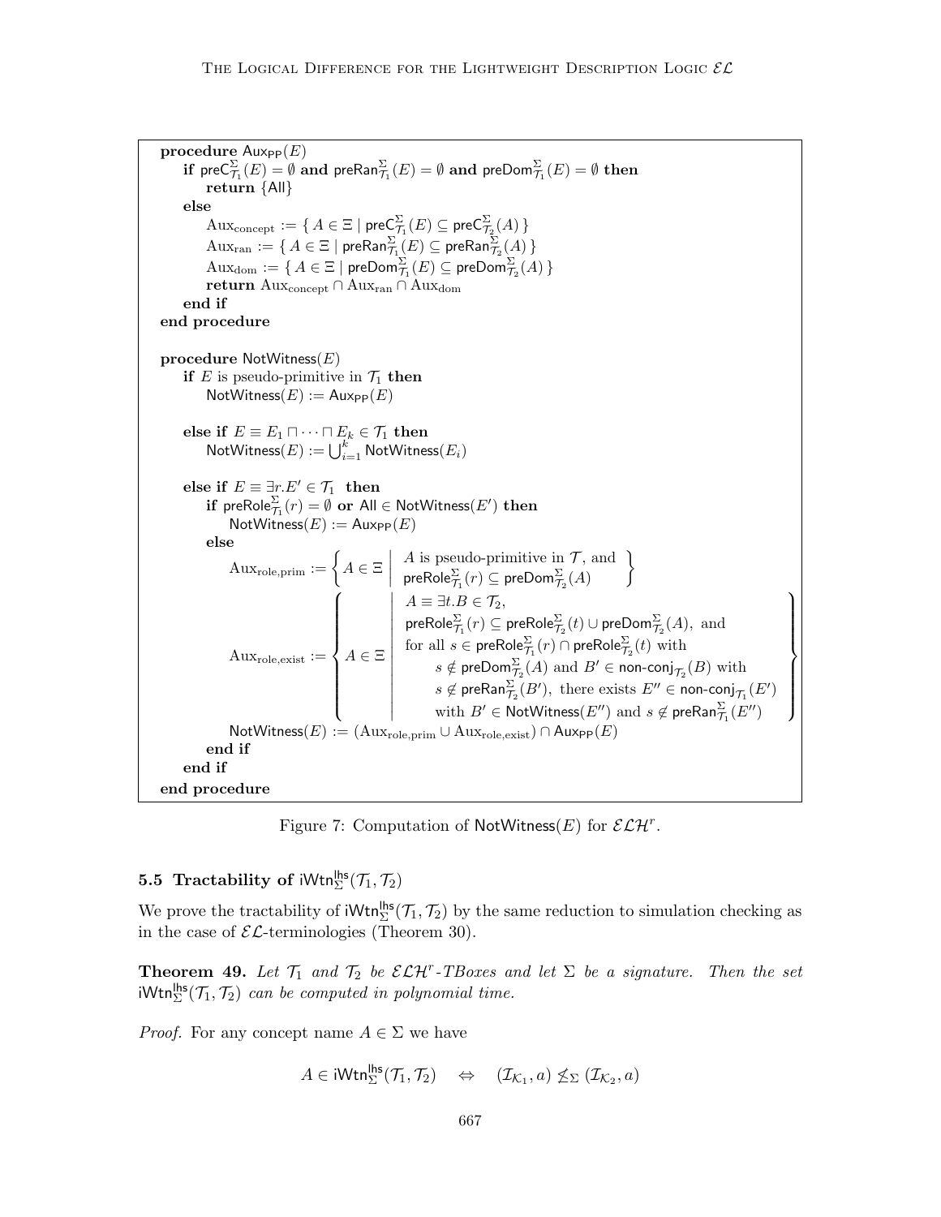```
procedure Aux_PP(E)
    if preC^Σ_T1(E) = ∅ and preRan^Σ_T1(E) = ∅ and preDom^Σ_T1(E) = ∅ then
        return {All}
    else
        Aux_concept := { A ∈ Ξ | preC^Σ_T1(E) ⊆ preC^Σ_T2(A) }
        Aux_ran := { A ∈ Ξ | preRan^Σ_T1(E) ⊆ preRan^Σ_T2(A) }
        Aux_dom := { A ∈ Ξ | preDom^Σ_T1(E) ⊆ preDom^Σ_T2(A) }
        return Aux_concept ∩ Aux_ran ∩ Aux_dom
    end if
end procedure

procedure NotWitness(E)
    if E is pseudo-primitive in T1 then
        NotWitness(E) := Aux_PP(E)

    else if E ≡ E1 ⊓ ··· ⊓ Ek ∈ T1 then
        NotWitness(E) := ⋃_{i=1}^{k} NotWitness(Ei)

    else if E ≡ ∃r.E' ∈ T1 then
        if preRole^Σ_T1(r) = ∅ or All ∈ NotWitness(E') then
            NotWitness(E) := Aux_PP(E)
        else
            Aux_role,prim := { A ∈ Ξ | A is pseudo-primitive in T, and
                                       preRole^Σ_T1(r) ⊆ preDom^Σ_T2(A) }
            Aux_role,exist := { A ∈ Ξ | A ≡ ∃t.B ∈ T2,
                                        preRole^Σ_T1(r) ⊆ preRole^Σ_T2(t) ∪ preDom^Σ_T2(A), and
                                        for all s ∈ preRole^Σ_T1(r) ∩ preRole^Σ_T2(t) with
                                            s ∉ preDom^Σ_T2(A) and B' ∈ non-conj_T2(B) with
                                            s ∉ preRan^Σ_T2(B'), there exists E'' ∈ non-conj_T1(E')
                                            with B' ∈ NotWitness(E'') and s ∉ preRan^Σ_T1(E'') }
            NotWitness(E) := (Aux_role,prim ∪ Aux_role,exist) ∩ Aux_PP(E)
        end if
    end if
end procedure
```

Figure 7: Computation of $\mathsf{NotWitness}(E)$ for $\mathcal{ELH}^r$.

### 5.5 Tractability of $\mathsf{iWtn}^{\mathsf{lhs}}_{\Sigma}(\mathcal{T}_1, \mathcal{T}_2)$

We prove the tractability of $\mathsf{iWtn}^{\mathsf{lhs}}_{\Sigma}(\mathcal{T}_1, \mathcal{T}_2)$ by the same reduction to simulation checking as in the case of $\mathcal{EL}$-terminologies (Theorem 30).

**Theorem 49.** *Let $\mathcal{T}_1$ and $\mathcal{T}_2$ be $\mathcal{ELH}^r$-TBoxes and let $\Sigma$ be a signature. Then the set $\mathsf{iWtn}^{\mathsf{lhs}}_{\Sigma}(\mathcal{T}_1, \mathcal{T}_2)$ can be computed in polynomial time.*

*Proof.* For any concept name $A \in \Sigma$ we have

$$A \in \mathsf{iWtn}^{\mathsf{lhs}}_{\Sigma}(\mathcal{T}_1, \mathcal{T}_2) \quad \Leftrightarrow \quad (\mathcal{I}_{\mathcal{K}_1}, a) \not\leq_{\Sigma} (\mathcal{I}_{\mathcal{K}_2}, a)$$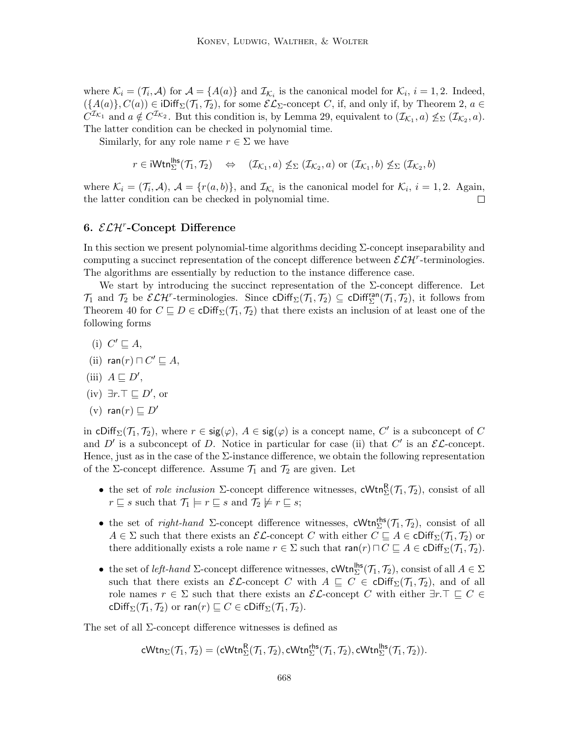where $\mathcal{K}_i = (\mathcal{T}_i, \mathcal{A})$ for $\mathcal{A} = \{A(a)\}$ and $\mathcal{I}_{\mathcal{K}_i}$ is the canonical model for $\mathcal{K}_i$, $i = 1, 2$. Indeed, $(\{A(a)\}, C(a)) \in \mathsf{iDiff}_\Sigma(\mathcal{T}_1, \mathcal{T}_2)$, for some $\mathcal{EL}_\Sigma$-concept $C$, if, and only if, by Theorem 2, $a \in C^{\mathcal{I}_{\mathcal{K}_1}}$ and $a \notin C^{\mathcal{I}_{\mathcal{K}_2}}$. But this condition is, by Lemma 29, equivalent to $(\mathcal{I}_{\mathcal{K}_1}, a) \not\leq_\Sigma (\mathcal{I}_{\mathcal{K}_2}, a)$. The latter condition can be checked in polynomial time.

Similarly, for any role name $r \in \Sigma$ we have

$$r \in \mathsf{iWtn}^{\mathsf{lhs}}_\Sigma(\mathcal{T}_1, \mathcal{T}_2) \quad \Leftrightarrow \quad (\mathcal{I}_{\mathcal{K}_1}, a) \not\leq_\Sigma (\mathcal{I}_{\mathcal{K}_2}, a) \text{ or } (\mathcal{I}_{\mathcal{K}_1}, b) \not\leq_\Sigma (\mathcal{I}_{\mathcal{K}_2}, b)$$

where $\mathcal{K}_i = (\mathcal{T}_i, \mathcal{A})$, $\mathcal{A} = \{r(a, b)\}$, and $\mathcal{I}_{\mathcal{K}_i}$ is the canonical model for $\mathcal{K}_i$, $i = 1, 2$. Again, the latter condition can be checked in polynomial time. □

## 6. $\mathcal{ELH}^r$-Concept Difference

In this section we present polynomial-time algorithms deciding Σ-concept inseparability and computing a succinct representation of the concept difference between $\mathcal{ELH}^r$-terminologies. The algorithms are essentially by reduction to the instance difference case.

We start by introducing the succinct representation of the Σ-concept difference. Let $\mathcal{T}_1$ and $\mathcal{T}_2$ be $\mathcal{ELH}^r$-terminologies. Since $\mathsf{cDiff}_\Sigma(\mathcal{T}_1, \mathcal{T}_2) \subseteq \mathsf{cDiff}^{\mathsf{ran}}_\Sigma(\mathcal{T}_1, \mathcal{T}_2)$, it follows from Theorem 40 for $C \sqsubseteq D \in \mathsf{cDiff}_\Sigma(\mathcal{T}_1, \mathcal{T}_2)$ that there exists an inclusion of at least one of the following forms

- (i) $C' \sqsubseteq A$,
- (ii) $\mathsf{ran}(r) \sqcap C' \sqsubseteq A$,
- (iii) $A \sqsubseteq D'$,
- (iv) $\exists r.\top \sqsubseteq D'$, or
- (v) $\mathsf{ran}(r) \sqsubseteq D'$

in $\mathsf{cDiff}_\Sigma(\mathcal{T}_1, \mathcal{T}_2)$, where $r \in \mathsf{sig}(\varphi)$, $A \in \mathsf{sig}(\varphi)$ is a concept name, $C'$ is a subconcept of $C$ and $D'$ is a subconcept of $D$. Notice in particular for case (ii) that $C'$ is an $\mathcal{EL}$-concept. Hence, just as in the case of the Σ-instance difference, we obtain the following representation of the Σ-concept difference. Assume $\mathcal{T}_1$ and $\mathcal{T}_2$ are given. Let

- the set of *role inclusion* Σ-concept difference witnesses, $\mathsf{cWtn}^{\mathsf{R}}_\Sigma(\mathcal{T}_1, \mathcal{T}_2)$, consist of all $r \sqsubseteq s$ such that $\mathcal{T}_1 \models r \sqsubseteq s$ and $\mathcal{T}_2 \not\models r \sqsubseteq s$;
- the set of *right-hand* Σ-concept difference witnesses, $\mathsf{cWtn}^{\mathsf{rhs}}_\Sigma(\mathcal{T}_1, \mathcal{T}_2)$, consist of all $A \in \Sigma$ such that there exists an $\mathcal{EL}$-concept $C$ with either $C \sqsubseteq A \in \mathsf{cDiff}_\Sigma(\mathcal{T}_1, \mathcal{T}_2)$ or there additionally exists a role name $r \in \Sigma$ such that $\mathsf{ran}(r) \sqcap C \sqsubseteq A \in \mathsf{cDiff}_\Sigma(\mathcal{T}_1, \mathcal{T}_2)$.
- the set of *left-hand* Σ-concept difference witnesses, $\mathsf{cWtn}^{\mathsf{lhs}}_\Sigma(\mathcal{T}_1, \mathcal{T}_2)$, consist of all $A \in \Sigma$ such that there exists an $\mathcal{EL}$-concept $C$ with $A \sqsubseteq C \in \mathsf{cDiff}_\Sigma(\mathcal{T}_1, \mathcal{T}_2)$, and of all role names $r \in \Sigma$ such that there exists an $\mathcal{EL}$-concept $C$ with either $\exists r.\top \sqsubseteq C \in \mathsf{cDiff}_\Sigma(\mathcal{T}_1, \mathcal{T}_2)$ or $\mathsf{ran}(r) \sqsubseteq C \in \mathsf{cDiff}_\Sigma(\mathcal{T}_1, \mathcal{T}_2)$.

The set of all Σ-concept difference witnesses is defined as

$$\mathsf{cWtn}_\Sigma(\mathcal{T}_1, \mathcal{T}_2) = (\mathsf{cWtn}^{\mathsf{R}}_\Sigma(\mathcal{T}_1, \mathcal{T}_2), \mathsf{cWtn}^{\mathsf{rhs}}_\Sigma(\mathcal{T}_1, \mathcal{T}_2), \mathsf{cWtn}^{\mathsf{lhs}}_\Sigma(\mathcal{T}_1, \mathcal{T}_2)).$$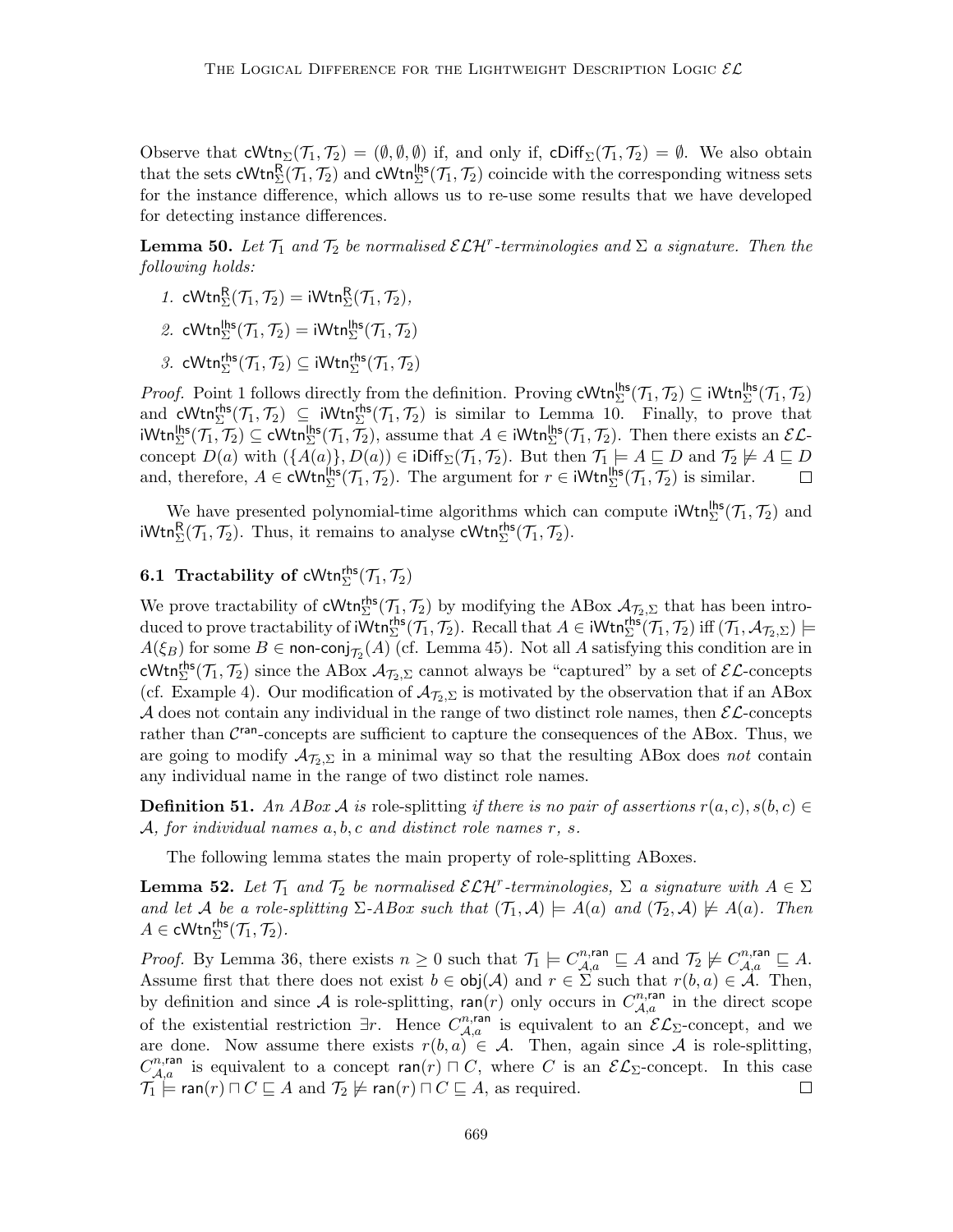Observe that $\mathsf{cWtn}_\Sigma(\mathcal{T}_1, \mathcal{T}_2) = (\emptyset, \emptyset, \emptyset)$ if, and only if, $\mathsf{cDiff}_\Sigma(\mathcal{T}_1, \mathcal{T}_2) = \emptyset$. We also obtain that the sets $\mathsf{cWtn}^{\mathsf{R}}_\Sigma(\mathcal{T}_1, \mathcal{T}_2)$ and $\mathsf{cWtn}^{\mathsf{lhs}}_\Sigma(\mathcal{T}_1, \mathcal{T}_2)$ coincide with the corresponding witness sets for the instance difference, which allows us to re-use some results that we have developed for detecting instance differences.

**Lemma 50.** *Let $\mathcal{T}_1$ and $\mathcal{T}_2$ be normalised $\mathcal{ELH}^r$-terminologies and $\Sigma$ a signature. Then the following holds:*

1. $\mathsf{cWtn}^{\mathsf{R}}_\Sigma(\mathcal{T}_1, \mathcal{T}_2) = \mathsf{iWtn}^{\mathsf{R}}_\Sigma(\mathcal{T}_1, \mathcal{T}_2)$,
2. $\mathsf{cWtn}^{\mathsf{lhs}}_\Sigma(\mathcal{T}_1, \mathcal{T}_2) = \mathsf{iWtn}^{\mathsf{lhs}}_\Sigma(\mathcal{T}_1, \mathcal{T}_2)$
3. $\mathsf{cWtn}^{\mathsf{rhs}}_\Sigma(\mathcal{T}_1, \mathcal{T}_2) \subseteq \mathsf{iWtn}^{\mathsf{rhs}}_\Sigma(\mathcal{T}_1, \mathcal{T}_2)$

*Proof.* Point 1 follows directly from the definition. Proving $\mathsf{cWtn}^{\mathsf{lhs}}_\Sigma(\mathcal{T}_1, \mathcal{T}_2) \subseteq \mathsf{iWtn}^{\mathsf{lhs}}_\Sigma(\mathcal{T}_1, \mathcal{T}_2)$ and $\mathsf{cWtn}^{\mathsf{rhs}}_\Sigma(\mathcal{T}_1, \mathcal{T}_2) \subseteq \mathsf{iWtn}^{\mathsf{rhs}}_\Sigma(\mathcal{T}_1, \mathcal{T}_2)$ is similar to Lemma 10. Finally, to prove that $\mathsf{iWtn}^{\mathsf{lhs}}_\Sigma(\mathcal{T}_1, \mathcal{T}_2) \subseteq \mathsf{cWtn}^{\mathsf{lhs}}_\Sigma(\mathcal{T}_1, \mathcal{T}_2)$, assume that $A \in \mathsf{iWtn}^{\mathsf{lhs}}_\Sigma(\mathcal{T}_1, \mathcal{T}_2)$. Then there exists an $\mathcal{EL}$-concept $D(a)$ with $(\{A(a)\}, D(a)) \in \mathsf{iDiff}_\Sigma(\mathcal{T}_1, \mathcal{T}_2)$. But then $\mathcal{T}_1 \models A \sqsubseteq D$ and $\mathcal{T}_2 \not\models A \sqsubseteq D$ and, therefore, $A \in \mathsf{cWtn}^{\mathsf{lhs}}_\Sigma(\mathcal{T}_1, \mathcal{T}_2)$. The argument for $r \in \mathsf{iWtn}^{\mathsf{lhs}}_\Sigma(\mathcal{T}_1, \mathcal{T}_2)$ is similar. ◻

We have presented polynomial-time algorithms which can compute $\mathsf{iWtn}^{\mathsf{lhs}}_\Sigma(\mathcal{T}_1, \mathcal{T}_2)$ and $\mathsf{iWtn}^{\mathsf{R}}_\Sigma(\mathcal{T}_1, \mathcal{T}_2)$. Thus, it remains to analyse $\mathsf{cWtn}^{\mathsf{rhs}}_\Sigma(\mathcal{T}_1, \mathcal{T}_2)$.

### 6.1 Tractability of $\mathsf{cWtn}^{\mathsf{rhs}}_\Sigma(\mathcal{T}_1, \mathcal{T}_2)$

We prove tractability of $\mathsf{cWtn}^{\mathsf{rhs}}_\Sigma(\mathcal{T}_1, \mathcal{T}_2)$ by modifying the ABox $\mathcal{A}_{\mathcal{T}_2,\Sigma}$ that has been introduced to prove tractability of $\mathsf{iWtn}^{\mathsf{rhs}}_\Sigma(\mathcal{T}_1, \mathcal{T}_2)$. Recall that $A \in \mathsf{iWtn}^{\mathsf{rhs}}_\Sigma(\mathcal{T}_1, \mathcal{T}_2)$ iff $(\mathcal{T}_1, \mathcal{A}_{\mathcal{T}_2,\Sigma}) \models A(\xi_B)$ for some $B \in \mathsf{non\text{-}conj}_{\mathcal{T}_2}(A)$ (cf. Lemma 45). Not all $A$ satisfying this condition are in $\mathsf{cWtn}^{\mathsf{rhs}}_\Sigma(\mathcal{T}_1, \mathcal{T}_2)$ since the ABox $\mathcal{A}_{\mathcal{T}_2,\Sigma}$ cannot always be "captured" by a set of $\mathcal{EL}$-concepts (cf. Example 4). Our modification of $\mathcal{A}_{\mathcal{T}_2,\Sigma}$ is motivated by the observation that if an ABox $\mathcal{A}$ does not contain any individual in the range of two distinct role names, then $\mathcal{EL}$-concepts rather than $\mathcal{C}^{\mathsf{ran}}$-concepts are sufficient to capture the consequences of the ABox. Thus, we are going to modify $\mathcal{A}_{\mathcal{T}_2,\Sigma}$ in a minimal way so that the resulting ABox does *not* contain any individual name in the range of two distinct role names.

**Definition 51.** *An ABox $\mathcal{A}$ is* role-splitting *if there is no pair of assertions $r(a, c), s(b, c) \in \mathcal{A}$, for individual names $a, b, c$ and distinct role names $r$, $s$.*

The following lemma states the main property of role-splitting ABoxes.

**Lemma 52.** *Let $\mathcal{T}_1$ and $\mathcal{T}_2$ be normalised $\mathcal{ELH}^r$-terminologies, $\Sigma$ a signature with $A \in \Sigma$ and let $\mathcal{A}$ be a role-splitting $\Sigma$-ABox such that $(\mathcal{T}_1, \mathcal{A}) \models A(a)$ and $(\mathcal{T}_2, \mathcal{A}) \not\models A(a)$. Then $A \in \mathsf{cWtn}^{\mathsf{rhs}}_\Sigma(\mathcal{T}_1, \mathcal{T}_2)$.*

*Proof.* By Lemma 36, there exists $n \geq 0$ such that $\mathcal{T}_1 \models C^{n,\mathsf{ran}}_{\mathcal{A},a} \sqsubseteq A$ and $\mathcal{T}_2 \not\models C^{n,\mathsf{ran}}_{\mathcal{A},a} \sqsubseteq A$. Assume first that there does not exist $b \in \mathsf{obj}(\mathcal{A})$ and $r \in \Sigma$ such that $r(b, a) \in \mathcal{A}$. Then, by definition and since $\mathcal{A}$ is role-splitting, $\mathsf{ran}(r)$ only occurs in $C^{n,\mathsf{ran}}_{\mathcal{A},a}$ in the direct scope of the existential restriction $\exists r$. Hence $C^{n,\mathsf{ran}}_{\mathcal{A},a}$ is equivalent to an $\mathcal{EL}_\Sigma$-concept, and we are done. Now assume there exists $r(b, a) \in \mathcal{A}$. Then, again since $\mathcal{A}$ is role-splitting, $C^{n,\mathsf{ran}}_{\mathcal{A},a}$ is equivalent to a concept $\mathsf{ran}(r) \sqcap C$, where $C$ is an $\mathcal{EL}_\Sigma$-concept. In this case $\mathcal{T}_1 \models \mathsf{ran}(r) \sqcap C \sqsubseteq A$ and $\mathcal{T}_2 \not\models \mathsf{ran}(r) \sqcap C \sqsubseteq A$, as required. ◻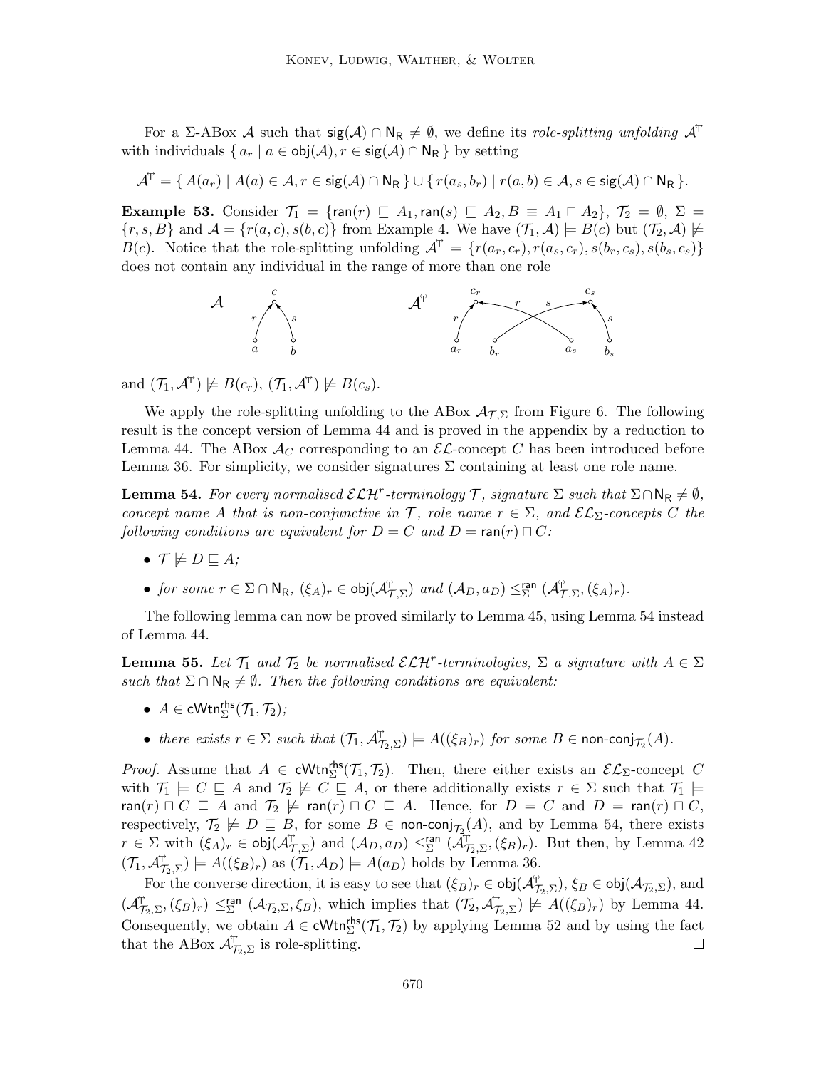For a $\Sigma$-ABox $\mathcal{A}$ such that $\mathsf{sig}(\mathcal{A}) \cap \mathsf{N_R} \neq \emptyset$, we define its *role-splitting unfolding* $\mathcal{A}^{\Uparrow}$ with individuals $\{ a_r \mid a \in \mathsf{obj}(\mathcal{A}), r \in \mathsf{sig}(\mathcal{A}) \cap \mathsf{N_R} \}$ by setting

$$\mathcal{A}^{\Uparrow} = \{ A(a_r) \mid A(a) \in \mathcal{A}, r \in \mathsf{sig}(\mathcal{A}) \cap \mathsf{N_R} \} \cup \{ r(a_s, b_r) \mid r(a,b) \in \mathcal{A}, s \in \mathsf{sig}(\mathcal{A}) \cap \mathsf{N_R} \}.$$

**Example 53.** Consider $\mathcal{T}_1 = \{\mathsf{ran}(r) \sqsubseteq A_1, \mathsf{ran}(s) \sqsubseteq A_2, B \equiv A_1 \sqcap A_2\}$, $\mathcal{T}_2 = \emptyset$, $\Sigma = \{r, s, B\}$ and $\mathcal{A} = \{r(a,c), s(b,c)\}$ from Example 4. We have $(\mathcal{T}_1, \mathcal{A}) \models B(c)$ but $(\mathcal{T}_2, \mathcal{A}) \not\models B(c)$. Notice that the role-splitting unfolding $\mathcal{A}^{\Uparrow} = \{r(a_r, c_r), r(a_s, c_r), s(b_r, c_s), s(b_s, c_s)\}$ does not contain any individual in the range of more than one role

and $(\mathcal{T}_1, \mathcal{A}^{\Uparrow}) \not\models B(c_r)$, $(\mathcal{T}_1, \mathcal{A}^{\Uparrow}) \not\models B(c_s)$.

We apply the role-splitting unfolding to the ABox $\mathcal{A}_{\mathcal{T},\Sigma}$ from Figure 6. The following result is the concept version of Lemma 44 and is proved in the appendix by a reduction to Lemma 44. The ABox $\mathcal{A}_C$ corresponding to an $\mathcal{EL}$-concept $C$ has been introduced before Lemma 36. For simplicity, we consider signatures $\Sigma$ containing at least one role name.

**Lemma 54.** *For every normalised $\mathcal{ELH}^r$-terminology $\mathcal{T}$, signature $\Sigma$ such that $\Sigma \cap \mathsf{N_R} \neq \emptyset$, concept name $A$ that is non-conjunctive in $\mathcal{T}$, role name $r \in \Sigma$, and $\mathcal{EL}_\Sigma$-concepts $C$ the following conditions are equivalent for $D = C$ and $D = \mathsf{ran}(r) \sqcap C$:*

- $\mathcal{T} \not\models D \sqsubseteq A$;
- *for some $r \in \Sigma \cap \mathsf{N_R}$, $(\xi_A)_r \in \mathsf{obj}(\mathcal{A}^{\Uparrow}_{\mathcal{T},\Sigma})$ and $(\mathcal{A}_D, a_D) \leq^{\mathsf{ran}}_\Sigma (\mathcal{A}^{\Uparrow}_{\mathcal{T},\Sigma}, (\xi_A)_r)$.*

The following lemma can now be proved similarly to Lemma 45, using Lemma 54 instead of Lemma 44.

**Lemma 55.** *Let $\mathcal{T}_1$ and $\mathcal{T}_2$ be normalised $\mathcal{ELH}^r$-terminologies, $\Sigma$ a signature with $A \in \Sigma$ such that $\Sigma \cap \mathsf{N_R} \neq \emptyset$. Then the following conditions are equivalent:*

- $A \in \mathsf{cWtn}^{\mathsf{rhs}}_\Sigma(\mathcal{T}_1, \mathcal{T}_2)$;
- *there exists $r \in \Sigma$ such that $(\mathcal{T}_1, \mathcal{A}^{\Uparrow}_{\mathcal{T}_2,\Sigma}) \models A((\xi_B)_r)$ for some $B \in \mathsf{non\text{-}conj}_{\mathcal{T}_2}(A)$.*

*Proof.* Assume that $A \in \mathsf{cWtn}^{\mathsf{rhs}}_\Sigma(\mathcal{T}_1, \mathcal{T}_2)$. Then, there either exists an $\mathcal{EL}_\Sigma$-concept $C$ with $\mathcal{T}_1 \models C \sqsubseteq A$ and $\mathcal{T}_2 \not\models C \sqsubseteq A$, or there additionally exists $r \in \Sigma$ such that $\mathcal{T}_1 \models \mathsf{ran}(r) \sqcap C \sqsubseteq A$ and $\mathcal{T}_2 \not\models \mathsf{ran}(r) \sqcap C \sqsubseteq A$. Hence, for $D = C$ and $D = \mathsf{ran}(r) \sqcap C$, respectively, $\mathcal{T}_2 \not\models D \sqsubseteq B$, for some $B \in \mathsf{non\text{-}conj}_{\mathcal{T}_2}(A)$, and by Lemma 54, there exists $r \in \Sigma$ with $(\xi_A)_r \in \mathsf{obj}(\mathcal{A}^{\Uparrow}_{\mathcal{T},\Sigma})$ and $(\mathcal{A}_D, a_D) \leq^{\mathsf{ran}}_\Sigma (\mathcal{A}^{\Uparrow}_{\mathcal{T}_2,\Sigma}, (\xi_B)_r)$. But then, by Lemma 42 $(\mathcal{T}_1, \mathcal{A}^{\Uparrow}_{\mathcal{T}_2,\Sigma}) \models A((\xi_B)_r)$ as $(\mathcal{T}_1, \mathcal{A}_D) \models A(a_D)$ holds by Lemma 36.

For the converse direction, it is easy to see that $(\xi_B)_r \in \mathsf{obj}(\mathcal{A}^{\Uparrow}_{\mathcal{T}_2,\Sigma})$, $\xi_B \in \mathsf{obj}(\mathcal{A}_{\mathcal{T}_2,\Sigma})$, and $(\mathcal{A}^{\Uparrow}_{\mathcal{T}_2,\Sigma}, (\xi_B)_r) \leq^{\mathsf{ran}}_\Sigma (\mathcal{A}_{\mathcal{T}_2,\Sigma}, \xi_B)$, which implies that $(\mathcal{T}_2, \mathcal{A}^{\Uparrow}_{\mathcal{T}_2,\Sigma}) \not\models A((\xi_B)_r)$ by Lemma 44. Consequently, we obtain $A \in \mathsf{cWtn}^{\mathsf{rhs}}_\Sigma(\mathcal{T}_1, \mathcal{T}_2)$ by applying Lemma 52 and by using the fact that the ABox $\mathcal{A}^{\Uparrow}_{\mathcal{T}_2,\Sigma}$ is role-splitting. $\square$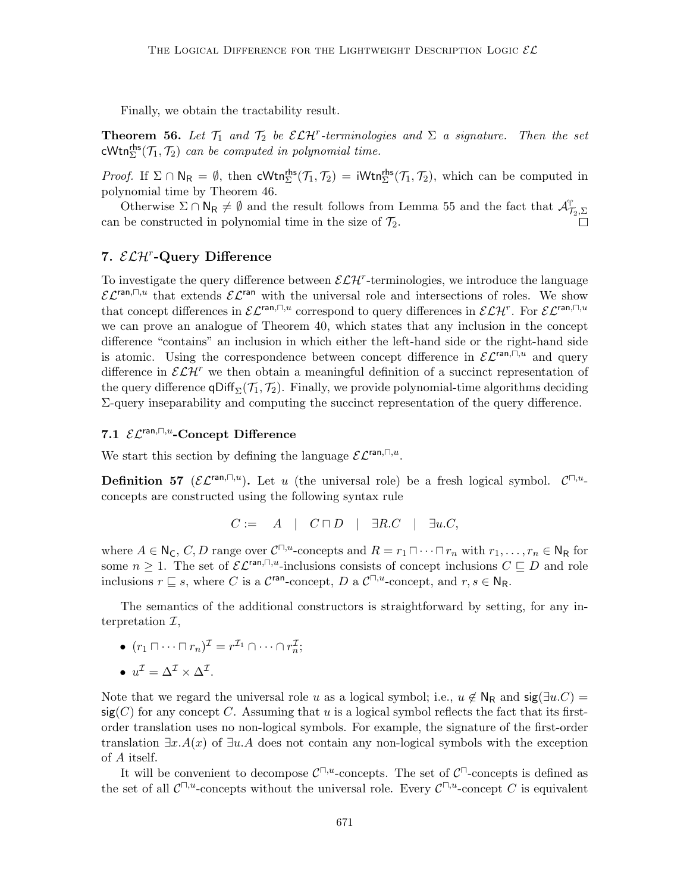Finally, we obtain the tractability result.

**Theorem 56.** *Let $\mathcal{T}_1$ and $\mathcal{T}_2$ be $\mathcal{ELH}^r$-terminologies and $\Sigma$ a signature. Then the set $\mathsf{cWtn}^{\mathsf{rhs}}_\Sigma(\mathcal{T}_1, \mathcal{T}_2)$ can be computed in polynomial time.*

*Proof.* If $\Sigma \cap \mathsf{N_R} = \emptyset$, then $\mathsf{cWtn}^{\mathsf{rhs}}_\Sigma(\mathcal{T}_1, \mathcal{T}_2) = \mathsf{iWtn}^{\mathsf{rhs}}_\Sigma(\mathcal{T}_1, \mathcal{T}_2)$, which can be computed in polynomial time by Theorem 46.

Otherwise $\Sigma \cap \mathsf{N_R} \neq \emptyset$ and the result follows from Lemma 55 and the fact that $\mathcal{A}^{\dagger}_{\mathcal{T}_2,\Sigma}$ can be constructed in polynomial time in the size of $\mathcal{T}_2$. □

## 7. $\mathcal{ELH}^r$-Query Difference

To investigate the query difference between $\mathcal{ELH}^r$-terminologies, we introduce the language $\mathcal{EL}^{\mathsf{ran},\sqcap,u}$ that extends $\mathcal{EL}^{\mathsf{ran}}$ with the universal role and intersections of roles. We show that concept differences in $\mathcal{EL}^{\mathsf{ran},\sqcap,u}$ correspond to query differences in $\mathcal{ELH}^r$. For $\mathcal{EL}^{\mathsf{ran},\sqcap,u}$ we can prove an analogue of Theorem 40, which states that any inclusion in the concept difference "contains" an inclusion in which either the left-hand side or the right-hand side is atomic. Using the correspondence between concept difference in $\mathcal{EL}^{\mathsf{ran},\sqcap,u}$ and query difference in $\mathcal{ELH}^r$ we then obtain a meaningful definition of a succinct representation of the query difference $\mathsf{qDiff}_\Sigma(\mathcal{T}_1, \mathcal{T}_2)$. Finally, we provide polynomial-time algorithms deciding $\Sigma$-query inseparability and computing the succinct representation of the query difference.

### 7.1 $\mathcal{EL}^{\mathsf{ran},\sqcap,u}$-Concept Difference

We start this section by defining the language $\mathcal{EL}^{\mathsf{ran},\sqcap,u}$.

**Definition 57** ($\mathcal{EL}^{\mathsf{ran},\sqcap,u}$)**.** Let $u$ (the universal role) be a fresh logical symbol. $\mathcal{C}^{\sqcap,u}$-concepts are constructed using the following syntax rule

$$C := \quad A \quad | \quad C \sqcap D \quad | \quad \exists R.C \quad | \quad \exists u.C,$$

where $A \in \mathsf{N_C}$, $C, D$ range over $\mathcal{C}^{\sqcap,u}$-concepts and $R = r_1 \sqcap \cdots \sqcap r_n$ with $r_1, \ldots, r_n \in \mathsf{N_R}$ for some $n \geq 1$. The set of $\mathcal{EL}^{\mathsf{ran},\sqcap,u}$-inclusions consists of concept inclusions $C \sqsubseteq D$ and role inclusions $r \sqsubseteq s$, where $C$ is a $\mathcal{C}^{\mathsf{ran}}$-concept, $D$ a $\mathcal{C}^{\sqcap,u}$-concept, and $r, s \in \mathsf{N_R}$.

The semantics of the additional constructors is straightforward by setting, for any interpretation $\mathcal{I}$,

- $(r_1 \sqcap \cdots \sqcap r_n)^{\mathcal{I}} = r^{\mathcal{I}_1} \cap \cdots \cap r_n^{\mathcal{I}}$;
- $u^{\mathcal{I}} = \Delta^{\mathcal{I}} \times \Delta^{\mathcal{I}}$.

Note that we regard the universal role $u$ as a logical symbol; i.e., $u \notin \mathsf{N_R}$ and $\mathsf{sig}(\exists u.C) = \mathsf{sig}(C)$ for any concept $C$. Assuming that $u$ is a logical symbol reflects the fact that its first-order translation uses no non-logical symbols. For example, the signature of the first-order translation $\exists x.A(x)$ of $\exists u.A$ does not contain any non-logical symbols with the exception of $A$ itself.

It will be convenient to decompose $\mathcal{C}^{\sqcap,u}$-concepts. The set of $\mathcal{C}^{\sqcap}$-concepts is defined as the set of all $\mathcal{C}^{\sqcap,u}$-concepts without the universal role. Every $\mathcal{C}^{\sqcap,u}$-concept $C$ is equivalent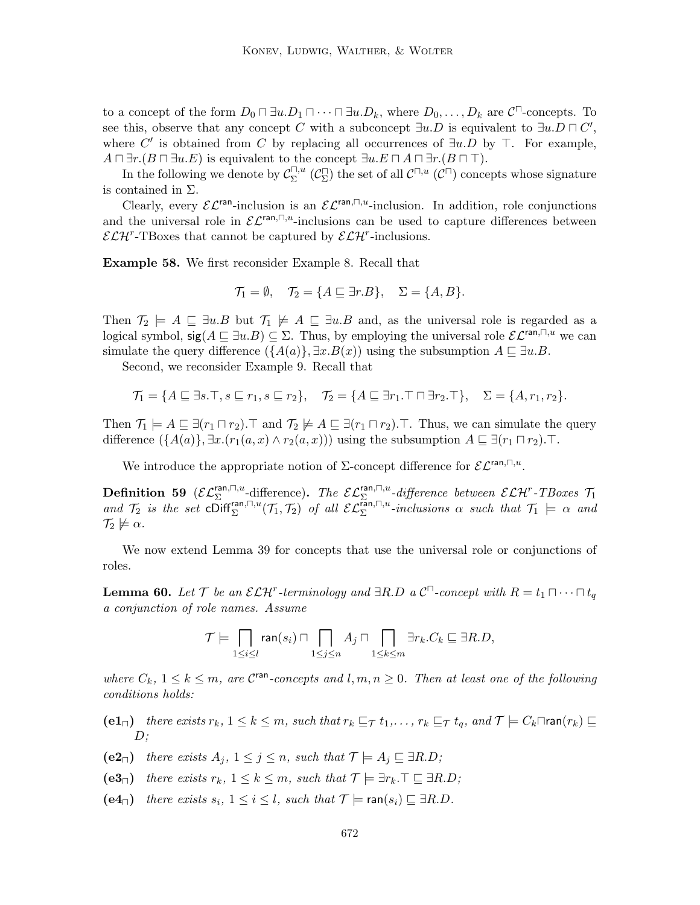to a concept of the form $D_0 \sqcap \exists u.D_1 \sqcap \cdots \sqcap \exists u.D_k$, where $D_0, \ldots, D_k$ are $\mathcal{C}^{\sqcap}$-concepts. To see this, observe that any concept $C$ with a subconcept $\exists u.D$ is equivalent to $\exists u.D \sqcap C'$, where $C'$ is obtained from $C$ by replacing all occurrences of $\exists u.D$ by $\top$. For example, $A \sqcap \exists r.(B \sqcap \exists u.E)$ is equivalent to the concept $\exists u.E \sqcap A \sqcap \exists r.(B \sqcap \top)$.

In the following we denote by $\mathcal{C}^{\sqcap,u}_{\Sigma}$ ($\mathcal{C}^{\sqcap}_{\Sigma}$) the set of all $\mathcal{C}^{\sqcap,u}$ ($\mathcal{C}^{\sqcap}$) concepts whose signature is contained in $\Sigma$.

Clearly, every $\mathcal{EL}^{\mathsf{ran}}$-inclusion is an $\mathcal{EL}^{\mathsf{ran},\sqcap,u}$-inclusion. In addition, role conjunctions and the universal role in $\mathcal{EL}^{\mathsf{ran},\sqcap,u}$-inclusions can be used to capture differences between $\mathcal{ELH}^r$-TBoxes that cannot be captured by $\mathcal{ELH}^r$-inclusions.

**Example 58.** We first reconsider Example 8. Recall that

$$\mathcal{T}_1 = \emptyset, \quad \mathcal{T}_2 = \{A \sqsubseteq \exists r.B\}, \quad \Sigma = \{A, B\}.$$

Then $\mathcal{T}_2 \models A \sqsubseteq \exists u.B$ but $\mathcal{T}_1 \not\models A \sqsubseteq \exists u.B$ and, as the universal role is regarded as a logical symbol, $\mathsf{sig}(A \sqsubseteq \exists u.B) \subseteq \Sigma$. Thus, by employing the universal role $\mathcal{EL}^{\mathsf{ran},\sqcap,u}$ we can simulate the query difference $(\{A(a)\}, \exists x.B(x))$ using the subsumption $A \sqsubseteq \exists u.B$.

Second, we reconsider Example 9. Recall that

$$\mathcal{T}_1 = \{A \sqsubseteq \exists s.\top, s \sqsubseteq r_1, s \sqsubseteq r_2\}, \quad \mathcal{T}_2 = \{A \sqsubseteq \exists r_1.\top \sqcap \exists r_2.\top\}, \quad \Sigma = \{A, r_1, r_2\}.$$

Then $\mathcal{T}_1 \models A \sqsubseteq \exists(r_1 \sqcap r_2).\top$ and $\mathcal{T}_2 \not\models A \sqsubseteq \exists(r_1 \sqcap r_2).\top$. Thus, we can simulate the query difference $(\{A(a)\}, \exists x.(r_1(a,x) \wedge r_2(a,x)))$ using the subsumption $A \sqsubseteq \exists(r_1 \sqcap r_2).\top$.

We introduce the appropriate notion of $\Sigma$-concept difference for $\mathcal{EL}^{\mathsf{ran},\sqcap,u}$.

**Definition 59** ($\mathcal{EL}^{\mathsf{ran},\sqcap,u}_{\Sigma}$-difference)**.** *The $\mathcal{EL}^{\mathsf{ran},\sqcap,u}_{\Sigma}$-difference between $\mathcal{ELH}^r$-TBoxes $\mathcal{T}_1$ and $\mathcal{T}_2$ is the set $\mathsf{cDiff}^{\mathsf{ran},\sqcap,u}_{\Sigma}(\mathcal{T}_1, \mathcal{T}_2)$ of all $\mathcal{EL}^{\mathsf{ran},\sqcap,u}_{\Sigma}$-inclusions $\alpha$ such that $\mathcal{T}_1 \models \alpha$ and $\mathcal{T}_2 \not\models \alpha$.*

We now extend Lemma 39 for concepts that use the universal role or conjunctions of roles.

**Lemma 60.** *Let $\mathcal{T}$ be an $\mathcal{ELH}^r$-terminology and $\exists R.D$ a $\mathcal{C}^{\sqcap}$-concept with $R = t_1 \sqcap \cdots \sqcap t_q$ a conjunction of role names. Assume*

$$\mathcal{T} \models \bigsqcap_{1 \leq i \leq l} \mathsf{ran}(s_i) \sqcap \bigsqcap_{1 \leq j \leq n} A_j \sqcap \bigsqcap_{1 \leq k \leq m} \exists r_k.C_k \sqsubseteq \exists R.D,$$

*where $C_k$, $1 \leq k \leq m$, are $\mathcal{C}^{\mathsf{ran}}$-concepts and $l, m, n \geq 0$. Then at least one of the following conditions holds:*

- **($\mathbf{e1}_{\sqcap}$)** *there exists $r_k$, $1 \leq k \leq m$, such that $r_k \sqsubseteq_{\mathcal{T}} t_1, \ldots, r_k \sqsubseteq_{\mathcal{T}} t_q$, and $\mathcal{T} \models C_k \sqcap \mathsf{ran}(r_k) \sqsubseteq D$;*
- **($\mathbf{e2}_{\sqcap}$)** *there exists $A_j$, $1 \leq j \leq n$, such that $\mathcal{T} \models A_j \sqsubseteq \exists R.D$;*
- **($\mathbf{e3}_{\sqcap}$)** *there exists $r_k$, $1 \leq k \leq m$, such that $\mathcal{T} \models \exists r_k.\top \sqsubseteq \exists R.D$;*
- **($\mathbf{e4}_{\sqcap}$)** *there exists $s_i$, $1 \leq i \leq l$, such that $\mathcal{T} \models \mathsf{ran}(s_i) \sqsubseteq \exists R.D$.*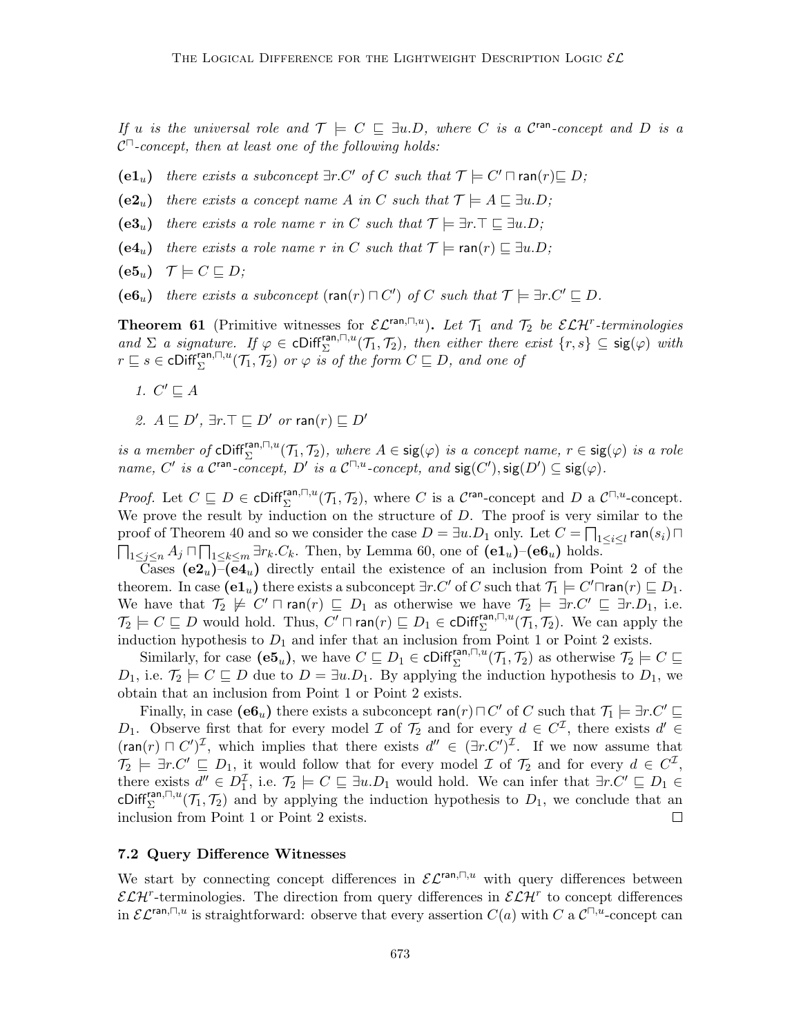*If $u$ is the universal role and $\mathcal{T} \models C \sqsubseteq \exists u.D$, where $C$ is a $\mathcal{C}^{\mathsf{ran}}$-concept and $D$ is a $\mathcal{C}^{\sqcap}$-concept, then at least one of the following holds:*

- **(e1$_u$)** *there exists a subconcept $\exists r.C'$ of $C$ such that $\mathcal{T} \models C' \sqcap \mathsf{ran}(r) \sqsubseteq D$;*
- **(e2$_u$)** *there exists a concept name $A$ in $C$ such that $\mathcal{T} \models A \sqsubseteq \exists u.D$;*
- **(e3$_u$)** *there exists a role name $r$ in $C$ such that $\mathcal{T} \models \exists r.\top \sqsubseteq \exists u.D$;*
- **(e4$_u$)** *there exists a role name $r$ in $C$ such that $\mathcal{T} \models \mathsf{ran}(r) \sqsubseteq \exists u.D$;*
- **(e5$_u$)** *$\mathcal{T} \models C \sqsubseteq D$;*
- **(e6$_u$)** *there exists a subconcept $(\mathsf{ran}(r) \sqcap C')$ of $C$ such that $\mathcal{T} \models \exists r.C' \sqsubseteq D$.*

**Theorem 61** (Primitive witnesses for $\mathcal{EL}^{\mathsf{ran},\sqcap,u}$)**.** *Let $\mathcal{T}_1$ and $\mathcal{T}_2$ be $\mathcal{ELH}^r$-terminologies and $\Sigma$ a signature. If $\varphi \in \mathsf{cDiff}^{\mathsf{ran},\sqcap,u}_{\Sigma}(\mathcal{T}_1, \mathcal{T}_2)$, then either there exist $\{r, s\} \subseteq \mathsf{sig}(\varphi)$ with $r \sqsubseteq s \in \mathsf{cDiff}^{\mathsf{ran},\sqcap,u}_{\Sigma}(\mathcal{T}_1, \mathcal{T}_2)$ or $\varphi$ is of the form $C \sqsubseteq D$, and one of*

1. *$C' \sqsubseteq A$*
2. *$A \sqsubseteq D'$, $\exists r.\top \sqsubseteq D'$ or $\mathsf{ran}(r) \sqsubseteq D'$*

*is a member of $\mathsf{cDiff}^{\mathsf{ran},\sqcap,u}_{\Sigma}(\mathcal{T}_1, \mathcal{T}_2)$, where $A \in \mathsf{sig}(\varphi)$ is a concept name, $r \in \mathsf{sig}(\varphi)$ is a role name, $C'$ is a $\mathcal{C}^{\mathsf{ran}}$-concept, $D'$ is a $\mathcal{C}^{\sqcap,u}$-concept, and $\mathsf{sig}(C'), \mathsf{sig}(D') \subseteq \mathsf{sig}(\varphi)$.*

*Proof.* Let $C \sqsubseteq D \in \mathsf{cDiff}^{\mathsf{ran},\sqcap,u}_{\Sigma}(\mathcal{T}_1, \mathcal{T}_2)$, where $C$ is a $\mathcal{C}^{\mathsf{ran}}$-concept and $D$ a $\mathcal{C}^{\sqcap,u}$-concept. We prove the result by induction on the structure of $D$. The proof is very similar to the proof of Theorem 40 and so we consider the case $D = \exists u.D_1$ only. Let $C = \bigsqcap_{1 \leq i \leq l} \mathsf{ran}(s_i) \sqcap \bigsqcap_{1 \leq j \leq n} A_j \sqcap \bigsqcap_{1 \leq k \leq m} \exists r_k.C_k$. Then, by Lemma 60, one of **(e1$_u$)**–**(e6$_u$)** holds.

Cases **(e2$_u$)**–**(e4$_u$)** directly entail the existence of an inclusion from Point 2 of the theorem. In case **(e1$_u$)** there exists a subconcept $\exists r.C'$ of $C$ such that $\mathcal{T}_1 \models C' \sqcap \mathsf{ran}(r) \sqsubseteq D_1$. We have that $\mathcal{T}_2 \not\models C' \sqcap \mathsf{ran}(r) \sqsubseteq D_1$ as otherwise we have $\mathcal{T}_2 \models \exists r.C' \sqsubseteq \exists r.D_1$, i.e. $\mathcal{T}_2 \models C \sqsubseteq D$ would hold. Thus, $C' \sqcap \mathsf{ran}(r) \sqsubseteq D_1 \in \mathsf{cDiff}^{\mathsf{ran},\sqcap,u}_{\Sigma}(\mathcal{T}_1, \mathcal{T}_2)$. We can apply the induction hypothesis to $D_1$ and infer that an inclusion from Point 1 or Point 2 exists.

Similarly, for case **(e5$_u$)**, we have $C \sqsubseteq D_1 \in \mathsf{cDiff}^{\mathsf{ran},\sqcap,u}_{\Sigma}(\mathcal{T}_1, \mathcal{T}_2)$ as otherwise $\mathcal{T}_2 \models C \sqsubseteq D_1$, i.e. $\mathcal{T}_2 \models C \sqsubseteq D$ due to $D = \exists u.D_1$. By applying the induction hypothesis to $D_1$, we obtain that an inclusion from Point 1 or Point 2 exists.

Finally, in case **(e6$_u$)** there exists a subconcept $\mathsf{ran}(r) \sqcap C'$ of $C$ such that $\mathcal{T}_1 \models \exists r.C' \sqsubseteq D_1$. Observe first that for every model $\mathcal{I}$ of $\mathcal{T}_2$ and for every $d \in C^{\mathcal{I}}$, there exists $d' \in (\mathsf{ran}(r) \sqcap C')^{\mathcal{I}}$, which implies that there exists $d'' \in (\exists r.C')^{\mathcal{I}}$. If we now assume that $\mathcal{T}_2 \models \exists r.C' \sqsubseteq D_1$, it would follow that for every model $\mathcal{I}$ of $\mathcal{T}_2$ and for every $d \in C^{\mathcal{I}}$, there exists $d'' \in D_1^{\mathcal{I}}$, i.e. $\mathcal{T}_2 \models C \sqsubseteq \exists u.D_1$ would hold. We can infer that $\exists r.C' \sqsubseteq D_1 \in \mathsf{cDiff}^{\mathsf{ran},\sqcap,u}_{\Sigma}(\mathcal{T}_1, \mathcal{T}_2)$ and by applying the induction hypothesis to $D_1$, we conclude that an inclusion from Point 1 or Point 2 exists. $\square$

### 7.2 Query Difference Witnesses

We start by connecting concept differences in $\mathcal{EL}^{\mathsf{ran},\sqcap,u}$ with query differences between $\mathcal{ELH}^r$-terminologies. The direction from query differences in $\mathcal{ELH}^r$ to concept differences in $\mathcal{EL}^{\mathsf{ran},\sqcap,u}$ is straightforward: observe that every assertion $C(a)$ with $C$ a $\mathcal{C}^{\sqcap,u}$-concept can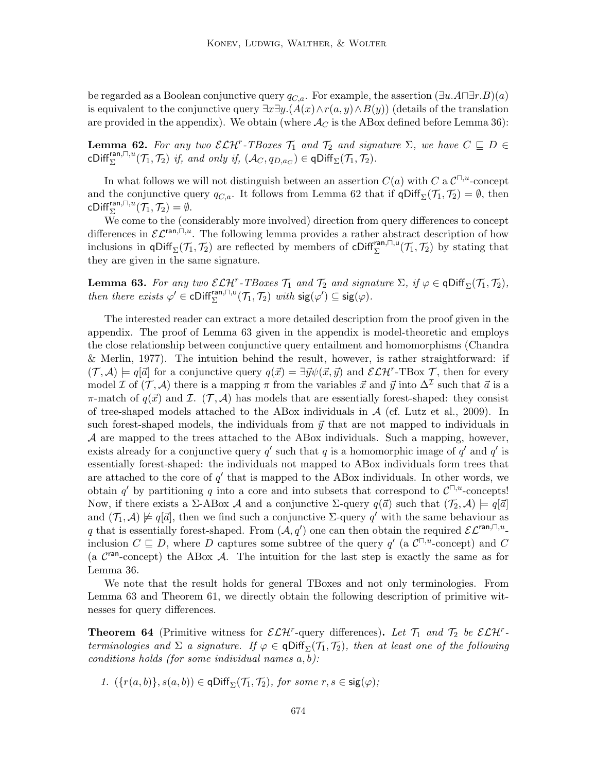be regarded as a Boolean conjunctive query $q_{C,a}$. For example, the assertion $(\exists u.A \sqcap \exists r.B)(a)$ is equivalent to the conjunctive query $\exists x \exists y.(A(x) \wedge r(a,y) \wedge B(y))$ (details of the translation are provided in the appendix). We obtain (where $\mathcal{A}_C$ is the ABox defined before Lemma 36):

**Lemma 62.** *For any two $\mathcal{ELH}^r$-TBoxes $\mathcal{T}_1$ and $\mathcal{T}_2$ and signature $\Sigma$, we have $C \sqsubseteq D \in \mathsf{cDiff}_\Sigma^{\mathsf{ran},\sqcap,u}(\mathcal{T}_1,\mathcal{T}_2)$ if, and only if, $(\mathcal{A}_C, q_{D,a_C}) \in \mathsf{qDiff}_\Sigma(\mathcal{T}_1,\mathcal{T}_2)$.*

In what follows we will not distinguish between an assertion $C(a)$ with $C$ a $\mathcal{C}^{\sqcap,u}$-concept and the conjunctive query $q_{C,a}$. It follows from Lemma 62 that if $\mathsf{qDiff}_\Sigma(\mathcal{T}_1,\mathcal{T}_2) = \emptyset$, then $\mathsf{cDiff}_\Sigma^{\mathsf{ran},\sqcap,u}(\mathcal{T}_1,\mathcal{T}_2) = \emptyset$.

We come to the (considerably more involved) direction from query differences to concept differences in $\mathcal{EL}^{\mathsf{ran},\sqcap,u}$. The following lemma provides a rather abstract description of how inclusions in $\mathsf{qDiff}_\Sigma(\mathcal{T}_1,\mathcal{T}_2)$ are reflected by members of $\mathsf{cDiff}_\Sigma^{\mathsf{ran},\sqcap,u}(\mathcal{T}_1,\mathcal{T}_2)$ by stating that they are given in the same signature.

**Lemma 63.** *For any two $\mathcal{ELH}^r$-TBoxes $\mathcal{T}_1$ and $\mathcal{T}_2$ and signature $\Sigma$, if $\varphi \in \mathsf{qDiff}_\Sigma(\mathcal{T}_1,\mathcal{T}_2)$, then there exists $\varphi' \in \mathsf{cDiff}_\Sigma^{\mathsf{ran},\sqcap,\mathsf{u}}(\mathcal{T}_1,\mathcal{T}_2)$ with $\mathsf{sig}(\varphi') \subseteq \mathsf{sig}(\varphi)$.*

The interested reader can extract a more detailed description from the proof given in the appendix. The proof of Lemma 63 given in the appendix is model-theoretic and employs the close relationship between conjunctive query entailment and homomorphisms (Chandra & Merlin, 1977). The intuition behind the result, however, is rather straightforward: if $(\mathcal{T},\mathcal{A}) \models q[\vec{a}]$ for a conjunctive query $q(\vec{x}) = \exists \vec{y} \psi(\vec{x},\vec{y})$ and $\mathcal{ELH}^r$-TBox $\mathcal{T}$, then for every model $\mathcal{I}$ of $(\mathcal{T},\mathcal{A})$ there is a mapping $\pi$ from the variables $\vec{x}$ and $\vec{y}$ into $\Delta^\mathcal{I}$ such that $\vec{a}$ is a $\pi$-match of $q(\vec{x})$ and $\mathcal{I}$. $(\mathcal{T},\mathcal{A})$ has models that are essentially forest-shaped: they consist of tree-shaped models attached to the ABox individuals in $\mathcal{A}$ (cf. Lutz et al., 2009). In such forest-shaped models, the individuals from $\vec{y}$ that are not mapped to individuals in $\mathcal{A}$ are mapped to the trees attached to the ABox individuals. Such a mapping, however, exists already for a conjunctive query $q'$ such that $q$ is a homomorphic image of $q'$ and $q'$ is essentially forest-shaped: the individuals not mapped to ABox individuals form trees that are attached to the core of $q'$ that is mapped to the ABox individuals. In other words, we obtain $q'$ by partitioning $q$ into a core and into subsets that correspond to $\mathcal{C}^{\sqcap,u}$-concepts! Now, if there exists a $\Sigma$-ABox $\mathcal{A}$ and a conjunctive $\Sigma$-query $q(\vec{a})$ such that $(\mathcal{T}_2,\mathcal{A}) \models q[\vec{a}]$ and $(\mathcal{T}_1,\mathcal{A}) \not\models q[\vec{a}]$, then we find such a conjunctive $\Sigma$-query $q'$ with the same behaviour as $q$ that is essentially forest-shaped. From $(\mathcal{A}, q')$ one can then obtain the required $\mathcal{EL}^{\mathsf{ran},\sqcap,u}$-inclusion $C \sqsubseteq D$, where $D$ captures some subtree of the query $q'$ (a $\mathcal{C}^{\sqcap,u}$-concept) and $C$ (a $\mathcal{C}^{\mathsf{ran}}$-concept) the ABox $\mathcal{A}$. The intuition for the last step is exactly the same as for Lemma 36.

We note that the result holds for general TBoxes and not only terminologies. From Lemma 63 and Theorem 61, we directly obtain the following description of primitive witnesses for query differences.

**Theorem 64** (Primitive witness for $\mathcal{ELH}^r$-query differences)**.** *Let $\mathcal{T}_1$ and $\mathcal{T}_2$ be $\mathcal{ELH}^r$-terminologies and $\Sigma$ a signature. If $\varphi \in \mathsf{qDiff}_\Sigma(\mathcal{T}_1,\mathcal{T}_2)$, then at least one of the following conditions holds (for some individual names $a, b$):*

1. *$(\{r(a,b)\}, s(a,b)) \in \mathsf{qDiff}_\Sigma(\mathcal{T}_1,\mathcal{T}_2)$, for some $r, s \in \mathsf{sig}(\varphi)$;*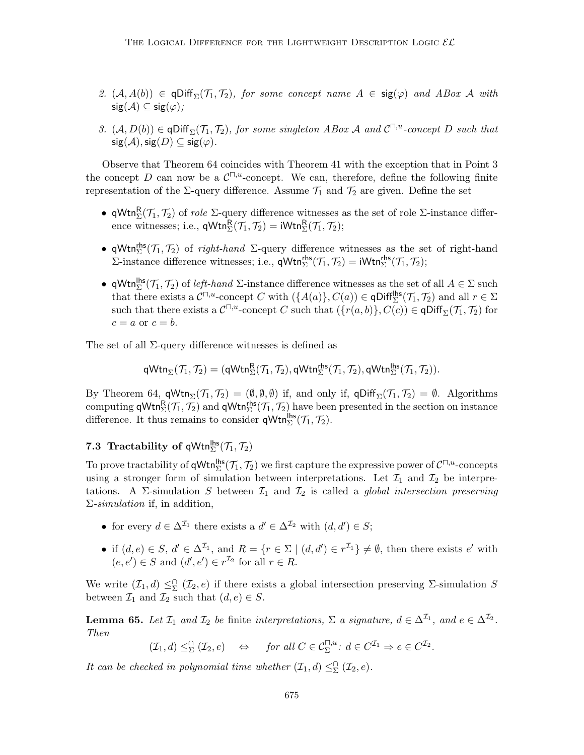2. $(\mathcal{A}, A(b)) \in \mathsf{qDiff}_\Sigma(\mathcal{T}_1, \mathcal{T}_2)$, *for some concept name* $A \in \mathsf{sig}(\varphi)$ *and ABox* $\mathcal{A}$ *with* $\mathsf{sig}(\mathcal{A}) \subseteq \mathsf{sig}(\varphi)$*;*

3. $(\mathcal{A}, D(b)) \in \mathsf{qDiff}_\Sigma(\mathcal{T}_1, \mathcal{T}_2)$, *for some singleton ABox* $\mathcal{A}$ *and* $\mathcal{C}^{\sqcap,u}$*-concept* $D$ *such that* $\mathsf{sig}(\mathcal{A}), \mathsf{sig}(D) \subseteq \mathsf{sig}(\varphi)$.

Observe that Theorem 64 coincides with Theorem 41 with the exception that in Point 3 the concept $D$ can now be a $\mathcal{C}^{\sqcap,u}$-concept. We can, therefore, define the following finite representation of the $\Sigma$-query difference. Assume $\mathcal{T}_1$ and $\mathcal{T}_2$ are given. Define the set

- $\mathsf{qWtn}^{\mathsf{R}}_\Sigma(\mathcal{T}_1, \mathcal{T}_2)$ of *role* $\Sigma$-query difference witnesses as the set of role $\Sigma$-instance difference witnesses; i.e., $\mathsf{qWtn}^{\mathsf{R}}_\Sigma(\mathcal{T}_1, \mathcal{T}_2) = \mathsf{iWtn}^{\mathsf{R}}_\Sigma(\mathcal{T}_1, \mathcal{T}_2)$;
- $\mathsf{qWtn}^{\mathsf{rhs}}_\Sigma(\mathcal{T}_1, \mathcal{T}_2)$ of *right-hand* $\Sigma$-query difference witnesses as the set of right-hand $\Sigma$-instance difference witnesses; i.e., $\mathsf{qWtn}^{\mathsf{rhs}}_\Sigma(\mathcal{T}_1, \mathcal{T}_2) = \mathsf{iWtn}^{\mathsf{rhs}}_\Sigma(\mathcal{T}_1, \mathcal{T}_2)$;
- $\mathsf{qWtn}^{\mathsf{lhs}}_\Sigma(\mathcal{T}_1, \mathcal{T}_2)$ of *left-hand* $\Sigma$-instance difference witnesses as the set of all $A \in \Sigma$ such that there exists a $\mathcal{C}^{\sqcap,u}$-concept $C$ with $(\{A(a)\}, C(a)) \in \mathsf{qDiff}^{\mathsf{lhs}}_\Sigma(\mathcal{T}_1, \mathcal{T}_2)$ and all $r \in \Sigma$ such that there exists a $\mathcal{C}^{\sqcap,u}$-concept $C$ such that $(\{r(a, b)\}, C(c)) \in \mathsf{qDiff}_\Sigma(\mathcal{T}_1, \mathcal{T}_2)$ for $c = a$ or $c = b$.

The set of all $\Sigma$-query difference witnesses is defined as

$$\mathsf{qWtn}_\Sigma(\mathcal{T}_1, \mathcal{T}_2) = (\mathsf{qWtn}^{\mathsf{R}}_\Sigma(\mathcal{T}_1, \mathcal{T}_2), \mathsf{qWtn}^{\mathsf{rhs}}_\Sigma(\mathcal{T}_1, \mathcal{T}_2), \mathsf{qWtn}^{\mathsf{lhs}}_\Sigma(\mathcal{T}_1, \mathcal{T}_2)).$$

By Theorem 64, $\mathsf{qWtn}_\Sigma(\mathcal{T}_1, \mathcal{T}_2) = (\emptyset, \emptyset, \emptyset)$ if, and only if, $\mathsf{qDiff}_\Sigma(\mathcal{T}_1, \mathcal{T}_2) = \emptyset$. Algorithms computing $\mathsf{qWtn}^{\mathsf{R}}_\Sigma(\mathcal{T}_1, \mathcal{T}_2)$ and $\mathsf{qWtn}^{\mathsf{rhs}}_\Sigma(\mathcal{T}_1, \mathcal{T}_2)$ have been presented in the section on instance difference. It thus remains to consider $\mathsf{qWtn}^{\mathsf{lhs}}_\Sigma(\mathcal{T}_1, \mathcal{T}_2)$.

### 7.3 Tractability of $\mathsf{qWtn}^{\mathsf{lhs}}_\Sigma(\mathcal{T}_1, \mathcal{T}_2)$

To prove tractability of $\mathsf{qWtn}^{\mathsf{lhs}}_\Sigma(\mathcal{T}_1, \mathcal{T}_2)$ we first capture the expressive power of $\mathcal{C}^{\sqcap,u}$-concepts using a stronger form of simulation between interpretations. Let $\mathcal{I}_1$ and $\mathcal{I}_2$ be interpretations. A $\Sigma$-simulation $S$ between $\mathcal{I}_1$ and $\mathcal{I}_2$ is called a *global intersection preserving* $\Sigma$*-simulation* if, in addition,

- for every $d \in \Delta^{\mathcal{I}_1}$ there exists a $d' \in \Delta^{\mathcal{I}_2}$ with $(d, d') \in S$;
- if $(d, e) \in S$, $d' \in \Delta^{\mathcal{I}_1}$, and $R = \{r \in \Sigma \mid (d, d') \in r^{\mathcal{I}_1}\} \neq \emptyset$, then there exists $e'$ with $(e, e') \in S$ and $(d', e') \in r^{\mathcal{I}_2}$ for all $r \in R$.

We write $(\mathcal{I}_1, d) \leq^{\sqcap}_\Sigma (\mathcal{I}_2, e)$ if there exists a global intersection preserving $\Sigma$-simulation $S$ between $\mathcal{I}_1$ and $\mathcal{I}_2$ such that $(d, e) \in S$.

**Lemma 65.** *Let* $\mathcal{I}_1$ *and* $\mathcal{I}_2$ *be* finite *interpretations,* $\Sigma$ *a signature,* $d \in \Delta^{\mathcal{I}_1}$*, and* $e \in \Delta^{\mathcal{I}_2}$*. Then*

$$(\mathcal{I}_1, d) \leq^{\sqcap}_\Sigma (\mathcal{I}_2, e) \quad \Leftrightarrow \quad \text{for all } C \in \mathcal{C}^{\sqcap,u}_\Sigma\text{: } d \in C^{\mathcal{I}_1} \Rightarrow e \in C^{\mathcal{I}_2}.$$

*It can be checked in polynomial time whether* $(\mathcal{I}_1, d) \leq^{\sqcap}_\Sigma (\mathcal{I}_2, e)$.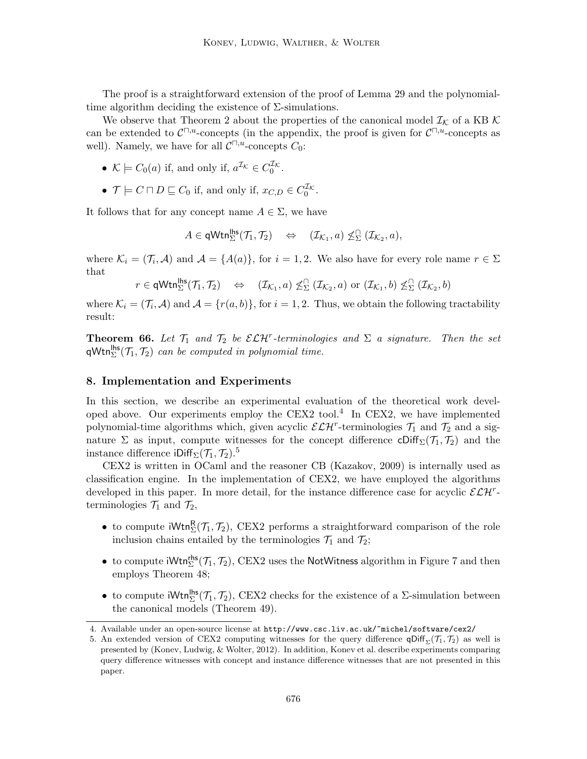The proof is a straightforward extension of the proof of Lemma 29 and the polynomial-time algorithm deciding the existence of Σ-simulations.

We observe that Theorem 2 about the properties of the canonical model $\mathcal{I}_\mathcal{K}$ of a KB $\mathcal{K}$ can be extended to $\mathcal{C}^{\sqcap,u}$-concepts (in the appendix, the proof is given for $\mathcal{C}^{\sqcap,u}$-concepts as well). Namely, we have for all $\mathcal{C}^{\sqcap,u}$-concepts $C_0$:

- $\mathcal{K} \models C_0(a)$ if, and only if, $a^{\mathcal{I}_\mathcal{K}} \in C_0^{\mathcal{I}_\mathcal{K}}$.
- $\mathcal{T} \models C \sqcap D \sqsubseteq C_0$ if, and only if, $x_{C,D} \in C_0^{\mathcal{I}_\mathcal{K}}$.

It follows that for any concept name $A \in \Sigma$, we have

$$A \in \mathsf{qWtn}^{\mathsf{lhs}}_\Sigma(\mathcal{T}_1, \mathcal{T}_2) \quad \Leftrightarrow \quad (\mathcal{I}_{\mathcal{K}_1}, a) \not\leq^{\sqcap}_\Sigma (\mathcal{I}_{\mathcal{K}_2}, a),$$

where $\mathcal{K}_i = (\mathcal{T}_i, \mathcal{A})$ and $\mathcal{A} = \{A(a)\}$, for $i = 1, 2$. We also have for every role name $r \in \Sigma$ that

$$r \in \mathsf{qWtn}^{\mathsf{lhs}}_\Sigma(\mathcal{T}_1, \mathcal{T}_2) \quad \Leftrightarrow \quad (\mathcal{I}_{\mathcal{K}_1}, a) \not\leq^{\sqcap}_\Sigma (\mathcal{I}_{\mathcal{K}_2}, a) \text{ or } (\mathcal{I}_{\mathcal{K}_1}, b) \not\leq^{\sqcap}_\Sigma (\mathcal{I}_{\mathcal{K}_2}, b)$$

where $\mathcal{K}_i = (\mathcal{T}_i, \mathcal{A})$ and $\mathcal{A} = \{r(a, b)\}$, for $i = 1, 2$. Thus, we obtain the following tractability result:

**Theorem 66.** *Let $\mathcal{T}_1$ and $\mathcal{T}_2$ be $\mathcal{ELH}^r$-terminologies and $\Sigma$ a signature. Then the set $\mathsf{qWtn}^{\mathsf{lhs}}_\Sigma(\mathcal{T}_1, \mathcal{T}_2)$ can be computed in polynomial time.*

## 8. Implementation and Experiments

In this section, we describe an experimental evaluation of the theoretical work developed above. Our experiments employ the CEX2 tool.[4] In CEX2, we have implemented polynomial-time algorithms which, given acyclic $\mathcal{ELH}^r$-terminologies $\mathcal{T}_1$ and $\mathcal{T}_2$ and a signature $\Sigma$ as input, compute witnesses for the concept difference $\mathsf{cDiff}_\Sigma(\mathcal{T}_1, \mathcal{T}_2)$ and the instance difference $\mathsf{iDiff}_\Sigma(\mathcal{T}_1, \mathcal{T}_2)$.[5]

CEX2 is written in OCaml and the reasoner CB (Kazakov, 2009) is internally used as classification engine. In the implementation of CEX2, we have employed the algorithms developed in this paper. In more detail, for the instance difference case for acyclic $\mathcal{ELH}^r$-terminologies $\mathcal{T}_1$ and $\mathcal{T}_2$,

- to compute $\mathsf{iWtn}^{\mathsf{R}}_\Sigma(\mathcal{T}_1, \mathcal{T}_2)$, CEX2 performs a straightforward comparison of the role inclusion chains entailed by the terminologies $\mathcal{T}_1$ and $\mathcal{T}_2$;
- to compute $\mathsf{iWtn}^{\mathsf{rhs}}_\Sigma(\mathcal{T}_1, \mathcal{T}_2)$, CEX2 uses the NotWitness algorithm in Figure 7 and then employs Theorem 48;
- to compute $\mathsf{iWtn}^{\mathsf{lhs}}_\Sigma(\mathcal{T}_1, \mathcal{T}_2)$, CEX2 checks for the existence of a Σ-simulation between the canonical models (Theorem 49).

4. Available under an open-source license at http://www.csc.liv.ac.uk/~michel/software/cex2/

5. An extended version of CEX2 computing witnesses for the query difference $\mathsf{qDiff}_\Sigma(\mathcal{T}_1, \mathcal{T}_2)$ as well is presented by (Konev, Ludwig, & Wolter, 2012). In addition, Konev et al. describe experiments comparing query difference witnesses with concept and instance difference witnesses that are not presented in this paper.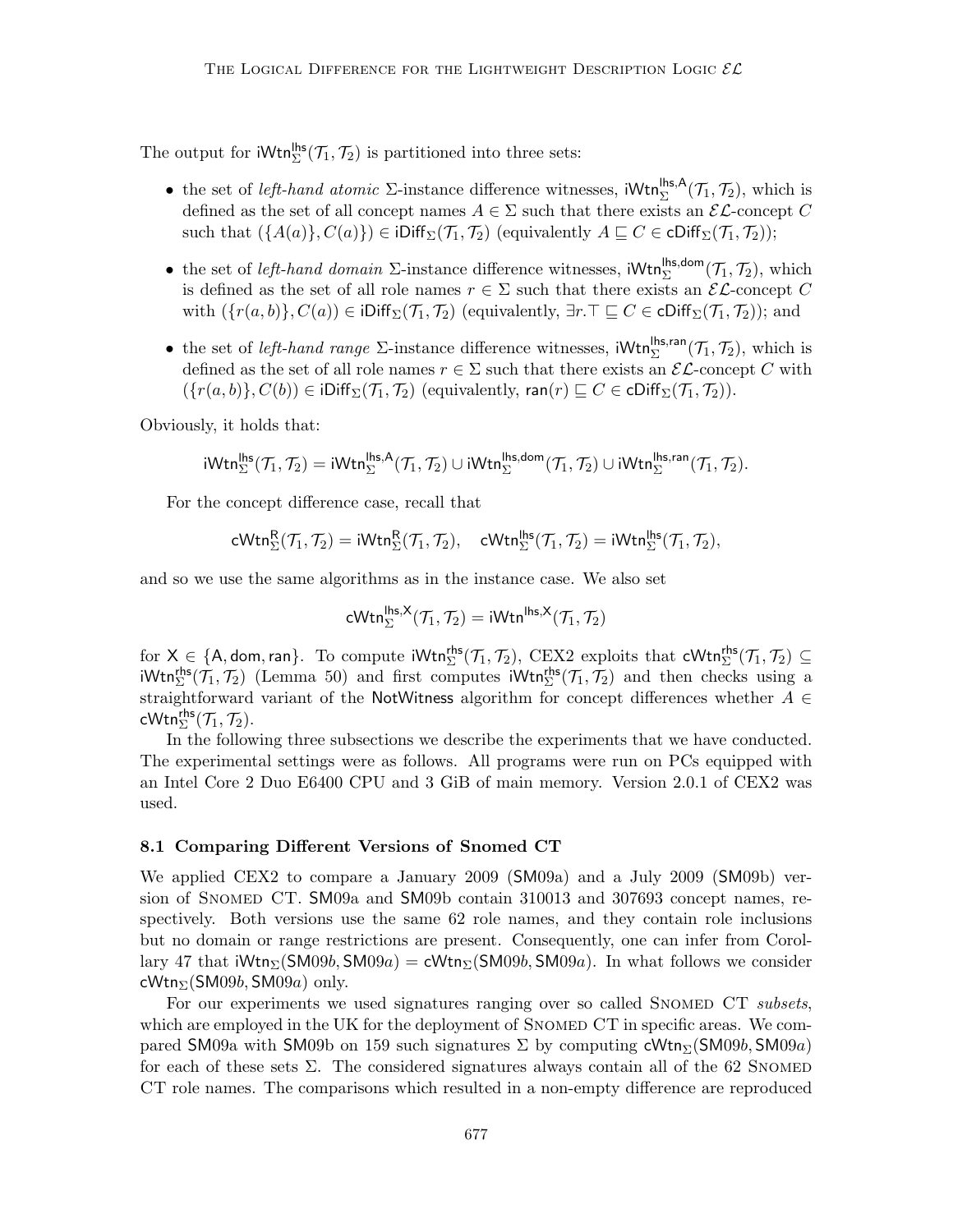The output for $\mathsf{iWtn}^{\mathsf{lhs}}_{\Sigma}(\mathcal{T}_1, \mathcal{T}_2)$ is partitioned into three sets:

- the set of *left-hand atomic* $\Sigma$-instance difference witnesses, $\mathsf{iWtn}^{\mathsf{lhs,A}}_{\Sigma}(\mathcal{T}_1, \mathcal{T}_2)$, which is defined as the set of all concept names $A \in \Sigma$ such that there exists an $\mathcal{EL}$-concept $C$ such that $(\{A(a)\}, C(a)) \in \mathsf{iDiff}_{\Sigma}(\mathcal{T}_1, \mathcal{T}_2)$ (equivalently $A \sqsubseteq C \in \mathsf{cDiff}_{\Sigma}(\mathcal{T}_1, \mathcal{T}_2)$);
- the set of *left-hand domain* $\Sigma$-instance difference witnesses, $\mathsf{iWtn}^{\mathsf{lhs,dom}}_{\Sigma}(\mathcal{T}_1, \mathcal{T}_2)$, which is defined as the set of all role names $r \in \Sigma$ such that there exists an $\mathcal{EL}$-concept $C$ with $(\{r(a, b)\}, C(a)) \in \mathsf{iDiff}_{\Sigma}(\mathcal{T}_1, \mathcal{T}_2)$ (equivalently, $\exists r.\top \sqsubseteq C \in \mathsf{cDiff}_{\Sigma}(\mathcal{T}_1, \mathcal{T}_2)$); and
- the set of *left-hand range* $\Sigma$-instance difference witnesses, $\mathsf{iWtn}^{\mathsf{lhs,ran}}_{\Sigma}(\mathcal{T}_1, \mathcal{T}_2)$, which is defined as the set of all role names $r \in \Sigma$ such that there exists an $\mathcal{EL}$-concept $C$ with $(\{r(a, b)\}, C(b)) \in \mathsf{iDiff}_{\Sigma}(\mathcal{T}_1, \mathcal{T}_2)$ (equivalently, $\mathsf{ran}(r) \sqsubseteq C \in \mathsf{cDiff}_{\Sigma}(\mathcal{T}_1, \mathcal{T}_2)$).

Obviously, it holds that:

$$\mathsf{iWtn}^{\mathsf{lhs}}_{\Sigma}(\mathcal{T}_1, \mathcal{T}_2) = \mathsf{iWtn}^{\mathsf{lhs,A}}_{\Sigma}(\mathcal{T}_1, \mathcal{T}_2) \cup \mathsf{iWtn}^{\mathsf{lhs,dom}}_{\Sigma}(\mathcal{T}_1, \mathcal{T}_2) \cup \mathsf{iWtn}^{\mathsf{lhs,ran}}_{\Sigma}(\mathcal{T}_1, \mathcal{T}_2).$$

For the concept difference case, recall that

$$\mathsf{cWtn}^{\mathsf{R}}_{\Sigma}(\mathcal{T}_1, \mathcal{T}_2) = \mathsf{iWtn}^{\mathsf{R}}_{\Sigma}(\mathcal{T}_1, \mathcal{T}_2), \quad \mathsf{cWtn}^{\mathsf{lhs}}_{\Sigma}(\mathcal{T}_1, \mathcal{T}_2) = \mathsf{iWtn}^{\mathsf{lhs}}_{\Sigma}(\mathcal{T}_1, \mathcal{T}_2),$$

and so we use the same algorithms as in the instance case. We also set

$$\mathsf{cWtn}^{\mathsf{lhs,X}}_{\Sigma}(\mathcal{T}_1, \mathcal{T}_2) = \mathsf{iWtn}^{\mathsf{lhs,X}}(\mathcal{T}_1, \mathcal{T}_2)$$

for $\mathsf{X} \in \{\mathsf{A}, \mathsf{dom}, \mathsf{ran}\}$. To compute $\mathsf{iWtn}^{\mathsf{rhs}}_{\Sigma}(\mathcal{T}_1, \mathcal{T}_2)$, CEX2 exploits that $\mathsf{cWtn}^{\mathsf{rhs}}_{\Sigma}(\mathcal{T}_1, \mathcal{T}_2) \subseteq \mathsf{iWtn}^{\mathsf{rhs}}_{\Sigma}(\mathcal{T}_1, \mathcal{T}_2)$ (Lemma 50) and first computes $\mathsf{iWtn}^{\mathsf{rhs}}_{\Sigma}(\mathcal{T}_1, \mathcal{T}_2)$ and then checks using a straightforward variant of the NotWitness algorithm for concept differences whether $A \in \mathsf{cWtn}^{\mathsf{rhs}}_{\Sigma}(\mathcal{T}_1, \mathcal{T}_2)$.

In the following three subsections we describe the experiments that we have conducted. The experimental settings were as follows. All programs were run on PCs equipped with an Intel Core 2 Duo E6400 CPU and 3 GiB of main memory. Version 2.0.1 of CEX2 was used.

### 8.1 Comparing Different Versions of Snomed CT

We applied CEX2 to compare a January 2009 (SM09a) and a July 2009 (SM09b) version of Snomed CT. SM09a and SM09b contain 310013 and 307693 concept names, respectively. Both versions use the same 62 role names, and they contain role inclusions but no domain or range restrictions are present. Consequently, one can infer from Corollary 47 that $\mathsf{iWtn}_{\Sigma}(\mathsf{SM09}b, \mathsf{SM09}a) = \mathsf{cWtn}_{\Sigma}(\mathsf{SM09}b, \mathsf{SM09}a)$. In what follows we consider $\mathsf{cWtn}_{\Sigma}(\mathsf{SM09}b, \mathsf{SM09}a)$ only.

For our experiments we used signatures ranging over so called Snomed CT *subsets*, which are employed in the UK for the deployment of Snomed CT in specific areas. We compared SM09a with SM09b on 159 such signatures $\Sigma$ by computing $\mathsf{cWtn}_{\Sigma}(\mathsf{SM09}b, \mathsf{SM09}a)$ for each of these sets $\Sigma$. The considered signatures always contain all of the 62 Snomed CT role names. The comparisons which resulted in a non-empty difference are reproduced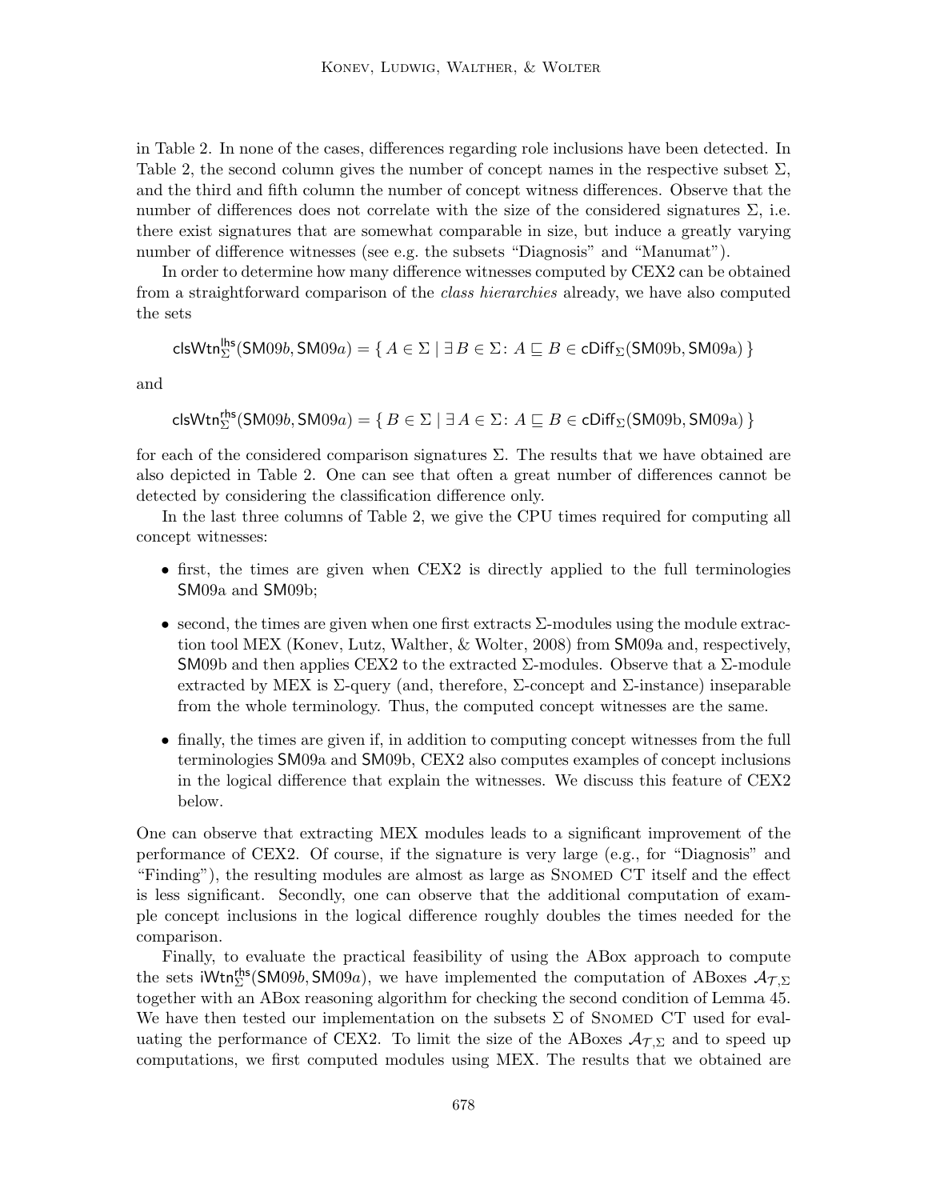in Table 2. In none of the cases, differences regarding role inclusions have been detected. In Table 2, the second column gives the number of concept names in the respective subset $\Sigma$, and the third and fifth column the number of concept witness differences. Observe that the number of differences does not correlate with the size of the considered signatures $\Sigma$, i.e. there exist signatures that are somewhat comparable in size, but induce a greatly varying number of difference witnesses (see e.g. the subsets "Diagnosis" and "Manumat").

In order to determine how many difference witnesses computed by CEX2 can be obtained from a straightforward comparison of the *class hierarchies* already, we have also computed the sets

$$\mathsf{clsWtn}^{\mathsf{lhs}}_{\Sigma}(\mathsf{SM09}b, \mathsf{SM09}a) = \{\, A \in \Sigma \mid \exists\, B \in \Sigma\colon A \sqsubseteq B \in \mathsf{cDiff}_{\Sigma}(\mathrm{SM09b}, \mathrm{SM09a}) \,\}$$

and

$$\mathsf{clsWtn}^{\mathsf{rhs}}_{\Sigma}(\mathsf{SM09}b, \mathsf{SM09}a) = \{\, B \in \Sigma \mid \exists\, A \in \Sigma\colon A \sqsubseteq B \in \mathsf{cDiff}_{\Sigma}(\mathrm{SM09b}, \mathrm{SM09a}) \,\}$$

for each of the considered comparison signatures $\Sigma$. The results that we have obtained are also depicted in Table 2. One can see that often a great number of differences cannot be detected by considering the classification difference only.

In the last three columns of Table 2, we give the CPU times required for computing all concept witnesses:

- first, the times are given when CEX2 is directly applied to the full terminologies SM09a and SM09b;
- second, the times are given when one first extracts $\Sigma$-modules using the module extraction tool MEX (Konev, Lutz, Walther, & Wolter, 2008) from SM09a and, respectively, SM09b and then applies CEX2 to the extracted $\Sigma$-modules. Observe that a $\Sigma$-module extracted by MEX is $\Sigma$-query (and, therefore, $\Sigma$-concept and $\Sigma$-instance) inseparable from the whole terminology. Thus, the computed concept witnesses are the same.
- finally, the times are given if, in addition to computing concept witnesses from the full terminologies SM09a and SM09b, CEX2 also computes examples of concept inclusions in the logical difference that explain the witnesses. We discuss this feature of CEX2 below.

One can observe that extracting MEX modules leads to a significant improvement of the performance of CEX2. Of course, if the signature is very large (e.g., for "Diagnosis" and "Finding"), the resulting modules are almost as large as SNOMED CT itself and the effect is less significant. Secondly, one can observe that the additional computation of example concept inclusions in the logical difference roughly doubles the times needed for the comparison.

Finally, to evaluate the practical feasibility of using the ABox approach to compute the sets $\mathsf{iWtn}^{\mathsf{rhs}}_{\Sigma}(\mathsf{SM09}b, \mathsf{SM09}a)$, we have implemented the computation of ABoxes $\mathcal{A}_{\mathcal{T},\Sigma}$ together with an ABox reasoning algorithm for checking the second condition of Lemma 45. We have then tested our implementation on the subsets $\Sigma$ of SNOMED CT used for evaluating the performance of CEX2. To limit the size of the ABoxes $\mathcal{A}_{\mathcal{T},\Sigma}$ and to speed up computations, we first computed modules using MEX. The results that we obtained are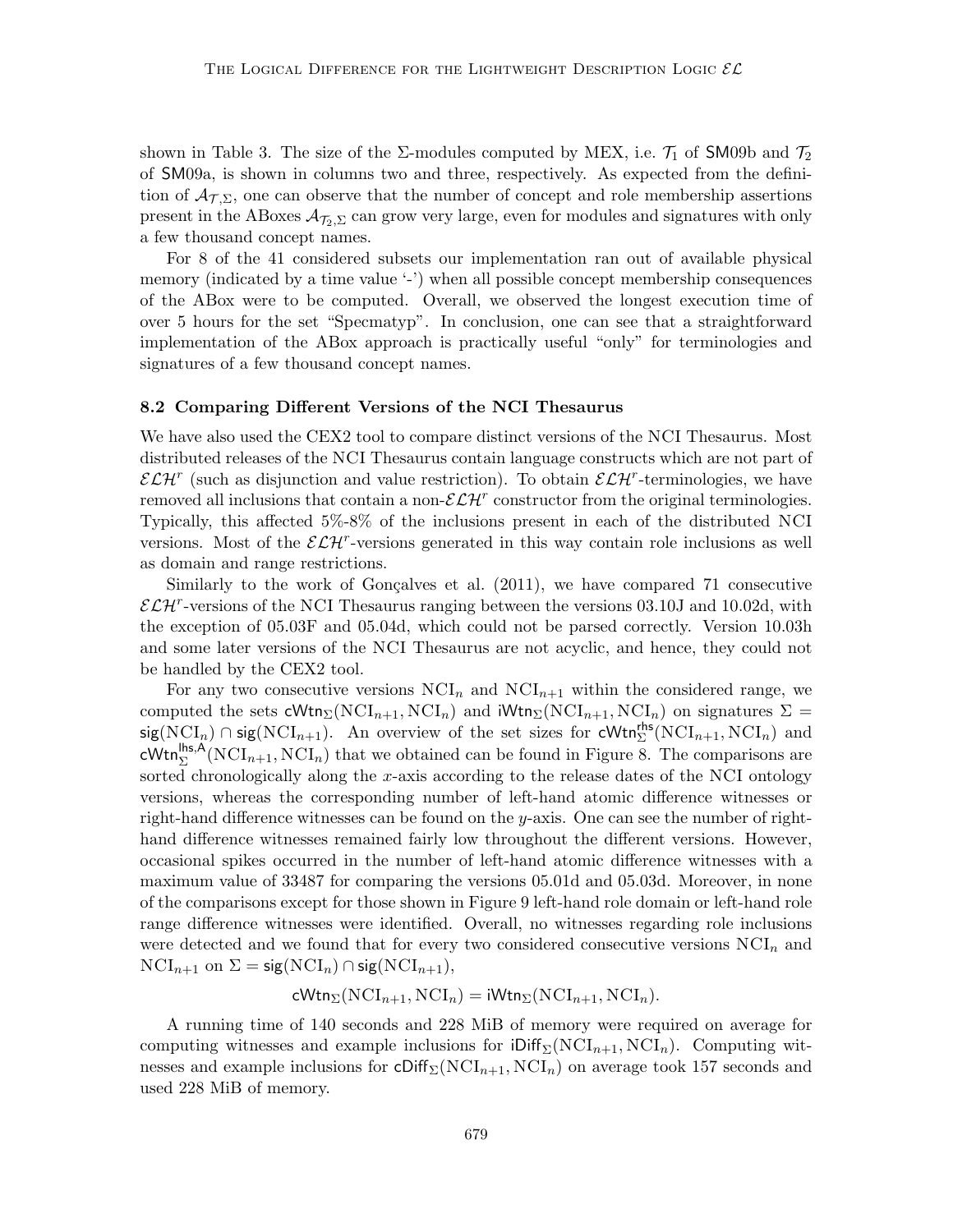shown in Table 3. The size of the Σ-modules computed by MEX, i.e. $\mathcal{T}_1$ of SM09b and $\mathcal{T}_2$ of SM09a, is shown in columns two and three, respectively. As expected from the definition of $\mathcal{A}_{\mathcal{T},\Sigma}$, one can observe that the number of concept and role membership assertions present in the ABoxes $\mathcal{A}_{\mathcal{T}_2,\Sigma}$ can grow very large, even for modules and signatures with only a few thousand concept names.

For 8 of the 41 considered subsets our implementation ran out of available physical memory (indicated by a time value '-') when all possible concept membership consequences of the ABox were to be computed. Overall, we observed the longest execution time of over 5 hours for the set "Specmatyp". In conclusion, one can see that a straightforward implementation of the ABox approach is practically useful "only" for terminologies and signatures of a few thousand concept names.

### 8.2 Comparing Different Versions of the NCI Thesaurus

We have also used the CEX2 tool to compare distinct versions of the NCI Thesaurus. Most distributed releases of the NCI Thesaurus contain language constructs which are not part of $\mathcal{ELH}^r$ (such as disjunction and value restriction). To obtain $\mathcal{ELH}^r$-terminologies, we have removed all inclusions that contain a non-$\mathcal{ELH}^r$ constructor from the original terminologies. Typically, this affected 5%-8% of the inclusions present in each of the distributed NCI versions. Most of the $\mathcal{ELH}^r$-versions generated in this way contain role inclusions as well as domain and range restrictions.

Similarly to the work of Gonçalves et al. (2011), we have compared 71 consecutive $\mathcal{ELH}^r$-versions of the NCI Thesaurus ranging between the versions 03.10J and 10.02d, with the exception of 05.03F and 05.04d, which could not be parsed correctly. Version 10.03h and some later versions of the NCI Thesaurus are not acyclic, and hence, they could not be handled by the CEX2 tool.

For any two consecutive versions $\mathrm{NCI}_n$ and $\mathrm{NCI}_{n+1}$ within the considered range, we computed the sets $\mathsf{cWtn}_\Sigma(\mathrm{NCI}_{n+1}, \mathrm{NCI}_n)$ and $\mathsf{iWtn}_\Sigma(\mathrm{NCI}_{n+1}, \mathrm{NCI}_n)$ on signatures $\Sigma = \mathsf{sig}(\mathrm{NCI}_n) \cap \mathsf{sig}(\mathrm{NCI}_{n+1})$. An overview of the set sizes for $\mathsf{cWtn}^{\mathsf{rhs}}_\Sigma(\mathrm{NCI}_{n+1}, \mathrm{NCI}_n)$ and $\mathsf{cWtn}^{\mathsf{lhs,A}}_\Sigma(\mathrm{NCI}_{n+1}, \mathrm{NCI}_n)$ that we obtained can be found in Figure 8. The comparisons are sorted chronologically along the $x$-axis according to the release dates of the NCI ontology versions, whereas the corresponding number of left-hand atomic difference witnesses or right-hand difference witnesses can be found on the $y$-axis. One can see the number of right-hand difference witnesses remained fairly low throughout the different versions. However, occasional spikes occurred in the number of left-hand atomic difference witnesses with a maximum value of 33487 for comparing the versions 05.01d and 05.03d. Moreover, in none of the comparisons except for those shown in Figure 9 left-hand role domain or left-hand role range difference witnesses were identified. Overall, no witnesses regarding role inclusions were detected and we found that for every two considered consecutive versions $\mathrm{NCI}_n$ and $\mathrm{NCI}_{n+1}$ on $\Sigma = \mathsf{sig}(\mathrm{NCI}_n) \cap \mathsf{sig}(\mathrm{NCI}_{n+1})$,

$$\mathsf{cWtn}_\Sigma(\mathrm{NCI}_{n+1}, \mathrm{NCI}_n) = \mathsf{iWtn}_\Sigma(\mathrm{NCI}_{n+1}, \mathrm{NCI}_n).$$

A running time of 140 seconds and 228 MiB of memory were required on average for computing witnesses and example inclusions for $\mathsf{iDiff}_\Sigma(\mathrm{NCI}_{n+1}, \mathrm{NCI}_n)$. Computing witnesses and example inclusions for $\mathsf{cDiff}_\Sigma(\mathrm{NCI}_{n+1}, \mathrm{NCI}_n)$ on average took 157 seconds and used 228 MiB of memory.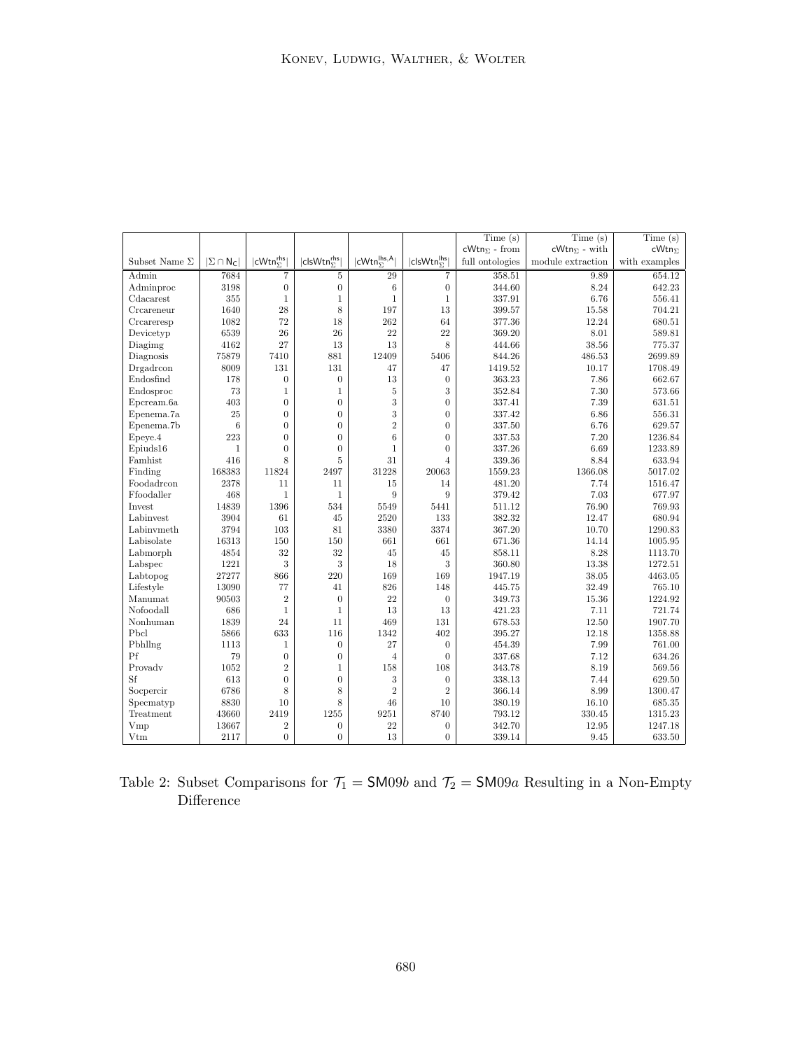| Subset Name Σ | $\|\Sigma \cap \mathsf{N_C}\|$ | $\|\mathsf{cWtn}^{\mathsf{rhs}}_{\Sigma}\|$ | $\|\mathsf{clsWtn}^{\mathsf{rhs}}_{\Sigma}\|$ | $\|\mathsf{cWtn}^{\mathsf{lhs,A}}_{\Sigma}\|$ | $\|\mathsf{clsWtn}^{\mathsf{lhs}}_{\Sigma}\|$ | Time (s) $\mathsf{cWtn}_{\Sigma}$ - from full ontologies | Time (s) $\mathsf{cWtn}_{\Sigma}$ - with module extraction | Time (s) $\mathsf{cWtn}_{\Sigma}$ with examples |
|---|---|---|---|---|---|---|---|---|
| Admin | 7684 | 7 | 5 | 29 | 7 | 358.51 | 9.89 | 654.12 |
| Adminproc | 3198 | 0 | 0 | 6 | 0 | 344.60 | 8.24 | 642.23 |
| Cdacarest | 355 | 1 | 1 | 1 | 1 | 337.91 | 6.76 | 556.41 |
| Crcareneur | 1640 | 28 | 8 | 197 | 13 | 399.57 | 15.58 | 704.21 |
| Crcareresp | 1082 | 72 | 18 | 262 | 64 | 377.36 | 12.24 | 680.51 |
| Devicetyp | 6539 | 26 | 26 | 22 | 22 | 369.20 | 8.01 | 589.81 |
| Diagimg | 4162 | 27 | 13 | 13 | 8 | 444.66 | 38.56 | 775.37 |
| Diagnosis | 75879 | 7410 | 881 | 12409 | 5406 | 844.26 | 486.53 | 2699.89 |
| Drgadrcon | 8009 | 131 | 131 | 47 | 47 | 1419.52 | 10.17 | 1708.49 |
| Endosfind | 178 | 0 | 0 | 13 | 0 | 363.23 | 7.86 | 662.67 |
| Endosproc | 73 | 1 | 1 | 5 | 3 | 352.84 | 7.30 | 573.66 |
| Epcream.6a | 403 | 0 | 0 | 3 | 0 | 337.41 | 7.39 | 631.51 |
| Epenema.7a | 25 | 0 | 0 | 3 | 0 | 337.42 | 6.86 | 556.31 |
| Epenema.7b | 6 | 0 | 0 | 2 | 0 | 337.50 | 6.76 | 629.57 |
| Epeye.4 | 223 | 0 | 0 | 6 | 0 | 337.53 | 7.20 | 1236.84 |
| Epiuds16 | 1 | 0 | 0 | 1 | 0 | 337.26 | 6.69 | 1233.89 |
| Famhist | 416 | 8 | 5 | 31 | 4 | 339.36 | 8.84 | 633.94 |
| Finding | 168383 | 11824 | 2497 | 31228 | 20063 | 1559.23 | 1366.08 | 5017.02 |
| Foodadrcon | 2378 | 11 | 11 | 15 | 14 | 481.20 | 7.74 | 1516.47 |
| Ffoodaller | 468 | 1 | 1 | 9 | 9 | 379.42 | 7.03 | 677.97 |
| Invest | 14839 | 1396 | 534 | 5549 | 5441 | 511.12 | 76.90 | 769.93 |
| Labinvest | 3904 | 61 | 45 | 2520 | 133 | 382.32 | 12.47 | 680.94 |
| Labinvmeth | 3794 | 103 | 81 | 3380 | 3374 | 367.20 | 10.70 | 1290.83 |
| Labisolate | 16313 | 150 | 150 | 661 | 661 | 671.36 | 14.14 | 1005.95 |
| Labmorph | 4854 | 32 | 32 | 45 | 45 | 858.11 | 8.28 | 1113.70 |
| Labspec | 1221 | 3 | 3 | 18 | 3 | 360.80 | 13.38 | 1272.51 |
| Labtopog | 27277 | 866 | 220 | 169 | 169 | 1947.19 | 38.05 | 4463.05 |
| Lifestyle | 13090 | 77 | 41 | 826 | 148 | 445.75 | 32.49 | 765.10 |
| Manumat | 90503 | 2 | 0 | 22 | 0 | 349.73 | 15.36 | 1224.92 |
| Nofoodall | 686 | 1 | 1 | 13 | 13 | 421.23 | 7.11 | 721.74 |
| Nonhuman | 1839 | 24 | 11 | 469 | 131 | 678.53 | 12.50 | 1907.70 |
| Pbcl | 5866 | 633 | 116 | 1342 | 402 | 395.27 | 12.18 | 1358.88 |
| Pbhllng | 1113 | 1 | 0 | 27 | 0 | 454.39 | 7.99 | 761.00 |
| Pf | 79 | 0 | 0 | 4 | 0 | 337.68 | 7.12 | 634.26 |
| Provadv | 1052 | 2 | 1 | 158 | 108 | 343.78 | 8.19 | 569.56 |
| Sf | 613 | 0 | 0 | 3 | 0 | 338.13 | 7.44 | 629.50 |
| Socpercir | 6786 | 8 | 8 | 2 | 2 | 366.14 | 8.99 | 1300.47 |
| Specmatyp | 8830 | 10 | 8 | 46 | 10 | 380.19 | 16.10 | 685.35 |
| Treatment | 43660 | 2419 | 1255 | 9251 | 8740 | 793.12 | 330.45 | 1315.23 |
| Vmp | 13667 | 2 | 0 | 22 | 0 | 342.70 | 12.95 | 1247.18 |
| Vtm | 2117 | 0 | 0 | 13 | 0 | 339.14 | 9.45 | 633.50 |

Table 2: Subset Comparisons for $\mathcal{T}_1 = \mathsf{SM09}b$ and $\mathcal{T}_2 = \mathsf{SM09}a$ Resulting in a Non-Empty Difference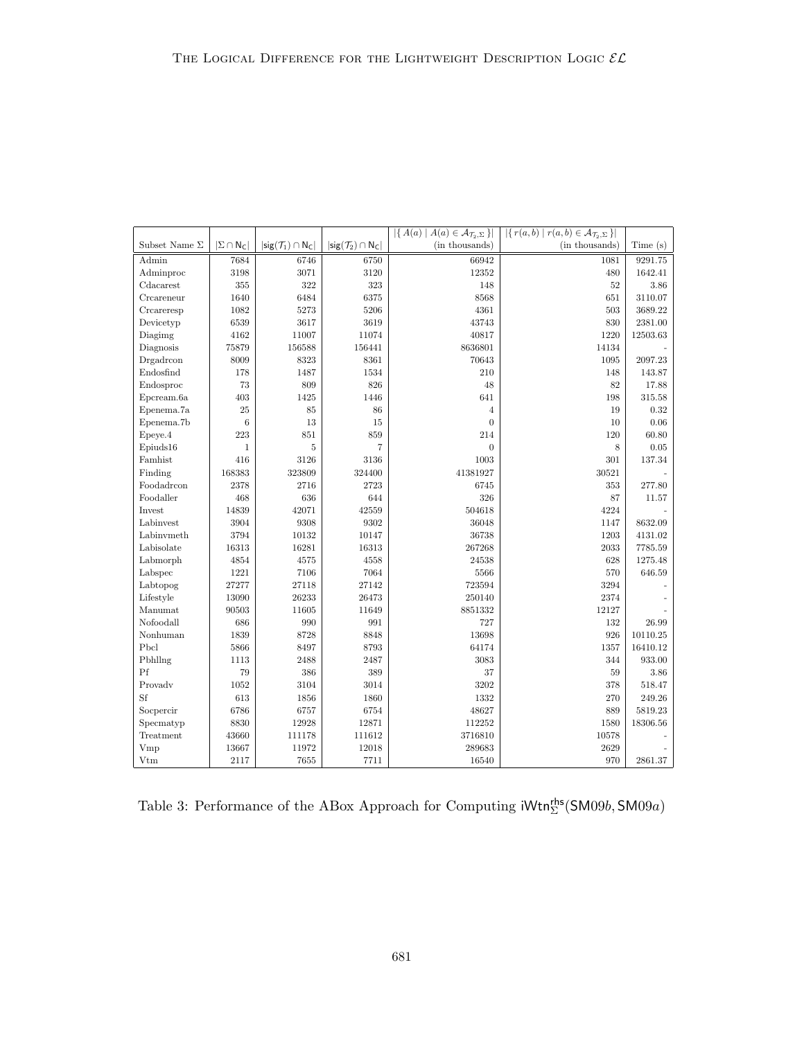| Subset Name Σ | $\|\Sigma \cap \mathsf{N_C}\|$ | $\|\mathsf{sig}(\mathcal{T}_1) \cap \mathsf{N_C}\|$ | $\|\mathsf{sig}(\mathcal{T}_2) \cap \mathsf{N_C}\|$ | $\|\{ A(a) \mid A(a) \in \mathcal{A}_{\mathcal{T}_2,\Sigma} \}\|$ (in thousands) | $\|\{ r(a,b) \mid r(a,b) \in \mathcal{A}_{\mathcal{T}_2,\Sigma} \}\|$ (in thousands) | Time (s) |
|---|---|---|---|---|---|---|
| Admin | 7684 | 6746 | 6750 | 66942 | 1081 | 9291.75 |
| Adminproc | 3198 | 3071 | 3120 | 12352 | 480 | 1642.41 |
| Cdacarest | 355 | 322 | 323 | 148 | 52 | 3.86 |
| Crcareneur | 1640 | 6484 | 6375 | 8568 | 651 | 3110.07 |
| Crcareresp | 1082 | 5273 | 5206 | 4361 | 503 | 3689.22 |
| Devicetyp | 6539 | 3617 | 3619 | 43743 | 830 | 2381.00 |
| Diagimg | 4162 | 11007 | 11074 | 40817 | 1220 | 12503.63 |
| Diagnosis | 75879 | 156588 | 156441 | 8636801 | 14134 | - |
| Drgadrcon | 8009 | 8323 | 8361 | 70643 | 1095 | 2097.23 |
| Endosfind | 178 | 1487 | 1534 | 210 | 148 | 143.87 |
| Endosproc | 73 | 809 | 826 | 48 | 82 | 17.88 |
| Epcream.6a | 403 | 1425 | 1446 | 641 | 198 | 315.58 |
| Epenema.7a | 25 | 85 | 86 | 4 | 19 | 0.32 |
| Epenema.7b | 6 | 13 | 15 | 0 | 10 | 0.06 |
| Epeye.4 | 223 | 851 | 859 | 214 | 120 | 60.80 |
| Epiuds16 | 1 | 5 | 7 | 0 | 8 | 0.05 |
| Famhist | 416 | 3126 | 3136 | 1003 | 301 | 137.34 |
| Finding | 168383 | 323809 | 324400 | 41381927 | 30521 | - |
| Foodadrcon | 2378 | 2716 | 2723 | 6745 | 353 | 277.80 |
| Foodaller | 468 | 636 | 644 | 326 | 87 | 11.57 |
| Invest | 14839 | 42071 | 42559 | 504618 | 4224 | - |
| Labinvest | 3904 | 9308 | 9302 | 36048 | 1147 | 8632.09 |
| Labinvmeth | 3794 | 10132 | 10147 | 36738 | 1203 | 4131.02 |
| Labisolate | 16313 | 16281 | 16313 | 267268 | 2033 | 7785.59 |
| Labmorph | 4854 | 4575 | 4558 | 24538 | 628 | 1275.48 |
| Labspec | 1221 | 7106 | 7064 | 5566 | 570 | 646.59 |
| Labtopog | 27277 | 27118 | 27142 | 723594 | 3294 | - |
| Lifestyle | 13090 | 26233 | 26473 | 250140 | 2374 | - |
| Manumat | 90503 | 11605 | 11649 | 8851332 | 12127 | - |
| Nofoodall | 686 | 990 | 991 | 727 | 132 | 26.99 |
| Nonhuman | 1839 | 8728 | 8848 | 13698 | 926 | 10110.25 |
| Pbcl | 5866 | 8497 | 8793 | 64174 | 1357 | 16410.12 |
| Pbhllng | 1113 | 2488 | 2487 | 3083 | 344 | 933.00 |
| Pf | 79 | 386 | 389 | 37 | 59 | 3.86 |
| Provadv | 1052 | 3104 | 3014 | 3202 | 378 | 518.47 |
| Sf | 613 | 1856 | 1860 | 1332 | 270 | 249.26 |
| Socpercir | 6786 | 6757 | 6754 | 48627 | 889 | 5819.23 |
| Specmatyp | 8830 | 12928 | 12871 | 112252 | 1580 | 18306.56 |
| Treatment | 43660 | 111178 | 111612 | 3716810 | 10578 | - |
| Vmp | 13667 | 11972 | 12018 | 289683 | 2629 | - |
| Vtm | 2117 | 7655 | 7711 | 16540 | 970 | 2861.37 |

Table 3: Performance of the ABox Approach for Computing $\mathsf{iWtn}^{\mathsf{rhs}}_{\Sigma}(\mathsf{SM09}b, \mathsf{SM09}a)$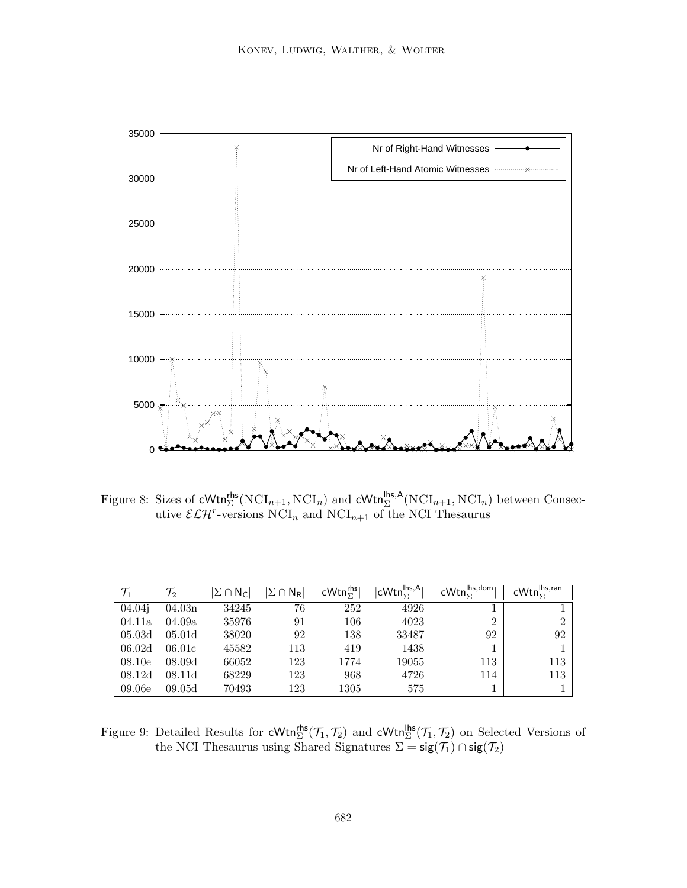Figure 8: Sizes of $\mathsf{cWtn}^{\mathsf{rhs}}_{\Sigma}(\mathrm{NCI}_{n+1}, \mathrm{NCI}_n)$ and $\mathsf{cWtn}^{\mathsf{lhs,A}}_{\Sigma}(\mathrm{NCI}_{n+1}, \mathrm{NCI}_n)$ between Consecutive $\mathcal{ELH}^r$-versions $\mathrm{NCI}_n$ and $\mathrm{NCI}_{n+1}$ of the NCI Thesaurus

| $\mathcal{T}_1$ | $\mathcal{T}_2$ | $\lvert\Sigma \cap \mathsf{N_C}\rvert$ | $\lvert\Sigma \cap \mathsf{N_R}\rvert$ | $\lvert\mathsf{cWtn}^{\mathsf{rhs}}_{\Sigma}\rvert$ | $\lvert\mathsf{cWtn}^{\mathsf{lhs,A}}_{\Sigma}\rvert$ | $\lvert\mathsf{cWtn}^{\mathsf{lhs,dom}}_{\Sigma}\rvert$ | $\lvert\mathsf{cWtn}^{\mathsf{lhs,ran}}_{\Sigma}\rvert$ |
|---|---|---|---|---|---|---|---|
| 04.04j | 04.03n | 34245 | 76 | 252 | 4926 | 1 | 1 |
| 04.11a | 04.09a | 35976 | 91 | 106 | 4023 | 2 | 2 |
| 05.03d | 05.01d | 38020 | 92 | 138 | 33487 | 92 | 92 |
| 06.02d | 06.01c | 45582 | 113 | 419 | 1438 | 1 | 1 |
| 08.10e | 08.09d | 66052 | 123 | 1774 | 19055 | 113 | 113 |
| 08.12d | 08.11d | 68229 | 123 | 968 | 4726 | 114 | 113 |
| 09.06e | 09.05d | 70493 | 123 | 1305 | 575 | 1 | 1 |

Figure 9: Detailed Results for $\mathsf{cWtn}^{\mathsf{rhs}}_{\Sigma}(\mathcal{T}_1, \mathcal{T}_2)$ and $\mathsf{cWtn}^{\mathsf{lhs}}_{\Sigma}(\mathcal{T}_1, \mathcal{T}_2)$ on Selected Versions of the NCI Thesaurus using Shared Signatures $\Sigma = \mathsf{sig}(\mathcal{T}_1) \cap \mathsf{sig}(\mathcal{T}_2)$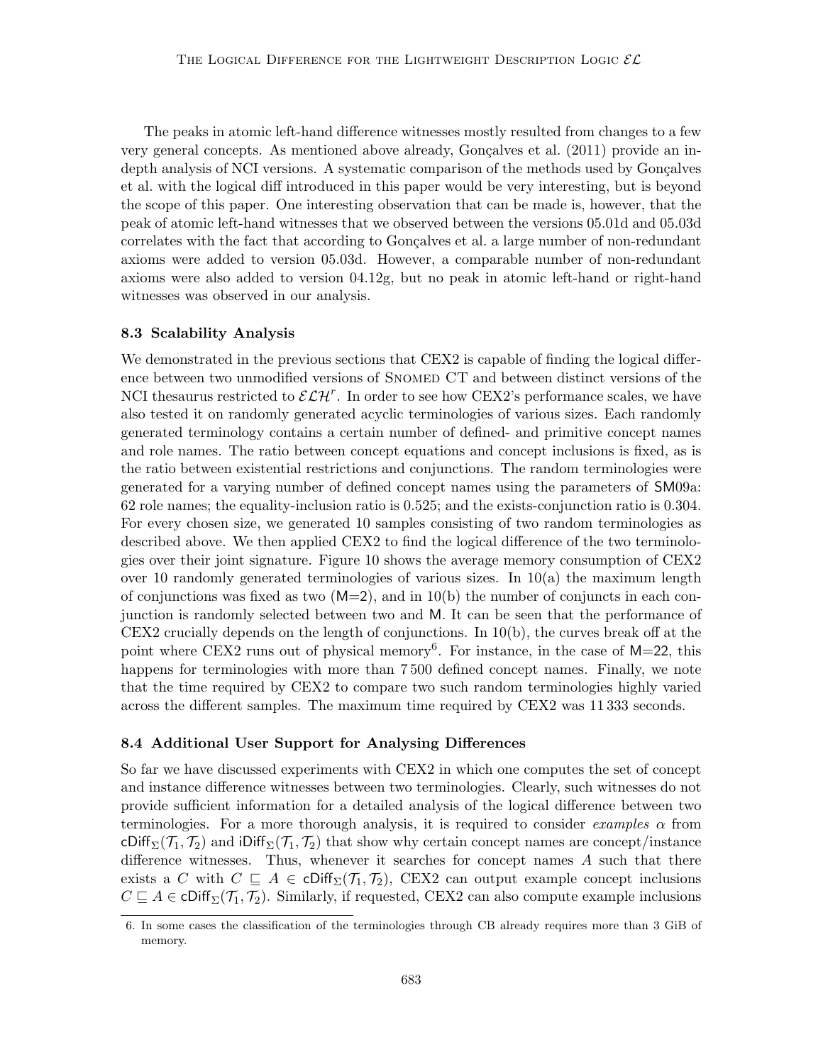The peaks in atomic left-hand difference witnesses mostly resulted from changes to a few very general concepts. As mentioned above already, Gonçalves et al. (2011) provide an in-depth analysis of NCI versions. A systematic comparison of the methods used by Gonçalves et al. with the logical diff introduced in this paper would be very interesting, but is beyond the scope of this paper. One interesting observation that can be made is, however, that the peak of atomic left-hand witnesses that we observed between the versions 05.01d and 05.03d correlates with the fact that according to Gonçalves et al. a large number of non-redundant axioms were added to version 05.03d. However, a comparable number of non-redundant axioms were also added to version 04.12g, but no peak in atomic left-hand or right-hand witnesses was observed in our analysis.

### 8.3 Scalability Analysis

We demonstrated in the previous sections that CEX2 is capable of finding the logical difference between two unmodified versions of Snomed CT and between distinct versions of the NCI thesaurus restricted to $\mathcal{ELH}^r$. In order to see how CEX2's performance scales, we have also tested it on randomly generated acyclic terminologies of various sizes. Each randomly generated terminology contains a certain number of defined- and primitive concept names and role names. The ratio between concept equations and concept inclusions is fixed, as is the ratio between existential restrictions and conjunctions. The random terminologies were generated for a varying number of defined concept names using the parameters of SM09a: 62 role names; the equality-inclusion ratio is 0.525; and the exists-conjunction ratio is 0.304. For every chosen size, we generated 10 samples consisting of two random terminologies as described above. We then applied CEX2 to find the logical difference of the two terminologies over their joint signature. Figure 10 shows the average memory consumption of CEX2 over 10 randomly generated terminologies of various sizes. In 10(a) the maximum length of conjunctions was fixed as two (M=2), and in 10(b) the number of conjuncts in each conjunction is randomly selected between two and M. It can be seen that the performance of CEX2 crucially depends on the length of conjunctions. In 10(b), the curves break off at the point where CEX2 runs out of physical memory[6]. For instance, in the case of M=22, this happens for terminologies with more than 7 500 defined concept names. Finally, we note that the time required by CEX2 to compare two such random terminologies highly varied across the different samples. The maximum time required by CEX2 was 11 333 seconds.

### 8.4 Additional User Support for Analysing Differences

So far we have discussed experiments with CEX2 in which one computes the set of concept and instance difference witnesses between two terminologies. Clearly, such witnesses do not provide sufficient information for a detailed analysis of the logical difference between two terminologies. For a more thorough analysis, it is required to consider *examples* $\alpha$ from $\mathsf{cDiff}_\Sigma(\mathcal{T}_1, \mathcal{T}_2)$ and $\mathsf{iDiff}_\Sigma(\mathcal{T}_1, \mathcal{T}_2)$ that show why certain concept names are concept/instance difference witnesses. Thus, whenever it searches for concept names $A$ such that there exists a $C$ with $C \sqsubseteq A \in \mathsf{cDiff}_\Sigma(\mathcal{T}_1, \mathcal{T}_2)$, CEX2 can output example concept inclusions $C \sqsubseteq A \in \mathsf{cDiff}_\Sigma(\mathcal{T}_1, \mathcal{T}_2)$. Similarly, if requested, CEX2 can also compute example inclusions

6. In some cases the classification of the terminologies through CB already requires more than 3 GiB of memory.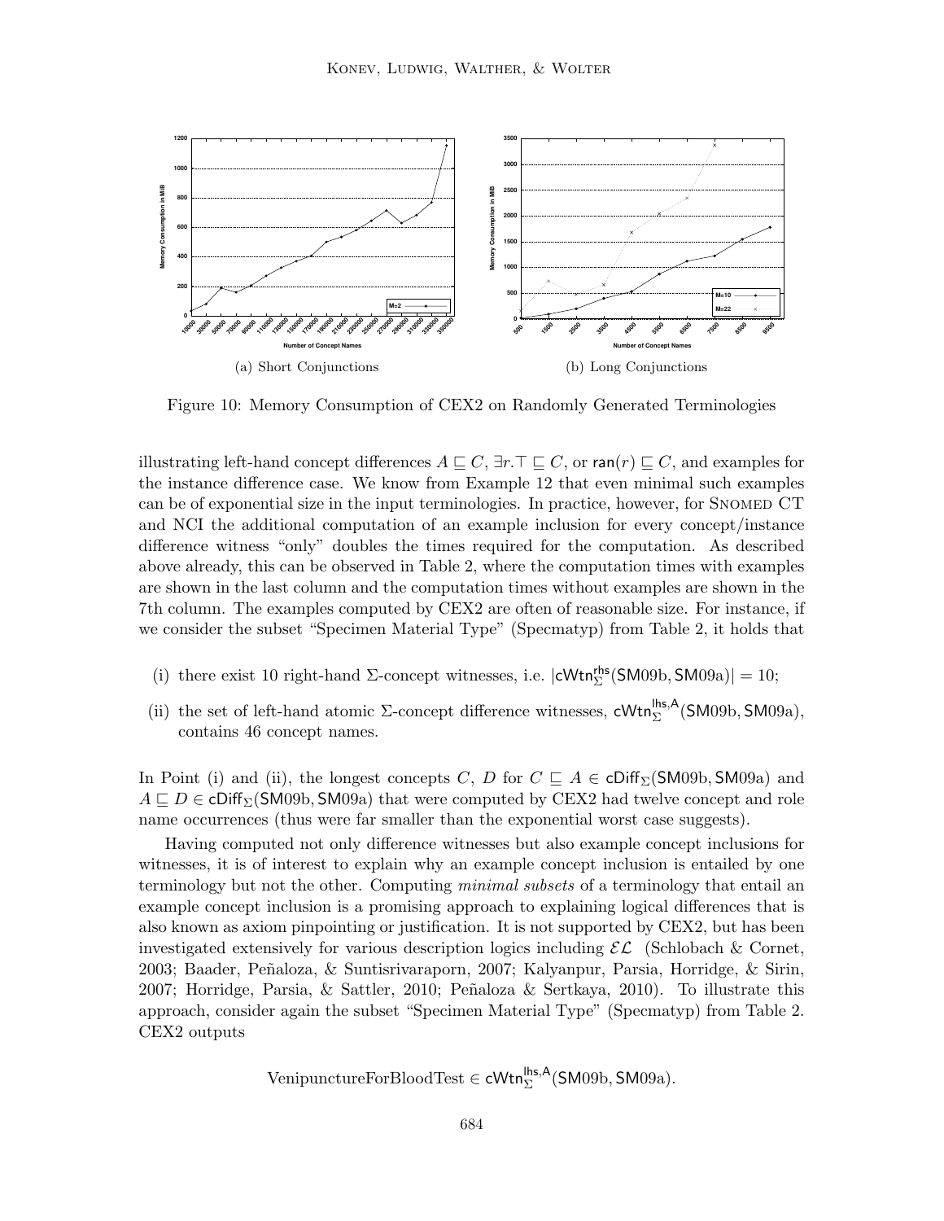(a) Short Conjunctions

(b) Long Conjunctions

Figure 10: Memory Consumption of CEX2 on Randomly Generated Terminologies

illustrating left-hand concept differences $A \sqsubseteq C$, $\exists r.\top \sqsubseteq C$, or $\mathsf{ran}(r) \sqsubseteq C$, and examples for the instance difference case. We know from Example 12 that even minimal such examples can be of exponential size in the input terminologies. In practice, however, for SNOMED CT and NCI the additional computation of an example inclusion for every concept/instance difference witness "only" doubles the times required for the computation. As described above already, this can be observed in Table 2, where the computation times with examples are shown in the last column and the computation times without examples are shown in the 7th column. The examples computed by CEX2 are often of reasonable size. For instance, if we consider the subset "Specimen Material Type" (Specmatyp) from Table 2, it holds that

(i) there exist 10 right-hand $\Sigma$-concept witnesses, i.e. $|\mathsf{cWtn}^{\mathsf{rhs}}_{\Sigma}(\mathsf{SM09b}, \mathsf{SM09a})| = 10$;

(ii) the set of left-hand atomic $\Sigma$-concept difference witnesses, $\mathsf{cWtn}^{\mathsf{lhs,A}}_{\Sigma}(\mathsf{SM09b}, \mathsf{SM09a})$, contains 46 concept names.

In Point (i) and (ii), the longest concepts $C$, $D$ for $C \sqsubseteq A \in \mathsf{cDiff}_{\Sigma}(\mathsf{SM09b}, \mathsf{SM09a})$ and $A \sqsubseteq D \in \mathsf{cDiff}_{\Sigma}(\mathsf{SM09b}, \mathsf{SM09a})$ that were computed by CEX2 had twelve concept and role name occurrences (thus were far smaller than the exponential worst case suggests).

Having computed not only difference witnesses but also example concept inclusions for witnesses, it is of interest to explain why an example concept inclusion is entailed by one terminology but not the other. Computing *minimal subsets* of a terminology that entail an example concept inclusion is a promising approach to explaining logical differences that is also known as axiom pinpointing or justification. It is not supported by CEX2, but has been investigated extensively for various description logics including $\mathcal{EL}$ (Schlobach & Cornet, 2003; Baader, Peñaloza, & Suntisrivaraporn, 2007; Kalyanpur, Parsia, Horridge, & Sirin, 2007; Horridge, Parsia, & Sattler, 2010; Peñaloza & Sertkaya, 2010). To illustrate this approach, consider again the subset "Specimen Material Type" (Specmatyp) from Table 2. CEX2 outputs

$$\text{VenipunctureForBloodTest} \in \mathsf{cWtn}^{\mathsf{lhs,A}}_{\Sigma}(\mathsf{SM09b}, \mathsf{SM09a}).$$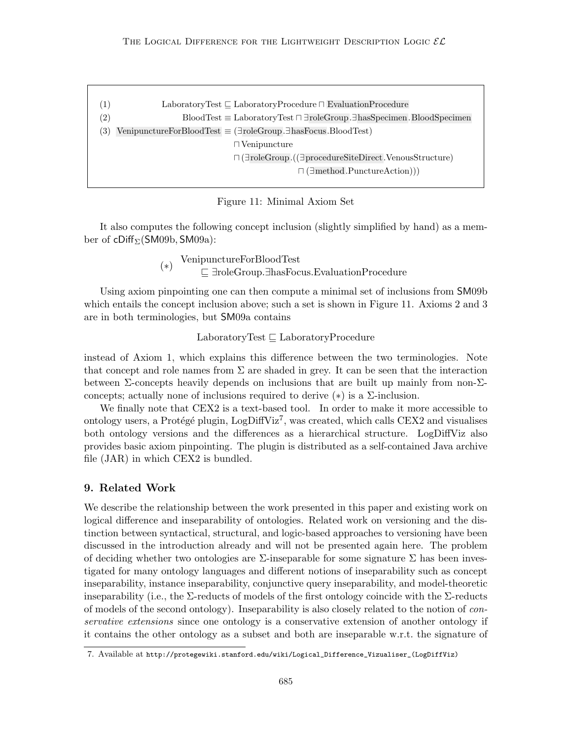$$
\begin{array}{lrl}
(1) & \text{LaboratoryTest} \sqsubseteq & \text{LaboratoryProcedure} \sqcap \text{EvaluationProcedure} \\
(2) & \text{BloodTest} \equiv & \text{LaboratoryTest} \sqcap \exists \text{roleGroup}.\exists \text{hasSpecimen}.\text{BloodSpecimen} \\
(3) & \text{VenipunctureForBloodTest} \equiv & (\exists \text{roleGroup}.\exists \text{hasFocus}.\text{BloodTest}) \\
& & \sqcap \text{Venipuncture} \\
& & \sqcap (\exists \text{roleGroup}.((\exists \text{procedureSiteDirect}.\text{VenousStructure}) \\
& & \qquad \sqcap (\exists \text{method}.\text{PunctureAction})))
\end{array}
$$

Figure 11: Minimal Axiom Set

It also computes the following concept inclusion (slightly simplified by hand) as a member of $\mathsf{cDiff}_\Sigma(\mathsf{SM09b}, \mathsf{SM09a})$:

$$
(*) \quad \begin{array}{l} \text{VenipunctureForBloodTest} \\ \quad \sqsubseteq \exists \text{roleGroup}.\exists \text{hasFocus}.\text{EvaluationProcedure} \end{array}
$$

Using axiom pinpointing one can then compute a minimal set of inclusions from SM09b which entails the concept inclusion above; such a set is shown in Figure 11. Axioms 2 and 3 are in both terminologies, but SM09a contains

$$
\text{LaboratoryTest} \sqsubseteq \text{LaboratoryProcedure}
$$

instead of Axiom 1, which explains this difference between the two terminologies. Note that concept and role names from $\Sigma$ are shaded in grey. It can be seen that the interaction between $\Sigma$-concepts heavily depends on inclusions that are built up mainly from non-$\Sigma$-concepts; actually none of inclusions required to derive $(*)$ is a $\Sigma$-inclusion.

We finally note that CEX2 is a text-based tool. In order to make it more accessible to ontology users, a Protégé plugin, LogDiffViz[7], was created, which calls CEX2 and visualises both ontology versions and the differences as a hierarchical structure. LogDiffViz also provides basic axiom pinpointing. The plugin is distributed as a self-contained Java archive file (JAR) in which CEX2 is bundled.

## 9. Related Work

We describe the relationship between the work presented in this paper and existing work on logical difference and inseparability of ontologies. Related work on versioning and the distinction between syntactical, structural, and logic-based approaches to versioning have been discussed in the introduction already and will not be presented again here. The problem of deciding whether two ontologies are $\Sigma$-inseparable for some signature $\Sigma$ has been investigated for many ontology languages and different notions of inseparability such as concept inseparability, instance inseparability, conjunctive query inseparability, and model-theoretic inseparability (i.e., the $\Sigma$-reducts of models of the first ontology coincide with the $\Sigma$-reducts of models of the second ontology). Inseparability is also closely related to the notion of *conservative extensions* since one ontology is a conservative extension of another ontology if it contains the other ontology as a subset and both are inseparable w.r.t. the signature of

7. Available at http://protegewiki.stanford.edu/wiki/Logical_Difference_Vizualiser_(LogDiffViz)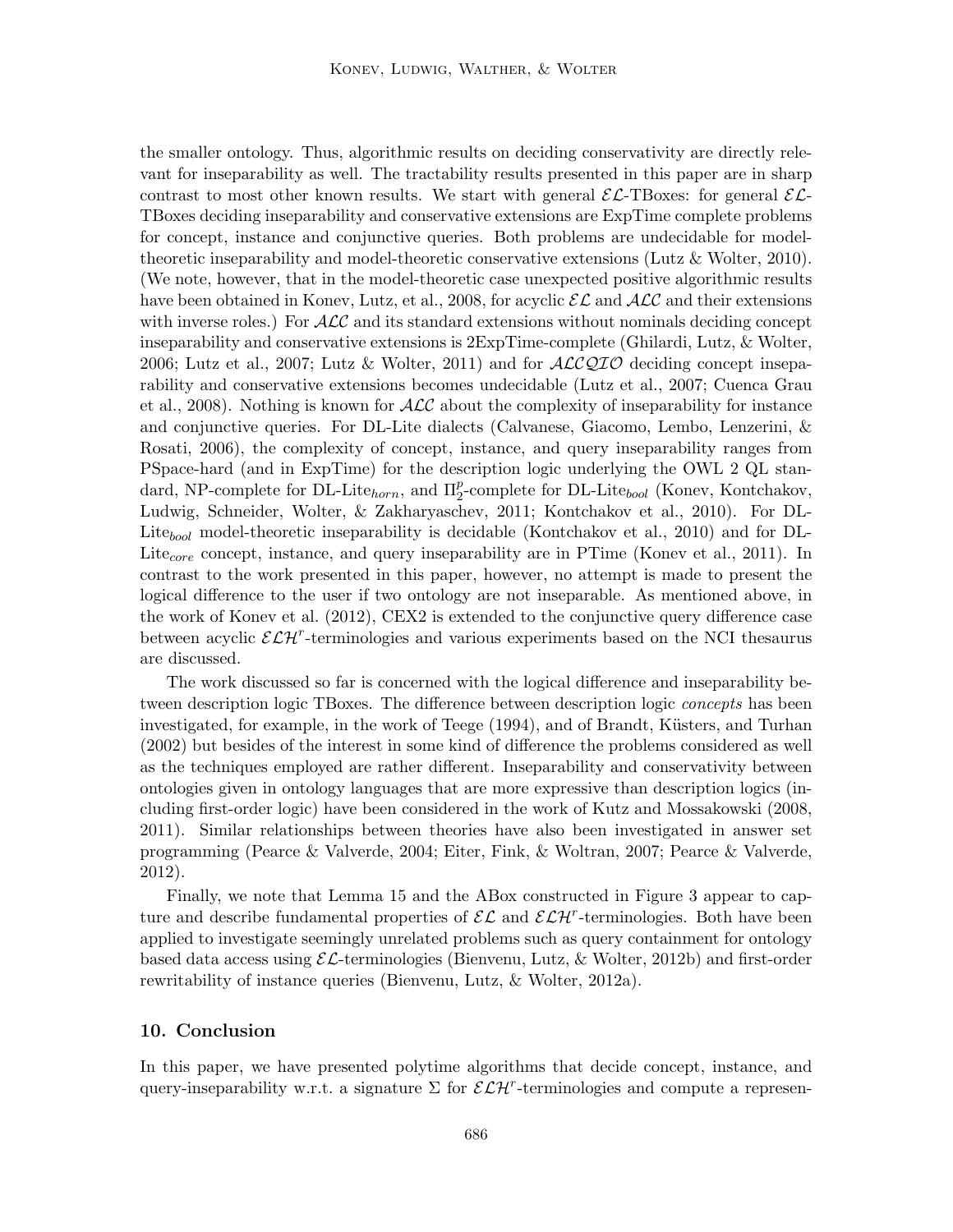the smaller ontology. Thus, algorithmic results on deciding conservativity are directly relevant for inseparability as well. The tractability results presented in this paper are in sharp contrast to most other known results. We start with general $\mathcal{EL}$-TBoxes: for general $\mathcal{EL}$-TBoxes deciding inseparability and conservative extensions are ExpTime complete problems for concept, instance and conjunctive queries. Both problems are undecidable for model-theoretic inseparability and model-theoretic conservative extensions (Lutz & Wolter, 2010). (We note, however, that in the model-theoretic case unexpected positive algorithmic results have been obtained in Konev, Lutz, et al., 2008, for acyclic $\mathcal{EL}$ and $\mathcal{ALC}$ and their extensions with inverse roles.) For $\mathcal{ALC}$ and its standard extensions without nominals deciding concept inseparability and conservative extensions is 2ExpTime-complete (Ghilardi, Lutz, & Wolter, 2006; Lutz et al., 2007; Lutz & Wolter, 2011) and for $\mathcal{ALCQIO}$ deciding concept inseparability and conservative extensions becomes undecidable (Lutz et al., 2007; Cuenca Grau et al., 2008). Nothing is known for $\mathcal{ALC}$ about the complexity of inseparability for instance and conjunctive queries. For DL-Lite dialects (Calvanese, Giacomo, Lembo, Lenzerini, & Rosati, 2006), the complexity of concept, instance, and query inseparability ranges from PSpace-hard (and in ExpTime) for the description logic underlying the OWL 2 QL standard, NP-complete for DL-Lite$_{horn}$, and $\Pi_2^p$-complete for DL-Lite$_{bool}$ (Konev, Kontchakov, Ludwig, Schneider, Wolter, & Zakharyaschev, 2011; Kontchakov et al., 2010). For DL-Lite$_{bool}$ model-theoretic inseparability is decidable (Kontchakov et al., 2010) and for DL-Lite$_{core}$ concept, instance, and query inseparability are in PTime (Konev et al., 2011). In contrast to the work presented in this paper, however, no attempt is made to present the logical difference to the user if two ontology are not inseparable. As mentioned above, in the work of Konev et al. (2012), CEX2 is extended to the conjunctive query difference case between acyclic $\mathcal{ELH}^r$-terminologies and various experiments based on the NCI thesaurus are discussed.

The work discussed so far is concerned with the logical difference and inseparability between description logic TBoxes. The difference between description logic *concepts* has been investigated, for example, in the work of Teege (1994), and of Brandt, Küsters, and Turhan (2002) but besides of the interest in some kind of difference the problems considered as well as the techniques employed are rather different. Inseparability and conservativity between ontologies given in ontology languages that are more expressive than description logics (including first-order logic) have been considered in the work of Kutz and Mossakowski (2008, 2011). Similar relationships between theories have also been investigated in answer set programming (Pearce & Valverde, 2004; Eiter, Fink, & Woltran, 2007; Pearce & Valverde, 2012).

Finally, we note that Lemma 15 and the ABox constructed in Figure 3 appear to capture and describe fundamental properties of $\mathcal{EL}$ and $\mathcal{ELH}^r$-terminologies. Both have been applied to investigate seemingly unrelated problems such as query containment for ontology based data access using $\mathcal{EL}$-terminologies (Bienvenu, Lutz, & Wolter, 2012b) and first-order rewritability of instance queries (Bienvenu, Lutz, & Wolter, 2012a).

## 10. Conclusion

In this paper, we have presented polytime algorithms that decide concept, instance, and query-inseparability w.r.t. a signature $\Sigma$ for $\mathcal{ELH}^r$-terminologies and compute a represen-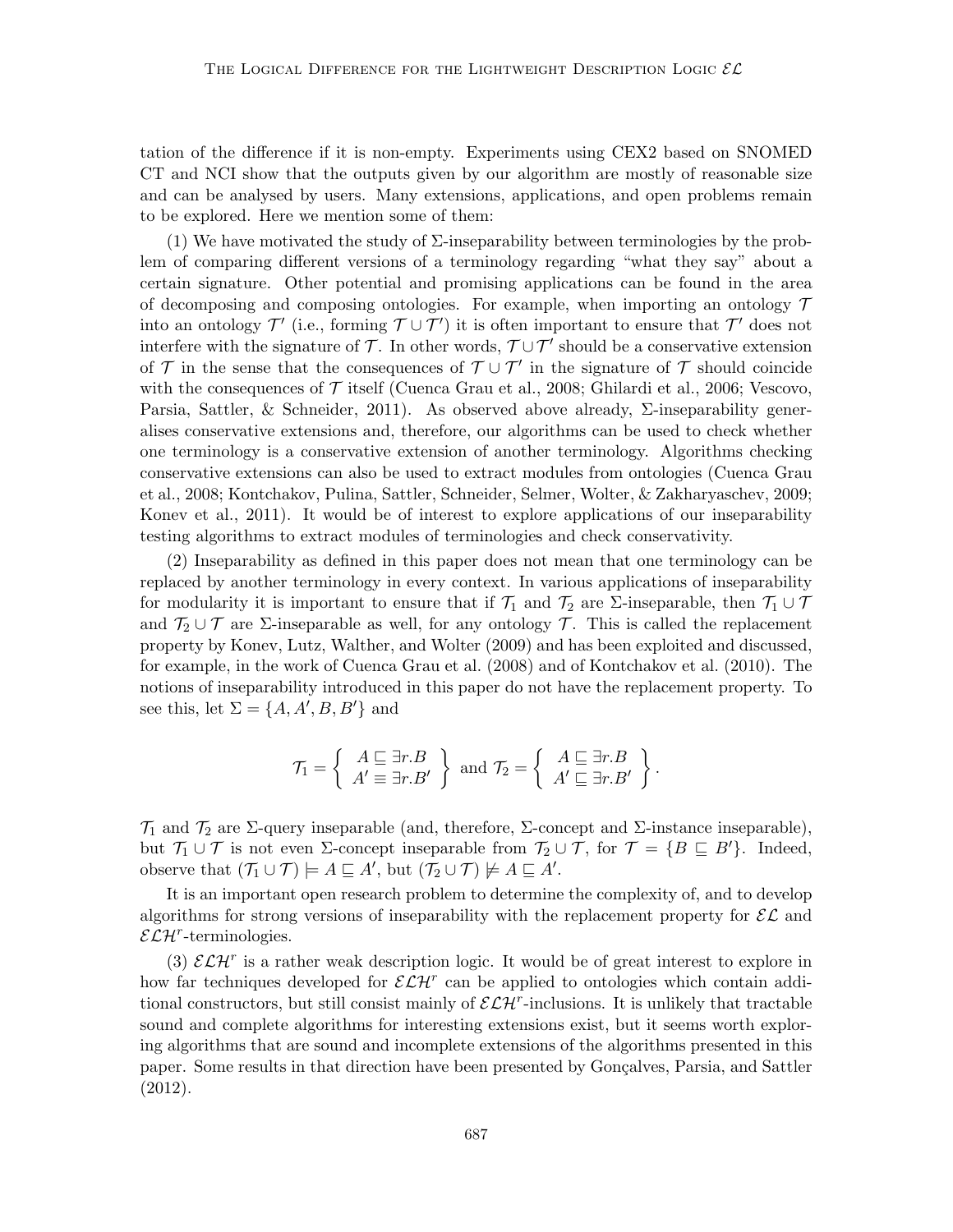tation of the difference if it is non-empty. Experiments using CEX2 based on SNOMED CT and NCI show that the outputs given by our algorithm are mostly of reasonable size and can be analysed by users. Many extensions, applications, and open problems remain to be explored. Here we mention some of them:

(1) We have motivated the study of $\Sigma$-inseparability between terminologies by the problem of comparing different versions of a terminology regarding "what they say" about a certain signature. Other potential and promising applications can be found in the area of decomposing and composing ontologies. For example, when importing an ontology $\mathcal{T}$ into an ontology $\mathcal{T}'$ (i.e., forming $\mathcal{T} \cup \mathcal{T}'$) it is often important to ensure that $\mathcal{T}'$ does not interfere with the signature of $\mathcal{T}$. In other words, $\mathcal{T} \cup \mathcal{T}'$ should be a conservative extension of $\mathcal{T}$ in the sense that the consequences of $\mathcal{T} \cup \mathcal{T}'$ in the signature of $\mathcal{T}$ should coincide with the consequences of $\mathcal{T}$ itself (Cuenca Grau et al., 2008; Ghilardi et al., 2006; Vescovo, Parsia, Sattler, & Schneider, 2011). As observed above already, $\Sigma$-inseparability generalises conservative extensions and, therefore, our algorithms can be used to check whether one terminology is a conservative extension of another terminology. Algorithms checking conservative extensions can also be used to extract modules from ontologies (Cuenca Grau et al., 2008; Kontchakov, Pulina, Sattler, Schneider, Selmer, Wolter, & Zakharyaschev, 2009; Konev et al., 2011). It would be of interest to explore applications of our inseparability testing algorithms to extract modules of terminologies and check conservativity.

(2) Inseparability as defined in this paper does not mean that one terminology can be replaced by another terminology in every context. In various applications of inseparability for modularity it is important to ensure that if $\mathcal{T}_1$ and $\mathcal{T}_2$ are $\Sigma$-inseparable, then $\mathcal{T}_1 \cup \mathcal{T}$ and $\mathcal{T}_2 \cup \mathcal{T}$ are $\Sigma$-inseparable as well, for any ontology $\mathcal{T}$. This is called the replacement property by Konev, Lutz, Walther, and Wolter (2009) and has been exploited and discussed, for example, in the work of Cuenca Grau et al. (2008) and of Kontchakov et al. (2010). The notions of inseparability introduced in this paper do not have the replacement property. To see this, let $\Sigma = \{A, A', B, B'\}$ and

$$\mathcal{T}_1 = \left\{ \begin{array}{c} A \sqsubseteq \exists r.B \\ A' \equiv \exists r.B' \end{array} \right\} \text{ and } \mathcal{T}_2 = \left\{ \begin{array}{c} A \sqsubseteq \exists r.B \\ A' \sqsubseteq \exists r.B' \end{array} \right\}.$$

$\mathcal{T}_1$ and $\mathcal{T}_2$ are $\Sigma$-query inseparable (and, therefore, $\Sigma$-concept and $\Sigma$-instance inseparable), but $\mathcal{T}_1 \cup \mathcal{T}$ is not even $\Sigma$-concept inseparable from $\mathcal{T}_2 \cup \mathcal{T}$, for $\mathcal{T} = \{B \sqsubseteq B'\}$. Indeed, observe that $(\mathcal{T}_1 \cup \mathcal{T}) \models A \sqsubseteq A'$, but $(\mathcal{T}_2 \cup \mathcal{T}) \not\models A \sqsubseteq A'$.

It is an important open research problem to determine the complexity of, and to develop algorithms for strong versions of inseparability with the replacement property for $\mathcal{EL}$ and $\mathcal{ELH}^r$-terminologies.

(3) $\mathcal{ELH}^r$ is a rather weak description logic. It would be of great interest to explore in how far techniques developed for $\mathcal{ELH}^r$ can be applied to ontologies which contain additional constructors, but still consist mainly of $\mathcal{ELH}^r$-inclusions. It is unlikely that tractable sound and complete algorithms for interesting extensions exist, but it seems worth exploring algorithms that are sound and incomplete extensions of the algorithms presented in this paper. Some results in that direction have been presented by Gonçalves, Parsia, and Sattler (2012).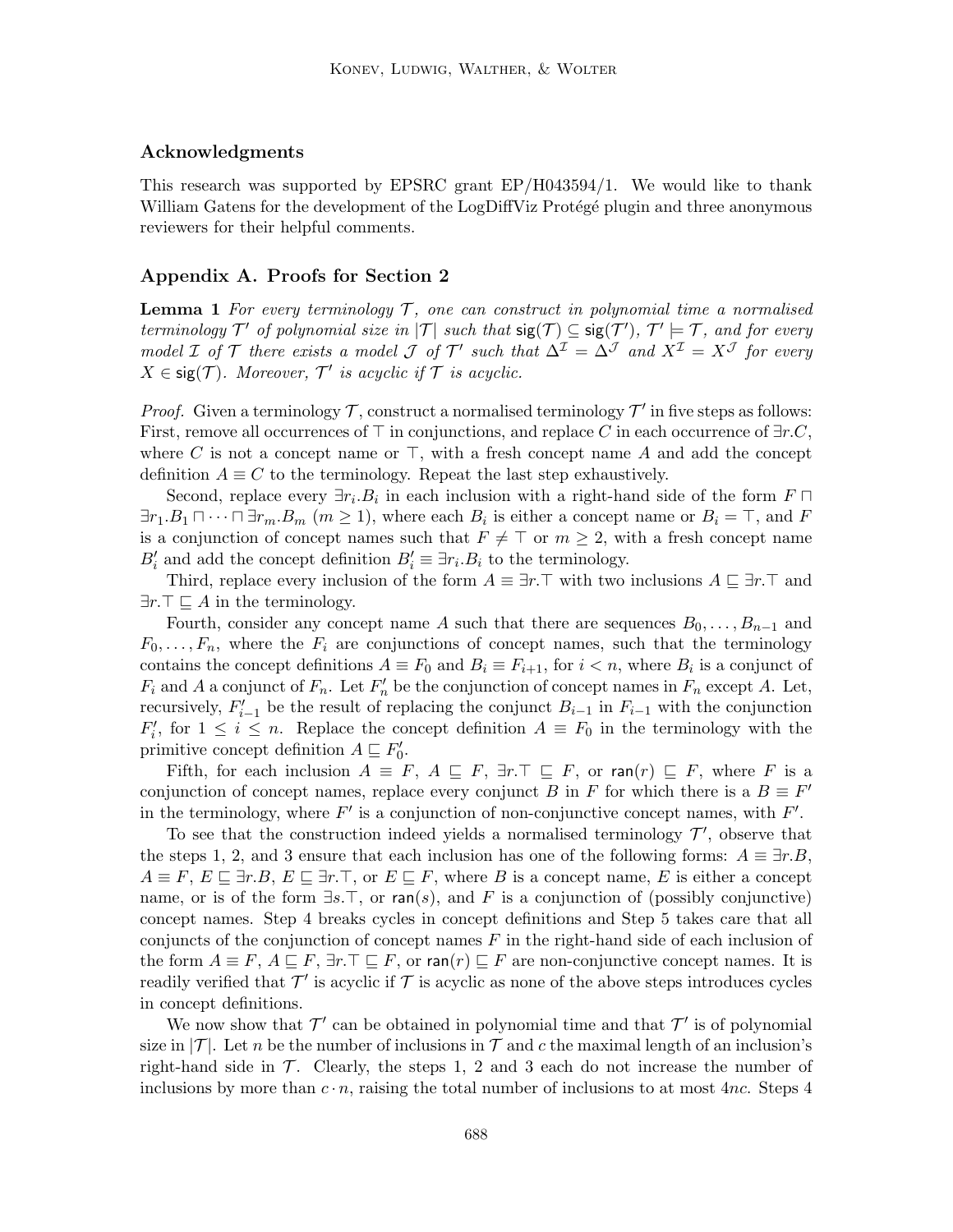## Acknowledgments

This research was supported by EPSRC grant EP/H043594/1. We would like to thank William Gatens for the development of the LogDiffViz Protégé plugin and three anonymous reviewers for their helpful comments.

## Appendix A. Proofs for Section 2

**Lemma 1** *For every terminology $\mathcal{T}$, one can construct in polynomial time a normalised terminology $\mathcal{T}'$ of polynomial size in $|\mathcal{T}|$ such that $\mathsf{sig}(\mathcal{T}) \subseteq \mathsf{sig}(\mathcal{T}')$, $\mathcal{T}' \models \mathcal{T}$, and for every model $\mathcal{I}$ of $\mathcal{T}$ there exists a model $\mathcal{J}$ of $\mathcal{T}'$ such that $\Delta^{\mathcal{I}} = \Delta^{\mathcal{J}}$ and $X^{\mathcal{I}} = X^{\mathcal{J}}$ for every $X \in \mathsf{sig}(\mathcal{T})$. Moreover, $\mathcal{T}'$ is acyclic if $\mathcal{T}$ is acyclic.*

*Proof.* Given a terminology $\mathcal{T}$, construct a normalised terminology $\mathcal{T}'$ in five steps as follows: First, remove all occurrences of $\top$ in conjunctions, and replace $C$ in each occurrence of $\exists r.C$, where $C$ is not a concept name or $\top$, with a fresh concept name $A$ and add the concept definition $A \equiv C$ to the terminology. Repeat the last step exhaustively.

Second, replace every $\exists r_i.B_i$ in each inclusion with a right-hand side of the form $F \sqcap \exists r_1.B_1 \sqcap \cdots \sqcap \exists r_m.B_m$ ($m \geq 1$), where each $B_i$ is either a concept name or $B_i = \top$, and $F$ is a conjunction of concept names such that $F \neq \top$ or $m \geq 2$, with a fresh concept name $B_i'$ and add the concept definition $B_i' \equiv \exists r_i.B_i$ to the terminology.

Third, replace every inclusion of the form $A \equiv \exists r.\top$ with two inclusions $A \sqsubseteq \exists r.\top$ and $\exists r.\top \sqsubseteq A$ in the terminology.

Fourth, consider any concept name $A$ such that there are sequences $B_0, \ldots, B_{n-1}$ and $F_0, \ldots, F_n$, where the $F_i$ are conjunctions of concept names, such that the terminology contains the concept definitions $A \equiv F_0$ and $B_i \equiv F_{i+1}$, for $i < n$, where $B_i$ is a conjunct of $F_i$ and $A$ a conjunct of $F_n$. Let $F_n'$ be the conjunction of concept names in $F_n$ except $A$. Let, recursively, $F_{i-1}'$ be the result of replacing the conjunct $B_{i-1}$ in $F_{i-1}$ with the conjunction $F_i'$, for $1 \leq i \leq n$. Replace the concept definition $A \equiv F_0$ in the terminology with the primitive concept definition $A \sqsubseteq F_0'$.

Fifth, for each inclusion $A \equiv F$, $A \sqsubseteq F$, $\exists r.\top \sqsubseteq F$, or $\mathsf{ran}(r) \sqsubseteq F$, where $F$ is a conjunction of concept names, replace every conjunct $B$ in $F$ for which there is a $B \equiv F'$ in the terminology, where $F'$ is a conjunction of non-conjunctive concept names, with $F'$.

To see that the construction indeed yields a normalised terminology $\mathcal{T}'$, observe that the steps 1, 2, and 3 ensure that each inclusion has one of the following forms: $A \equiv \exists r.B$, $A \equiv F$, $E \sqsubseteq \exists r.B$, $E \sqsubseteq \exists r.\top$, or $E \sqsubseteq F$, where $B$ is a concept name, $E$ is either a concept name, or is of the form $\exists s.\top$, or $\mathsf{ran}(s)$, and $F$ is a conjunction of (possibly conjunctive) concept names. Step 4 breaks cycles in concept definitions and Step 5 takes care that all conjuncts of the conjunction of concept names $F$ in the right-hand side of each inclusion of the form $A \equiv F$, $A \sqsubseteq F$, $\exists r.\top \sqsubseteq F$, or $\mathsf{ran}(r) \sqsubseteq F$ are non-conjunctive concept names. It is readily verified that $\mathcal{T}'$ is acyclic if $\mathcal{T}$ is acyclic as none of the above steps introduces cycles in concept definitions.

We now show that $\mathcal{T}'$ can be obtained in polynomial time and that $\mathcal{T}'$ is of polynomial size in $|\mathcal{T}|$. Let $n$ be the number of inclusions in $\mathcal{T}$ and $c$ the maximal length of an inclusion's right-hand side in $\mathcal{T}$. Clearly, the steps 1, 2 and 3 each do not increase the number of inclusions by more than $c \cdot n$, raising the total number of inclusions to at most $4nc$. Steps 4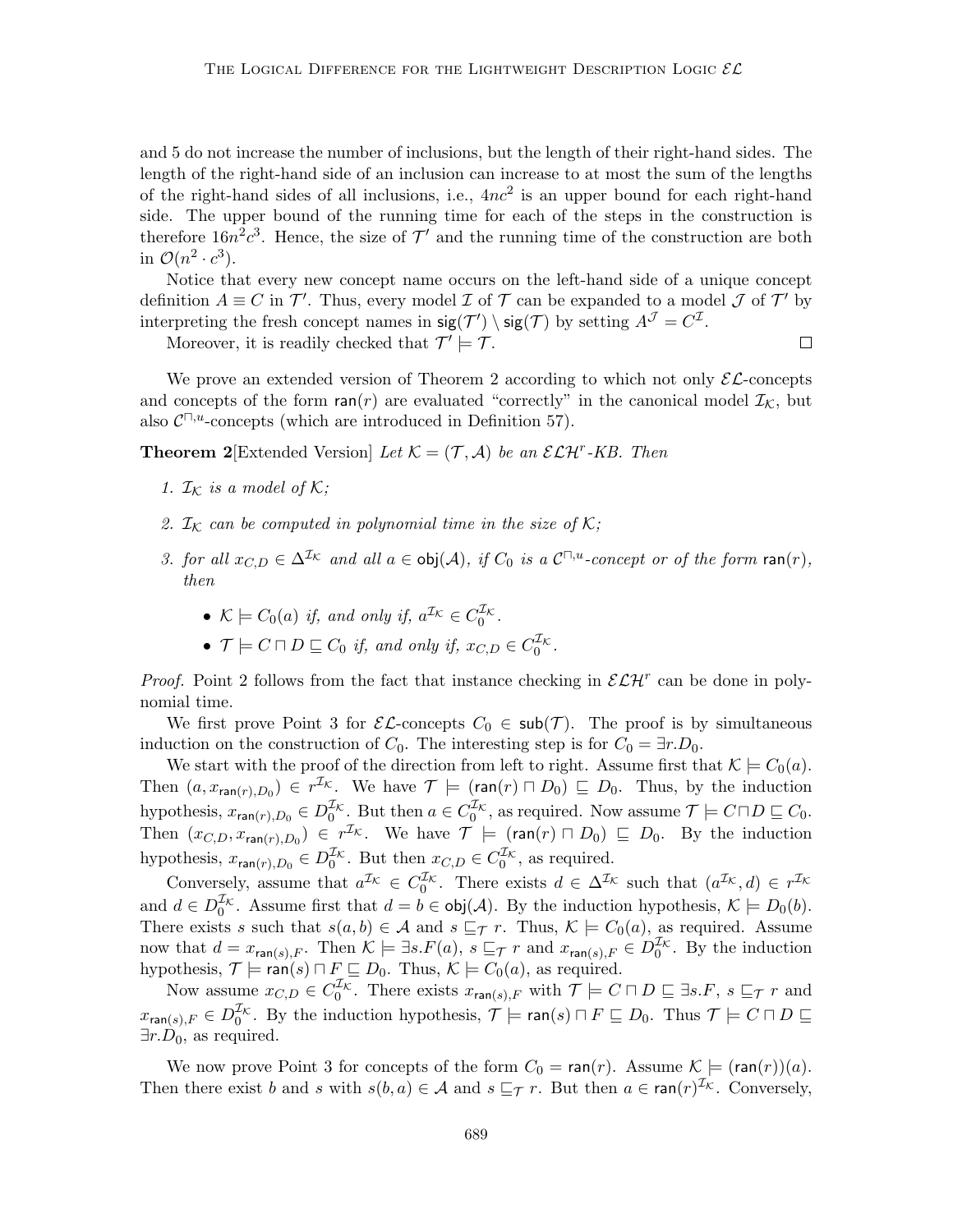and 5 do not increase the number of inclusions, but the length of their right-hand sides. The length of the right-hand side of an inclusion can increase to at most the sum of the lengths of the right-hand sides of all inclusions, i.e., $4nc^2$ is an upper bound for each right-hand side. The upper bound of the running time for each of the steps in the construction is therefore $16n^2c^3$. Hence, the size of $\mathcal{T}'$ and the running time of the construction are both in $\mathcal{O}(n^2 \cdot c^3)$.

Notice that every new concept name occurs on the left-hand side of a unique concept definition $A \equiv C$ in $\mathcal{T}'$. Thus, every model $\mathcal{I}$ of $\mathcal{T}$ can be expanded to a model $\mathcal{J}$ of $\mathcal{T}'$ by interpreting the fresh concept names in $\mathsf{sig}(\mathcal{T}') \setminus \mathsf{sig}(\mathcal{T})$ by setting $A^{\mathcal{J}} = C^{\mathcal{I}}$.

Moreover, it is readily checked that $\mathcal{T}' \models \mathcal{T}$. □

We prove an extended version of Theorem 2 according to which not only $\mathcal{EL}$-concepts and concepts of the form $\mathsf{ran}(r)$ are evaluated "correctly" in the canonical model $\mathcal{I}_{\mathcal{K}}$, but also $\mathcal{C}^{\sqcap,u}$-concepts (which are introduced in Definition 57).

**Theorem 2**[Extended Version] *Let $\mathcal{K} = (\mathcal{T}, \mathcal{A})$ be an $\mathcal{ELH}^r$-KB. Then*

1. *$\mathcal{I}_{\mathcal{K}}$ is a model of $\mathcal{K}$;*
2. *$\mathcal{I}_{\mathcal{K}}$ can be computed in polynomial time in the size of $\mathcal{K}$;*
3. *for all $x_{C,D} \in \Delta^{\mathcal{I}_{\mathcal{K}}}$ and all $a \in \mathsf{obj}(\mathcal{A})$, if $C_0$ is a $\mathcal{C}^{\sqcap,u}$-concept or of the form $\mathsf{ran}(r)$, then*
   - *$\mathcal{K} \models C_0(a)$ if, and only if, $a^{\mathcal{I}_{\mathcal{K}}} \in C_0^{\mathcal{I}_{\mathcal{K}}}$.*
   - *$\mathcal{T} \models C \sqcap D \sqsubseteq C_0$ if, and only if, $x_{C,D} \in C_0^{\mathcal{I}_{\mathcal{K}}}$.*

*Proof.* Point 2 follows from the fact that instance checking in $\mathcal{ELH}^r$ can be done in polynomial time.

We first prove Point 3 for $\mathcal{EL}$-concepts $C_0 \in \mathsf{sub}(\mathcal{T})$. The proof is by simultaneous induction on the construction of $C_0$. The interesting step is for $C_0 = \exists r.D_0$.

We start with the proof of the direction from left to right. Assume first that $\mathcal{K} \models C_0(a)$. Then $(a, x_{\mathsf{ran}(r),D_0}) \in r^{\mathcal{I}_{\mathcal{K}}}$. We have $\mathcal{T} \models (\mathsf{ran}(r) \sqcap D_0) \sqsubseteq D_0$. Thus, by the induction hypothesis, $x_{\mathsf{ran}(r),D_0} \in D_0^{\mathcal{I}_{\mathcal{K}}}$. But then $a \in C_0^{\mathcal{I}_{\mathcal{K}}}$, as required. Now assume $\mathcal{T} \models C \sqcap D \sqsubseteq C_0$. Then $(x_{C,D}, x_{\mathsf{ran}(r),D_0}) \in r^{\mathcal{I}_{\mathcal{K}}}$. We have $\mathcal{T} \models (\mathsf{ran}(r) \sqcap D_0) \sqsubseteq D_0$. By the induction hypothesis, $x_{\mathsf{ran}(r),D_0} \in D_0^{\mathcal{I}_{\mathcal{K}}}$. But then $x_{C,D} \in C_0^{\mathcal{I}_{\mathcal{K}}}$, as required.

Conversely, assume that $a^{\mathcal{I}_{\mathcal{K}}} \in C_0^{\mathcal{I}_{\mathcal{K}}}$. There exists $d \in \Delta^{\mathcal{I}_{\mathcal{K}}}$ such that $(a^{\mathcal{I}_{\mathcal{K}}}, d) \in r^{\mathcal{I}_{\mathcal{K}}}$ and $d \in D_0^{\mathcal{I}_{\mathcal{K}}}$. Assume first that $d = b \in \mathsf{obj}(\mathcal{A})$. By the induction hypothesis, $\mathcal{K} \models D_0(b)$. There exists $s$ such that $s(a,b) \in \mathcal{A}$ and $s \sqsubseteq_{\mathcal{T}} r$. Thus, $\mathcal{K} \models C_0(a)$, as required. Assume now that $d = x_{\mathsf{ran}(s),F}$. Then $\mathcal{K} \models \exists s.F(a)$, $s \sqsubseteq_{\mathcal{T}} r$ and $x_{\mathsf{ran}(s),F} \in D_0^{\mathcal{I}_{\mathcal{K}}}$. By the induction hypothesis, $\mathcal{T} \models \mathsf{ran}(s) \sqcap F \sqsubseteq D_0$. Thus, $\mathcal{K} \models C_0(a)$, as required.

Now assume $x_{C,D} \in C_0^{\mathcal{I}_{\mathcal{K}}}$. There exists $x_{\mathsf{ran}(s),F}$ with $\mathcal{T} \models C \sqcap D \sqsubseteq \exists s.F$, $s \sqsubseteq_{\mathcal{T}} r$ and $x_{\mathsf{ran}(s),F} \in D_0^{\mathcal{I}_{\mathcal{K}}}$. By the induction hypothesis, $\mathcal{T} \models \mathsf{ran}(s) \sqcap F \sqsubseteq D_0$. Thus $\mathcal{T} \models C \sqcap D \sqsubseteq \exists r.D_0$, as required.

We now prove Point 3 for concepts of the form $C_0 = \mathsf{ran}(r)$. Assume $\mathcal{K} \models (\mathsf{ran}(r))(a)$. Then there exist $b$ and $s$ with $s(b,a) \in \mathcal{A}$ and $s \sqsubseteq_{\mathcal{T}} r$. But then $a \in \mathsf{ran}(r)^{\mathcal{I}_{\mathcal{K}}}$. Conversely,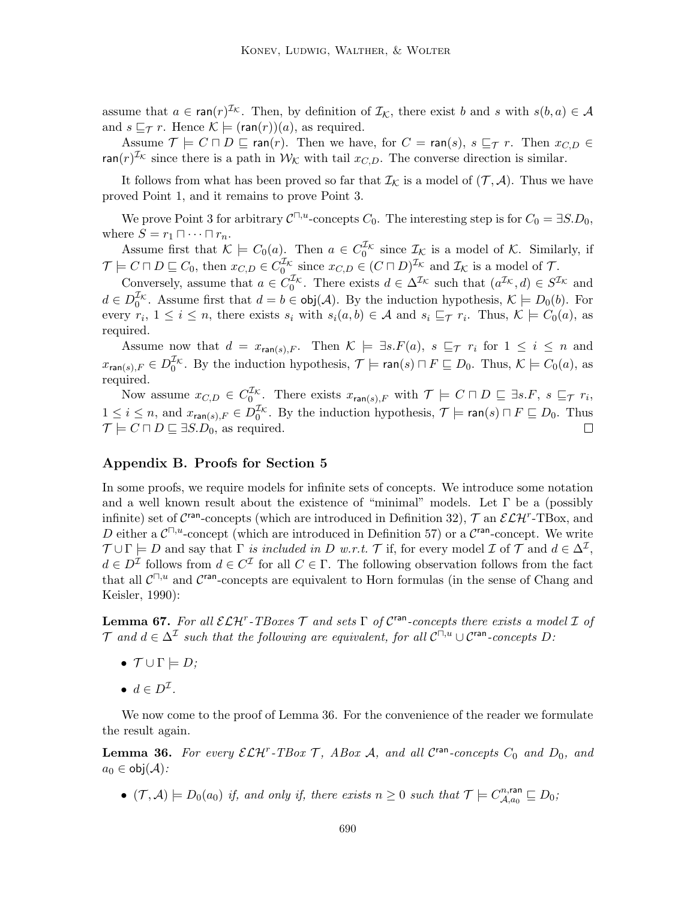assume that $a \in \mathsf{ran}(r)^{\mathcal{I}_\mathcal{K}}$. Then, by definition of $\mathcal{I}_\mathcal{K}$, there exist $b$ and $s$ with $s(b,a) \in \mathcal{A}$ and $s \sqsubseteq_\mathcal{T} r$. Hence $\mathcal{K} \models (\mathsf{ran}(r))(a)$, as required.

Assume $\mathcal{T} \models C \sqcap D \sqsubseteq \mathsf{ran}(r)$. Then we have, for $C = \mathsf{ran}(s)$, $s \sqsubseteq_\mathcal{T} r$. Then $x_{C,D} \in \mathsf{ran}(r)^{\mathcal{I}_\mathcal{K}}$ since there is a path in $\mathcal{W}_\mathcal{K}$ with tail $x_{C,D}$. The converse direction is similar.

It follows from what has been proved so far that $\mathcal{I}_\mathcal{K}$ is a model of $(\mathcal{T}, \mathcal{A})$. Thus we have proved Point 1, and it remains to prove Point 3.

We prove Point 3 for arbitrary $\mathcal{C}^{\sqcap,u}$-concepts $C_0$. The interesting step is for $C_0 = \exists S.D_0$, where $S = r_1 \sqcap \cdots \sqcap r_n$.

Assume first that $\mathcal{K} \models C_0(a)$. Then $a \in C_0^{\mathcal{I}_\mathcal{K}}$ since $\mathcal{I}_\mathcal{K}$ is a model of $\mathcal{K}$. Similarly, if $\mathcal{T} \models C \sqcap D \sqsubseteq C_0$, then $x_{C,D} \in C_0^{\mathcal{I}_\mathcal{K}}$ since $x_{C,D} \in (C \sqcap D)^{\mathcal{I}_\mathcal{K}}$ and $\mathcal{I}_\mathcal{K}$ is a model of $\mathcal{T}$.

Conversely, assume that $a \in C_0^{\mathcal{I}_\mathcal{K}}$. There exists $d \in \Delta^{\mathcal{I}_\mathcal{K}}$ such that $(a^{\mathcal{I}_\mathcal{K}}, d) \in S^{\mathcal{I}_\mathcal{K}}$ and $d \in D_0^{\mathcal{I}_\mathcal{K}}$. Assume first that $d = b \in \mathsf{obj}(\mathcal{A})$. By the induction hypothesis, $\mathcal{K} \models D_0(b)$. For every $r_i$, $1 \leq i \leq n$, there exists $s_i$ with $s_i(a,b) \in \mathcal{A}$ and $s_i \sqsubseteq_\mathcal{T} r_i$. Thus, $\mathcal{K} \models C_0(a)$, as required.

Assume now that $d = x_{\mathsf{ran}(s),F}$. Then $\mathcal{K} \models \exists s.F(a)$, $s \sqsubseteq_\mathcal{T} r_i$ for $1 \leq i \leq n$ and $x_{\mathsf{ran}(s),F} \in D_0^{\mathcal{I}_\mathcal{K}}$. By the induction hypothesis, $\mathcal{T} \models \mathsf{ran}(s) \sqcap F \sqsubseteq D_0$. Thus, $\mathcal{K} \models C_0(a)$, as required.

Now assume $x_{C,D} \in C_0^{\mathcal{I}_\mathcal{K}}$. There exists $x_{\mathsf{ran}(s),F}$ with $\mathcal{T} \models C \sqcap D \sqsubseteq \exists s.F$, $s \sqsubseteq_\mathcal{T} r_i$, $1 \leq i \leq n$, and $x_{\mathsf{ran}(s),F} \in D_0^{\mathcal{I}_\mathcal{K}}$. By the induction hypothesis, $\mathcal{T} \models \mathsf{ran}(s) \sqcap F \sqsubseteq D_0$. Thus $\mathcal{T} \models C \sqcap D \sqsubseteq \exists S.D_0$, as required. ☐

## Appendix B. Proofs for Section 5

In some proofs, we require models for infinite sets of concepts. We introduce some notation and a well known result about the existence of "minimal" models. Let $\Gamma$ be a (possibly infinite) set of $\mathcal{C}^{\mathsf{ran}}$-concepts (which are introduced in Definition 32), $\mathcal{T}$ an $\mathcal{ELH}^r$-TBox, and $D$ either a $\mathcal{C}^{\sqcap,u}$-concept (which are introduced in Definition 57) or a $\mathcal{C}^{\mathsf{ran}}$-concept. We write $\mathcal{T} \cup \Gamma \models D$ and say that $\Gamma$ *is included in $D$ w.r.t. $\mathcal{T}$* if, for every model $\mathcal{I}$ of $\mathcal{T}$ and $d \in \Delta^\mathcal{I}$, $d \in D^\mathcal{I}$ follows from $d \in C^\mathcal{I}$ for all $C \in \Gamma$. The following observation follows from the fact that all $\mathcal{C}^{\sqcap,u}$ and $\mathcal{C}^{\mathsf{ran}}$-concepts are equivalent to Horn formulas (in the sense of Chang and Keisler, 1990):

**Lemma 67.** *For all $\mathcal{ELH}^r$-TBoxes $\mathcal{T}$ and sets $\Gamma$ of $\mathcal{C}^{\mathsf{ran}}$-concepts there exists a model $\mathcal{I}$ of $\mathcal{T}$ and $d \in \Delta^\mathcal{I}$ such that the following are equivalent, for all $\mathcal{C}^{\sqcap,u} \cup \mathcal{C}^{\mathsf{ran}}$-concepts $D$:*

- $\mathcal{T} \cup \Gamma \models D$;
- $d \in D^\mathcal{I}$.

We now come to the proof of Lemma 36. For the convenience of the reader we formulate the result again.

**Lemma 36.** *For every $\mathcal{ELH}^r$-TBox $\mathcal{T}$, ABox $\mathcal{A}$, and all $\mathcal{C}^{\mathsf{ran}}$-concepts $C_0$ and $D_0$, and $a_0 \in \mathsf{obj}(\mathcal{A})$:*

- $(\mathcal{T}, \mathcal{A}) \models D_0(a_0)$ *if, and only if, there exists $n \geq 0$ such that $\mathcal{T} \models C^{n,\mathsf{ran}}_{\mathcal{A},a_0} \sqsubseteq D_0$;*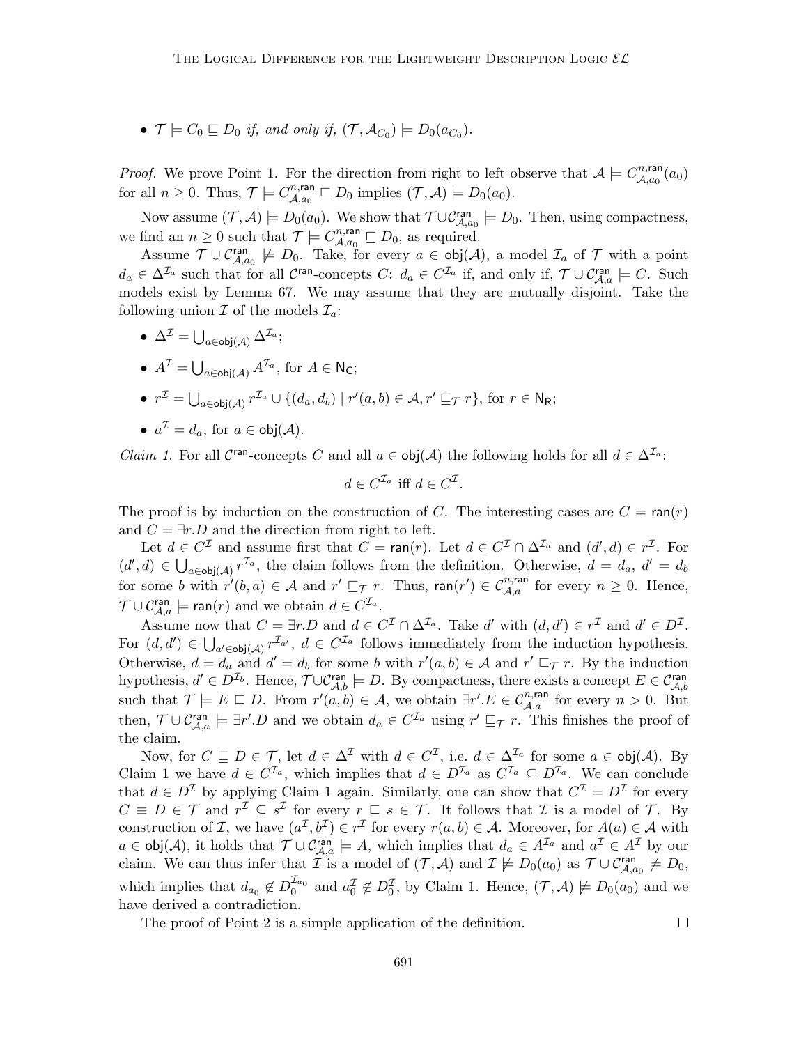- $\mathcal{T} \models C_0 \sqsubseteq D_0$ *if, and only if,* $(\mathcal{T}, \mathcal{A}_{C_0}) \models D_0(a_{C_0})$.

*Proof.* We prove Point 1. For the direction from right to left observe that $\mathcal{A} \models C^{n,\mathsf{ran}}_{\mathcal{A},a_0}(a_0)$ for all $n \geq 0$. Thus, $\mathcal{T} \models C^{n,\mathsf{ran}}_{\mathcal{A},a_0} \sqsubseteq D_0$ implies $(\mathcal{T}, \mathcal{A}) \models D_0(a_0)$.

Now assume $(\mathcal{T}, \mathcal{A}) \models D_0(a_0)$. We show that $\mathcal{T} \cup \mathcal{C}^{\mathsf{ran}}_{\mathcal{A},a_0} \models D_0$. Then, using compactness, we find an $n \geq 0$ such that $\mathcal{T} \models C^{n,\mathsf{ran}}_{\mathcal{A},a_0} \sqsubseteq D_0$, as required.

Assume $\mathcal{T} \cup \mathcal{C}^{\mathsf{ran}}_{\mathcal{A},a_0} \not\models D_0$. Take, for every $a \in \mathsf{obj}(\mathcal{A})$, a model $\mathcal{I}_a$ of $\mathcal{T}$ with a point $d_a \in \Delta^{\mathcal{I}_a}$ such that for all $\mathcal{C}^{\mathsf{ran}}$-concepts $C$: $d_a \in C^{\mathcal{I}_a}$ if, and only if, $\mathcal{T} \cup \mathcal{C}^{\mathsf{ran}}_{\mathcal{A},a} \models C$. Such models exist by Lemma 67. We may assume that they are mutually disjoint. Take the following union $\mathcal{I}$ of the models $\mathcal{I}_a$:

- $\Delta^{\mathcal{I}} = \bigcup_{a \in \mathsf{obj}(\mathcal{A})} \Delta^{\mathcal{I}_a}$;
- $A^{\mathcal{I}} = \bigcup_{a \in \mathsf{obj}(\mathcal{A})} A^{\mathcal{I}_a}$, for $A \in \mathsf{N_C}$;
- $r^{\mathcal{I}} = \bigcup_{a \in \mathsf{obj}(\mathcal{A})} r^{\mathcal{I}_a} \cup \{(d_a, d_b) \mid r'(a,b) \in \mathcal{A}, r' \sqsubseteq_{\mathcal{T}} r\}$, for $r \in \mathsf{N_R}$;
- $a^{\mathcal{I}} = d_a$, for $a \in \mathsf{obj}(\mathcal{A})$.

*Claim 1.* For all $\mathcal{C}^{\mathsf{ran}}$-concepts $C$ and all $a \in \mathsf{obj}(\mathcal{A})$ the following holds for all $d \in \Delta^{\mathcal{I}_a}$:

$$d \in C^{\mathcal{I}_a} \text{ iff } d \in C^{\mathcal{I}}.$$

The proof is by induction on the construction of $C$. The interesting cases are $C = \mathsf{ran}(r)$ and $C = \exists r.D$ and the direction from right to left.

Let $d \in C^{\mathcal{I}}$ and assume first that $C = \mathsf{ran}(r)$. Let $d \in C^{\mathcal{I}} \cap \Delta^{\mathcal{I}_a}$ and $(d', d) \in r^{\mathcal{I}}$. For $(d', d) \in \bigcup_{a \in \mathsf{obj}(\mathcal{A})} r^{\mathcal{I}_a}$, the claim follows from the definition. Otherwise, $d = d_a$, $d' = d_b$ for some $b$ with $r'(b, a) \in \mathcal{A}$ and $r' \sqsubseteq_{\mathcal{T}} r$. Thus, $\mathsf{ran}(r') \in \mathcal{C}^{n,\mathsf{ran}}_{\mathcal{A},a}$ for every $n \geq 0$. Hence, $\mathcal{T} \cup \mathcal{C}^{\mathsf{ran}}_{\mathcal{A},a} \models \mathsf{ran}(r)$ and we obtain $d \in C^{\mathcal{I}_a}$.

Assume now that $C = \exists r.D$ and $d \in C^{\mathcal{I}} \cap \Delta^{\mathcal{I}_a}$. Take $d'$ with $(d, d') \in r^{\mathcal{I}}$ and $d' \in D^{\mathcal{I}}$. For $(d, d') \in \bigcup_{a' \in \mathsf{obj}(\mathcal{A})} r^{\mathcal{I}_{a'}}$, $d \in C^{\mathcal{I}_a}$ follows immediately from the induction hypothesis. Otherwise, $d = d_a$ and $d' = d_b$ for some $b$ with $r'(a, b) \in \mathcal{A}$ and $r' \sqsubseteq_{\mathcal{T}} r$. By the induction hypothesis, $d' \in D^{\mathcal{I}_b}$. Hence, $\mathcal{T} \cup \mathcal{C}^{\mathsf{ran}}_{\mathcal{A},b} \models D$. By compactness, there exists a concept $E \in \mathcal{C}^{\mathsf{ran}}_{\mathcal{A},b}$ such that $\mathcal{T} \models E \sqsubseteq D$. From $r'(a, b) \in \mathcal{A}$, we obtain $\exists r'.E \in \mathcal{C}^{n,\mathsf{ran}}_{\mathcal{A},a}$ for every $n > 0$. But then, $\mathcal{T} \cup \mathcal{C}^{\mathsf{ran}}_{\mathcal{A},a} \models \exists r'.D$ and we obtain $d_a \in C^{\mathcal{I}_a}$ using $r' \sqsubseteq_{\mathcal{T}} r$. This finishes the proof of the claim.

Now, for $C \sqsubseteq D \in \mathcal{T}$, let $d \in \Delta^{\mathcal{I}}$ with $d \in C^{\mathcal{I}}$, i.e. $d \in \Delta^{\mathcal{I}_a}$ for some $a \in \mathsf{obj}(\mathcal{A})$. By Claim 1 we have $d \in C^{\mathcal{I}_a}$, which implies that $d \in D^{\mathcal{I}_a}$ as $C^{\mathcal{I}_a} \subseteq D^{\mathcal{I}_a}$. We can conclude that $d \in D^{\mathcal{I}}$ by applying Claim 1 again. Similarly, one can show that $C^{\mathcal{I}} = D^{\mathcal{I}}$ for every $C \equiv D \in \mathcal{T}$ and $r^{\mathcal{I}} \subseteq s^{\mathcal{I}}$ for every $r \sqsubseteq s \in \mathcal{T}$. It follows that $\mathcal{I}$ is a model of $\mathcal{T}$. By construction of $\mathcal{I}$, we have $(a^{\mathcal{I}}, b^{\mathcal{I}}) \in r^{\mathcal{I}}$ for every $r(a, b) \in \mathcal{A}$. Moreover, for $A(a) \in \mathcal{A}$ with $a \in \mathsf{obj}(\mathcal{A})$, it holds that $\mathcal{T} \cup \mathcal{C}^{\mathsf{ran}}_{\mathcal{A},a} \models A$, which implies that $d_a \in A^{\mathcal{I}_a}$ and $a^{\mathcal{I}} \in A^{\mathcal{I}}$ by our claim. We can thus infer that $\mathcal{I}$ is a model of $(\mathcal{T}, \mathcal{A})$ and $\mathcal{I} \not\models D_0(a_0)$ as $\mathcal{T} \cup \mathcal{C}^{\mathsf{ran}}_{\mathcal{A},a_0} \not\models D_0$, which implies that $d_{a_0} \notin D_0^{\mathcal{I}_{a_0}}$ and $a_0^{\mathcal{I}} \notin D_0^{\mathcal{I}}$, by Claim 1. Hence, $(\mathcal{T}, \mathcal{A}) \not\models D_0(a_0)$ and we have derived a contradiction.

The proof of Point 2 is a simple application of the definition. $\square$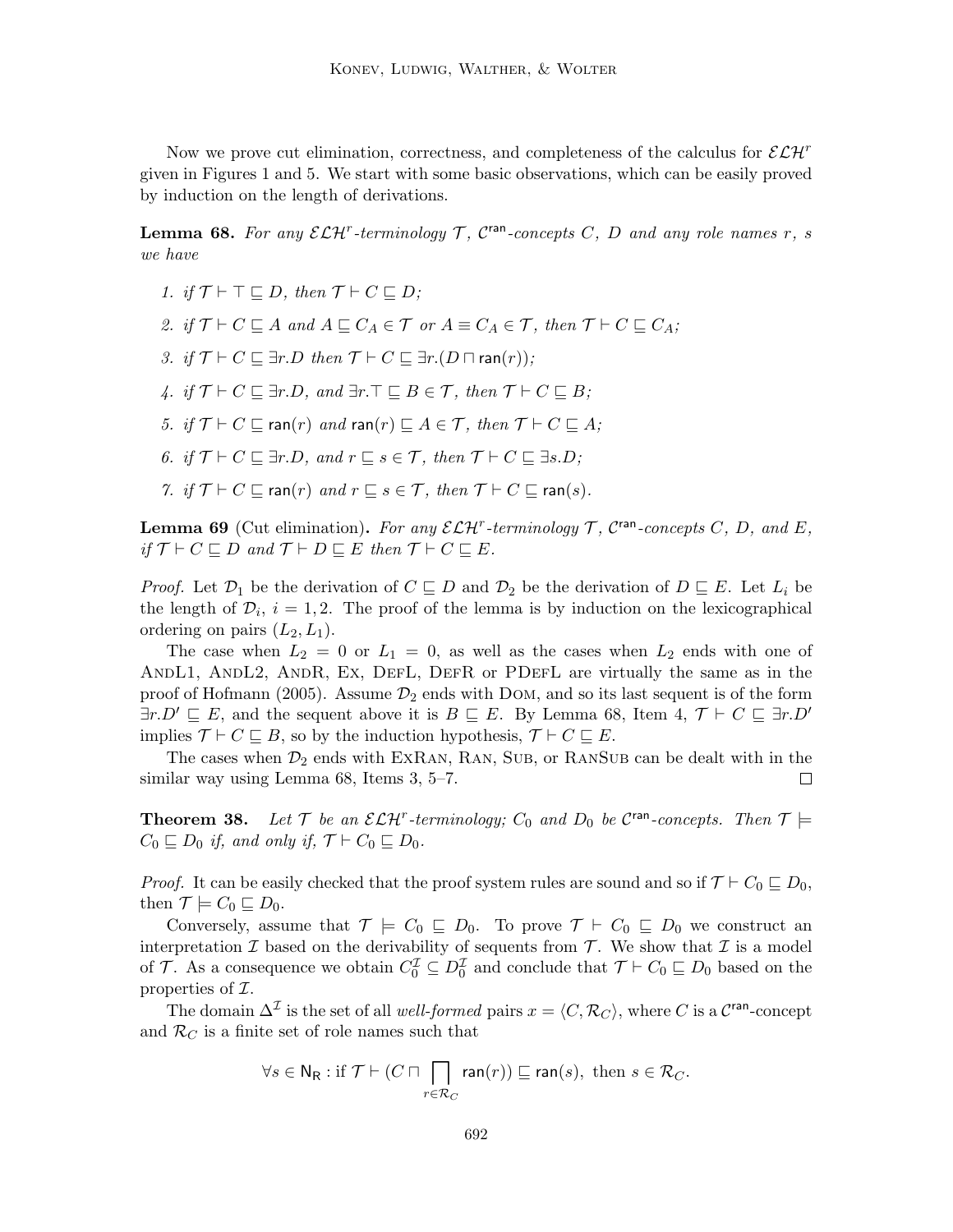Now we prove cut elimination, correctness, and completeness of the calculus for $\mathcal{ELH}^r$ given in Figures 1 and 5. We start with some basic observations, which can be easily proved by induction on the length of derivations.

**Lemma 68.** *For any $\mathcal{ELH}^r$-terminology $\mathcal{T}$, $\mathcal{C}^{\mathsf{ran}}$-concepts $C$, $D$ and any role names $r$, $s$ we have*

1. *if $\mathcal{T} \vdash \top \sqsubseteq D$, then $\mathcal{T} \vdash C \sqsubseteq D$;*
2. *if $\mathcal{T} \vdash C \sqsubseteq A$ and $A \sqsubseteq C_A \in \mathcal{T}$ or $A \equiv C_A \in \mathcal{T}$, then $\mathcal{T} \vdash C \sqsubseteq C_A$;*
3. *if $\mathcal{T} \vdash C \sqsubseteq \exists r.D$ then $\mathcal{T} \vdash C \sqsubseteq \exists r.(D \sqcap \mathsf{ran}(r))$;*
4. *if $\mathcal{T} \vdash C \sqsubseteq \exists r.D$, and $\exists r.\top \sqsubseteq B \in \mathcal{T}$, then $\mathcal{T} \vdash C \sqsubseteq B$;*
5. *if $\mathcal{T} \vdash C \sqsubseteq \mathsf{ran}(r)$ and $\mathsf{ran}(r) \sqsubseteq A \in \mathcal{T}$, then $\mathcal{T} \vdash C \sqsubseteq A$;*
6. *if $\mathcal{T} \vdash C \sqsubseteq \exists r.D$, and $r \sqsubseteq s \in \mathcal{T}$, then $\mathcal{T} \vdash C \sqsubseteq \exists s.D$;*
7. *if $\mathcal{T} \vdash C \sqsubseteq \mathsf{ran}(r)$ and $r \sqsubseteq s \in \mathcal{T}$, then $\mathcal{T} \vdash C \sqsubseteq \mathsf{ran}(s)$.*

**Lemma 69** (Cut elimination)**.** *For any $\mathcal{ELH}^r$-terminology $\mathcal{T}$, $\mathcal{C}^{\mathsf{ran}}$-concepts $C$, $D$, and $E$, if $\mathcal{T} \vdash C \sqsubseteq D$ and $\mathcal{T} \vdash D \sqsubseteq E$ then $\mathcal{T} \vdash C \sqsubseteq E$.*

*Proof.* Let $\mathcal{D}_1$ be the derivation of $C \sqsubseteq D$ and $\mathcal{D}_2$ be the derivation of $D \sqsubseteq E$. Let $L_i$ be the length of $\mathcal{D}_i$, $i = 1, 2$. The proof of the lemma is by induction on the lexicographical ordering on pairs $(L_2, L_1)$.

The case when $L_2 = 0$ or $L_1 = 0$, as well as the cases when $L_2$ ends with one of AndL1, AndL2, AndR, Ex, DefL, DefR or PDefL are virtually the same as in the proof of Hofmann (2005). Assume $\mathcal{D}_2$ ends with Dom, and so its last sequent is of the form $\exists r.D' \sqsubseteq E$, and the sequent above it is $B \sqsubseteq E$. By Lemma 68, Item 4, $\mathcal{T} \vdash C \sqsubseteq \exists r.D'$ implies $\mathcal{T} \vdash C \sqsubseteq B$, so by the induction hypothesis, $\mathcal{T} \vdash C \sqsubseteq E$.

The cases when $\mathcal{D}_2$ ends with ExRan, Ran, Sub, or RanSub can be dealt with in the similar way using Lemma 68, Items 3, 5–7. ◻

**Theorem 38.** *Let $\mathcal{T}$ be an $\mathcal{ELH}^r$-terminology; $C_0$ and $D_0$ be $\mathcal{C}^{\mathsf{ran}}$-concepts. Then $\mathcal{T} \models C_0 \sqsubseteq D_0$ if, and only if, $\mathcal{T} \vdash C_0 \sqsubseteq D_0$.*

*Proof.* It can be easily checked that the proof system rules are sound and so if $\mathcal{T} \vdash C_0 \sqsubseteq D_0$, then $\mathcal{T} \models C_0 \sqsubseteq D_0$.

Conversely, assume that $\mathcal{T} \models C_0 \sqsubseteq D_0$. To prove $\mathcal{T} \vdash C_0 \sqsubseteq D_0$ we construct an interpretation $\mathcal{I}$ based on the derivability of sequents from $\mathcal{T}$. We show that $\mathcal{I}$ is a model of $\mathcal{T}$. As a consequence we obtain $C_0^{\mathcal{I}} \subseteq D_0^{\mathcal{I}}$ and conclude that $\mathcal{T} \vdash C_0 \sqsubseteq D_0$ based on the properties of $\mathcal{I}$.

The domain $\Delta^{\mathcal{I}}$ is the set of all *well-formed* pairs $x = \langle C, \mathcal{R}_C \rangle$, where $C$ is a $\mathcal{C}^{\mathsf{ran}}$-concept and $\mathcal{R}_C$ is a finite set of role names such that

$$\forall s \in \mathsf{N_R} : \text{if } \mathcal{T} \vdash (C \sqcap \bigsqcap_{r \in \mathcal{R}_C} \mathsf{ran}(r)) \sqsubseteq \mathsf{ran}(s), \text{ then } s \in \mathcal{R}_C.$$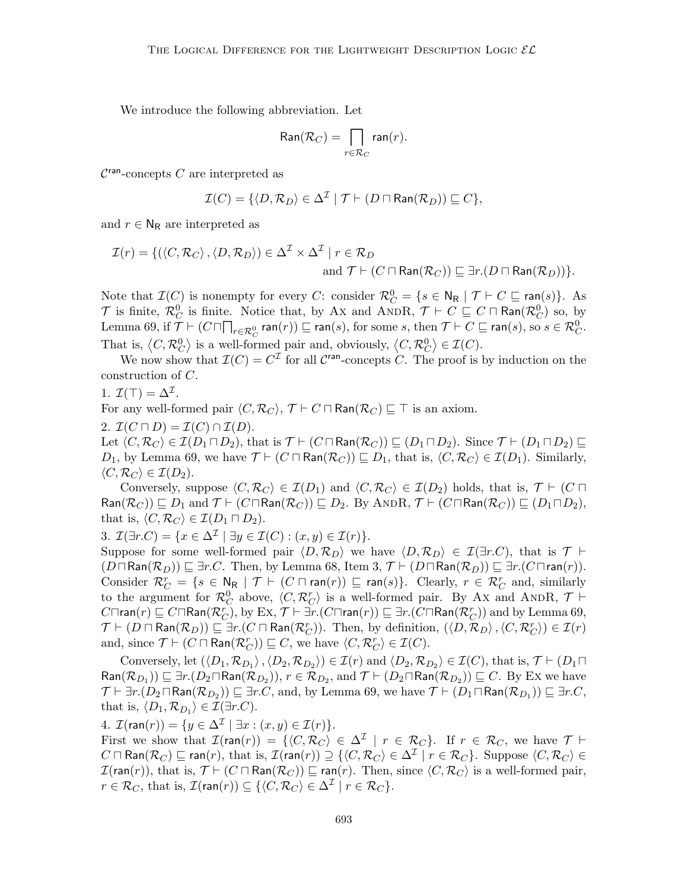We introduce the following abbreviation. Let

$$\mathsf{Ran}(\mathcal{R}_C) = \bigsqcap_{r \in \mathcal{R}_C} \mathsf{ran}(r).$$

$\mathcal{C}^{\mathsf{ran}}$-concepts $C$ are interpreted as

$$\mathcal{I}(C) = \{\langle D, \mathcal{R}_D \rangle \in \Delta^{\mathcal{I}} \mid \mathcal{T} \vdash (D \sqcap \mathsf{Ran}(\mathcal{R}_D)) \sqsubseteq C\},$$

and $r \in \mathsf{N_R}$ are interpreted as

$$\mathcal{I}(r) = \{(\langle C, \mathcal{R}_C \rangle, \langle D, \mathcal{R}_D \rangle) \in \Delta^{\mathcal{I}} \times \Delta^{\mathcal{I}} \mid r \in \mathcal{R}_D \text{ and } \mathcal{T} \vdash (C \sqcap \mathsf{Ran}(\mathcal{R}_C)) \sqsubseteq \exists r.(D \sqcap \mathsf{Ran}(\mathcal{R}_D))\}.$$

Note that $\mathcal{I}(C)$ is nonempty for every $C$: consider $\mathcal{R}_C^0 = \{s \in \mathsf{N_R} \mid \mathcal{T} \vdash C \sqsubseteq \mathsf{ran}(s)\}$. As $\mathcal{T}$ is finite, $\mathcal{R}_C^0$ is finite. Notice that, by AX and ANDR, $\mathcal{T} \vdash C \sqsubseteq C \sqcap \mathsf{Ran}(\mathcal{R}_C^0)$ so, by Lemma 69, if $\mathcal{T} \vdash (C \sqcap \bigsqcap_{r \in \mathcal{R}_C^0} \mathsf{ran}(r)) \sqsubseteq \mathsf{ran}(s)$, for some $s$, then $\mathcal{T} \vdash C \sqsubseteq \mathsf{ran}(s)$, so $s \in \mathcal{R}_C^0$. That is, $\langle C, \mathcal{R}_C^0 \rangle$ is a well-formed pair and, obviously, $\langle C, \mathcal{R}_C^0 \rangle \in \mathcal{I}(C)$.

We now show that $\mathcal{I}(C) = C^{\mathcal{I}}$ for all $\mathcal{C}^{\mathsf{ran}}$-concepts $C$. The proof is by induction on the construction of $C$.

1. $\mathcal{I}(\top) = \Delta^{\mathcal{I}}$.
For any well-formed pair $\langle C, \mathcal{R}_C \rangle$, $\mathcal{T} \vdash C \sqcap \mathsf{Ran}(\mathcal{R}_C) \sqsubseteq \top$ is an axiom.

2. $\mathcal{I}(C \sqcap D) = \mathcal{I}(C) \cap \mathcal{I}(D)$.
Let $\langle C, \mathcal{R}_C \rangle \in \mathcal{I}(D_1 \sqcap D_2)$, that is $\mathcal{T} \vdash (C \sqcap \mathsf{Ran}(\mathcal{R}_C)) \sqsubseteq (D_1 \sqcap D_2)$. Since $\mathcal{T} \vdash (D_1 \sqcap D_2) \sqsubseteq D_1$, by Lemma 69, we have $\mathcal{T} \vdash (C \sqcap \mathsf{Ran}(\mathcal{R}_C)) \sqsubseteq D_1$, that is, $\langle C, \mathcal{R}_C \rangle \in \mathcal{I}(D_1)$. Similarly, $\langle C, \mathcal{R}_C \rangle \in \mathcal{I}(D_2)$.

Conversely, suppose $\langle C, \mathcal{R}_C \rangle \in \mathcal{I}(D_1)$ and $\langle C, \mathcal{R}_C \rangle \in \mathcal{I}(D_2)$ holds, that is, $\mathcal{T} \vdash (C \sqcap \mathsf{Ran}(\mathcal{R}_C)) \sqsubseteq D_1$ and $\mathcal{T} \vdash (C \sqcap \mathsf{Ran}(\mathcal{R}_C)) \sqsubseteq D_2$. By ANDR, $\mathcal{T} \vdash (C \sqcap \mathsf{Ran}(\mathcal{R}_C)) \sqsubseteq (D_1 \sqcap D_2)$, that is, $\langle C, \mathcal{R}_C \rangle \in \mathcal{I}(D_1 \sqcap D_2)$.

3. $\mathcal{I}(\exists r.C) = \{x \in \Delta^{\mathcal{I}} \mid \exists y \in \mathcal{I}(C) : (x, y) \in \mathcal{I}(r)\}$.
Suppose for some well-formed pair $\langle D, \mathcal{R}_D \rangle$ we have $\langle D, \mathcal{R}_D \rangle \in \mathcal{I}(\exists r.C)$, that is $\mathcal{T} \vdash (D \sqcap \mathsf{Ran}(\mathcal{R}_D)) \sqsubseteq \exists r.C$. Then, by Lemma 68, Item 3, $\mathcal{T} \vdash (D \sqcap \mathsf{Ran}(\mathcal{R}_D)) \sqsubseteq \exists r.(C \sqcap \mathsf{ran}(r))$. Consider $\mathcal{R}_C^r = \{s \in \mathsf{N_R} \mid \mathcal{T} \vdash (C \sqcap \mathsf{ran}(r)) \sqsubseteq \mathsf{ran}(s)\}$. Clearly, $r \in \mathcal{R}_C^r$ and, similarly to the argument for $\mathcal{R}_C^0$ above, $\langle C, \mathcal{R}_C^r \rangle$ is a well-formed pair. By AX and ANDR, $\mathcal{T} \vdash C \sqcap \mathsf{ran}(r) \sqsubseteq C \sqcap \mathsf{Ran}(\mathcal{R}_C^r)$, by EX, $\mathcal{T} \vdash \exists r.(C \sqcap \mathsf{ran}(r)) \sqsubseteq \exists r.(C \sqcap \mathsf{Ran}(\mathcal{R}_C^r))$ and by Lemma 69, $\mathcal{T} \vdash (D \sqcap \mathsf{Ran}(\mathcal{R}_D)) \sqsubseteq \exists r.(C \sqcap \mathsf{Ran}(\mathcal{R}_C^r))$. Then, by definition, $(\langle D, \mathcal{R}_D \rangle, \langle C, \mathcal{R}_C^r \rangle) \in \mathcal{I}(r)$ and, since $\mathcal{T} \vdash (C \sqcap \mathsf{Ran}(\mathcal{R}_C^r)) \sqsubseteq C$, we have $\langle C, \mathcal{R}_C^r \rangle \in \mathcal{I}(C)$.

Conversely, let $(\langle D_1, \mathcal{R}_{D_1} \rangle, \langle D_2, \mathcal{R}_{D_2} \rangle) \in \mathcal{I}(r)$ and $\langle D_2, \mathcal{R}_{D_2} \rangle \in \mathcal{I}(C)$, that is, $\mathcal{T} \vdash (D_1 \sqcap \mathsf{Ran}(\mathcal{R}_{D_1})) \sqsubseteq \exists r.(D_2 \sqcap \mathsf{Ran}(\mathcal{R}_{D_2}))$, $r \in \mathcal{R}_{D_2}$, and $\mathcal{T} \vdash (D_2 \sqcap \mathsf{Ran}(\mathcal{R}_{D_2})) \sqsubseteq C$. By EX we have $\mathcal{T} \vdash \exists r.(D_2 \sqcap \mathsf{Ran}(\mathcal{R}_{D_2})) \sqsubseteq \exists r.C$, and, by Lemma 69, we have $\mathcal{T} \vdash (D_1 \sqcap \mathsf{Ran}(\mathcal{R}_{D_1})) \sqsubseteq \exists r.C$, that is, $\langle D_1, \mathcal{R}_{D_1} \rangle \in \mathcal{I}(\exists r.C)$.

4. $\mathcal{I}(\mathsf{ran}(r)) = \{y \in \Delta^{\mathcal{I}} \mid \exists x : (x, y) \in \mathcal{I}(r)\}$.
First we show that $\mathcal{I}(\mathsf{ran}(r)) = \{\langle C, \mathcal{R}_C \rangle \in \Delta^{\mathcal{I}} \mid r \in \mathcal{R}_C\}$. If $r \in \mathcal{R}_C$, we have $\mathcal{T} \vdash C \sqcap \mathsf{Ran}(\mathcal{R}_C) \sqsubseteq \mathsf{ran}(r)$, that is, $\mathcal{I}(\mathsf{ran}(r)) \supseteq \{\langle C, \mathcal{R}_C \rangle \in \Delta^{\mathcal{I}} \mid r \in \mathcal{R}_C\}$. Suppose $\langle C, \mathcal{R}_C \rangle \in \mathcal{I}(\mathsf{ran}(r))$, that is, $\mathcal{T} \vdash (C \sqcap \mathsf{Ran}(\mathcal{R}_C)) \sqsubseteq \mathsf{ran}(r)$. Then, since $\langle C, \mathcal{R}_C \rangle$ is a well-formed pair, $r \in \mathcal{R}_C$, that is, $\mathcal{I}(\mathsf{ran}(r)) \subseteq \{\langle C, \mathcal{R}_C \rangle \in \Delta^{\mathcal{I}} \mid r \in \mathcal{R}_C\}$.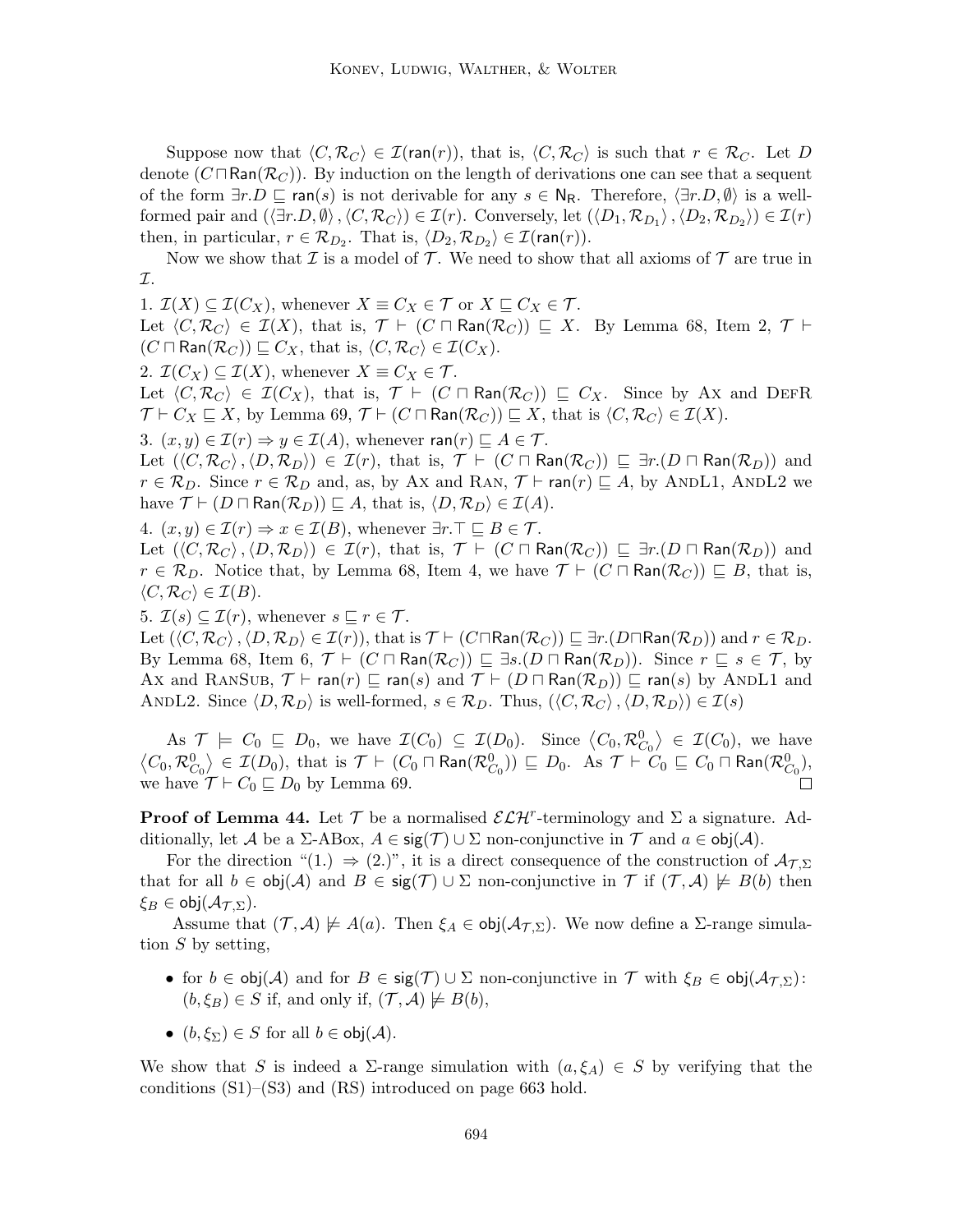Suppose now that $\langle C, \mathcal{R}_C \rangle \in \mathcal{I}(\mathsf{ran}(r))$, that is, $\langle C, \mathcal{R}_C \rangle$ is such that $r \in \mathcal{R}_C$. Let $D$ denote $(C \sqcap \mathsf{Ran}(\mathcal{R}_C))$. By induction on the length of derivations one can see that a sequent of the form $\exists r.D \sqsubseteq \mathsf{ran}(s)$ is not derivable for any $s \in \mathsf{N_R}$. Therefore, $\langle \exists r.D, \emptyset \rangle$ is a well-formed pair and $(\langle \exists r.D, \emptyset \rangle, \langle C, \mathcal{R}_C \rangle) \in \mathcal{I}(r)$. Conversely, let $(\langle D_1, \mathcal{R}_{D_1} \rangle, \langle D_2, \mathcal{R}_{D_2} \rangle) \in \mathcal{I}(r)$ then, in particular, $r \in \mathcal{R}_{D_2}$. That is, $\langle D_2, \mathcal{R}_{D_2} \rangle \in \mathcal{I}(\mathsf{ran}(r))$.

Now we show that $\mathcal{I}$ is a model of $\mathcal{T}$. We need to show that all axioms of $\mathcal{T}$ are true in $\mathcal{I}$.

1. $\mathcal{I}(X) \subseteq \mathcal{I}(C_X)$, whenever $X \equiv C_X \in \mathcal{T}$ or $X \sqsubseteq C_X \in \mathcal{T}$.
Let $\langle C, \mathcal{R}_C \rangle \in \mathcal{I}(X)$, that is, $\mathcal{T} \vdash (C \sqcap \mathsf{Ran}(\mathcal{R}_C)) \sqsubseteq X$. By Lemma 68, Item 2, $\mathcal{T} \vdash (C \sqcap \mathsf{Ran}(\mathcal{R}_C)) \sqsubseteq C_X$, that is, $\langle C, \mathcal{R}_C \rangle \in \mathcal{I}(C_X)$.

2. $\mathcal{I}(C_X) \subseteq \mathcal{I}(X)$, whenever $X \equiv C_X \in \mathcal{T}$.
Let $\langle C, \mathcal{R}_C \rangle \in \mathcal{I}(C_X)$, that is, $\mathcal{T} \vdash (C \sqcap \mathsf{Ran}(\mathcal{R}_C)) \sqsubseteq C_X$. Since by Ax and DefR $\mathcal{T} \vdash C_X \sqsubseteq X$, by Lemma 69, $\mathcal{T} \vdash (C \sqcap \mathsf{Ran}(\mathcal{R}_C)) \sqsubseteq X$, that is $\langle C, \mathcal{R}_C \rangle \in \mathcal{I}(X)$.

3. $(x, y) \in \mathcal{I}(r) \Rightarrow y \in \mathcal{I}(A)$, whenever $\mathsf{ran}(r) \sqsubseteq A \in \mathcal{T}$.
Let $(\langle C, \mathcal{R}_C \rangle, \langle D, \mathcal{R}_D \rangle) \in \mathcal{I}(r)$, that is, $\mathcal{T} \vdash (C \sqcap \mathsf{Ran}(\mathcal{R}_C)) \sqsubseteq \exists r.(D \sqcap \mathsf{Ran}(\mathcal{R}_D))$ and $r \in \mathcal{R}_D$. Since $r \in \mathcal{R}_D$ and, as, by Ax and Ran, $\mathcal{T} \vdash \mathsf{ran}(r) \sqsubseteq A$, by AndL1, AndL2 we have $\mathcal{T} \vdash (D \sqcap \mathsf{Ran}(\mathcal{R}_D)) \sqsubseteq A$, that is, $\langle D, \mathcal{R}_D \rangle \in \mathcal{I}(A)$.

4. $(x, y) \in \mathcal{I}(r) \Rightarrow x \in \mathcal{I}(B)$, whenever $\exists r.\top \sqsubseteq B \in \mathcal{T}$.
Let $(\langle C, \mathcal{R}_C \rangle, \langle D, \mathcal{R}_D \rangle) \in \mathcal{I}(r)$, that is, $\mathcal{T} \vdash (C \sqcap \mathsf{Ran}(\mathcal{R}_C)) \sqsubseteq \exists r.(D \sqcap \mathsf{Ran}(\mathcal{R}_D))$ and $r \in \mathcal{R}_D$. Notice that, by Lemma 68, Item 4, we have $\mathcal{T} \vdash (C \sqcap \mathsf{Ran}(\mathcal{R}_C)) \sqsubseteq B$, that is, $\langle C, \mathcal{R}_C \rangle \in \mathcal{I}(B)$.

5. $\mathcal{I}(s) \subseteq \mathcal{I}(r)$, whenever $s \sqsubseteq r \in \mathcal{T}$.
Let $(\langle C, \mathcal{R}_C \rangle, \langle D, \mathcal{R}_D \rangle \in \mathcal{I}(r))$, that is $\mathcal{T} \vdash (C \sqcap \mathsf{Ran}(\mathcal{R}_C)) \sqsubseteq \exists r.(D \sqcap \mathsf{Ran}(\mathcal{R}_D))$ and $r \in \mathcal{R}_D$. By Lemma 68, Item 6, $\mathcal{T} \vdash (C \sqcap \mathsf{Ran}(\mathcal{R}_C)) \sqsubseteq \exists s.(D \sqcap \mathsf{Ran}(\mathcal{R}_D))$. Since $r \sqsubseteq s \in \mathcal{T}$, by Ax and RanSub, $\mathcal{T} \vdash \mathsf{ran}(r) \sqsubseteq \mathsf{ran}(s)$ and $\mathcal{T} \vdash (D \sqcap \mathsf{Ran}(\mathcal{R}_D)) \sqsubseteq \mathsf{ran}(s)$ by AndL1 and AndL2. Since $\langle D, \mathcal{R}_D \rangle$ is well-formed, $s \in \mathcal{R}_D$. Thus, $(\langle C, \mathcal{R}_C \rangle, \langle D, \mathcal{R}_D \rangle) \in \mathcal{I}(s)$

As $\mathcal{T} \models C_0 \sqsubseteq D_0$, we have $\mathcal{I}(C_0) \subseteq \mathcal{I}(D_0)$. Since $\langle C_0, \mathcal{R}^0_{C_0} \rangle \in \mathcal{I}(C_0)$, we have $\langle C_0, \mathcal{R}^0_{C_0} \rangle \in \mathcal{I}(D_0)$, that is $\mathcal{T} \vdash (C_0 \sqcap \mathsf{Ran}(\mathcal{R}^0_{C_0})) \sqsubseteq D_0$. As $\mathcal{T} \vdash C_0 \sqsubseteq C_0 \sqcap \mathsf{Ran}(\mathcal{R}^0_{C_0})$, we have $\mathcal{T} \vdash C_0 \sqsubseteq D_0$ by Lemma 69. ◻

**Proof of Lemma 44.** Let $\mathcal{T}$ be a normalised $\mathcal{ELH}^r$-terminology and $\Sigma$ a signature. Additionally, let $\mathcal{A}$ be a $\Sigma$-ABox, $A \in \mathsf{sig}(\mathcal{T}) \cup \Sigma$ non-conjunctive in $\mathcal{T}$ and $a \in \mathsf{obj}(\mathcal{A})$.

For the direction "(1.) $\Rightarrow$ (2.)", it is a direct consequence of the construction of $\mathcal{A}_{\mathcal{T},\Sigma}$ that for all $b \in \mathsf{obj}(\mathcal{A})$ and $B \in \mathsf{sig}(\mathcal{T}) \cup \Sigma$ non-conjunctive in $\mathcal{T}$ if $(\mathcal{T}, \mathcal{A}) \not\models B(b)$ then $\xi_B \in \mathsf{obj}(\mathcal{A}_{\mathcal{T},\Sigma})$.

Assume that $(\mathcal{T}, \mathcal{A}) \not\models A(a)$. Then $\xi_A \in \mathsf{obj}(\mathcal{A}_{\mathcal{T},\Sigma})$. We now define a $\Sigma$-range simulation $S$ by setting,

- for $b \in \mathsf{obj}(\mathcal{A})$ and for $B \in \mathsf{sig}(\mathcal{T}) \cup \Sigma$ non-conjunctive in $\mathcal{T}$ with $\xi_B \in \mathsf{obj}(\mathcal{A}_{\mathcal{T},\Sigma})$: $(b, \xi_B) \in S$ if, and only if, $(\mathcal{T}, \mathcal{A}) \not\models B(b)$,
- $(b, \xi_\Sigma) \in S$ for all $b \in \mathsf{obj}(\mathcal{A})$.

We show that $S$ is indeed a $\Sigma$-range simulation with $(a, \xi_A) \in S$ by verifying that the conditions (S1)–(S3) and (RS) introduced on page 663 hold.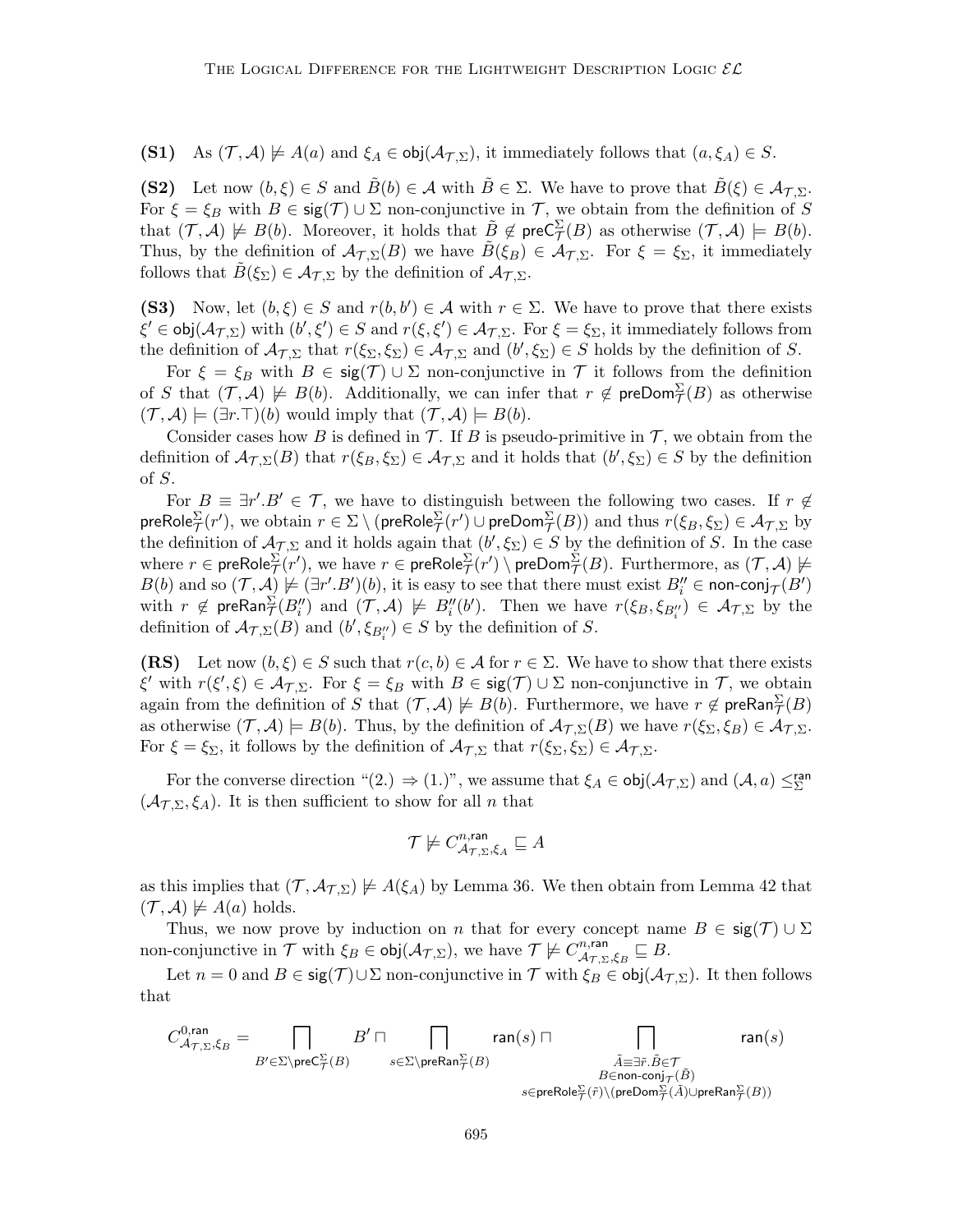**(S1)** As $(\mathcal{T},\mathcal{A}) \not\models A(a)$ and $\xi_A \in \mathsf{obj}(\mathcal{A}_{\mathcal{T},\Sigma})$, it immediately follows that $(a,\xi_A) \in S$.

**(S2)** Let now $(b,\xi) \in S$ and $\tilde{B}(b) \in \mathcal{A}$ with $\tilde{B} \in \Sigma$. We have to prove that $\tilde{B}(\xi) \in \mathcal{A}_{\mathcal{T},\Sigma}$. For $\xi = \xi_B$ with $B \in \mathsf{sig}(\mathcal{T}) \cup \Sigma$ non-conjunctive in $\mathcal{T}$, we obtain from the definition of $S$ that $(\mathcal{T},\mathcal{A}) \not\models B(b)$. Moreover, it holds that $\tilde{B} \notin \mathsf{preC}^{\Sigma}_{\mathcal{T}}(B)$ as otherwise $(\mathcal{T},\mathcal{A}) \models B(b)$. Thus, by the definition of $\mathcal{A}_{\mathcal{T},\Sigma}(B)$ we have $\tilde{B}(\xi_B) \in \mathcal{A}_{\mathcal{T},\Sigma}$. For $\xi = \xi_\Sigma$, it immediately follows that $\tilde{B}(\xi_\Sigma) \in \mathcal{A}_{\mathcal{T},\Sigma}$ by the definition of $\mathcal{A}_{\mathcal{T},\Sigma}$.

**(S3)** Now, let $(b,\xi) \in S$ and $r(b,b') \in \mathcal{A}$ with $r \in \Sigma$. We have to prove that there exists $\xi' \in \mathsf{obj}(\mathcal{A}_{\mathcal{T},\Sigma})$ with $(b',\xi') \in S$ and $r(\xi,\xi') \in \mathcal{A}_{\mathcal{T},\Sigma}$. For $\xi = \xi_\Sigma$, it immediately follows from the definition of $\mathcal{A}_{\mathcal{T},\Sigma}$ that $r(\xi_\Sigma,\xi_\Sigma) \in \mathcal{A}_{\mathcal{T},\Sigma}$ and $(b',\xi_\Sigma) \in S$ holds by the definition of $S$.

For $\xi = \xi_B$ with $B \in \mathsf{sig}(\mathcal{T}) \cup \Sigma$ non-conjunctive in $\mathcal{T}$ it follows from the definition of $S$ that $(\mathcal{T},\mathcal{A}) \not\models B(b)$. Additionally, we can infer that $r \notin \mathsf{preDom}^{\Sigma}_{\mathcal{T}}(B)$ as otherwise $(\mathcal{T},\mathcal{A}) \models (\exists r.\top)(b)$ would imply that $(\mathcal{T},\mathcal{A}) \models B(b)$.

Consider cases how $B$ is defined in $\mathcal{T}$. If $B$ is pseudo-primitive in $\mathcal{T}$, we obtain from the definition of $\mathcal{A}_{\mathcal{T},\Sigma}(B)$ that $r(\xi_B,\xi_\Sigma) \in \mathcal{A}_{\mathcal{T},\Sigma}$ and it holds that $(b',\xi_\Sigma) \in S$ by the definition of $S$.

For $B \equiv \exists r'.B' \in \mathcal{T}$, we have to distinguish between the following two cases. If $r \notin \mathsf{preRole}^{\Sigma}_{\mathcal{T}}(r')$, we obtain $r \in \Sigma \setminus (\mathsf{preRole}^{\Sigma}_{\mathcal{T}}(r') \cup \mathsf{preDom}^{\Sigma}_{\mathcal{T}}(B))$ and thus $r(\xi_B,\xi_\Sigma) \in \mathcal{A}_{\mathcal{T},\Sigma}$ by the definition of $\mathcal{A}_{\mathcal{T},\Sigma}$ and it holds again that $(b',\xi_\Sigma) \in S$ by the definition of $S$. In the case where $r \in \mathsf{preRole}^{\Sigma}_{\mathcal{T}}(r')$, we have $r \in \mathsf{preRole}^{\Sigma}_{\mathcal{T}}(r') \setminus \mathsf{preDom}^{\Sigma}_{\mathcal{T}}(B)$. Furthermore, as $(\mathcal{T},\mathcal{A}) \not\models B(b)$ and so $(\mathcal{T},\mathcal{A}) \not\models (\exists r'.B')(b)$, it is easy to see that there must exist $B''_i \in \mathsf{non\text{-}conj}_{\mathcal{T}}(B')$ with $r \notin \mathsf{preRan}^{\Sigma}_{\mathcal{T}}(B''_i)$ and $(\mathcal{T},\mathcal{A}) \not\models B''_i(b')$. Then we have $r(\xi_B,\xi_{B''_i}) \in \mathcal{A}_{\mathcal{T},\Sigma}$ by the definition of $\mathcal{A}_{\mathcal{T},\Sigma}(B)$ and $(b',\xi_{B''_i}) \in S$ by the definition of $S$.

**(RS)** Let now $(b,\xi) \in S$ such that $r(c,b) \in \mathcal{A}$ for $r \in \Sigma$. We have to show that there exists $\xi'$ with $r(\xi',\xi) \in \mathcal{A}_{\mathcal{T},\Sigma}$. For $\xi = \xi_B$ with $B \in \mathsf{sig}(\mathcal{T}) \cup \Sigma$ non-conjunctive in $\mathcal{T}$, we obtain again from the definition of $S$ that $(\mathcal{T},\mathcal{A}) \not\models B(b)$. Furthermore, we have $r \notin \mathsf{preRan}^{\Sigma}_{\mathcal{T}}(B)$ as otherwise $(\mathcal{T},\mathcal{A}) \models B(b)$. Thus, by the definition of $\mathcal{A}_{\mathcal{T},\Sigma}(B)$ we have $r(\xi_\Sigma,\xi_B) \in \mathcal{A}_{\mathcal{T},\Sigma}$. For $\xi = \xi_\Sigma$, it follows by the definition of $\mathcal{A}_{\mathcal{T},\Sigma}$ that $r(\xi_\Sigma,\xi_\Sigma) \in \mathcal{A}_{\mathcal{T},\Sigma}$.

For the converse direction "(2.) $\Rightarrow$ (1.)", we assume that $\xi_A \in \mathsf{obj}(\mathcal{A}_{\mathcal{T},\Sigma})$ and $(\mathcal{A},a) \leq^{\mathsf{ran}}_{\Sigma} (\mathcal{A}_{\mathcal{T},\Sigma},\xi_A)$. It is then sufficient to show for all $n$ that

$$\mathcal{T} \not\models C^{n,\mathsf{ran}}_{\mathcal{A}_{\mathcal{T},\Sigma},\xi_A} \sqsubseteq A$$

as this implies that $(\mathcal{T},\mathcal{A}_{\mathcal{T},\Sigma}) \not\models A(\xi_A)$ by Lemma 36. We then obtain from Lemma 42 that $(\mathcal{T},\mathcal{A}) \not\models A(a)$ holds.

Thus, we now prove by induction on $n$ that for every concept name $B \in \mathsf{sig}(\mathcal{T}) \cup \Sigma$ non-conjunctive in $\mathcal{T}$ with $\xi_B \in \mathsf{obj}(\mathcal{A}_{\mathcal{T},\Sigma})$, we have $\mathcal{T} \not\models C^{n,\mathsf{ran}}_{\mathcal{A}_{\mathcal{T},\Sigma},\xi_B} \sqsubseteq B$.

Let $n = 0$ and $B \in \mathsf{sig}(\mathcal{T}) \cup \Sigma$ non-conjunctive in $\mathcal{T}$ with $\xi_B \in \mathsf{obj}(\mathcal{A}_{\mathcal{T},\Sigma})$. It then follows that

$$C^{0,\mathsf{ran}}_{\mathcal{A}_{\mathcal{T},\Sigma},\xi_B} = \bigsqcap_{B' \in \Sigma \setminus \mathsf{preC}^{\Sigma}_{\mathcal{T}}(B)} B' \sqcap \bigsqcap_{s \in \Sigma \setminus \mathsf{preRan}^{\Sigma}_{\mathcal{T}}(B)} \mathsf{ran}(s) \sqcap \bigsqcap_{\substack{\tilde{A} \equiv \exists \tilde{r}.\tilde{B} \in \mathcal{T} \\ B \in \mathsf{non\text{-}conj}_{\mathcal{T}}(\tilde{B}) \\ s \in \mathsf{preRole}^{\Sigma}_{\mathcal{T}}(\tilde{r}) \setminus (\mathsf{preDom}^{\Sigma}_{\mathcal{T}}(\tilde{A}) \cup \mathsf{preRan}^{\Sigma}_{\mathcal{T}}(B))}} \mathsf{ran}(s)$$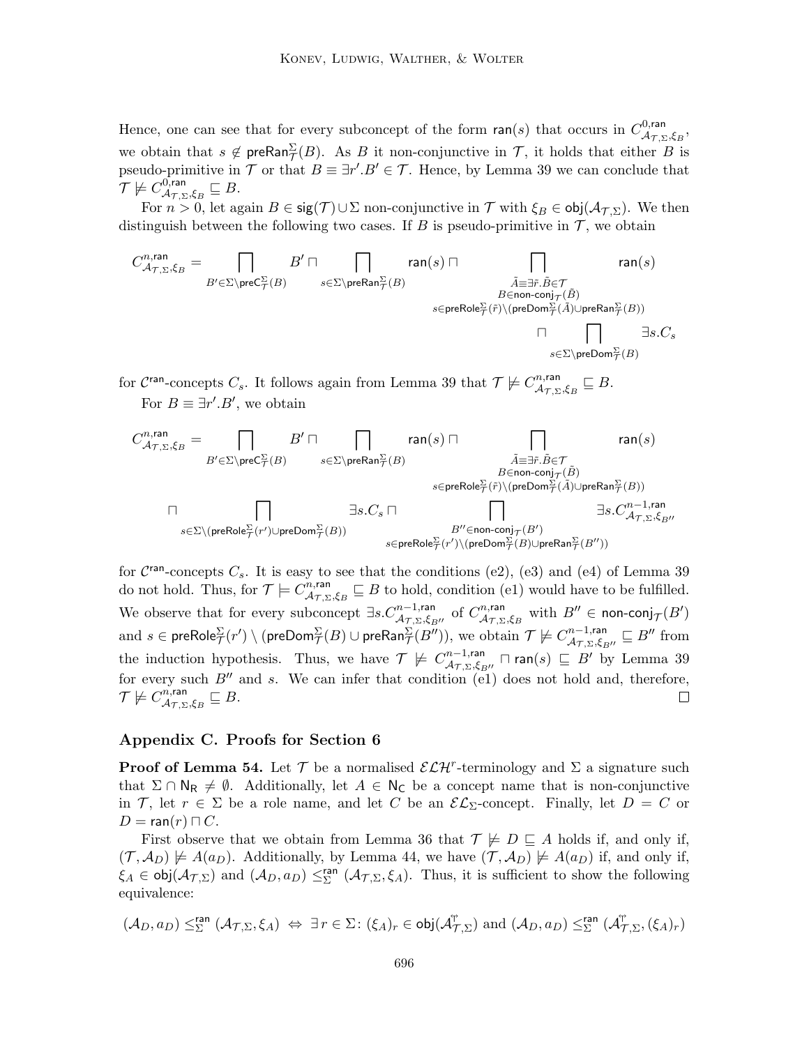Hence, one can see that for every subconcept of the form $\mathsf{ran}(s)$ that occurs in $C^{0,\mathsf{ran}}_{\mathcal{A}_{\mathcal{T},\Sigma},\xi_B}$, we obtain that $s \notin \mathsf{preRan}^{\Sigma}_{\mathcal{T}}(B)$. As $B$ it non-conjunctive in $\mathcal{T}$, it holds that either $B$ is pseudo-primitive in $\mathcal{T}$ or that $B \equiv \exists r'.B' \in \mathcal{T}$. Hence, by Lemma 39 we can conclude that $\mathcal{T} \not\models C^{0,\mathsf{ran}}_{\mathcal{A}_{\mathcal{T},\Sigma},\xi_B} \sqsubseteq B$.

For $n > 0$, let again $B \in \mathsf{sig}(\mathcal{T}) \cup \Sigma$ non-conjunctive in $\mathcal{T}$ with $\xi_B \in \mathsf{obj}(\mathcal{A}_{\mathcal{T},\Sigma})$. We then distinguish between the following two cases. If $B$ is pseudo-primitive in $\mathcal{T}$, we obtain

$$C^{n,\mathsf{ran}}_{\mathcal{A}_{\mathcal{T},\Sigma},\xi_B} = \bigsqcap_{B' \in \Sigma \setminus \mathsf{preC}^{\Sigma}_{\mathcal{T}}(B)} B' \sqcap \bigsqcap_{s \in \Sigma \setminus \mathsf{preRan}^{\Sigma}_{\mathcal{T}}(B)} \mathsf{ran}(s) \sqcap \bigsqcap_{\substack{\tilde{A} \equiv \exists \tilde{r}.\tilde{B} \in \mathcal{T} \\ B \in \mathsf{non\text{-}conj}_{\mathcal{T}}(\tilde{B}) \\ s \in \mathsf{preRole}^{\Sigma}_{\mathcal{T}}(\tilde{r}) \setminus (\mathsf{preDom}^{\Sigma}_{\mathcal{T}}(\tilde{A}) \cup \mathsf{preRan}^{\Sigma}_{\mathcal{T}}(B))}} \mathsf{ran}(s) \sqcap \bigsqcap_{s \in \Sigma \setminus \mathsf{preDom}^{\Sigma}_{\mathcal{T}}(B)} \exists s.C_s$$

for $\mathcal{C}^{\mathsf{ran}}$-concepts $C_s$. It follows again from Lemma 39 that $\mathcal{T} \not\models C^{n,\mathsf{ran}}_{\mathcal{A}_{\mathcal{T},\Sigma},\xi_B} \sqsubseteq B$.

For $B \equiv \exists r'.B'$, we obtain

$$C^{n,\mathsf{ran}}_{\mathcal{A}_{\mathcal{T},\Sigma},\xi_B} = \bigsqcap_{B' \in \Sigma \setminus \mathsf{preC}^{\Sigma}_{\mathcal{T}}(B)} B' \sqcap \bigsqcap_{s \in \Sigma \setminus \mathsf{preRan}^{\Sigma}_{\mathcal{T}}(B)} \mathsf{ran}(s) \sqcap \bigsqcap_{\substack{\tilde{A} \equiv \exists \tilde{r}.\tilde{B} \in \mathcal{T} \\ B \in \mathsf{non\text{-}conj}_{\mathcal{T}}(\tilde{B}) \\ s \in \mathsf{preRole}^{\Sigma}_{\mathcal{T}}(\tilde{r}) \setminus (\mathsf{preDom}^{\Sigma}_{\mathcal{T}}(\tilde{A}) \cup \mathsf{preRan}^{\Sigma}_{\mathcal{T}}(B))}} \mathsf{ran}(s)$$
$$\sqcap \bigsqcap_{s \in \Sigma \setminus (\mathsf{preRole}^{\Sigma}_{\mathcal{T}}(r') \cup \mathsf{preDom}^{\Sigma}_{\mathcal{T}}(B))} \exists s.C_s \sqcap \bigsqcap_{\substack{B'' \in \mathsf{non\text{-}conj}_{\mathcal{T}}(B') \\ s \in \mathsf{preRole}^{\Sigma}_{\mathcal{T}}(r') \setminus (\mathsf{preDom}^{\Sigma}_{\mathcal{T}}(B) \cup \mathsf{preRan}^{\Sigma}_{\mathcal{T}}(B''))}} \exists s.C^{n-1,\mathsf{ran}}_{\mathcal{A}_{\mathcal{T},\Sigma},\xi_{B''}}$$

for $\mathcal{C}^{\mathsf{ran}}$-concepts $C_s$. It is easy to see that the conditions (e2), (e3) and (e4) of Lemma 39 do not hold. Thus, for $\mathcal{T} \models C^{n,\mathsf{ran}}_{\mathcal{A}_{\mathcal{T},\Sigma},\xi_B} \sqsubseteq B$ to hold, condition (e1) would have to be fulfilled. We observe that for every subconcept $\exists s.C^{n-1,\mathsf{ran}}_{\mathcal{A}_{\mathcal{T},\Sigma},\xi_{B''}}$ of $C^{n,\mathsf{ran}}_{\mathcal{A}_{\mathcal{T},\Sigma},\xi_B}$ with $B'' \in \mathsf{non\text{-}conj}_{\mathcal{T}}(B')$ and $s \in \mathsf{preRole}^{\Sigma}_{\mathcal{T}}(r') \setminus (\mathsf{preDom}^{\Sigma}_{\mathcal{T}}(B) \cup \mathsf{preRan}^{\Sigma}_{\mathcal{T}}(B''))$, we obtain $\mathcal{T} \not\models C^{n-1,\mathsf{ran}}_{\mathcal{A}_{\mathcal{T},\Sigma},\xi_{B''}} \sqsubseteq B''$ from the induction hypothesis. Thus, we have $\mathcal{T} \not\models C^{n-1,\mathsf{ran}}_{\mathcal{A}_{\mathcal{T},\Sigma},\xi_{B''}} \sqcap \mathsf{ran}(s) \sqsubseteq B'$ by Lemma 39 for every such $B''$ and $s$. We can infer that condition (e1) does not hold and, therefore, $\mathcal{T} \not\models C^{n,\mathsf{ran}}_{\mathcal{A}_{\mathcal{T},\Sigma},\xi_B} \sqsubseteq B$. $\square$

## Appendix C. Proofs for Section 6

**Proof of Lemma 54.** Let $\mathcal{T}$ be a normalised $\mathcal{ELH}^r$-terminology and $\Sigma$ a signature such that $\Sigma \cap \mathsf{N_R} \neq \emptyset$. Additionally, let $A \in \mathsf{N_C}$ be a concept name that is non-conjunctive in $\mathcal{T}$, let $r \in \Sigma$ be a role name, and let $C$ be an $\mathcal{EL}_{\Sigma}$-concept. Finally, let $D = C$ or $D = \mathsf{ran}(r) \sqcap C$.

First observe that we obtain from Lemma 36 that $\mathcal{T} \not\models D \sqsubseteq A$ holds if, and only if, $(\mathcal{T}, \mathcal{A}_D) \not\models A(a_D)$. Additionally, by Lemma 44, we have $(\mathcal{T}, \mathcal{A}_D) \not\models A(a_D)$ if, and only if, $\xi_A \in \mathsf{obj}(\mathcal{A}_{\mathcal{T},\Sigma})$ and $(\mathcal{A}_D, a_D) \leq^{\mathsf{ran}}_{\Sigma} (\mathcal{A}_{\mathcal{T},\Sigma}, \xi_A)$. Thus, it is sufficient to show the following equivalence:

$$(\mathcal{A}_D, a_D) \leq^{\mathsf{ran}}_{\Sigma} (\mathcal{A}_{\mathcal{T},\Sigma}, \xi_A) \;\Leftrightarrow\; \exists\, r \in \Sigma\colon (\xi_A)_r \in \mathsf{obj}(\mathcal{A}^{\Uparrow}_{\mathcal{T},\Sigma}) \text{ and } (\mathcal{A}_D, a_D) \leq^{\mathsf{ran}}_{\Sigma} (\mathcal{A}^{\Uparrow}_{\mathcal{T},\Sigma}, (\xi_A)_r)$$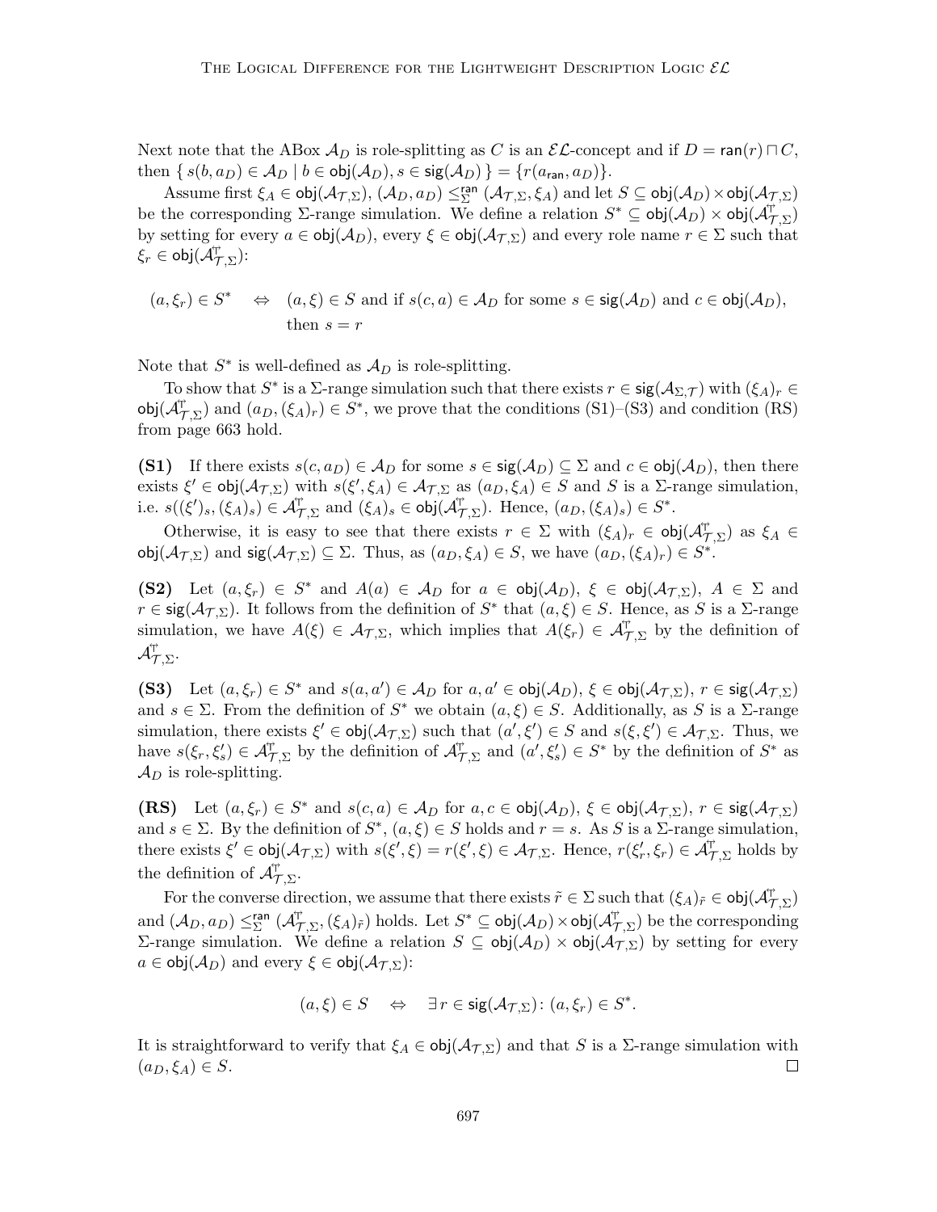Next note that the ABox $\mathcal{A}_D$ is role-splitting as $C$ is an $\mathcal{EL}$-concept and if $D = \mathsf{ran}(r) \sqcap C$, then $\{ s(b, a_D) \in \mathcal{A}_D \mid b \in \mathsf{obj}(\mathcal{A}_D), s \in \mathsf{sig}(\mathcal{A}_D) \} = \{r(a_{\mathsf{ran}}, a_D)\}$.

Assume first $\xi_A \in \mathsf{obj}(\mathcal{A}_{\mathcal{T},\Sigma})$, $(\mathcal{A}_D, a_D) \leq_\Sigma^{\mathsf{ran}} (\mathcal{A}_{\mathcal{T},\Sigma}, \xi_A)$ and let $S \subseteq \mathsf{obj}(\mathcal{A}_D) \times \mathsf{obj}(\mathcal{A}_{\mathcal{T},\Sigma})$ be the corresponding $\Sigma$-range simulation. We define a relation $S^* \subseteq \mathsf{obj}(\mathcal{A}_D) \times \mathsf{obj}(\mathcal{A}^{\Uparrow}_{\mathcal{T},\Sigma})$ by setting for every $a \in \mathsf{obj}(\mathcal{A}_D)$, every $\xi \in \mathsf{obj}(\mathcal{A}_{\mathcal{T},\Sigma})$ and every role name $r \in \Sigma$ such that $\xi_r \in \mathsf{obj}(\mathcal{A}^{\Uparrow}_{\mathcal{T},\Sigma})$:

$$(a, \xi_r) \in S^* \quad \Leftrightarrow \quad (a, \xi) \in S \text{ and if } s(c, a) \in \mathcal{A}_D \text{ for some } s \in \mathsf{sig}(\mathcal{A}_D) \text{ and } c \in \mathsf{obj}(\mathcal{A}_D), \text{ then } s = r$$

Note that $S^*$ is well-defined as $\mathcal{A}_D$ is role-splitting.

To show that $S^*$ is a $\Sigma$-range simulation such that there exists $r \in \mathsf{sig}(\mathcal{A}_{\Sigma,\mathcal{T}})$ with $(\xi_A)_r \in \mathsf{obj}(\mathcal{A}^{\Uparrow}_{\mathcal{T},\Sigma})$ and $(a_D, (\xi_A)_r) \in S^*$, we prove that the conditions (S1)–(S3) and condition (RS) from page 663 hold.

**(S1)** If there exists $s(c, a_D) \in \mathcal{A}_D$ for some $s \in \mathsf{sig}(\mathcal{A}_D) \subseteq \Sigma$ and $c \in \mathsf{obj}(\mathcal{A}_D)$, then there exists $\xi' \in \mathsf{obj}(\mathcal{A}_{\mathcal{T},\Sigma})$ with $s(\xi', \xi_A) \in \mathcal{A}_{\mathcal{T},\Sigma}$ as $(a_D, \xi_A) \in S$ and $S$ is a $\Sigma$-range simulation, i.e. $s((\xi')_s, (\xi_A)_s) \in \mathcal{A}^{\Uparrow}_{\mathcal{T},\Sigma}$ and $(\xi_A)_s \in \mathsf{obj}(\mathcal{A}^{\Uparrow}_{\mathcal{T},\Sigma})$. Hence, $(a_D, (\xi_A)_s) \in S^*$.

Otherwise, it is easy to see that there exists $r \in \Sigma$ with $(\xi_A)_r \in \mathsf{obj}(\mathcal{A}^{\Uparrow}_{\mathcal{T},\Sigma})$ as $\xi_A \in \mathsf{obj}(\mathcal{A}_{\mathcal{T},\Sigma})$ and $\mathsf{sig}(\mathcal{A}_{\mathcal{T},\Sigma}) \subseteq \Sigma$. Thus, as $(a_D, \xi_A) \in S$, we have $(a_D, (\xi_A)_r) \in S^*$.

**(S2)** Let $(a, \xi_r) \in S^*$ and $A(a) \in \mathcal{A}_D$ for $a \in \mathsf{obj}(\mathcal{A}_D)$, $\xi \in \mathsf{obj}(\mathcal{A}_{\mathcal{T},\Sigma})$, $A \in \Sigma$ and $r \in \mathsf{sig}(\mathcal{A}_{\mathcal{T},\Sigma})$. It follows from the definition of $S^*$ that $(a, \xi) \in S$. Hence, as $S$ is a $\Sigma$-range simulation, we have $A(\xi) \in \mathcal{A}_{\mathcal{T},\Sigma}$, which implies that $A(\xi_r) \in \mathcal{A}^{\Uparrow}_{\mathcal{T},\Sigma}$ by the definition of $\mathcal{A}^{\Uparrow}_{\mathcal{T},\Sigma}$.

**(S3)** Let $(a, \xi_r) \in S^*$ and $s(a, a') \in \mathcal{A}_D$ for $a, a' \in \mathsf{obj}(\mathcal{A}_D)$, $\xi \in \mathsf{obj}(\mathcal{A}_{\mathcal{T},\Sigma})$, $r \in \mathsf{sig}(\mathcal{A}_{\mathcal{T},\Sigma})$ and $s \in \Sigma$. From the definition of $S^*$ we obtain $(a, \xi) \in S$. Additionally, as $S$ is a $\Sigma$-range simulation, there exists $\xi' \in \mathsf{obj}(\mathcal{A}_{\mathcal{T},\Sigma})$ such that $(a', \xi') \in S$ and $s(\xi, \xi') \in \mathcal{A}_{\mathcal{T},\Sigma}$. Thus, we have $s(\xi_r, \xi'_s) \in \mathcal{A}^{\Uparrow}_{\mathcal{T},\Sigma}$ by the definition of $\mathcal{A}^{\Uparrow}_{\mathcal{T},\Sigma}$ and $(a', \xi'_s) \in S^*$ by the definition of $S^*$ as $\mathcal{A}_D$ is role-splitting.

**(RS)** Let $(a, \xi_r) \in S^*$ and $s(c, a) \in \mathcal{A}_D$ for $a, c \in \mathsf{obj}(\mathcal{A}_D)$, $\xi \in \mathsf{obj}(\mathcal{A}_{\mathcal{T},\Sigma})$, $r \in \mathsf{sig}(\mathcal{A}_{\mathcal{T},\Sigma})$ and $s \in \Sigma$. By the definition of $S^*$, $(a, \xi) \in S$ holds and $r = s$. As $S$ is a $\Sigma$-range simulation, there exists $\xi' \in \mathsf{obj}(\mathcal{A}_{\mathcal{T},\Sigma})$ with $s(\xi', \xi) = r(\xi', \xi) \in \mathcal{A}_{\mathcal{T},\Sigma}$. Hence, $r(\xi'_r, \xi_r) \in \mathcal{A}^{\Uparrow}_{\mathcal{T},\Sigma}$ holds by the definition of $\mathcal{A}^{\Uparrow}_{\mathcal{T},\Sigma}$.

For the converse direction, we assume that there exists $\tilde{r} \in \Sigma$ such that $(\xi_A)_{\tilde{r}} \in \mathsf{obj}(\mathcal{A}^{\Uparrow}_{\mathcal{T},\Sigma})$ and $(\mathcal{A}_D, a_D) \leq_\Sigma^{\mathsf{ran}} (\mathcal{A}^{\Uparrow}_{\mathcal{T},\Sigma}, (\xi_A)_{\tilde{r}})$ holds. Let $S^* \subseteq \mathsf{obj}(\mathcal{A}_D) \times \mathsf{obj}(\mathcal{A}^{\Uparrow}_{\mathcal{T},\Sigma})$ be the corresponding $\Sigma$-range simulation. We define a relation $S \subseteq \mathsf{obj}(\mathcal{A}_D) \times \mathsf{obj}(\mathcal{A}_{\mathcal{T},\Sigma})$ by setting for every $a \in \mathsf{obj}(\mathcal{A}_D)$ and every $\xi \in \mathsf{obj}(\mathcal{A}_{\mathcal{T},\Sigma})$:

$$(a, \xi) \in S \quad \Leftrightarrow \quad \exists\, r \in \mathsf{sig}(\mathcal{A}_{\mathcal{T},\Sigma})\colon (a, \xi_r) \in S^*.$$

It is straightforward to verify that $\xi_A \in \mathsf{obj}(\mathcal{A}_{\mathcal{T},\Sigma})$ and that $S$ is a $\Sigma$-range simulation with $(a_D, \xi_A) \in S$. $\square$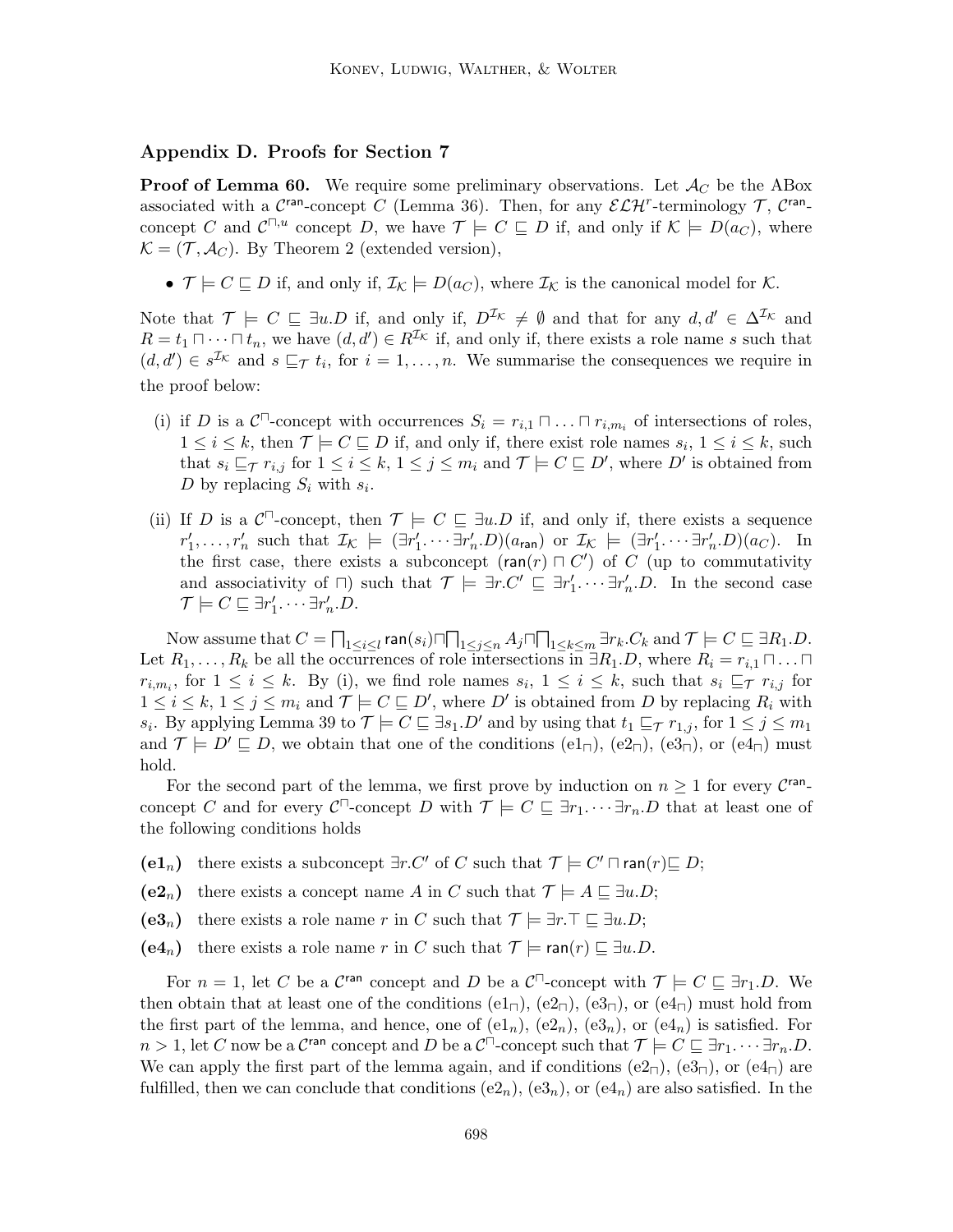## Appendix D. Proofs for Section 7

**Proof of Lemma 60.** We require some preliminary observations. Let $\mathcal{A}_C$ be the ABox associated with a $\mathcal{C}^{\mathsf{ran}}$-concept $C$ (Lemma 36). Then, for any $\mathcal{ELH}^r$-terminology $\mathcal{T}$, $\mathcal{C}^{\mathsf{ran}}$-concept $C$ and $\mathcal{C}^{\sqcap,u}$ concept $D$, we have $\mathcal{T} \models C \sqsubseteq D$ if, and only if $\mathcal{K} \models D(a_C)$, where $\mathcal{K} = (\mathcal{T}, \mathcal{A}_C)$. By Theorem 2 (extended version),

- $\mathcal{T} \models C \sqsubseteq D$ if, and only if, $\mathcal{I}_\mathcal{K} \models D(a_C)$, where $\mathcal{I}_\mathcal{K}$ is the canonical model for $\mathcal{K}$.

Note that $\mathcal{T} \models C \sqsubseteq \exists u.D$ if, and only if, $D^{\mathcal{I}_\mathcal{K}} \neq \emptyset$ and that for any $d, d' \in \Delta^{\mathcal{I}_\mathcal{K}}$ and $R = t_1 \sqcap \cdots \sqcap t_n$, we have $(d, d') \in R^{\mathcal{I}_\mathcal{K}}$ if, and only if, there exists a role name $s$ such that $(d, d') \in s^{\mathcal{I}_\mathcal{K}}$ and $s \sqsubseteq_\mathcal{T} t_i$, for $i = 1, \ldots, n$. We summarise the consequences we require in the proof below:

(i) if $D$ is a $\mathcal{C}^{\sqcap}$-concept with occurrences $S_i = r_{i,1} \sqcap \ldots \sqcap r_{i,m_i}$ of intersections of roles, $1 \leq i \leq k$, then $\mathcal{T} \models C \sqsubseteq D$ if, and only if, there exist role names $s_i$, $1 \leq i \leq k$, such that $s_i \sqsubseteq_\mathcal{T} r_{i,j}$ for $1 \leq i \leq k$, $1 \leq j \leq m_i$ and $\mathcal{T} \models C \sqsubseteq D'$, where $D'$ is obtained from $D$ by replacing $S_i$ with $s_i$.

(ii) If $D$ is a $\mathcal{C}^{\sqcap}$-concept, then $\mathcal{T} \models C \sqsubseteq \exists u.D$ if, and only if, there exists a sequence $r'_1, \ldots, r'_n$ such that $\mathcal{I}_\mathcal{K} \models (\exists r'_1. \cdots \exists r'_n.D)(a_{\mathsf{ran}})$ or $\mathcal{I}_\mathcal{K} \models (\exists r'_1. \cdots \exists r'_n.D)(a_C)$. In the first case, there exists a subconcept $(\mathsf{ran}(r) \sqcap C')$ of $C$ (up to commutativity and associativity of $\sqcap$) such that $\mathcal{T} \models \exists r.C' \sqsubseteq \exists r'_1. \cdots \exists r'_n.D$. In the second case $\mathcal{T} \models C \sqsubseteq \exists r'_1. \cdots \exists r'_n.D$.

Now assume that $C = \bigsqcap_{1 \leq i \leq l} \mathsf{ran}(s_i) \sqcap \bigsqcap_{1 \leq j \leq n} A_j \sqcap \bigsqcap_{1 \leq k \leq m} \exists r_k.C_k$ and $\mathcal{T} \models C \sqsubseteq \exists R_1.D$. Let $R_1, \ldots, R_k$ be all the occurrences of role intersections in $\exists R_1.D$, where $R_i = r_{i,1} \sqcap \ldots \sqcap r_{i,m_i}$, for $1 \leq i \leq k$. By (i), we find role names $s_i$, $1 \leq i \leq k$, such that $s_i \sqsubseteq_\mathcal{T} r_{i,j}$ for $1 \leq i \leq k$, $1 \leq j \leq m_i$ and $\mathcal{T} \models C \sqsubseteq D'$, where $D'$ is obtained from $D$ by replacing $R_i$ with $s_i$. By applying Lemma 39 to $\mathcal{T} \models C \sqsubseteq \exists s_1.D'$ and by using that $t_1 \sqsubseteq_\mathcal{T} r_{1,j}$, for $1 \leq j \leq m_1$ and $\mathcal{T} \models D' \sqsubseteq D$, we obtain that one of the conditions (e$1_\sqcap$), (e$2_\sqcap$), (e$3_\sqcap$), or (e$4_\sqcap$) must hold.

For the second part of the lemma, we first prove by induction on $n \geq 1$ for every $\mathcal{C}^{\mathsf{ran}}$-concept $C$ and for every $\mathcal{C}^{\sqcap}$-concept $D$ with $\mathcal{T} \models C \sqsubseteq \exists r_1. \cdots \exists r_n.D$ that at least one of the following conditions holds

**(e$1_n$)** there exists a subconcept $\exists r.C'$ of $C$ such that $\mathcal{T} \models C' \sqcap \mathsf{ran}(r) \sqsubseteq D$;

**(e$2_n$)** there exists a concept name $A$ in $C$ such that $\mathcal{T} \models A \sqsubseteq \exists u.D$;

**(e$3_n$)** there exists a role name $r$ in $C$ such that $\mathcal{T} \models \exists r.\top \sqsubseteq \exists u.D$;

**(e$4_n$)** there exists a role name $r$ in $C$ such that $\mathcal{T} \models \mathsf{ran}(r) \sqsubseteq \exists u.D$.

For $n = 1$, let $C$ be a $\mathcal{C}^{\mathsf{ran}}$ concept and $D$ be a $\mathcal{C}^{\sqcap}$-concept with $\mathcal{T} \models C \sqsubseteq \exists r_1.D$. We then obtain that at least one of the conditions (e$1_\sqcap$), (e$2_\sqcap$), (e$3_\sqcap$), or (e$4_\sqcap$) must hold from the first part of the lemma, and hence, one of (e$1_n$), (e$2_n$), (e$3_n$), or (e$4_n$) is satisfied. For $n > 1$, let $C$ now be a $\mathcal{C}^{\mathsf{ran}}$ concept and $D$ be a $\mathcal{C}^{\sqcap}$-concept such that $\mathcal{T} \models C \sqsubseteq \exists r_1. \cdots \exists r_n.D$. We can apply the first part of the lemma again, and if conditions (e$2_\sqcap$), (e$3_\sqcap$), or (e$4_\sqcap$) are fulfilled, then we can conclude that conditions (e$2_n$), (e$3_n$), or (e$4_n$) are also satisfied. In the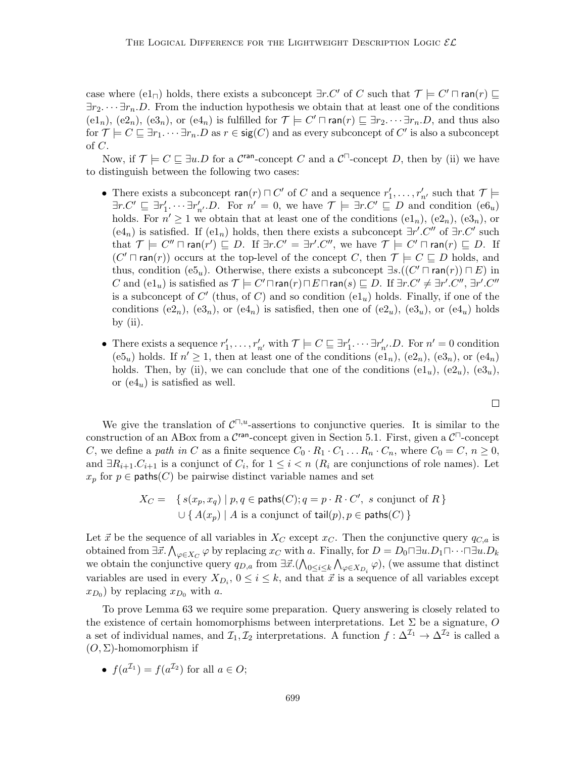case where (e1$_\sqcap$) holds, there exists a subconcept $\exists r.C'$ of $C$ such that $\mathcal{T} \models C' \sqcap \mathsf{ran}(r) \sqsubseteq \exists r_2. \cdots \exists r_n.D$. From the induction hypothesis we obtain that at least one of the conditions (e1$_n$), (e2$_n$), (e3$_n$), or (e4$_n$) is fulfilled for $\mathcal{T} \models C' \sqcap \mathsf{ran}(r) \sqsubseteq \exists r_2. \cdots \exists r_n.D$, and thus also for $\mathcal{T} \models C \sqsubseteq \exists r_1. \cdots \exists r_n.D$ as $r \in \mathsf{sig}(C)$ and as every subconcept of $C'$ is also a subconcept of $C$.

Now, if $\mathcal{T} \models C \sqsubseteq \exists u.D$ for a $\mathcal{C}^{\mathsf{ran}}$-concept $C$ and a $\mathcal{C}^{\sqcap}$-concept $D$, then by (ii) we have to distinguish between the following two cases:

- There exists a subconcept $\mathsf{ran}(r) \sqcap C'$ of $C$ and a sequence $r'_1, \ldots, r'_{n'}$ such that $\mathcal{T} \models \exists r.C' \sqsubseteq \exists r'_1. \cdots \exists r'_{n'}.D$. For $n' = 0$, we have $\mathcal{T} \models \exists r.C' \sqsubseteq D$ and condition (e6$_u$) holds. For $n' \geq 1$ we obtain that at least one of the conditions (e1$_n$), (e2$_n$), (e3$_n$), or (e4$_n$) is satisfied. If (e1$_n$) holds, then there exists a subconcept $\exists r'.C''$ of $\exists r.C'$ such that $\mathcal{T} \models C'' \sqcap \mathsf{ran}(r') \sqsubseteq D$. If $\exists r.C' = \exists r'.C''$, we have $\mathcal{T} \models C' \sqcap \mathsf{ran}(r) \sqsubseteq D$. If $(C' \sqcap \mathsf{ran}(r))$ occurs at the top-level of the concept $C$, then $\mathcal{T} \models C \sqsubseteq D$ holds, and thus, condition (e5$_u$). Otherwise, there exists a subconcept $\exists s.((C' \sqcap \mathsf{ran}(r)) \sqcap E)$ in $C$ and (e1$_u$) is satisfied as $\mathcal{T} \models C' \sqcap \mathsf{ran}(r) \sqcap E \sqcap \mathsf{ran}(s) \sqsubseteq D$. If $\exists r.C' \neq \exists r'.C''$, $\exists r'.C''$ is a subconcept of $C'$ (thus, of $C$) and so condition (e1$_u$) holds. Finally, if one of the conditions (e2$_n$), (e3$_n$), or (e4$_n$) is satisfied, then one of (e2$_u$), (e3$_u$), or (e4$_u$) holds by (ii).
- There exists a sequence $r'_1, \ldots, r'_{n'}$ with $\mathcal{T} \models C \sqsubseteq \exists r'_1. \cdots \exists r'_{n'}.D$. For $n' = 0$ condition (e5$_u$) holds. If $n' \geq 1$, then at least one of the conditions (e1$_n$), (e2$_n$), (e3$_n$), or (e4$_n$) holds. Then, by (ii), we can conclude that one of the conditions (e1$_u$), (e2$_u$), (e3$_u$), or (e4$_u$) is satisfied as well.

$\square$

We give the translation of $\mathcal{C}^{\sqcap,u}$-assertions to conjunctive queries. It is similar to the construction of an ABox from a $\mathcal{C}^{\mathsf{ran}}$-concept given in Section 5.1. First, given a $\mathcal{C}^{\sqcap}$-concept $C$, we define a *path in* $C$ as a finite sequence $C_0 \cdot R_1 \cdot C_1 \ldots R_n \cdot C_n$, where $C_0 = C$, $n \geq 0$, and $\exists R_{i+1}.C_{i+1}$ is a conjunct of $C_i$, for $1 \leq i < n$ ($R_i$ are conjunctions of role names). Let $x_p$ for $p \in \mathsf{paths}(C)$ be pairwise distinct variable names and set

$$X_C = \{ s(x_p, x_q) \mid p, q \in \mathsf{paths}(C); q = p \cdot R \cdot C',\ s \text{ conjunct of } R \} \cup \{ A(x_p) \mid A \text{ is a conjunct of } \mathsf{tail}(p), p \in \mathsf{paths}(C) \}$$

Let $\vec{x}$ be the sequence of all variables in $X_C$ except $x_C$. Then the conjunctive query $q_{C,a}$ is obtained from $\exists \vec{x}. \bigwedge_{\varphi \in X_C} \varphi$ by replacing $x_C$ with $a$. Finally, for $D = D_0 \sqcap \exists u.D_1 \sqcap \cdots \sqcap \exists u.D_k$ we obtain the conjunctive query $q_{D,a}$ from $\exists \vec{x}. (\bigwedge_{0 \leq i \leq k} \bigwedge_{\varphi \in X_{D_i}} \varphi)$, (we assume that distinct variables are used in every $X_{D_i}$, $0 \leq i \leq k$, and that $\vec{x}$ is a sequence of all variables except $x_{D_0}$) by replacing $x_{D_0}$ with $a$.

To prove Lemma 63 we require some preparation. Query answering is closely related to the existence of certain homomorphisms between interpretations. Let $\Sigma$ be a signature, $O$ a set of individual names, and $\mathcal{I}_1, \mathcal{I}_2$ interpretations. A function $f : \Delta^{\mathcal{I}_1} \to \Delta^{\mathcal{I}_2}$ is called a $(O, \Sigma)$-homomorphism if

- $f(a^{\mathcal{I}_1}) = f(a^{\mathcal{I}_2})$ for all $a \in O$;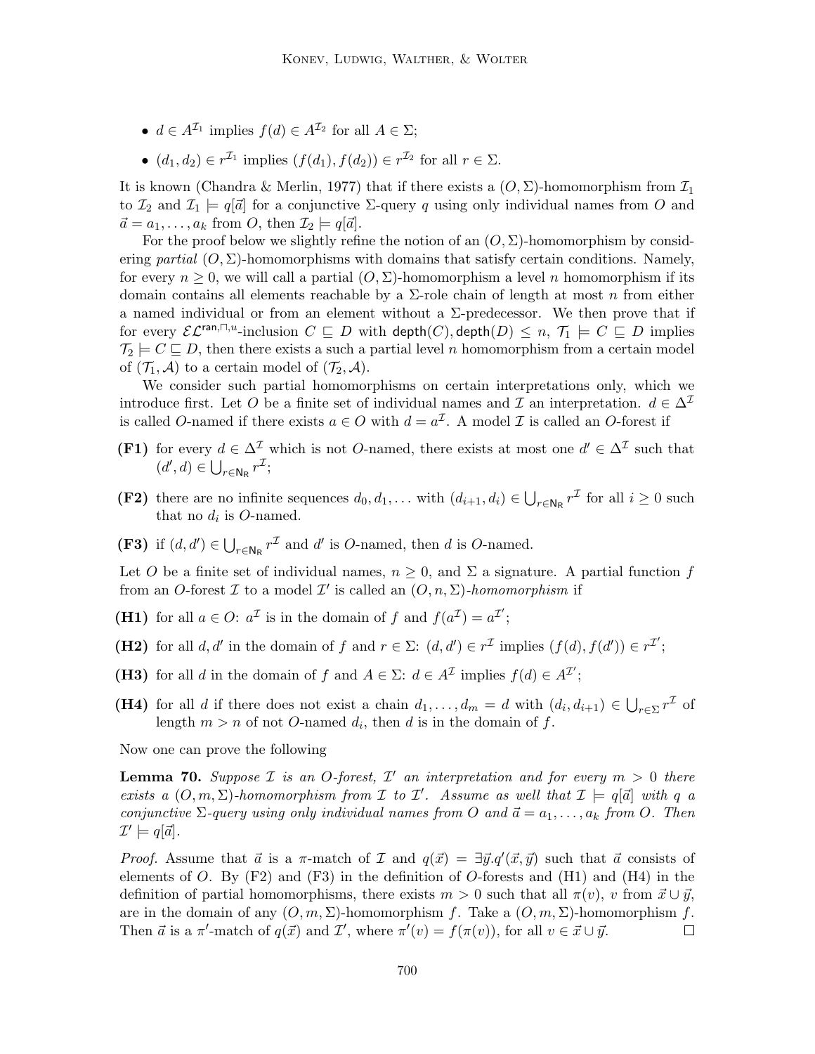- $d \in A^{\mathcal{I}_1}$ implies $f(d) \in A^{\mathcal{I}_2}$ for all $A \in \Sigma$;
- $(d_1, d_2) \in r^{\mathcal{I}_1}$ implies $(f(d_1), f(d_2)) \in r^{\mathcal{I}_2}$ for all $r \in \Sigma$.

It is known (Chandra & Merlin, 1977) that if there exists a $(O, \Sigma)$-homomorphism from $\mathcal{I}_1$ to $\mathcal{I}_2$ and $\mathcal{I}_1 \models q[\vec{a}]$ for a conjunctive $\Sigma$-query $q$ using only individual names from $O$ and $\vec{a} = a_1, \dots, a_k$ from $O$, then $\mathcal{I}_2 \models q[\vec{a}]$.

For the proof below we slightly refine the notion of an $(O, \Sigma)$-homomorphism by considering *partial* $(O, \Sigma)$-homomorphisms with domains that satisfy certain conditions. Namely, for every $n \geq 0$, we will call a partial $(O, \Sigma)$-homomorphism a level $n$ homomorphism if its domain contains all elements reachable by a $\Sigma$-role chain of length at most $n$ from either a named individual or from an element without a $\Sigma$-predecessor. We then prove that if for every $\mathcal{EL}^{\mathsf{ran},\sqcap,u}$-inclusion $C \sqsubseteq D$ with $\mathsf{depth}(C), \mathsf{depth}(D) \leq n$, $\mathcal{T}_1 \models C \sqsubseteq D$ implies $\mathcal{T}_2 \models C \sqsubseteq D$, then there exists a such a partial level $n$ homomorphism from a certain model of $(\mathcal{T}_1, \mathcal{A})$ to a certain model of $(\mathcal{T}_2, \mathcal{A})$.

We consider such partial homomorphisms on certain interpretations only, which we introduce first. Let $O$ be a finite set of individual names and $\mathcal{I}$ an interpretation. $d \in \Delta^{\mathcal{I}}$ is called $O$-named if there exists $a \in O$ with $d = a^{\mathcal{I}}$. A model $\mathcal{I}$ is called an $O$-forest if

**(F1)** for every $d \in \Delta^{\mathcal{I}}$ which is not $O$-named, there exists at most one $d' \in \Delta^{\mathcal{I}}$ such that $(d', d) \in \bigcup_{r \in \mathsf{N_R}} r^{\mathcal{I}}$;

**(F2)** there are no infinite sequences $d_0, d_1, \dots$ with $(d_{i+1}, d_i) \in \bigcup_{r \in \mathsf{N_R}} r^{\mathcal{I}}$ for all $i \geq 0$ such that no $d_i$ is $O$-named.

**(F3)** if $(d, d') \in \bigcup_{r \in \mathsf{N_R}} r^{\mathcal{I}}$ and $d'$ is $O$-named, then $d$ is $O$-named.

Let $O$ be a finite set of individual names, $n \geq 0$, and $\Sigma$ a signature. A partial function $f$ from an $O$-forest $\mathcal{I}$ to a model $\mathcal{I}'$ is called an $(O, n, \Sigma)$-*homomorphism* if

**(H1)** for all $a \in O$: $a^{\mathcal{I}}$ is in the domain of $f$ and $f(a^{\mathcal{I}}) = a^{\mathcal{I}'}$;

**(H2)** for all $d, d'$ in the domain of $f$ and $r \in \Sigma$: $(d, d') \in r^{\mathcal{I}}$ implies $(f(d), f(d')) \in r^{\mathcal{I}'}$;

**(H3)** for all $d$ in the domain of $f$ and $A \in \Sigma$: $d \in A^{\mathcal{I}}$ implies $f(d) \in A^{\mathcal{I}'}$;

**(H4)** for all $d$ if there does not exist a chain $d_1, \dots, d_m = d$ with $(d_i, d_{i+1}) \in \bigcup_{r \in \Sigma} r^{\mathcal{I}}$ of length $m > n$ of not $O$-named $d_i$, then $d$ is in the domain of $f$.

Now one can prove the following

**Lemma 70.** *Suppose $\mathcal{I}$ is an $O$-forest, $\mathcal{I}'$ an interpretation and for every $m > 0$ there exists a $(O, m, \Sigma)$-homomorphism from $\mathcal{I}$ to $\mathcal{I}'$. Assume as well that $\mathcal{I} \models q[\vec{a}]$ with $q$ a conjunctive $\Sigma$-query using only individual names from $O$ and $\vec{a} = a_1, \dots, a_k$ from $O$. Then $\mathcal{I}' \models q[\vec{a}]$.*

*Proof.* Assume that $\vec{a}$ is a $\pi$-match of $\mathcal{I}$ and $q(\vec{x}) = \exists \vec{y}. q'(\vec{x}, \vec{y})$ such that $\vec{a}$ consists of elements of $O$. By (F2) and (F3) in the definition of $O$-forests and (H1) and (H4) in the definition of partial homomorphisms, there exists $m > 0$ such that all $\pi(v)$, $v$ from $\vec{x} \cup \vec{y}$, are in the domain of any $(O, m, \Sigma)$-homomorphism $f$. Take a $(O, m, \Sigma)$-homomorphism $f$. Then $\vec{a}$ is a $\pi'$-match of $q(\vec{x})$ and $\mathcal{I}'$, where $\pi'(v) = f(\pi(v))$, for all $v \in \vec{x} \cup \vec{y}$. $\square$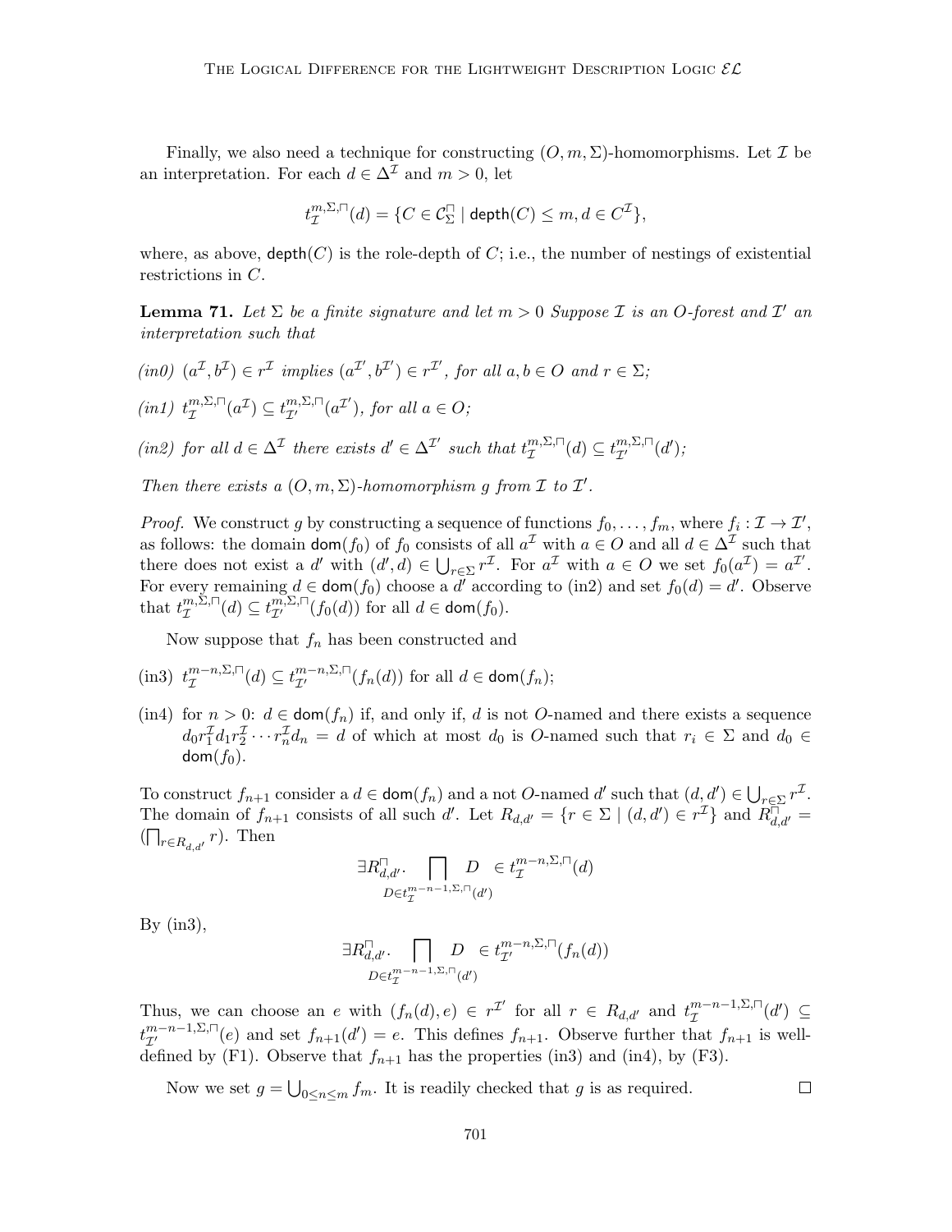Finally, we also need a technique for constructing $(O, m, \Sigma)$-homomorphisms. Let $\mathcal{I}$ be an interpretation. For each $d \in \Delta^{\mathcal{I}}$ and $m > 0$, let

$$t_{\mathcal{I}}^{m,\Sigma,\sqcap}(d) = \{C \in \mathcal{C}_{\Sigma}^{\sqcap} \mid \mathsf{depth}(C) \leq m, d \in C^{\mathcal{I}}\},$$

where, as above, $\mathsf{depth}(C)$ is the role-depth of $C$; i.e., the number of nestings of existential restrictions in $C$.

**Lemma 71.** *Let $\Sigma$ be a finite signature and let $m > 0$ Suppose $\mathcal{I}$ is an $O$-forest and $\mathcal{I}'$ an interpretation such that*

*(in0) $(a^{\mathcal{I}}, b^{\mathcal{I}}) \in r^{\mathcal{I}}$ implies $(a^{\mathcal{I}'}, b^{\mathcal{I}'}) \in r^{\mathcal{I}'}$, for all $a, b \in O$ and $r \in \Sigma$;*

*(in1) $t_{\mathcal{I}}^{m,\Sigma,\sqcap}(a^{\mathcal{I}}) \subseteq t_{\mathcal{I}'}^{m,\Sigma,\sqcap}(a^{\mathcal{I}'})$, for all $a \in O$;*

*(in2) for all $d \in \Delta^{\mathcal{I}}$ there exists $d' \in \Delta^{\mathcal{I}'}$ such that $t_{\mathcal{I}}^{m,\Sigma,\sqcap}(d) \subseteq t_{\mathcal{I}'}^{m,\Sigma,\sqcap}(d')$;*

*Then there exists a $(O, m, \Sigma)$-homomorphism $g$ from $\mathcal{I}$ to $\mathcal{I}'$.*

*Proof.* We construct $g$ by constructing a sequence of functions $f_0, \dots, f_m$, where $f_i : \mathcal{I} \to \mathcal{I}'$, as follows: the domain $\mathsf{dom}(f_0)$ of $f_0$ consists of all $a^{\mathcal{I}}$ with $a \in O$ and all $d \in \Delta^{\mathcal{I}}$ such that there does not exist a $d'$ with $(d', d) \in \bigcup_{r \in \Sigma} r^{\mathcal{I}}$. For $a^{\mathcal{I}}$ with $a \in O$ we set $f_0(a^{\mathcal{I}}) = a^{\mathcal{I}'}$. For every remaining $d \in \mathsf{dom}(f_0)$ choose a $d'$ according to (in2) and set $f_0(d) = d'$. Observe that $t_{\mathcal{I}}^{m,\Sigma,\sqcap}(d) \subseteq t_{\mathcal{I}'}^{m,\Sigma,\sqcap}(f_0(d))$ for all $d \in \mathsf{dom}(f_0)$.

Now suppose that $f_n$ has been constructed and

(in3) $t_{\mathcal{I}}^{m-n,\Sigma,\sqcap}(d) \subseteq t_{\mathcal{I}'}^{m-n,\Sigma,\sqcap}(f_n(d))$ for all $d \in \mathsf{dom}(f_n)$;

(in4) for $n > 0$: $d \in \mathsf{dom}(f_n)$ if, and only if, $d$ is not $O$-named and there exists a sequence $d_0 r_1^{\mathcal{I}} d_1 r_2^{\mathcal{I}} \cdots r_n^{\mathcal{I}} d_n = d$ of which at most $d_0$ is $O$-named such that $r_i \in \Sigma$ and $d_0 \in \mathsf{dom}(f_0)$.

To construct $f_{n+1}$ consider a $d \in \mathsf{dom}(f_n)$ and a not $O$-named $d'$ such that $(d, d') \in \bigcup_{r \in \Sigma} r^{\mathcal{I}}$. The domain of $f_{n+1}$ consists of all such $d'$. Let $R_{d,d'} = \{r \in \Sigma \mid (d, d') \in r^{\mathcal{I}}\}$ and $R_{d,d'}^{\sqcap} = (\bigsqcap_{r \in R_{d,d'}} r)$. Then

$$\exists R_{d,d'}^{\sqcap}. \bigsqcap_{D \in t_{\mathcal{I}}^{m-n-1,\Sigma,\sqcap}(d')} D \ \in t_{\mathcal{I}}^{m-n,\Sigma,\sqcap}(d)$$

By (in3),

$$\exists R_{d,d'}^{\sqcap}. \bigsqcap_{D \in t_{\mathcal{I}}^{m-n-1,\Sigma,\sqcap}(d')} D \ \in t_{\mathcal{I}'}^{m-n,\Sigma,\sqcap}(f_n(d))$$

Thus, we can choose an $e$ with $(f_n(d), e) \in r^{\mathcal{I}'}$ for all $r \in R_{d,d'}$ and $t_{\mathcal{I}}^{m-n-1,\Sigma,\sqcap}(d') \subseteq t_{\mathcal{I}'}^{m-n-1,\Sigma,\sqcap}(e)$ and set $f_{n+1}(d') = e$. This defines $f_{n+1}$. Observe further that $f_{n+1}$ is well-defined by (F1). Observe that $f_{n+1}$ has the properties (in3) and (in4), by (F3).

Now we set $g = \bigcup_{0 \leq n \leq m} f_m$. It is readily checked that $g$ is as required. $\square$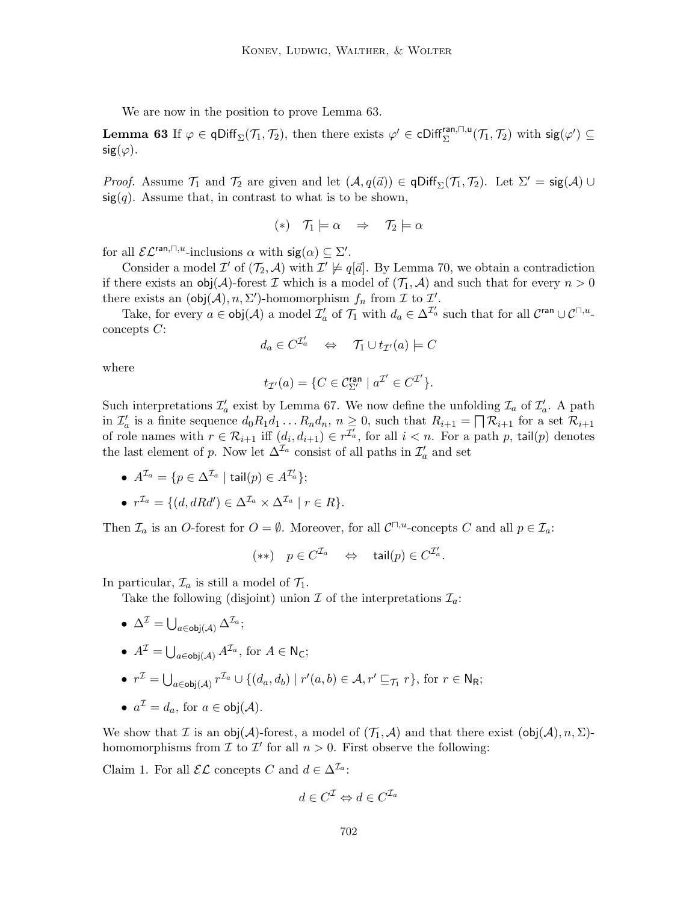We are now in the position to prove Lemma 63.

**Lemma 63** If $\varphi \in \mathsf{qDiff}_\Sigma(\mathcal{T}_1, \mathcal{T}_2)$, then there exists $\varphi' \in \mathsf{cDiff}_\Sigma^{\mathsf{ran},\sqcap,\mathsf{u}}(\mathcal{T}_1, \mathcal{T}_2)$ with $\mathsf{sig}(\varphi') \subseteq \mathsf{sig}(\varphi)$.

*Proof.* Assume $\mathcal{T}_1$ and $\mathcal{T}_2$ are given and let $(\mathcal{A}, q(\vec{a})) \in \mathsf{qDiff}_\Sigma(\mathcal{T}_1, \mathcal{T}_2)$. Let $\Sigma' = \mathsf{sig}(\mathcal{A}) \cup \mathsf{sig}(q)$. Assume that, in contrast to what is to be shown,

$$(*) \quad \mathcal{T}_1 \models \alpha \quad \Rightarrow \quad \mathcal{T}_2 \models \alpha$$

for all $\mathcal{EL}^{\mathsf{ran},\sqcap,u}$-inclusions $\alpha$ with $\mathsf{sig}(\alpha) \subseteq \Sigma'$.

Consider a model $\mathcal{I}'$ of $(\mathcal{T}_2, \mathcal{A})$ with $\mathcal{I}' \not\models q[\vec{a}]$. By Lemma 70, we obtain a contradiction if there exists an $\mathsf{obj}(\mathcal{A})$-forest $\mathcal{I}$ which is a model of $(\mathcal{T}_1, \mathcal{A})$ and such that for every $n > 0$ there exists an $(\mathsf{obj}(\mathcal{A}), n, \Sigma')$-homomorphism $f_n$ from $\mathcal{I}$ to $\mathcal{I}'$.

Take, for every $a \in \mathsf{obj}(\mathcal{A})$ a model $\mathcal{I}'_a$ of $\mathcal{T}_1$ with $d_a \in \Delta^{\mathcal{I}'_a}$ such that for all $\mathcal{C}^{\mathsf{ran}} \cup \mathcal{C}^{\sqcap,u}$-concepts $C$:

$$d_a \in C^{\mathcal{I}'_a} \quad \Leftrightarrow \quad \mathcal{T}_1 \cup t_{\mathcal{I}'}(a) \models C$$

where

$$t_{\mathcal{I}'}(a) = \{C \in \mathcal{C}^{\mathsf{ran}}_{\Sigma'} \mid a^{\mathcal{I}'} \in C^{\mathcal{I}'}\}.$$

Such interpretations $\mathcal{I}'_a$ exist by Lemma 67. We now define the unfolding $\mathcal{I}_a$ of $\mathcal{I}'_a$. A path in $\mathcal{I}'_a$ is a finite sequence $d_0 R_1 d_1 \ldots R_n d_n$, $n \geq 0$, such that $R_{i+1} = \bigsqcap \mathcal{R}_{i+1}$ for a set $\mathcal{R}_{i+1}$ of role names with $r \in \mathcal{R}_{i+1}$ iff $(d_i, d_{i+1}) \in r^{\mathcal{I}'_a}$, for all $i < n$. For a path $p$, $\mathsf{tail}(p)$ denotes the last element of $p$. Now let $\Delta^{\mathcal{I}_a}$ consist of all paths in $\mathcal{I}'_a$ and set

- $A^{\mathcal{I}_a} = \{p \in \Delta^{\mathcal{I}_a} \mid \mathsf{tail}(p) \in A^{\mathcal{I}'_a}\}$;
- $r^{\mathcal{I}_a} = \{(d, dRd') \in \Delta^{\mathcal{I}_a} \times \Delta^{\mathcal{I}_a} \mid r \in R\}$.

Then $\mathcal{I}_a$ is an $O$-forest for $O = \emptyset$. Moreover, for all $\mathcal{C}^{\sqcap,u}$-concepts $C$ and all $p \in \mathcal{I}_a$:

$$(**) \quad p \in C^{\mathcal{I}_a} \quad \Leftrightarrow \quad \mathsf{tail}(p) \in C^{\mathcal{I}'_a}.$$

In particular, $\mathcal{I}_a$ is still a model of $\mathcal{T}_1$.

Take the following (disjoint) union $\mathcal{I}$ of the interpretations $\mathcal{I}_a$:

- $\Delta^{\mathcal{I}} = \bigcup_{a \in \mathsf{obj}(\mathcal{A})} \Delta^{\mathcal{I}_a}$;
- $A^{\mathcal{I}} = \bigcup_{a \in \mathsf{obj}(\mathcal{A})} A^{\mathcal{I}_a}$, for $A \in \mathsf{N_C}$;
- $r^{\mathcal{I}} = \bigcup_{a \in \mathsf{obj}(\mathcal{A})} r^{\mathcal{I}_a} \cup \{(d_a, d_b) \mid r'(a,b) \in \mathcal{A}, r' \sqsubseteq_{\mathcal{T}_1} r\}$, for $r \in \mathsf{N_R}$;
- $a^{\mathcal{I}} = d_a$, for $a \in \mathsf{obj}(\mathcal{A})$.

We show that $\mathcal{I}$ is an $\mathsf{obj}(\mathcal{A})$-forest, a model of $(\mathcal{T}_1, \mathcal{A})$ and that there exist $(\mathsf{obj}(\mathcal{A}), n, \Sigma)$-homomorphisms from $\mathcal{I}$ to $\mathcal{I}'$ for all $n > 0$. First observe the following:

Claim 1. For all $\mathcal{EL}$ concepts $C$ and $d \in \Delta^{\mathcal{I}_a}$:

$$d \in C^{\mathcal{I}} \Leftrightarrow d \in C^{\mathcal{I}_a}$$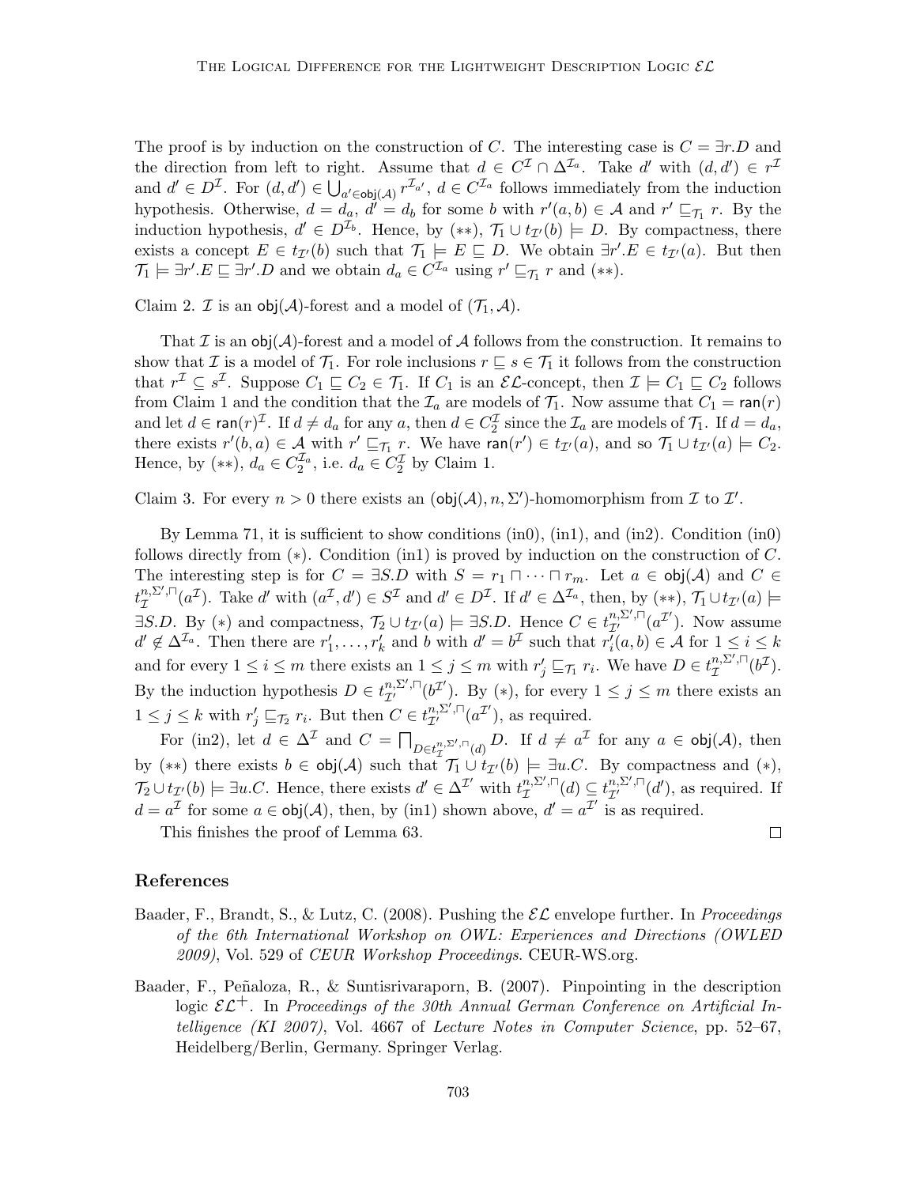The proof is by induction on the construction of $C$. The interesting case is $C = \exists r.D$ and the direction from left to right. Assume that $d \in C^{\mathcal{I}} \cap \Delta^{\mathcal{I}_a}$. Take $d'$ with $(d, d') \in r^{\mathcal{I}}$ and $d' \in D^{\mathcal{I}}$. For $(d, d') \in \bigcup_{a' \in \mathsf{obj}(\mathcal{A})} r^{\mathcal{I}_{a'}}$, $d \in C^{\mathcal{I}_a}$ follows immediately from the induction hypothesis. Otherwise, $d = d_a$, $d' = d_b$ for some $b$ with $r'(a, b) \in \mathcal{A}$ and $r' \sqsubseteq_{\mathcal{T}_1} r$. By the induction hypothesis, $d' \in D^{\mathcal{I}_b}$. Hence, by $(**)$, $\mathcal{T}_1 \cup t_{\mathcal{I}'}(b) \models D$. By compactness, there exists a concept $E \in t_{\mathcal{I}'}(b)$ such that $\mathcal{T}_1 \models E \sqsubseteq D$. We obtain $\exists r'.E \in t_{\mathcal{I}'}(a)$. But then $\mathcal{T}_1 \models \exists r'.E \sqsubseteq \exists r'.D$ and we obtain $d_a \in C^{\mathcal{I}_a}$ using $r' \sqsubseteq_{\mathcal{T}_1} r$ and $(**)$.

Claim 2. $\mathcal{I}$ is an $\mathsf{obj}(\mathcal{A})$-forest and a model of $(\mathcal{T}_1, \mathcal{A})$.

That $\mathcal{I}$ is an $\mathsf{obj}(\mathcal{A})$-forest and a model of $\mathcal{A}$ follows from the construction. It remains to show that $\mathcal{I}$ is a model of $\mathcal{T}_1$. For role inclusions $r \sqsubseteq s \in \mathcal{T}_1$ it follows from the construction that $r^{\mathcal{I}} \subseteq s^{\mathcal{I}}$. Suppose $C_1 \sqsubseteq C_2 \in \mathcal{T}_1$. If $C_1$ is an $\mathcal{EL}$-concept, then $\mathcal{I} \models C_1 \sqsubseteq C_2$ follows from Claim 1 and the condition that the $\mathcal{I}_a$ are models of $\mathcal{T}_1$. Now assume that $C_1 = \mathsf{ran}(r)$ and let $d \in \mathsf{ran}(r)^{\mathcal{I}}$. If $d \neq d_a$ for any $a$, then $d \in C_2^{\mathcal{I}}$ since the $\mathcal{I}_a$ are models of $\mathcal{T}_1$. If $d = d_a$, there exists $r'(b, a) \in \mathcal{A}$ with $r' \sqsubseteq_{\mathcal{T}_1} r$. We have $\mathsf{ran}(r') \in t_{\mathcal{I}'}(a)$, and so $\mathcal{T}_1 \cup t_{\mathcal{I}'}(a) \models C_2$. Hence, by $(**)$, $d_a \in C_2^{\mathcal{I}_a}$, i.e. $d_a \in C_2^{\mathcal{I}}$ by Claim 1.

Claim 3. For every $n > 0$ there exists an $(\mathsf{obj}(\mathcal{A}), n, \Sigma')$-homomorphism from $\mathcal{I}$ to $\mathcal{I}'$.

By Lemma 71, it is sufficient to show conditions (in0), (in1), and (in2). Condition (in0) follows directly from $(*)$. Condition (in1) is proved by induction on the construction of $C$. The interesting step is for $C = \exists S.D$ with $S = r_1 \sqcap \cdots \sqcap r_m$. Let $a \in \mathsf{obj}(\mathcal{A})$ and $C \in t_{\mathcal{I}}^{n,\Sigma',\sqcap}(a^{\mathcal{I}})$. Take $d'$ with $(a^{\mathcal{I}}, d') \in S^{\mathcal{I}}$ and $d' \in D^{\mathcal{I}}$. If $d' \in \Delta^{\mathcal{I}_a}$, then, by $(**)$, $\mathcal{T}_1 \cup t_{\mathcal{I}'}(a) \models \exists S.D$. By $(*)$ and compactness, $\mathcal{T}_2 \cup t_{\mathcal{I}'}(a) \models \exists S.D$. Hence $C \in t_{\mathcal{I}'}^{n,\Sigma',\sqcap}(a^{\mathcal{I}'})$. Now assume $d' \notin \Delta^{\mathcal{I}_a}$. Then there are $r'_1, \ldots, r'_k$ and $b$ with $d' = b^{\mathcal{I}}$ such that $r'_i(a, b) \in \mathcal{A}$ for $1 \leq i \leq k$ and for every $1 \leq i \leq m$ there exists an $1 \leq j \leq m$ with $r'_j \sqsubseteq_{\mathcal{T}_1} r_i$. We have $D \in t_{\mathcal{I}}^{n,\Sigma',\sqcap}(b^{\mathcal{I}})$. By the induction hypothesis $D \in t_{\mathcal{I}'}^{n,\Sigma',\sqcap}(b^{\mathcal{I}'})$. By $(*)$, for every $1 \leq j \leq m$ there exists an $1 \leq j \leq k$ with $r'_j \sqsubseteq_{\mathcal{T}_2} r_i$. But then $C \in t_{\mathcal{I}'}^{n,\Sigma',\sqcap}(a^{\mathcal{I}'})$, as required.

For (in2), let $d \in \Delta^{\mathcal{I}}$ and $C = \bigsqcap_{D \in t_{\mathcal{I}}^{n,\Sigma',\sqcap}(d)} D$. If $d \neq a^{\mathcal{I}}$ for any $a \in \mathsf{obj}(\mathcal{A})$, then by $(**)$ there exists $b \in \mathsf{obj}(\mathcal{A})$ such that $\mathcal{T}_1 \cup t_{\mathcal{I}'}(b) \models \exists u.C$. By compactness and $(*)$, $\mathcal{T}_2 \cup t_{\mathcal{I}'}(b) \models \exists u.C$. Hence, there exists $d' \in \Delta^{\mathcal{I}'}$ with $t_{\mathcal{I}}^{n,\Sigma',\sqcap}(d) \subseteq t_{\mathcal{I}'}^{n,\Sigma',\sqcap}(d')$, as required. If $d = a^{\mathcal{I}}$ for some $a \in \mathsf{obj}(\mathcal{A})$, then, by (in1) shown above, $d' = a^{\mathcal{I}'}$ is as required.

This finishes the proof of Lemma 63. $\square$

## References

Baader, F., Brandt, S., & Lutz, C. (2008). Pushing the $\mathcal{EL}$ envelope further. In *Proceedings of the 6th International Workshop on OWL: Experiences and Directions (OWLED 2009)*, Vol. 529 of *CEUR Workshop Proceedings*. CEUR-WS.org.

Baader, F., Peñaloza, R., & Suntisrivaraporn, B. (2007). Pinpointing in the description logic $\mathcal{EL}^+$. In *Proceedings of the 30th Annual German Conference on Artificial Intelligence (KI 2007)*, Vol. 4667 of *Lecture Notes in Computer Science*, pp. 52–67, Heidelberg/Berlin, Germany. Springer Verlag.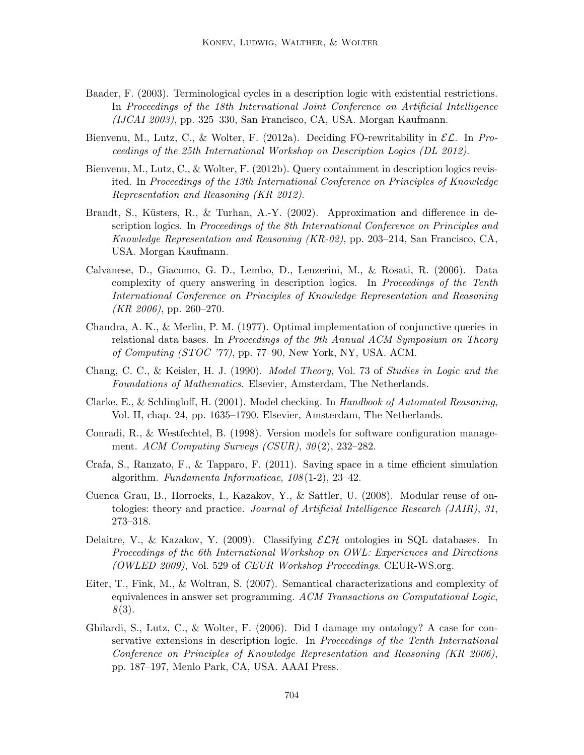Baader, F. (2003). Terminological cycles in a description logic with existential restrictions. In *Proceedings of the 18th International Joint Conference on Artificial Intelligence (IJCAI 2003)*, pp. 325–330, San Francisco, CA, USA. Morgan Kaufmann.

Bienvenu, M., Lutz, C., & Wolter, F. (2012a). Deciding FO-rewritability in $\mathcal{EL}$. In *Proceedings of the 25th International Workshop on Description Logics (DL 2012)*.

Bienvenu, M., Lutz, C., & Wolter, F. (2012b). Query containment in description logics revisited. In *Proceedings of the 13th International Conference on Principles of Knowledge Representation and Reasoning (KR 2012)*.

Brandt, S., Küsters, R., & Turhan, A.-Y. (2002). Approximation and difference in description logics. In *Proceedings of the 8th International Conference on Principles and Knowledge Representation and Reasoning (KR-02)*, pp. 203–214, San Francisco, CA, USA. Morgan Kaufmann.

Calvanese, D., Giacomo, G. D., Lembo, D., Lenzerini, M., & Rosati, R. (2006). Data complexity of query answering in description logics. In *Proceedings of the Tenth International Conference on Principles of Knowledge Representation and Reasoning (KR 2006)*, pp. 260–270.

Chandra, A. K., & Merlin, P. M. (1977). Optimal implementation of conjunctive queries in relational data bases. In *Proceedings of the 9th Annual ACM Symposium on Theory of Computing (STOC '77)*, pp. 77–90, New York, NY, USA. ACM.

Chang, C. C., & Keisler, H. J. (1990). *Model Theory*, Vol. 73 of *Studies in Logic and the Foundations of Mathematics*. Elsevier, Amsterdam, The Netherlands.

Clarke, E., & Schlingloff, H. (2001). Model checking. In *Handbook of Automated Reasoning*, Vol. II, chap. 24, pp. 1635–1790. Elsevier, Amsterdam, The Netherlands.

Conradi, R., & Westfechtel, B. (1998). Version models for software configuration management. *ACM Computing Surveys (CSUR)*, *30*(2), 232–282.

Crafa, S., Ranzato, F., & Tapparo, F. (2011). Saving space in a time efficient simulation algorithm. *Fundamenta Informaticae*, *108*(1-2), 23–42.

Cuenca Grau, B., Horrocks, I., Kazakov, Y., & Sattler, U. (2008). Modular reuse of ontologies: theory and practice. *Journal of Artificial Intelligence Research (JAIR)*, *31*, 273–318.

Delaitre, V., & Kazakov, Y. (2009). Classifying $\mathcal{ELH}$ ontologies in SQL databases. In *Proceedings of the 6th International Workshop on OWL: Experiences and Directions (OWLED 2009)*, Vol. 529 of *CEUR Workshop Proceedings*. CEUR-WS.org.

Eiter, T., Fink, M., & Woltran, S. (2007). Semantical characterizations and complexity of equivalences in answer set programming. *ACM Transactions on Computational Logic*, *8*(3).

Ghilardi, S., Lutz, C., & Wolter, F. (2006). Did I damage my ontology? A case for conservative extensions in description logic. In *Proceedings of the Tenth International Conference on Principles of Knowledge Representation and Reasoning (KR 2006)*, pp. 187–197, Menlo Park, CA, USA. AAAI Press.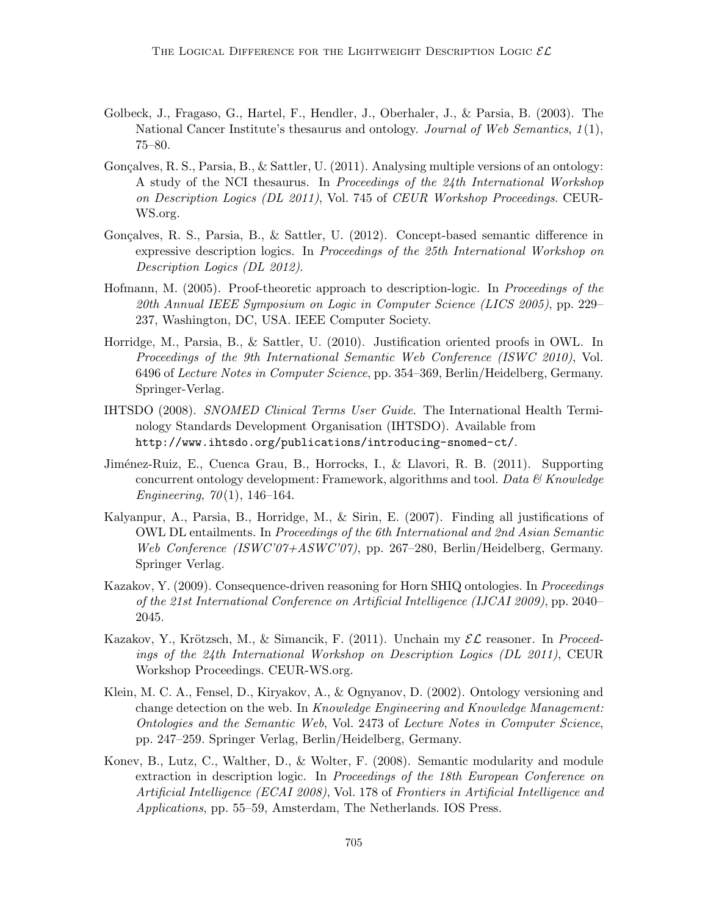Golbeck, J., Fragaso, G., Hartel, F., Hendler, J., Oberhaler, J., & Parsia, B. (2003). The National Cancer Institute's thesaurus and ontology. *Journal of Web Semantics*, *1*(1), 75–80.

Gonçalves, R. S., Parsia, B., & Sattler, U. (2011). Analysing multiple versions of an ontology: A study of the NCI thesaurus. In *Proceedings of the 24th International Workshop on Description Logics (DL 2011)*, Vol. 745 of *CEUR Workshop Proceedings*. CEUR-WS.org.

Gonçalves, R. S., Parsia, B., & Sattler, U. (2012). Concept-based semantic difference in expressive description logics. In *Proceedings of the 25th International Workshop on Description Logics (DL 2012)*.

Hofmann, M. (2005). Proof-theoretic approach to description-logic. In *Proceedings of the 20th Annual IEEE Symposium on Logic in Computer Science (LICS 2005)*, pp. 229–237, Washington, DC, USA. IEEE Computer Society.

Horridge, M., Parsia, B., & Sattler, U. (2010). Justification oriented proofs in OWL. In *Proceedings of the 9th International Semantic Web Conference (ISWC 2010)*, Vol. 6496 of *Lecture Notes in Computer Science*, pp. 354–369, Berlin/Heidelberg, Germany. Springer-Verlag.

IHTSDO (2008). *SNOMED Clinical Terms User Guide*. The International Health Terminology Standards Development Organisation (IHTSDO). Available from `http://www.ihtsdo.org/publications/introducing-snomed-ct/`.

Jiménez-Ruiz, E., Cuenca Grau, B., Horrocks, I., & Llavori, R. B. (2011). Supporting concurrent ontology development: Framework, algorithms and tool. *Data & Knowledge Engineering*, *70*(1), 146–164.

Kalyanpur, A., Parsia, B., Horridge, M., & Sirin, E. (2007). Finding all justifications of OWL DL entailments. In *Proceedings of the 6th International and 2nd Asian Semantic Web Conference (ISWC'07+ASWC'07)*, pp. 267–280, Berlin/Heidelberg, Germany. Springer Verlag.

Kazakov, Y. (2009). Consequence-driven reasoning for Horn SHIQ ontologies. In *Proceedings of the 21st International Conference on Artificial Intelligence (IJCAI 2009)*, pp. 2040–2045.

Kazakov, Y., Krötzsch, M., & Simancik, F. (2011). Unchain my $\mathcal{EL}$ reasoner. In *Proceedings of the 24th International Workshop on Description Logics (DL 2011)*, CEUR Workshop Proceedings. CEUR-WS.org.

Klein, M. C. A., Fensel, D., Kiryakov, A., & Ognyanov, D. (2002). Ontology versioning and change detection on the web. In *Knowledge Engineering and Knowledge Management: Ontologies and the Semantic Web*, Vol. 2473 of *Lecture Notes in Computer Science*, pp. 247–259. Springer Verlag, Berlin/Heidelberg, Germany.

Konev, B., Lutz, C., Walther, D., & Wolter, F. (2008). Semantic modularity and module extraction in description logic. In *Proceedings of the 18th European Conference on Artificial Intelligence (ECAI 2008)*, Vol. 178 of *Frontiers in Artificial Intelligence and Applications*, pp. 55–59, Amsterdam, The Netherlands. IOS Press.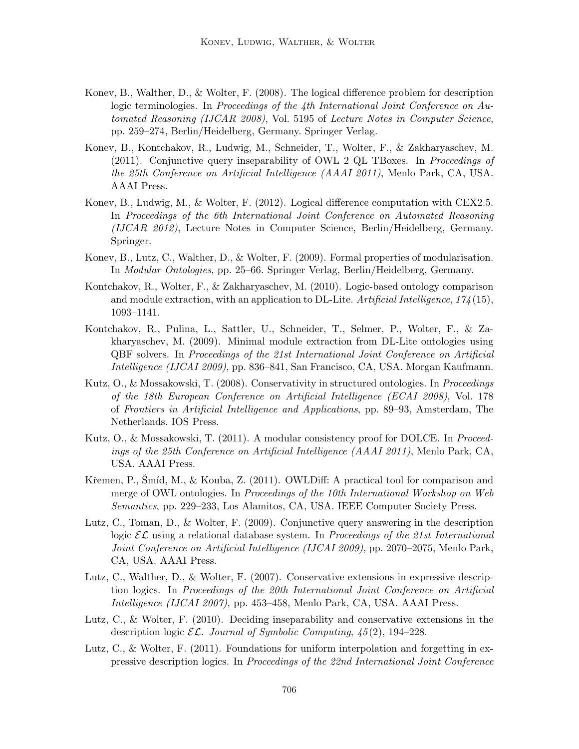Konev, B., Walther, D., & Wolter, F. (2008). The logical difference problem for description logic terminologies. In *Proceedings of the 4th International Joint Conference on Automated Reasoning (IJCAR 2008)*, Vol. 5195 of *Lecture Notes in Computer Science*, pp. 259–274, Berlin/Heidelberg, Germany. Springer Verlag.

Konev, B., Kontchakov, R., Ludwig, M., Schneider, T., Wolter, F., & Zakharyaschev, M. (2011). Conjunctive query inseparability of OWL 2 QL TBoxes. In *Proceedings of the 25th Conference on Artificial Intelligence (AAAI 2011)*, Menlo Park, CA, USA. AAAI Press.

Konev, B., Ludwig, M., & Wolter, F. (2012). Logical difference computation with CEX2.5. In *Proceedings of the 6th International Joint Conference on Automated Reasoning (IJCAR 2012)*, Lecture Notes in Computer Science, Berlin/Heidelberg, Germany. Springer.

Konev, B., Lutz, C., Walther, D., & Wolter, F. (2009). Formal properties of modularisation. In *Modular Ontologies*, pp. 25–66. Springer Verlag, Berlin/Heidelberg, Germany.

Kontchakov, R., Wolter, F., & Zakharyaschev, M. (2010). Logic-based ontology comparison and module extraction, with an application to DL-Lite. *Artificial Intelligence*, *174*(15), 1093–1141.

Kontchakov, R., Pulina, L., Sattler, U., Schneider, T., Selmer, P., Wolter, F., & Zakharyaschev, M. (2009). Minimal module extraction from DL-Lite ontologies using QBF solvers. In *Proceedings of the 21st International Joint Conference on Artificial Intelligence (IJCAI 2009)*, pp. 836–841, San Francisco, CA, USA. Morgan Kaufmann.

Kutz, O., & Mossakowski, T. (2008). Conservativity in structured ontologies. In *Proceedings of the 18th European Conference on Artificial Intelligence (ECAI 2008)*, Vol. 178 of *Frontiers in Artificial Intelligence and Applications*, pp. 89–93, Amsterdam, The Netherlands. IOS Press.

Kutz, O., & Mossakowski, T. (2011). A modular consistency proof for DOLCE. In *Proceedings of the 25th Conference on Artificial Intelligence (AAAI 2011)*, Menlo Park, CA, USA. AAAI Press.

Křemen, P., Šmíd, M., & Kouba, Z. (2011). OWLDiff: A practical tool for comparison and merge of OWL ontologies. In *Proceedings of the 10th International Workshop on Web Semantics*, pp. 229–233, Los Alamitos, CA, USA. IEEE Computer Society Press.

Lutz, C., Toman, D., & Wolter, F. (2009). Conjunctive query answering in the description logic $\mathcal{EL}$ using a relational database system. In *Proceedings of the 21st International Joint Conference on Artificial Intelligence (IJCAI 2009)*, pp. 2070–2075, Menlo Park, CA, USA. AAAI Press.

Lutz, C., Walther, D., & Wolter, F. (2007). Conservative extensions in expressive description logics. In *Proceedings of the 20th International Joint Conference on Artificial Intelligence (IJCAI 2007)*, pp. 453–458, Menlo Park, CA, USA. AAAI Press.

Lutz, C., & Wolter, F. (2010). Deciding inseparability and conservative extensions in the description logic $\mathcal{EL}$. *Journal of Symbolic Computing*, *45*(2), 194–228.

Lutz, C., & Wolter, F. (2011). Foundations for uniform interpolation and forgetting in expressive description logics. In *Proceedings of the 22nd International Joint Conference*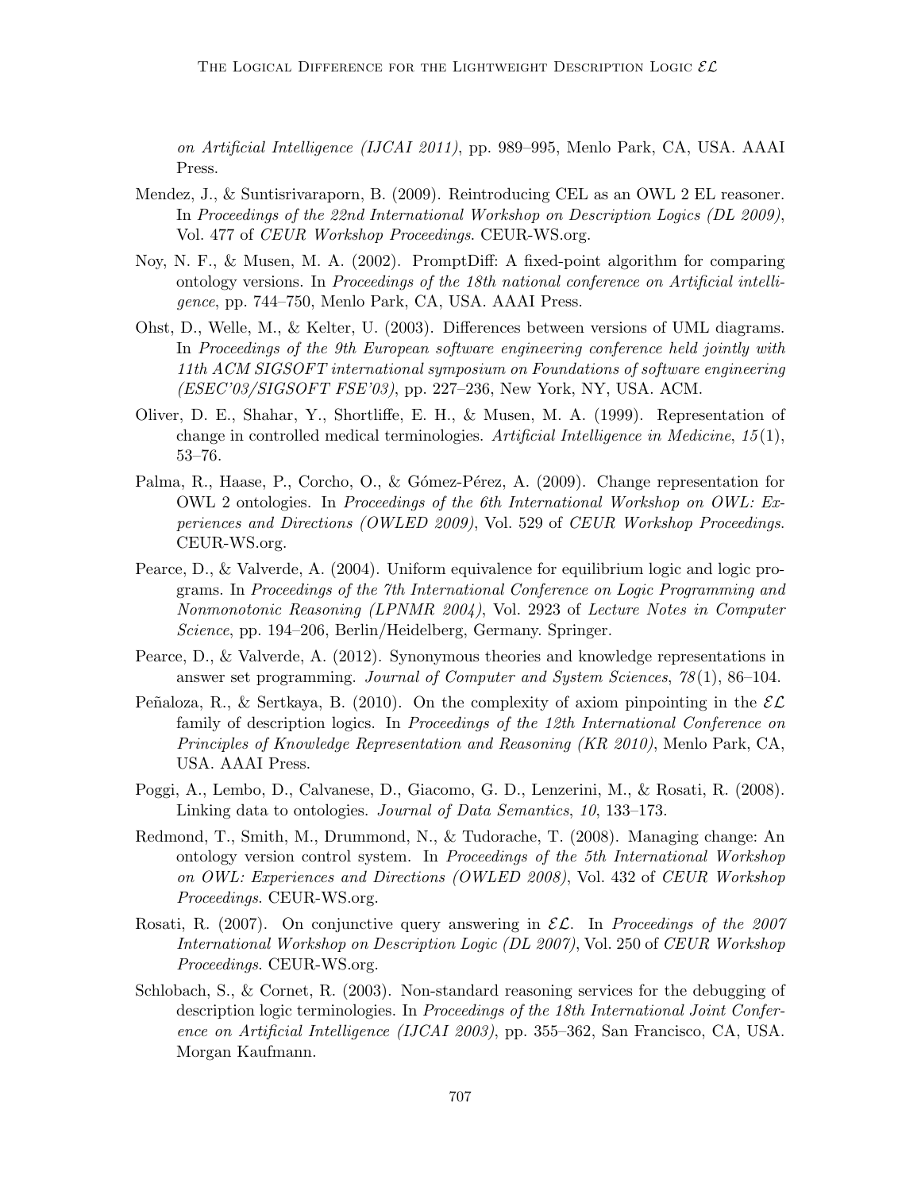*on Artificial Intelligence (IJCAI 2011)*, pp. 989–995, Menlo Park, CA, USA. AAAI Press.

Mendez, J., & Suntisrivaraporn, B. (2009). Reintroducing CEL as an OWL 2 EL reasoner. In *Proceedings of the 22nd International Workshop on Description Logics (DL 2009)*, Vol. 477 of *CEUR Workshop Proceedings*. CEUR-WS.org.

Noy, N. F., & Musen, M. A. (2002). PromptDiff: A fixed-point algorithm for comparing ontology versions. In *Proceedings of the 18th national conference on Artificial intelligence*, pp. 744–750, Menlo Park, CA, USA. AAAI Press.

Ohst, D., Welle, M., & Kelter, U. (2003). Differences between versions of UML diagrams. In *Proceedings of the 9th European software engineering conference held jointly with 11th ACM SIGSOFT international symposium on Foundations of software engineering (ESEC'03/SIGSOFT FSE'03)*, pp. 227–236, New York, NY, USA. ACM.

Oliver, D. E., Shahar, Y., Shortliffe, E. H., & Musen, M. A. (1999). Representation of change in controlled medical terminologies. *Artificial Intelligence in Medicine*, *15*(1), 53–76.

Palma, R., Haase, P., Corcho, O., & Gómez-Pérez, A. (2009). Change representation for OWL 2 ontologies. In *Proceedings of the 6th International Workshop on OWL: Experiences and Directions (OWLED 2009)*, Vol. 529 of *CEUR Workshop Proceedings*. CEUR-WS.org.

Pearce, D., & Valverde, A. (2004). Uniform equivalence for equilibrium logic and logic programs. In *Proceedings of the 7th International Conference on Logic Programming and Nonmonotonic Reasoning (LPNMR 2004)*, Vol. 2923 of *Lecture Notes in Computer Science*, pp. 194–206, Berlin/Heidelberg, Germany. Springer.

Pearce, D., & Valverde, A. (2012). Synonymous theories and knowledge representations in answer set programming. *Journal of Computer and System Sciences*, *78*(1), 86–104.

Peñaloza, R., & Sertkaya, B. (2010). On the complexity of axiom pinpointing in the $\mathcal{EL}$ family of description logics. In *Proceedings of the 12th International Conference on Principles of Knowledge Representation and Reasoning (KR 2010)*, Menlo Park, CA, USA. AAAI Press.

Poggi, A., Lembo, D., Calvanese, D., Giacomo, G. D., Lenzerini, M., & Rosati, R. (2008). Linking data to ontologies. *Journal of Data Semantics*, *10*, 133–173.

Redmond, T., Smith, M., Drummond, N., & Tudorache, T. (2008). Managing change: An ontology version control system. In *Proceedings of the 5th International Workshop on OWL: Experiences and Directions (OWLED 2008)*, Vol. 432 of *CEUR Workshop Proceedings*. CEUR-WS.org.

Rosati, R. (2007). On conjunctive query answering in $\mathcal{EL}$. In *Proceedings of the 2007 International Workshop on Description Logic (DL 2007)*, Vol. 250 of *CEUR Workshop Proceedings*. CEUR-WS.org.

Schlobach, S., & Cornet, R. (2003). Non-standard reasoning services for the debugging of description logic terminologies. In *Proceedings of the 18th International Joint Conference on Artificial Intelligence (IJCAI 2003)*, pp. 355–362, San Francisco, CA, USA. Morgan Kaufmann.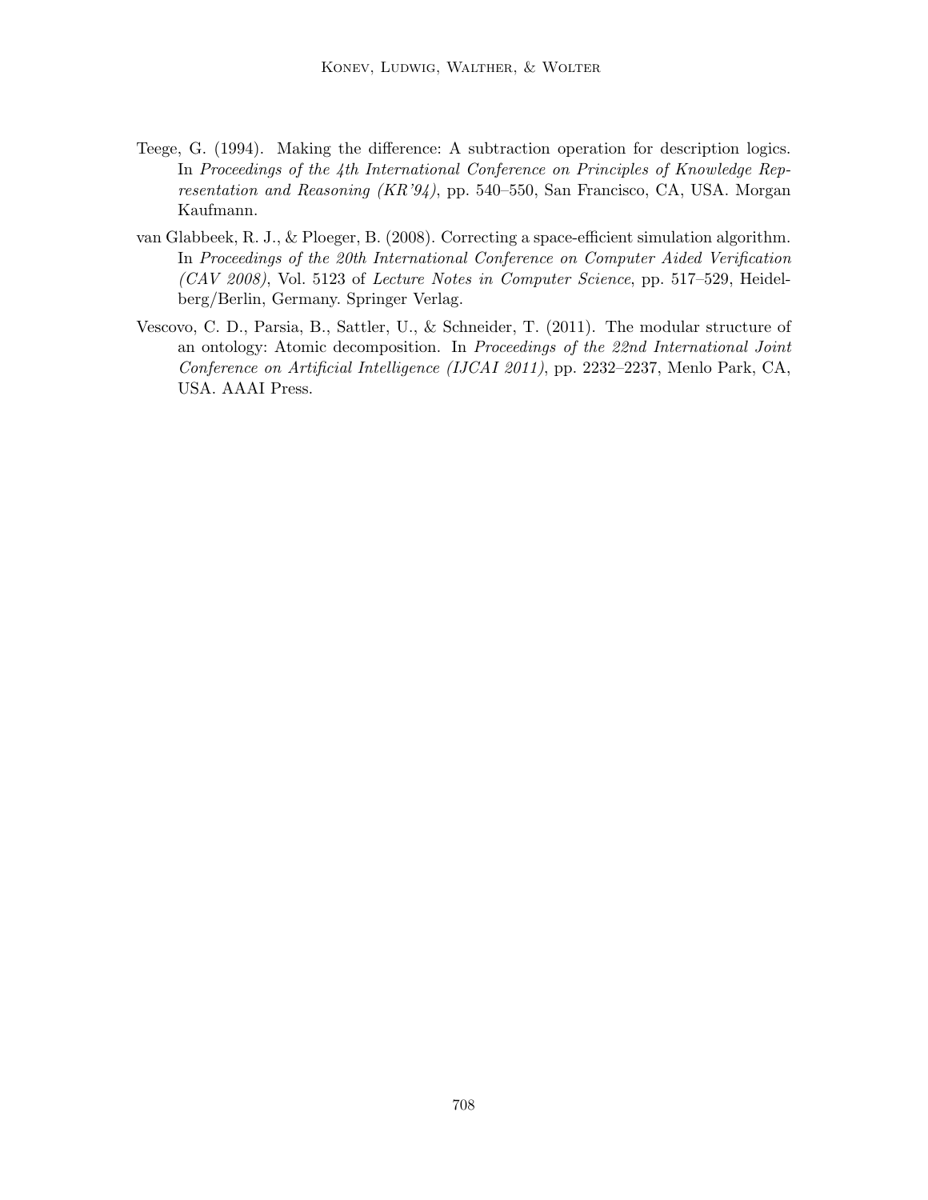Teege, G. (1994). Making the difference: A subtraction operation for description logics. In *Proceedings of the 4th International Conference on Principles of Knowledge Representation and Reasoning (KR'94)*, pp. 540–550, San Francisco, CA, USA. Morgan Kaufmann.

van Glabbeek, R. J., & Ploeger, B. (2008). Correcting a space-efficient simulation algorithm. In *Proceedings of the 20th International Conference on Computer Aided Verification (CAV 2008)*, Vol. 5123 of *Lecture Notes in Computer Science*, pp. 517–529, Heidelberg/Berlin, Germany. Springer Verlag.

Vescovo, C. D., Parsia, B., Sattler, U., & Schneider, T. (2011). The modular structure of an ontology: Atomic decomposition. In *Proceedings of the 22nd International Joint Conference on Artificial Intelligence (IJCAI 2011)*, pp. 2232–2237, Menlo Park, CA, USA. AAAI Press.